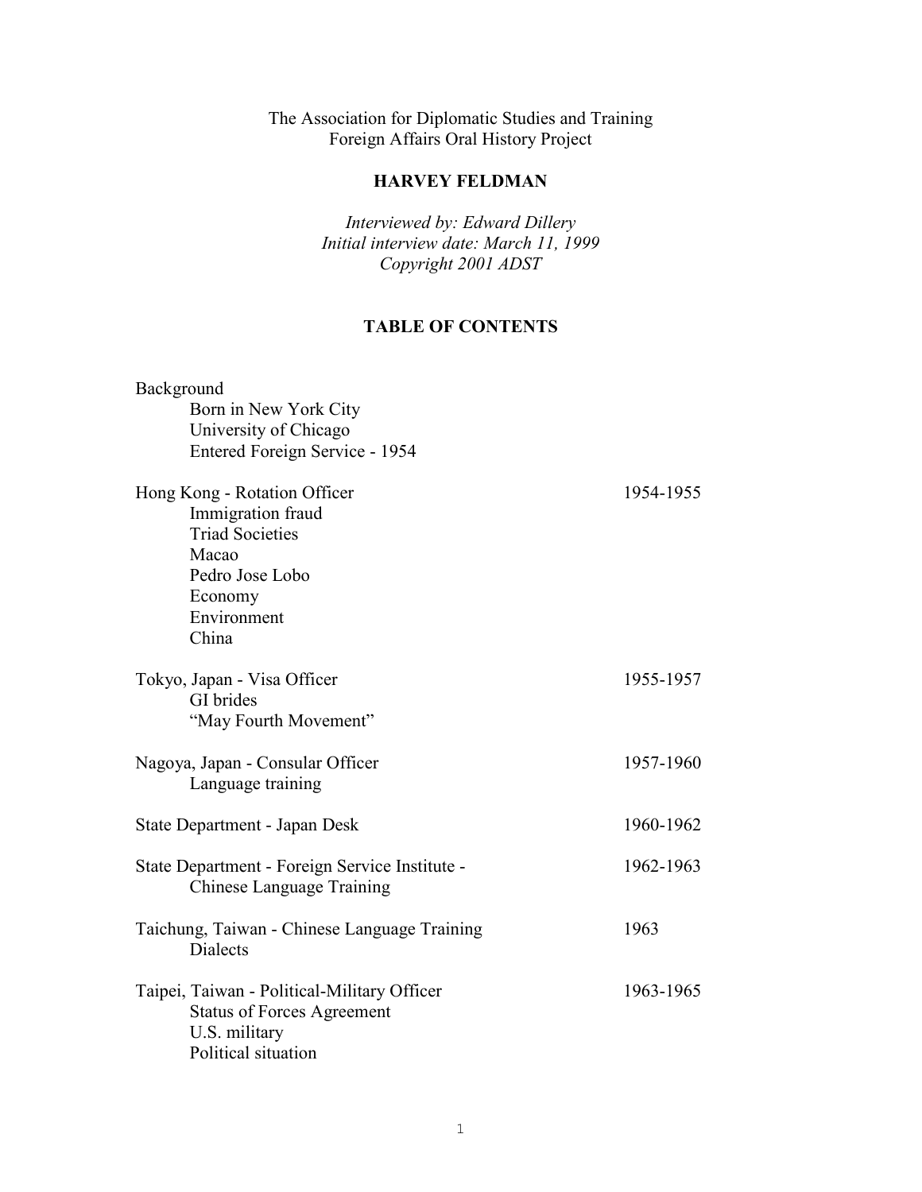The Association for Diplomatic Studies and Training
Foreign Affairs Oral History Project

# HARVEY FELDMAN

*Interviewed by: Edward Dillery*
*Initial interview date: March 11, 1999*
*Copyright 2001 ADST*

## TABLE OF CONTENTS

Background
- Born in New York City
- University of Chicago
- Entered Foreign Service - 1954

Hong Kong - Rotation Officer 1954-1955
- Immigration fraud
- Triad Societies
- Macao
- Pedro Jose Lobo
- Economy
- Environment
- China

Tokyo, Japan - Visa Officer 1955-1957
- GI brides
- "May Fourth Movement"

Nagoya, Japan - Consular Officer 1957-1960
- Language training

State Department - Japan Desk 1960-1962

State Department - Foreign Service Institute - Chinese Language Training 1962-1963

Taichung, Taiwan - Chinese Language Training 1963
- Dialects

Taipei, Taiwan - Political-Military Officer 1963-1965
- Status of Forces Agreement
- U.S. military
- Political situation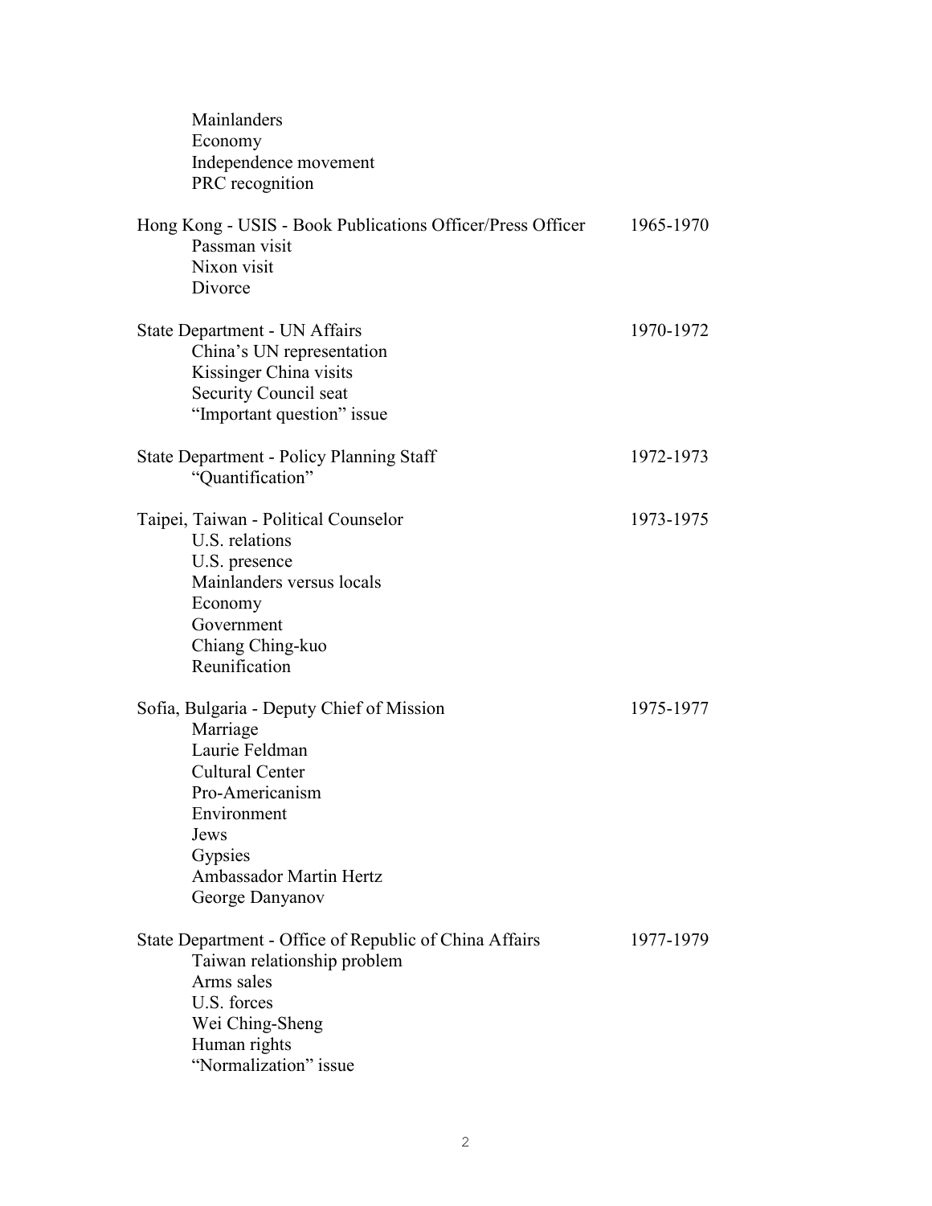Mainlanders
Economy
Independence movement
PRC recognition

Hong Kong - USIS - Book Publications Officer/Press Officer 1965-1970
Passman visit
Nixon visit
Divorce

State Department - UN Affairs 1970-1972
China's UN representation
Kissinger China visits
Security Council seat
"Important question" issue

State Department - Policy Planning Staff 1972-1973
"Quantification"

Taipei, Taiwan - Political Counselor 1973-1975
U.S. relations
U.S. presence
Mainlanders versus locals
Economy
Government
Chiang Ching-kuo
Reunification

Sofia, Bulgaria - Deputy Chief of Mission 1975-1977
Marriage
Laurie Feldman
Cultural Center
Pro-Americanism
Environment
Jews
Gypsies
Ambassador Martin Hertz
George Danyanov

State Department - Office of Republic of China Affairs 1977-1979
Taiwan relationship problem
Arms sales
U.S. forces
Wei Ching-Sheng
Human rights
"Normalization" issue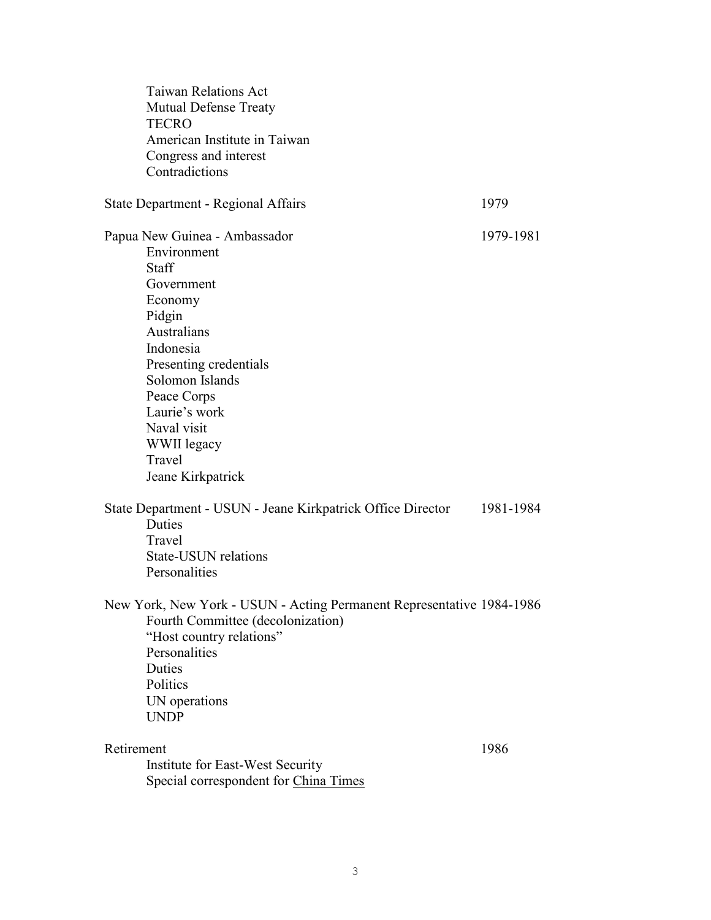Taiwan Relations Act
Mutual Defense Treaty
TECRO
American Institute in Taiwan
Congress and interest
Contradictions

State Department - Regional Affairs 1979

Papua New Guinea - Ambassador 1979-1981
Environment
Staff
Government
Economy
Pidgin
Australians
Indonesia
Presenting credentials
Solomon Islands
Peace Corps
Laurie's work
Naval visit
WWII legacy
Travel
Jeane Kirkpatrick

State Department - USUN - Jeane Kirkpatrick Office Director 1981-1984
Duties
Travel
State-USUN relations
Personalities

New York, New York - USUN - Acting Permanent Representative 1984-1986
Fourth Committee (decolonization)
"Host country relations"
Personalities
Duties
Politics
UN operations
UNDP

Retirement 1986
Institute for East-West Security
Special correspondent for China Times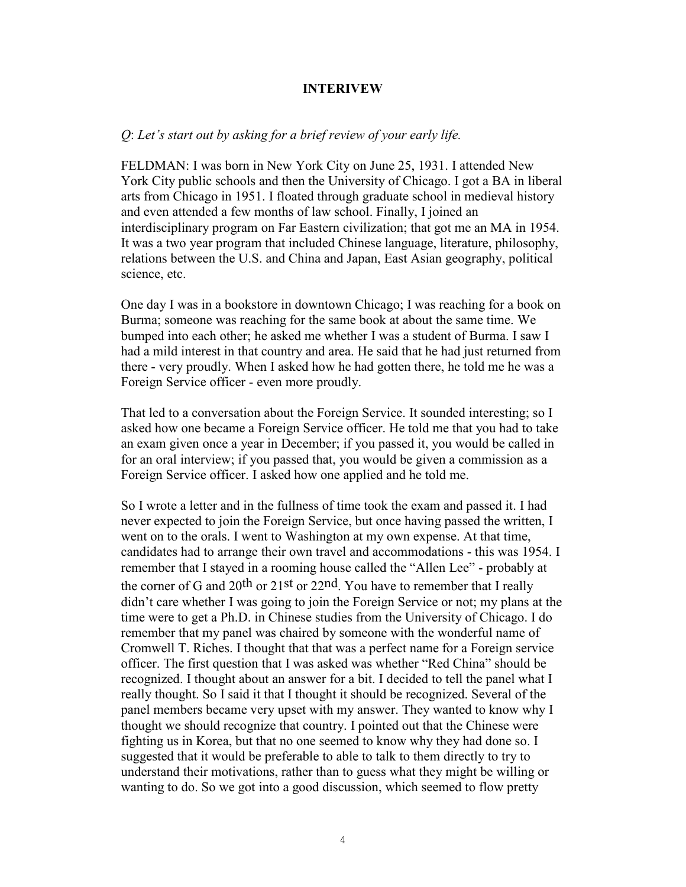## INTERIVEW

*Q*: *Let's start out by asking for a brief review of your early life.*

FELDMAN: I was born in New York City on June 25, 1931. I attended New York City public schools and then the University of Chicago. I got a BA in liberal arts from Chicago in 1951. I floated through graduate school in medieval history and even attended a few months of law school. Finally, I joined an interdisciplinary program on Far Eastern civilization; that got me an MA in 1954. It was a two year program that included Chinese language, literature, philosophy, relations between the U.S. and China and Japan, East Asian geography, political science, etc.

One day I was in a bookstore in downtown Chicago; I was reaching for a book on Burma; someone was reaching for the same book at about the same time. We bumped into each other; he asked me whether I was a student of Burma. I saw I had a mild interest in that country and area. He said that he had just returned from there - very proudly. When I asked how he had gotten there, he told me he was a Foreign Service officer - even more proudly.

That led to a conversation about the Foreign Service. It sounded interesting; so I asked how one became a Foreign Service officer. He told me that you had to take an exam given once a year in December; if you passed it, you would be called in for an oral interview; if you passed that, you would be given a commission as a Foreign Service officer. I asked how one applied and he told me.

So I wrote a letter and in the fullness of time took the exam and passed it. I had never expected to join the Foreign Service, but once having passed the written, I went on to the orals. I went to Washington at my own expense. At that time, candidates had to arrange their own travel and accommodations - this was 1954. I remember that I stayed in a rooming house called the "Allen Lee" - probably at the corner of G and 20th or 21st or 22nd. You have to remember that I really didn't care whether I was going to join the Foreign Service or not; my plans at the time were to get a Ph.D. in Chinese studies from the University of Chicago. I do remember that my panel was chaired by someone with the wonderful name of Cromwell T. Riches. I thought that that was a perfect name for a Foreign service officer. The first question that I was asked was whether "Red China" should be recognized. I thought about an answer for a bit. I decided to tell the panel what I really thought. So I said it that I thought it should be recognized. Several of the panel members became very upset with my answer. They wanted to know why I thought we should recognize that country. I pointed out that the Chinese were fighting us in Korea, but that no one seemed to know why they had done so. I suggested that it would be preferable to able to talk to them directly to try to understand their motivations, rather than to guess what they might be willing or wanting to do. So we got into a good discussion, which seemed to flow pretty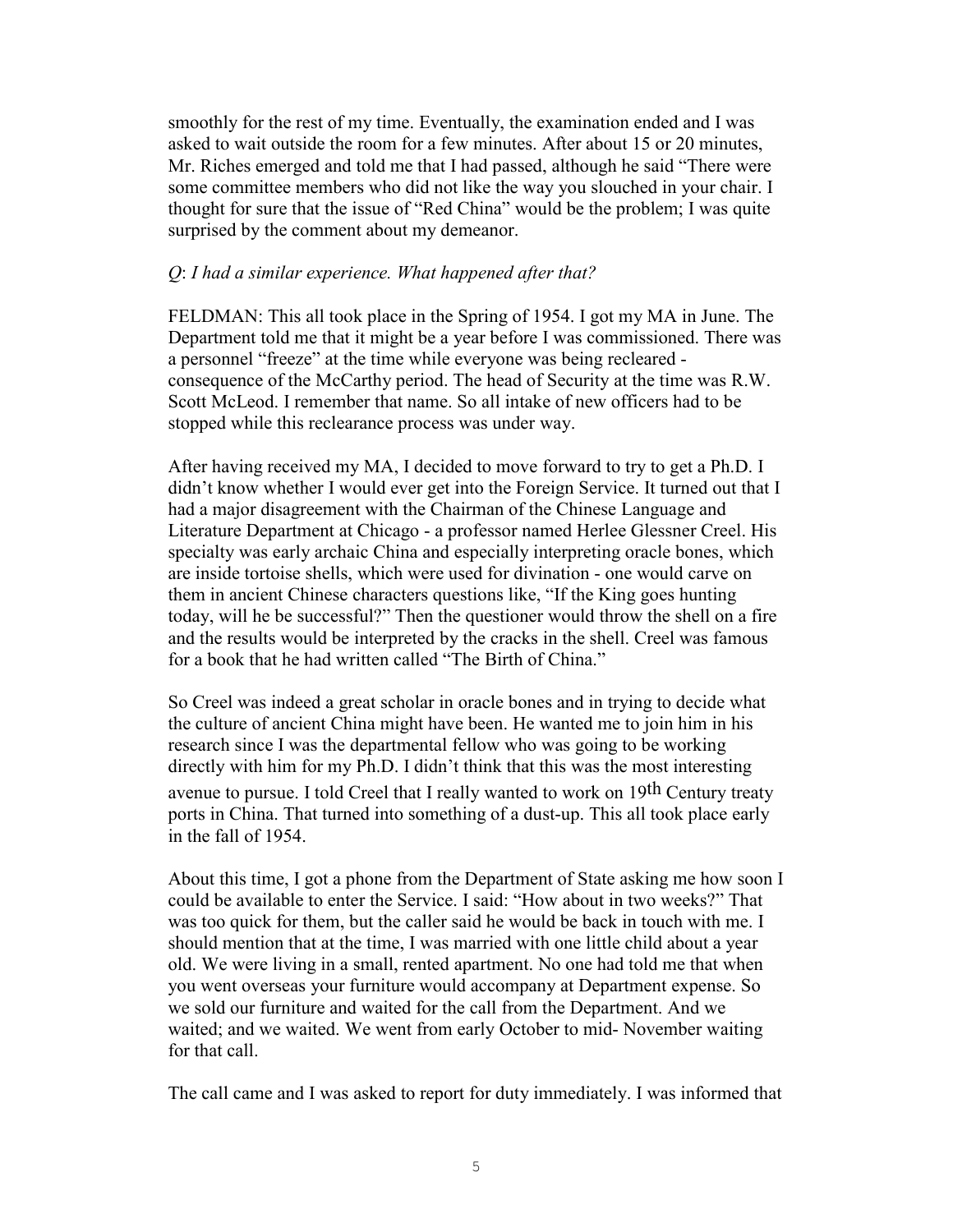smoothly for the rest of my time. Eventually, the examination ended and I was asked to wait outside the room for a few minutes. After about 15 or 20 minutes, Mr. Riches emerged and told me that I had passed, although he said "There were some committee members who did not like the way you slouched in your chair. I thought for sure that the issue of "Red China" would be the problem; I was quite surprised by the comment about my demeanor.

*Q*: *I had a similar experience. What happened after that?*

FELDMAN: This all took place in the Spring of 1954. I got my MA in June. The Department told me that it might be a year before I was commissioned. There was a personnel "freeze" at the time while everyone was being recleared - consequence of the McCarthy period. The head of Security at the time was R.W. Scott McLeod. I remember that name. So all intake of new officers had to be stopped while this reclearance process was under way.

After having received my MA, I decided to move forward to try to get a Ph.D. I didn't know whether I would ever get into the Foreign Service. It turned out that I had a major disagreement with the Chairman of the Chinese Language and Literature Department at Chicago - a professor named Herlee Glessner Creel. His specialty was early archaic China and especially interpreting oracle bones, which are inside tortoise shells, which were used for divination - one would carve on them in ancient Chinese characters questions like, "If the King goes hunting today, will he be successful?" Then the questioner would throw the shell on a fire and the results would be interpreted by the cracks in the shell. Creel was famous for a book that he had written called "The Birth of China."

So Creel was indeed a great scholar in oracle bones and in trying to decide what the culture of ancient China might have been. He wanted me to join him in his research since I was the departmental fellow who was going to be working directly with him for my Ph.D. I didn't think that this was the most interesting avenue to pursue. I told Creel that I really wanted to work on 19th Century treaty ports in China. That turned into something of a dust-up. This all took place early in the fall of 1954.

About this time, I got a phone from the Department of State asking me how soon I could be available to enter the Service. I said: "How about in two weeks?" That was too quick for them, but the caller said he would be back in touch with me. I should mention that at the time, I was married with one little child about a year old. We were living in a small, rented apartment. No one had told me that when you went overseas your furniture would accompany at Department expense. So we sold our furniture and waited for the call from the Department. And we waited; and we waited. We went from early October to mid- November waiting for that call.

The call came and I was asked to report for duty immediately. I was informed that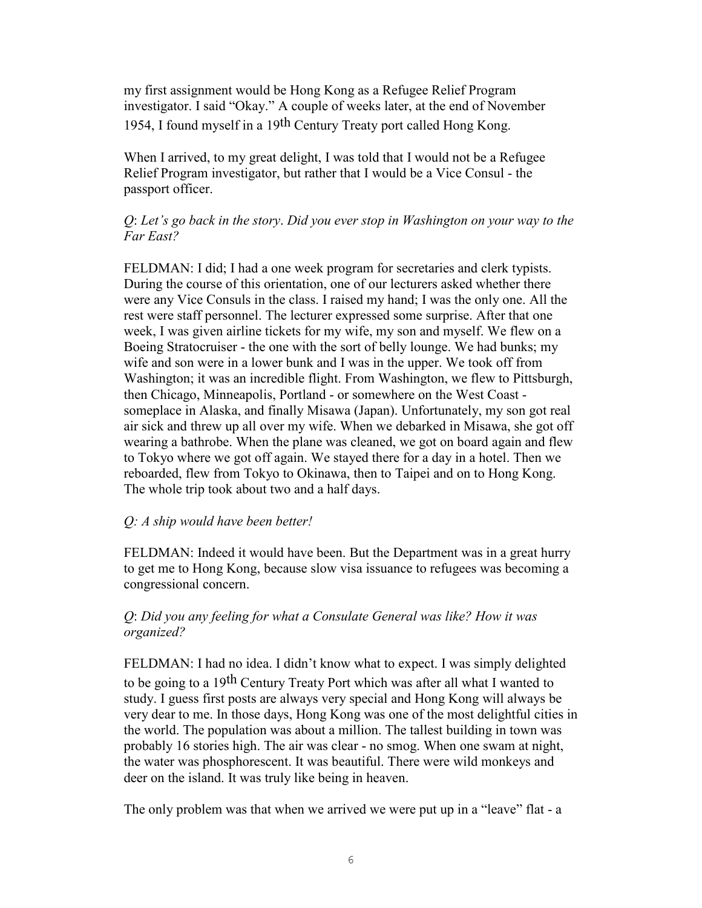my first assignment would be Hong Kong as a Refugee Relief Program investigator. I said "Okay." A couple of weeks later, at the end of November 1954, I found myself in a 19th Century Treaty port called Hong Kong.

When I arrived, to my great delight, I was told that I would not be a Refugee Relief Program investigator, but rather that I would be a Vice Consul - the passport officer.

*Q*: *Let's go back in the story*. *Did you ever stop in Washington on your way to the Far East?*

FELDMAN: I did; I had a one week program for secretaries and clerk typists. During the course of this orientation, one of our lecturers asked whether there were any Vice Consuls in the class. I raised my hand; I was the only one. All the rest were staff personnel. The lecturer expressed some surprise. After that one week, I was given airline tickets for my wife, my son and myself. We flew on a Boeing Stratocruiser - the one with the sort of belly lounge. We had bunks; my wife and son were in a lower bunk and I was in the upper. We took off from Washington; it was an incredible flight. From Washington, we flew to Pittsburgh, then Chicago, Minneapolis, Portland - or somewhere on the West Coast - someplace in Alaska, and finally Misawa (Japan). Unfortunately, my son got real air sick and threw up all over my wife. When we debarked in Misawa, she got off wearing a bathrobe. When the plane was cleaned, we got on board again and flew to Tokyo where we got off again. We stayed there for a day in a hotel. Then we reboarded, flew from Tokyo to Okinawa, then to Taipei and on to Hong Kong. The whole trip took about two and a half days.

*Q: A ship would have been better!*

FELDMAN: Indeed it would have been. But the Department was in a great hurry to get me to Hong Kong, because slow visa issuance to refugees was becoming a congressional concern.

*Q*: *Did you any feeling for what a Consulate General was like? How it was organized?*

FELDMAN: I had no idea. I didn't know what to expect. I was simply delighted to be going to a 19th Century Treaty Port which was after all what I wanted to study. I guess first posts are always very special and Hong Kong will always be very dear to me. In those days, Hong Kong was one of the most delightful cities in the world. The population was about a million. The tallest building in town was probably 16 stories high. The air was clear - no smog. When one swam at night, the water was phosphorescent. It was beautiful. There were wild monkeys and deer on the island. It was truly like being in heaven.

The only problem was that when we arrived we were put up in a "leave" flat - a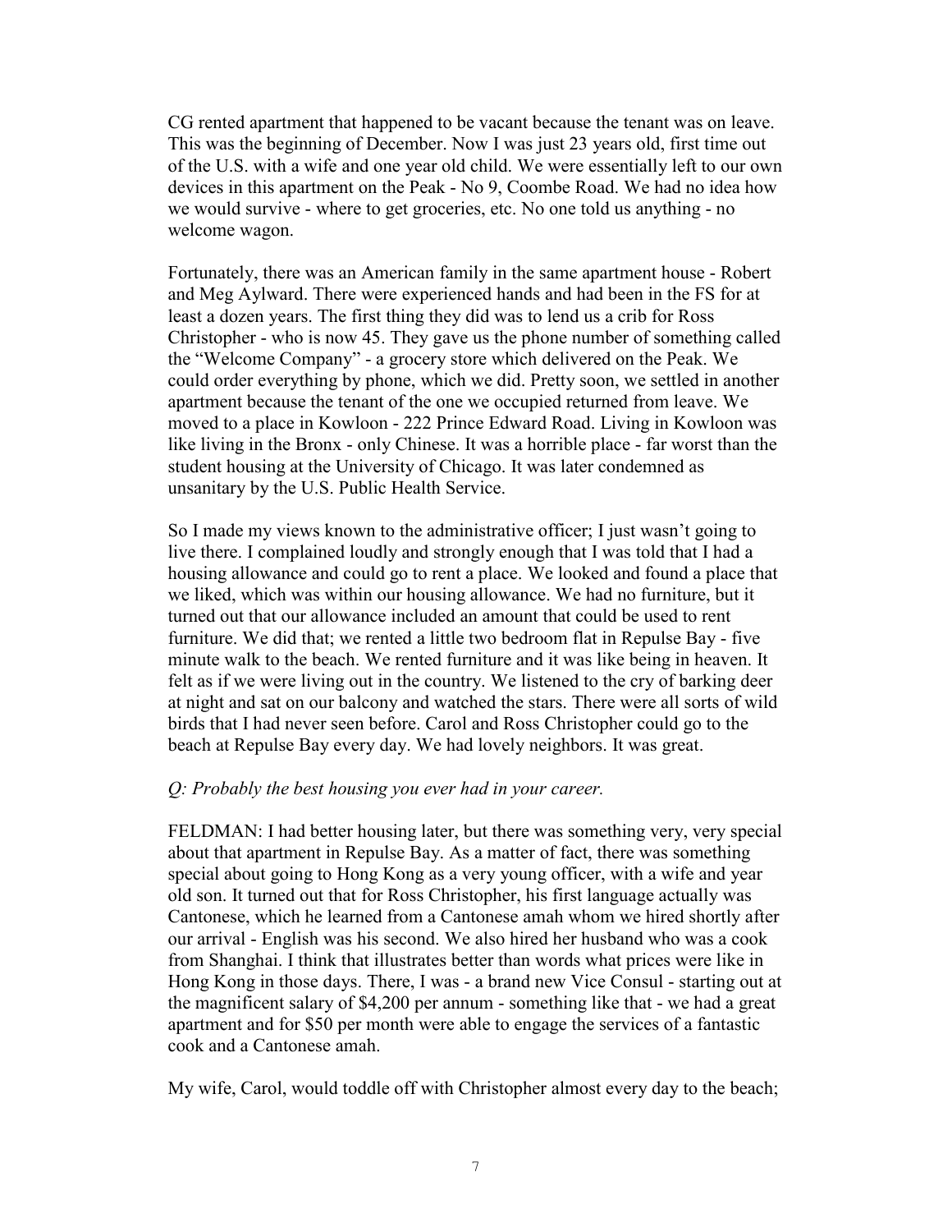CG rented apartment that happened to be vacant because the tenant was on leave. This was the beginning of December. Now I was just 23 years old, first time out of the U.S. with a wife and one year old child. We were essentially left to our own devices in this apartment on the Peak - No 9, Coombe Road. We had no idea how we would survive - where to get groceries, etc. No one told us anything - no welcome wagon.

Fortunately, there was an American family in the same apartment house - Robert and Meg Aylward. There were experienced hands and had been in the FS for at least a dozen years. The first thing they did was to lend us a crib for Ross Christopher - who is now 45. They gave us the phone number of something called the "Welcome Company" - a grocery store which delivered on the Peak. We could order everything by phone, which we did. Pretty soon, we settled in another apartment because the tenant of the one we occupied returned from leave. We moved to a place in Kowloon - 222 Prince Edward Road. Living in Kowloon was like living in the Bronx - only Chinese. It was a horrible place - far worst than the student housing at the University of Chicago. It was later condemned as unsanitary by the U.S. Public Health Service.

So I made my views known to the administrative officer; I just wasn't going to live there. I complained loudly and strongly enough that I was told that I had a housing allowance and could go to rent a place. We looked and found a place that we liked, which was within our housing allowance. We had no furniture, but it turned out that our allowance included an amount that could be used to rent furniture. We did that; we rented a little two bedroom flat in Repulse Bay - five minute walk to the beach. We rented furniture and it was like being in heaven. It felt as if we were living out in the country. We listened to the cry of barking deer at night and sat on our balcony and watched the stars. There were all sorts of wild birds that I had never seen before. Carol and Ross Christopher could go to the beach at Repulse Bay every day. We had lovely neighbors. It was great.

*Q: Probably the best housing you ever had in your career.*

FELDMAN: I had better housing later, but there was something very, very special about that apartment in Repulse Bay. As a matter of fact, there was something special about going to Hong Kong as a very young officer, with a wife and year old son. It turned out that for Ross Christopher, his first language actually was Cantonese, which he learned from a Cantonese amah whom we hired shortly after our arrival - English was his second. We also hired her husband who was a cook from Shanghai. I think that illustrates better than words what prices were like in Hong Kong in those days. There, I was - a brand new Vice Consul - starting out at the magnificent salary of $4,200 per annum - something like that - we had a great apartment and for $50 per month were able to engage the services of a fantastic cook and a Cantonese amah.

My wife, Carol, would toddle off with Christopher almost every day to the beach;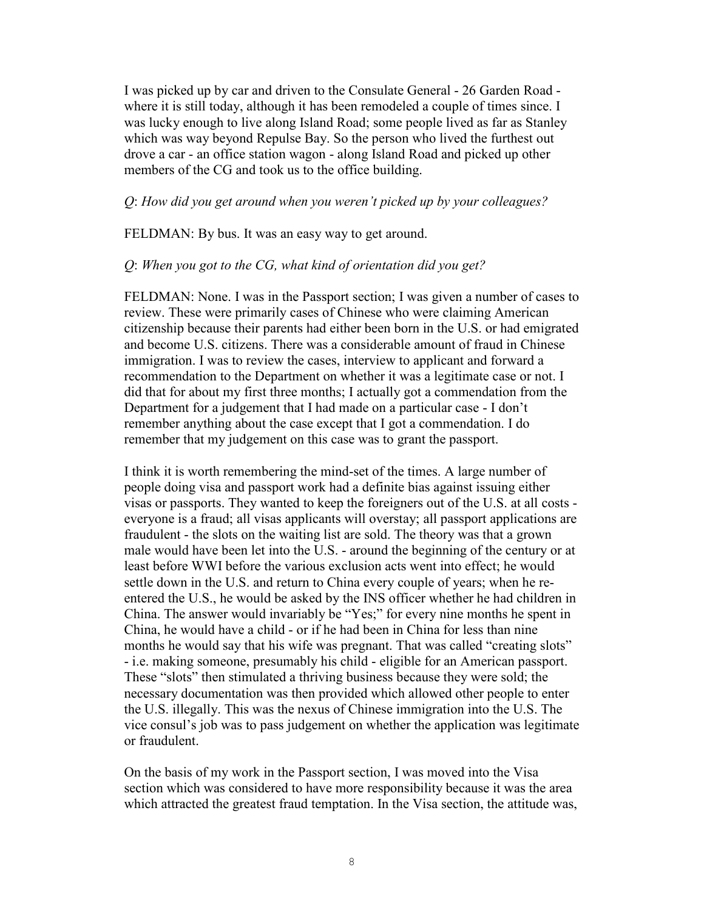I was picked up by car and driven to the Consulate General - 26 Garden Road - where it is still today, although it has been remodeled a couple of times since. I was lucky enough to live along Island Road; some people lived as far as Stanley which was way beyond Repulse Bay. So the person who lived the furthest out drove a car - an office station wagon - along Island Road and picked up other members of the CG and took us to the office building.

*Q*: *How did you get around when you weren't picked up by your colleagues?*

FELDMAN: By bus. It was an easy way to get around.

*Q*: *When you got to the CG, what kind of orientation did you get?*

FELDMAN: None. I was in the Passport section; I was given a number of cases to review. These were primarily cases of Chinese who were claiming American citizenship because their parents had either been born in the U.S. or had emigrated and become U.S. citizens. There was a considerable amount of fraud in Chinese immigration. I was to review the cases, interview to applicant and forward a recommendation to the Department on whether it was a legitimate case or not. I did that for about my first three months; I actually got a commendation from the Department for a judgement that I had made on a particular case - I don't remember anything about the case except that I got a commendation. I do remember that my judgement on this case was to grant the passport.

I think it is worth remembering the mind-set of the times. A large number of people doing visa and passport work had a definite bias against issuing either visas or passports. They wanted to keep the foreigners out of the U.S. at all costs - everyone is a fraud; all visas applicants will overstay; all passport applications are fraudulent - the slots on the waiting list are sold. The theory was that a grown male would have been let into the U.S. - around the beginning of the century or at least before WWI before the various exclusion acts went into effect; he would settle down in the U.S. and return to China every couple of years; when he re-entered the U.S., he would be asked by the INS officer whether he had children in China. The answer would invariably be "Yes;" for every nine months he spent in China, he would have a child - or if he had been in China for less than nine months he would say that his wife was pregnant. That was called "creating slots" - i.e. making someone, presumably his child - eligible for an American passport. These "slots" then stimulated a thriving business because they were sold; the necessary documentation was then provided which allowed other people to enter the U.S. illegally. This was the nexus of Chinese immigration into the U.S. The vice consul's job was to pass judgement on whether the application was legitimate or fraudulent.

On the basis of my work in the Passport section, I was moved into the Visa section which was considered to have more responsibility because it was the area which attracted the greatest fraud temptation. In the Visa section, the attitude was,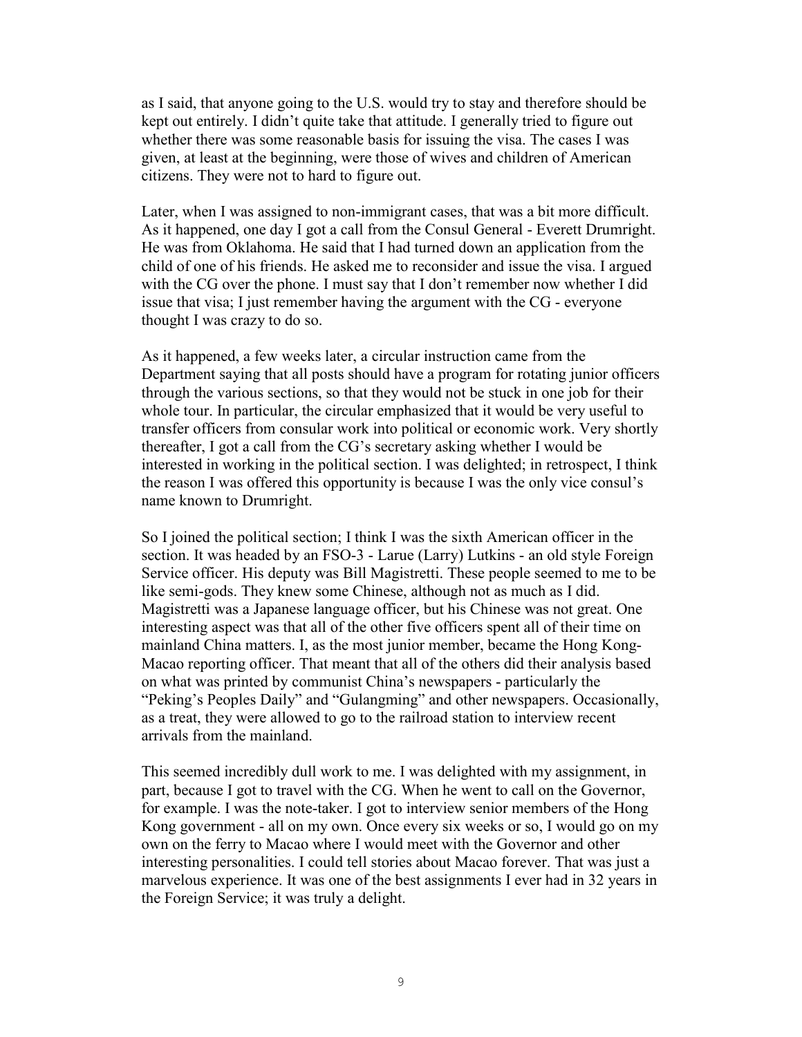as I said, that anyone going to the U.S. would try to stay and therefore should be kept out entirely. I didn't quite take that attitude. I generally tried to figure out whether there was some reasonable basis for issuing the visa. The cases I was given, at least at the beginning, were those of wives and children of American citizens. They were not to hard to figure out.

Later, when I was assigned to non-immigrant cases, that was a bit more difficult. As it happened, one day I got a call from the Consul General - Everett Drumright. He was from Oklahoma. He said that I had turned down an application from the child of one of his friends. He asked me to reconsider and issue the visa. I argued with the CG over the phone. I must say that I don't remember now whether I did issue that visa; I just remember having the argument with the CG - everyone thought I was crazy to do so.

As it happened, a few weeks later, a circular instruction came from the Department saying that all posts should have a program for rotating junior officers through the various sections, so that they would not be stuck in one job for their whole tour. In particular, the circular emphasized that it would be very useful to transfer officers from consular work into political or economic work. Very shortly thereafter, I got a call from the CG's secretary asking whether I would be interested in working in the political section. I was delighted; in retrospect, I think the reason I was offered this opportunity is because I was the only vice consul's name known to Drumright.

So I joined the political section; I think I was the sixth American officer in the section. It was headed by an FSO-3 - Larue (Larry) Lutkins - an old style Foreign Service officer. His deputy was Bill Magistretti. These people seemed to me to be like semi-gods. They knew some Chinese, although not as much as I did. Magistretti was a Japanese language officer, but his Chinese was not great. One interesting aspect was that all of the other five officers spent all of their time on mainland China matters. I, as the most junior member, became the Hong Kong-Macao reporting officer. That meant that all of the others did their analysis based on what was printed by communist China's newspapers - particularly the "Peking's Peoples Daily" and "Gulangming" and other newspapers. Occasionally, as a treat, they were allowed to go to the railroad station to interview recent arrivals from the mainland.

This seemed incredibly dull work to me. I was delighted with my assignment, in part, because I got to travel with the CG. When he went to call on the Governor, for example. I was the note-taker. I got to interview senior members of the Hong Kong government - all on my own. Once every six weeks or so, I would go on my own on the ferry to Macao where I would meet with the Governor and other interesting personalities. I could tell stories about Macao forever. That was just a marvelous experience. It was one of the best assignments I ever had in 32 years in the Foreign Service; it was truly a delight.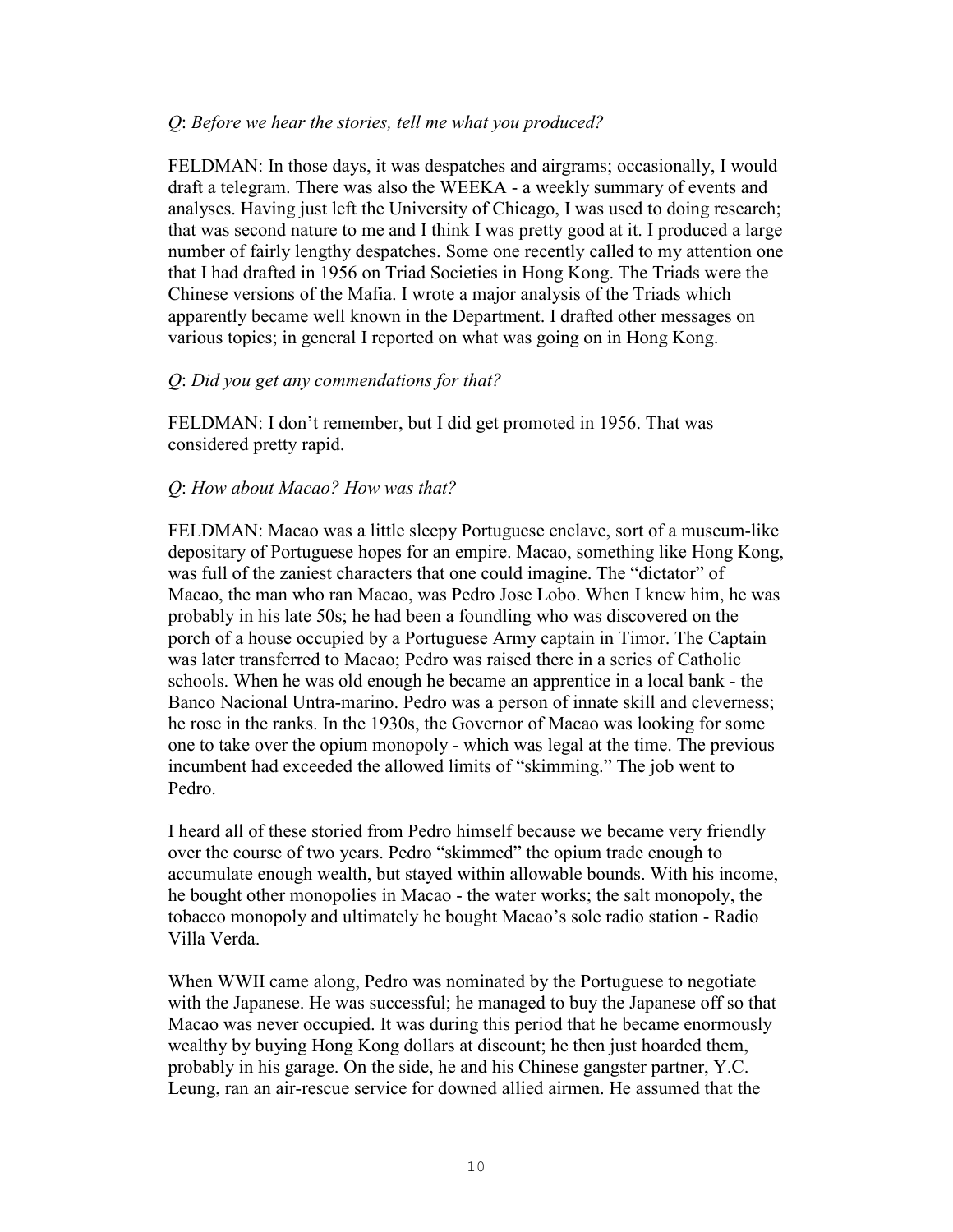*Q*: *Before we hear the stories, tell me what you produced?*

FELDMAN: In those days, it was despatches and airgrams; occasionally, I would draft a telegram. There was also the WEEKA - a weekly summary of events and analyses. Having just left the University of Chicago, I was used to doing research; that was second nature to me and I think I was pretty good at it. I produced a large number of fairly lengthy despatches. Some one recently called to my attention one that I had drafted in 1956 on Triad Societies in Hong Kong. The Triads were the Chinese versions of the Mafia. I wrote a major analysis of the Triads which apparently became well known in the Department. I drafted other messages on various topics; in general I reported on what was going on in Hong Kong.

*Q*: *Did you get any commendations for that?*

FELDMAN: I don't remember, but I did get promoted in 1956. That was considered pretty rapid.

*Q*: *How about Macao? How was that?*

FELDMAN: Macao was a little sleepy Portuguese enclave, sort of a museum-like depositary of Portuguese hopes for an empire. Macao, something like Hong Kong, was full of the zaniest characters that one could imagine. The "dictator" of Macao, the man who ran Macao, was Pedro Jose Lobo. When I knew him, he was probably in his late 50s; he had been a foundling who was discovered on the porch of a house occupied by a Portuguese Army captain in Timor. The Captain was later transferred to Macao; Pedro was raised there in a series of Catholic schools. When he was old enough he became an apprentice in a local bank - the Banco Nacional Untra-marino. Pedro was a person of innate skill and cleverness; he rose in the ranks. In the 1930s, the Governor of Macao was looking for some one to take over the opium monopoly - which was legal at the time. The previous incumbent had exceeded the allowed limits of "skimming." The job went to Pedro.

I heard all of these storied from Pedro himself because we became very friendly over the course of two years. Pedro "skimmed" the opium trade enough to accumulate enough wealth, but stayed within allowable bounds. With his income, he bought other monopolies in Macao - the water works; the salt monopoly, the tobacco monopoly and ultimately he bought Macao's sole radio station - Radio Villa Verda.

When WWII came along, Pedro was nominated by the Portuguese to negotiate with the Japanese. He was successful; he managed to buy the Japanese off so that Macao was never occupied. It was during this period that he became enormously wealthy by buying Hong Kong dollars at discount; he then just hoarded them, probably in his garage. On the side, he and his Chinese gangster partner, Y.C. Leung, ran an air-rescue service for downed allied airmen. He assumed that the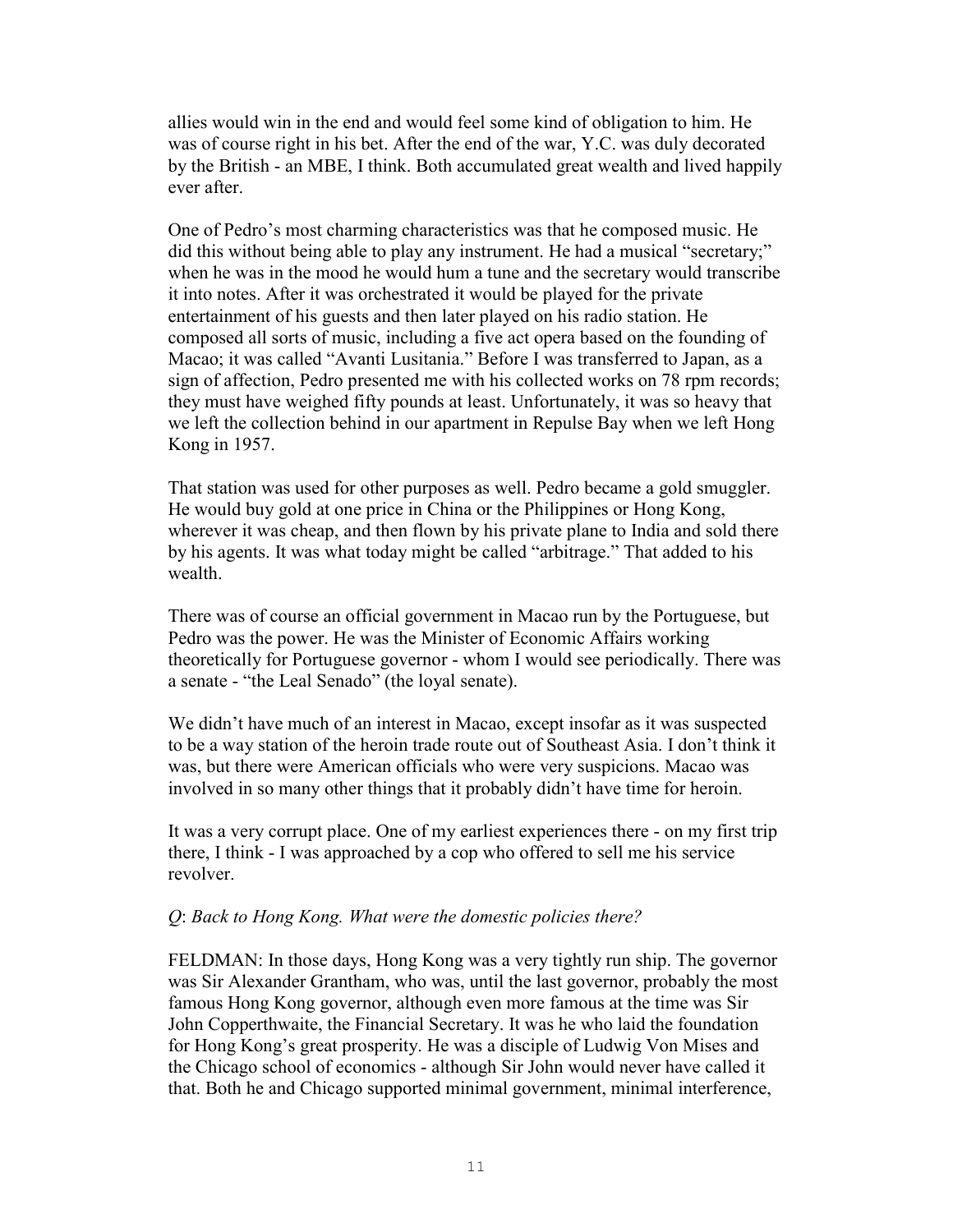allies would win in the end and would feel some kind of obligation to him. He was of course right in his bet. After the end of the war, Y.C. was duly decorated by the British - an MBE, I think. Both accumulated great wealth and lived happily ever after.

One of Pedro's most charming characteristics was that he composed music. He did this without being able to play any instrument. He had a musical "secretary;" when he was in the mood he would hum a tune and the secretary would transcribe it into notes. After it was orchestrated it would be played for the private entertainment of his guests and then later played on his radio station. He composed all sorts of music, including a five act opera based on the founding of Macao; it was called "Avanti Lusitania." Before I was transferred to Japan, as a sign of affection, Pedro presented me with his collected works on 78 rpm records; they must have weighed fifty pounds at least. Unfortunately, it was so heavy that we left the collection behind in our apartment in Repulse Bay when we left Hong Kong in 1957.

That station was used for other purposes as well. Pedro became a gold smuggler. He would buy gold at one price in China or the Philippines or Hong Kong, wherever it was cheap, and then flown by his private plane to India and sold there by his agents. It was what today might be called "arbitrage." That added to his wealth.

There was of course an official government in Macao run by the Portuguese, but Pedro was the power. He was the Minister of Economic Affairs working theoretically for Portuguese governor - whom I would see periodically. There was a senate - "the Leal Senado" (the loyal senate).

We didn't have much of an interest in Macao, except insofar as it was suspected to be a way station of the heroin trade route out of Southeast Asia. I don't think it was, but there were American officials who were very suspicions. Macao was involved in so many other things that it probably didn't have time for heroin.

It was a very corrupt place. One of my earliest experiences there - on my first trip there, I think - I was approached by a cop who offered to sell me his service revolver.

*Q*: *Back to Hong Kong. What were the domestic policies there?*

FELDMAN: In those days, Hong Kong was a very tightly run ship. The governor was Sir Alexander Grantham, who was, until the last governor, probably the most famous Hong Kong governor, although even more famous at the time was Sir John Copperthwaite, the Financial Secretary. It was he who laid the foundation for Hong Kong's great prosperity. He was a disciple of Ludwig Von Mises and the Chicago school of economics - although Sir John would never have called it that. Both he and Chicago supported minimal government, minimal interference,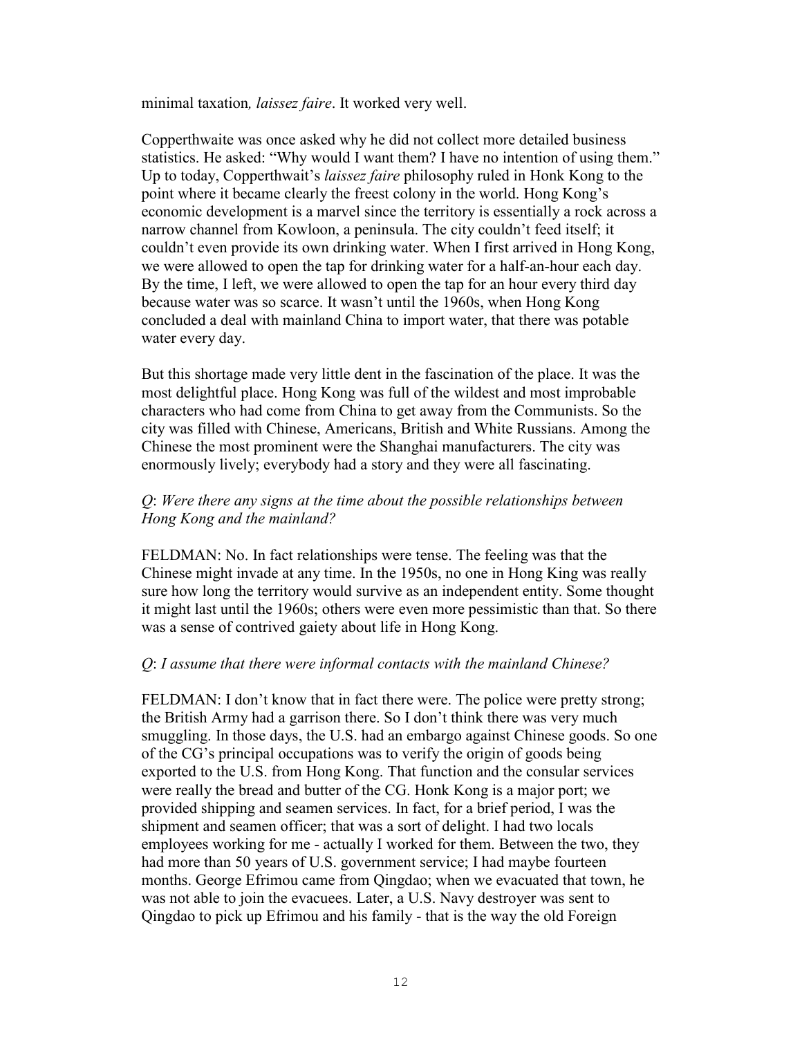minimal taxation*, laissez faire*. It worked very well.

Copperthwaite was once asked why he did not collect more detailed business statistics. He asked: "Why would I want them? I have no intention of using them." Up to today, Copperthwait's *laissez faire* philosophy ruled in Honk Kong to the point where it became clearly the freest colony in the world. Hong Kong's economic development is a marvel since the territory is essentially a rock across a narrow channel from Kowloon, a peninsula. The city couldn't feed itself; it couldn't even provide its own drinking water. When I first arrived in Hong Kong, we were allowed to open the tap for drinking water for a half-an-hour each day. By the time, I left, we were allowed to open the tap for an hour every third day because water was so scarce. It wasn't until the 1960s, when Hong Kong concluded a deal with mainland China to import water, that there was potable water every day.

But this shortage made very little dent in the fascination of the place. It was the most delightful place. Hong Kong was full of the wildest and most improbable characters who had come from China to get away from the Communists. So the city was filled with Chinese, Americans, British and White Russians. Among the Chinese the most prominent were the Shanghai manufacturers. The city was enormously lively; everybody had a story and they were all fascinating.

*Q*: *Were there any signs at the time about the possible relationships between Hong Kong and the mainland?*

FELDMAN: No. In fact relationships were tense. The feeling was that the Chinese might invade at any time. In the 1950s, no one in Hong King was really sure how long the territory would survive as an independent entity. Some thought it might last until the 1960s; others were even more pessimistic than that. So there was a sense of contrived gaiety about life in Hong Kong.

*Q*: *I assume that there were informal contacts with the mainland Chinese?*

FELDMAN: I don't know that in fact there were. The police were pretty strong; the British Army had a garrison there. So I don't think there was very much smuggling. In those days, the U.S. had an embargo against Chinese goods. So one of the CG's principal occupations was to verify the origin of goods being exported to the U.S. from Hong Kong. That function and the consular services were really the bread and butter of the CG. Honk Kong is a major port; we provided shipping and seamen services. In fact, for a brief period, I was the shipment and seamen officer; that was a sort of delight. I had two locals employees working for me - actually I worked for them. Between the two, they had more than 50 years of U.S. government service; I had maybe fourteen months. George Efrimou came from Qingdao; when we evacuated that town, he was not able to join the evacuees. Later, a U.S. Navy destroyer was sent to Qingdao to pick up Efrimou and his family - that is the way the old Foreign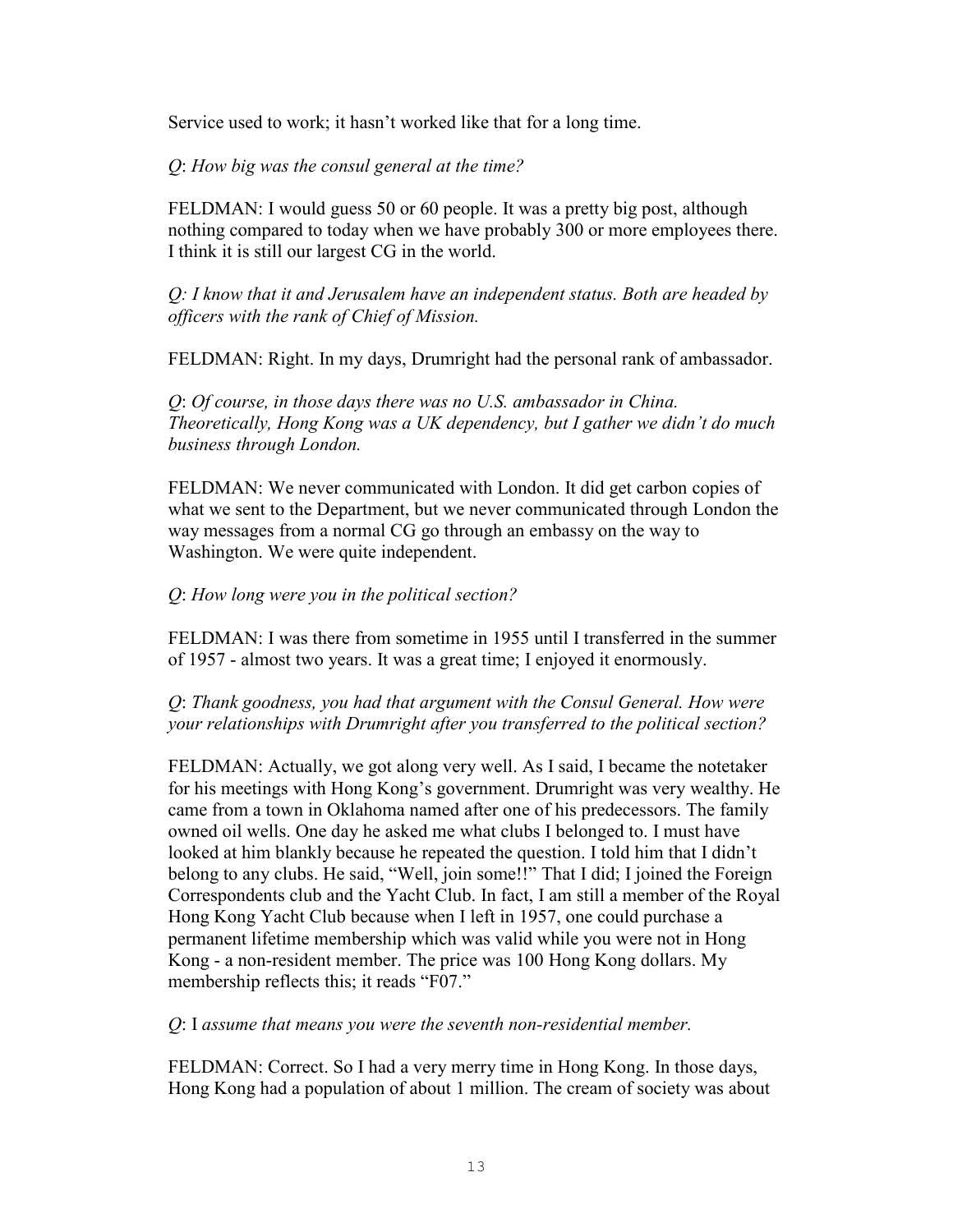Service used to work; it hasn't worked like that for a long time.

*Q*: *How big was the consul general at the time?*

FELDMAN: I would guess 50 or 60 people. It was a pretty big post, although nothing compared to today when we have probably 300 or more employees there. I think it is still our largest CG in the world.

*Q: I know that it and Jerusalem have an independent status. Both are headed by officers with the rank of Chief of Mission.*

FELDMAN: Right. In my days, Drumright had the personal rank of ambassador.

*Q*: *Of course, in those days there was no U.S. ambassador in China. Theoretically, Hong Kong was a UK dependency, but I gather we didn't do much business through London.*

FELDMAN: We never communicated with London. It did get carbon copies of what we sent to the Department, but we never communicated through London the way messages from a normal CG go through an embassy on the way to Washington. We were quite independent.

*Q*: *How long were you in the political section?*

FELDMAN: I was there from sometime in 1955 until I transferred in the summer of 1957 - almost two years. It was a great time; I enjoyed it enormously.

*Q*: *Thank goodness, you had that argument with the Consul General. How were your relationships with Drumright after you transferred to the political section?*

FELDMAN: Actually, we got along very well. As I said, I became the notetaker for his meetings with Hong Kong's government. Drumright was very wealthy. He came from a town in Oklahoma named after one of his predecessors. The family owned oil wells. One day he asked me what clubs I belonged to. I must have looked at him blankly because he repeated the question. I told him that I didn't belong to any clubs. He said, "Well, join some!!" That I did; I joined the Foreign Correspondents club and the Yacht Club. In fact, I am still a member of the Royal Hong Kong Yacht Club because when I left in 1957, one could purchase a permanent lifetime membership which was valid while you were not in Hong Kong - a non-resident member. The price was 100 Hong Kong dollars. My membership reflects this; it reads "F07."

*Q*: I *assume that means you were the seventh non-residential member.*

FELDMAN: Correct. So I had a very merry time in Hong Kong. In those days, Hong Kong had a population of about 1 million. The cream of society was about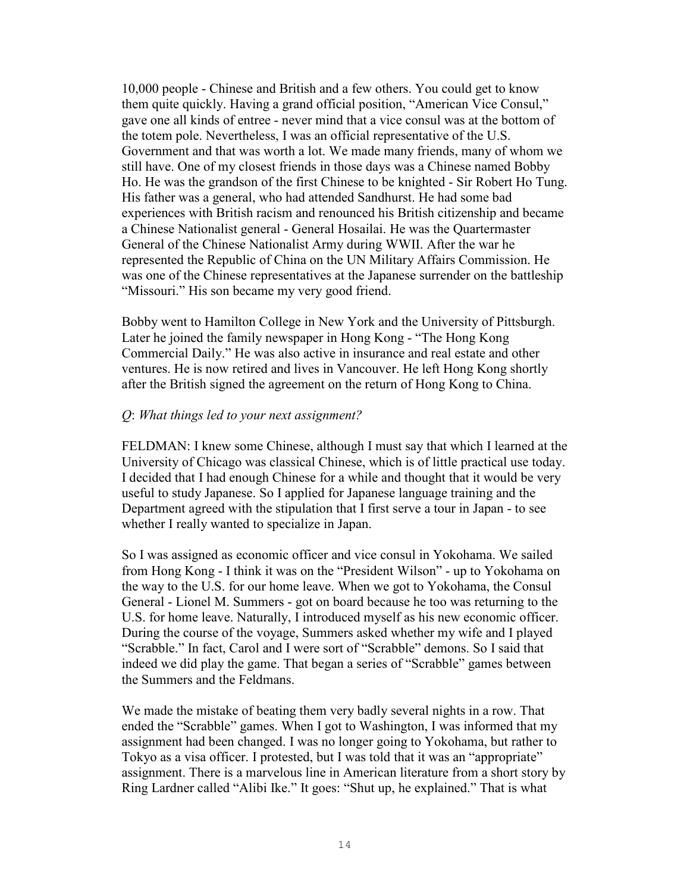10,000 people - Chinese and British and a few others. You could get to know them quite quickly. Having a grand official position, "American Vice Consul," gave one all kinds of entree - never mind that a vice consul was at the bottom of the totem pole. Nevertheless, I was an official representative of the U.S. Government and that was worth a lot. We made many friends, many of whom we still have. One of my closest friends in those days was a Chinese named Bobby Ho. He was the grandson of the first Chinese to be knighted - Sir Robert Ho Tung. His father was a general, who had attended Sandhurst. He had some bad experiences with British racism and renounced his British citizenship and became a Chinese Nationalist general - General Hosailai. He was the Quartermaster General of the Chinese Nationalist Army during WWII. After the war he represented the Republic of China on the UN Military Affairs Commission. He was one of the Chinese representatives at the Japanese surrender on the battleship "Missouri." His son became my very good friend.

Bobby went to Hamilton College in New York and the University of Pittsburgh. Later he joined the family newspaper in Hong Kong - "The Hong Kong Commercial Daily." He was also active in insurance and real estate and other ventures. He is now retired and lives in Vancouver. He left Hong Kong shortly after the British signed the agreement on the return of Hong Kong to China.

*Q*: *What things led to your next assignment?*

FELDMAN: I knew some Chinese, although I must say that which I learned at the University of Chicago was classical Chinese, which is of little practical use today. I decided that I had enough Chinese for a while and thought that it would be very useful to study Japanese. So I applied for Japanese language training and the Department agreed with the stipulation that I first serve a tour in Japan - to see whether I really wanted to specialize in Japan.

So I was assigned as economic officer and vice consul in Yokohama. We sailed from Hong Kong - I think it was on the "President Wilson" - up to Yokohama on the way to the U.S. for our home leave. When we got to Yokohama, the Consul General - Lionel M. Summers - got on board because he too was returning to the U.S. for home leave. Naturally, I introduced myself as his new economic officer. During the course of the voyage, Summers asked whether my wife and I played "Scrabble." In fact, Carol and I were sort of "Scrabble" demons. So I said that indeed we did play the game. That began a series of "Scrabble" games between the Summers and the Feldmans.

We made the mistake of beating them very badly several nights in a row. That ended the "Scrabble" games. When I got to Washington, I was informed that my assignment had been changed. I was no longer going to Yokohama, but rather to Tokyo as a visa officer. I protested, but I was told that it was an "appropriate" assignment. There is a marvelous line in American literature from a short story by Ring Lardner called "Alibi Ike." It goes: "Shut up, he explained." That is what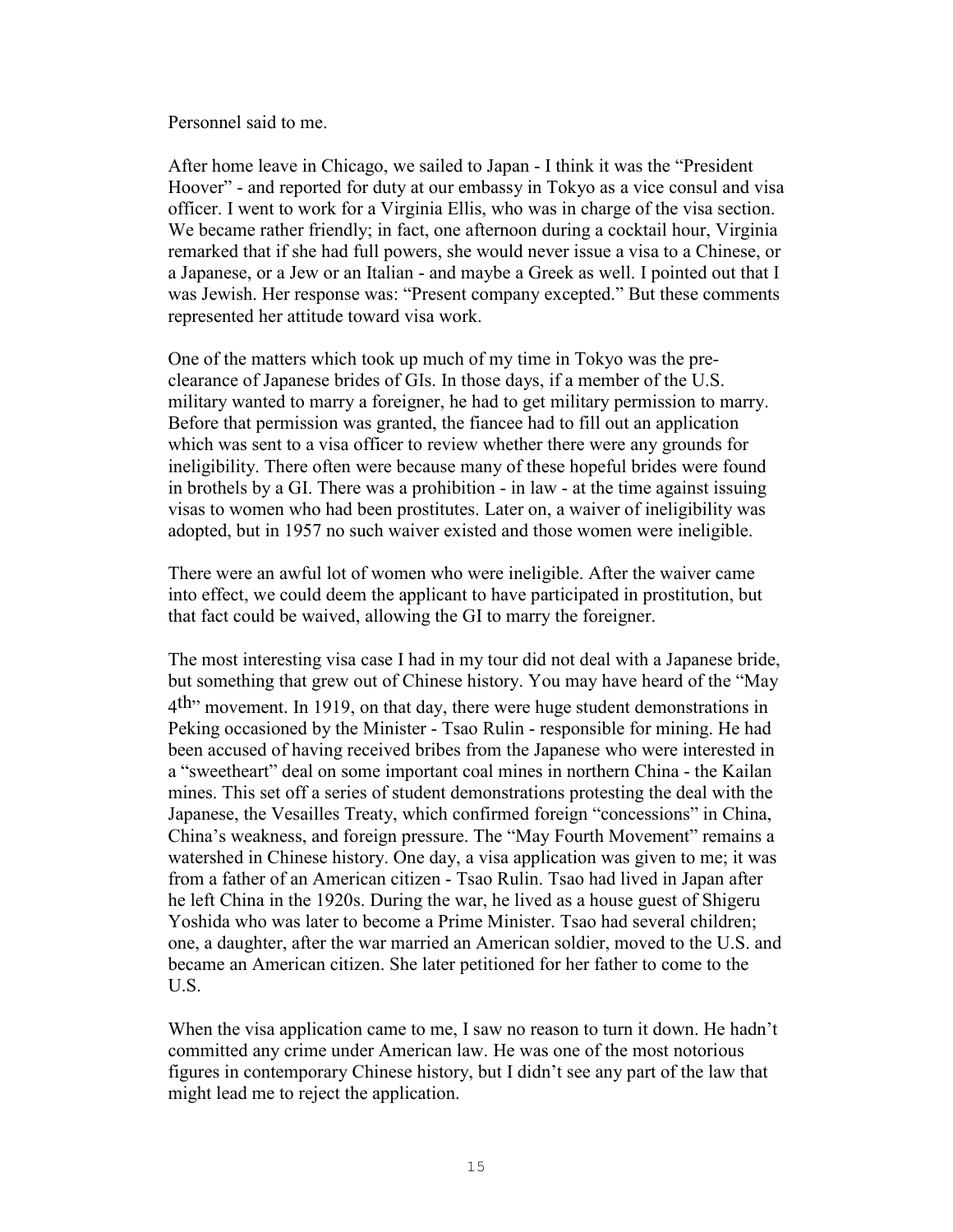Personnel said to me.

After home leave in Chicago, we sailed to Japan - I think it was the "President Hoover" - and reported for duty at our embassy in Tokyo as a vice consul and visa officer. I went to work for a Virginia Ellis, who was in charge of the visa section. We became rather friendly; in fact, one afternoon during a cocktail hour, Virginia remarked that if she had full powers, she would never issue a visa to a Chinese, or a Japanese, or a Jew or an Italian - and maybe a Greek as well. I pointed out that I was Jewish. Her response was: "Present company excepted." But these comments represented her attitude toward visa work.

One of the matters which took up much of my time in Tokyo was the pre-clearance of Japanese brides of GIs. In those days, if a member of the U.S. military wanted to marry a foreigner, he had to get military permission to marry. Before that permission was granted, the fiancee had to fill out an application which was sent to a visa officer to review whether there were any grounds for ineligibility. There often were because many of these hopeful brides were found in brothels by a GI. There was a prohibition - in law - at the time against issuing visas to women who had been prostitutes. Later on, a waiver of ineligibility was adopted, but in 1957 no such waiver existed and those women were ineligible.

There were an awful lot of women who were ineligible. After the waiver came into effect, we could deem the applicant to have participated in prostitution, but that fact could be waived, allowing the GI to marry the foreigner.

The most interesting visa case I had in my tour did not deal with a Japanese bride, but something that grew out of Chinese history. You may have heard of the "May 4th" movement. In 1919, on that day, there were huge student demonstrations in Peking occasioned by the Minister - Tsao Rulin - responsible for mining. He had been accused of having received bribes from the Japanese who were interested in a "sweetheart" deal on some important coal mines in northern China - the Kailan mines. This set off a series of student demonstrations protesting the deal with the Japanese, the Vesailles Treaty, which confirmed foreign "concessions" in China, China's weakness, and foreign pressure. The "May Fourth Movement" remains a watershed in Chinese history. One day, a visa application was given to me; it was from a father of an American citizen - Tsao Rulin. Tsao had lived in Japan after he left China in the 1920s. During the war, he lived as a house guest of Shigeru Yoshida who was later to become a Prime Minister. Tsao had several children; one, a daughter, after the war married an American soldier, moved to the U.S. and became an American citizen. She later petitioned for her father to come to the U.S.

When the visa application came to me, I saw no reason to turn it down. He hadn't committed any crime under American law. He was one of the most notorious figures in contemporary Chinese history, but I didn't see any part of the law that might lead me to reject the application.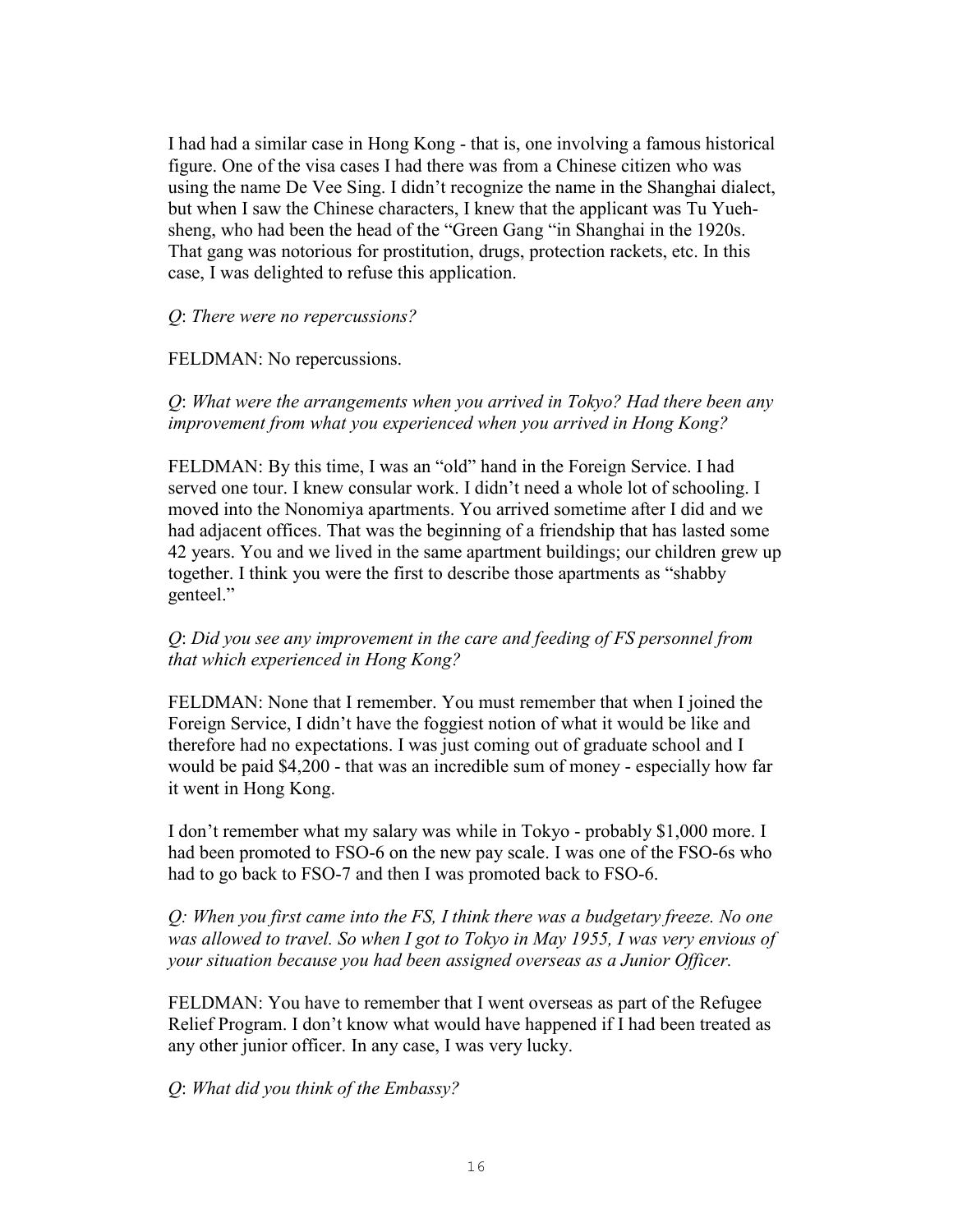I had had a similar case in Hong Kong - that is, one involving a famous historical figure. One of the visa cases I had there was from a Chinese citizen who was using the name De Vee Sing. I didn't recognize the name in the Shanghai dialect, but when I saw the Chinese characters, I knew that the applicant was Tu Yueh-sheng, who had been the head of the "Green Gang "in Shanghai in the 1920s. That gang was notorious for prostitution, drugs, protection rackets, etc. In this case, I was delighted to refuse this application.

*Q*: *There were no repercussions?*

FELDMAN: No repercussions.

*Q*: *What were the arrangements when you arrived in Tokyo? Had there been any improvement from what you experienced when you arrived in Hong Kong?*

FELDMAN: By this time, I was an "old" hand in the Foreign Service. I had served one tour. I knew consular work. I didn't need a whole lot of schooling. I moved into the Nonomiya apartments. You arrived sometime after I did and we had adjacent offices. That was the beginning of a friendship that has lasted some 42 years. You and we lived in the same apartment buildings; our children grew up together. I think you were the first to describe those apartments as "shabby genteel."

*Q*: *Did you see any improvement in the care and feeding of FS personnel from that which experienced in Hong Kong?*

FELDMAN: None that I remember. You must remember that when I joined the Foreign Service, I didn't have the foggiest notion of what it would be like and therefore had no expectations. I was just coming out of graduate school and I would be paid $4,200 - that was an incredible sum of money - especially how far it went in Hong Kong.

I don't remember what my salary was while in Tokyo - probably $1,000 more. I had been promoted to FSO-6 on the new pay scale. I was one of the FSO-6s who had to go back to FSO-7 and then I was promoted back to FSO-6.

*Q: When you first came into the FS, I think there was a budgetary freeze. No one was allowed to travel. So when I got to Tokyo in May 1955, I was very envious of your situation because you had been assigned overseas as a Junior Officer.*

FELDMAN: You have to remember that I went overseas as part of the Refugee Relief Program. I don't know what would have happened if I had been treated as any other junior officer. In any case, I was very lucky.

*Q*: *What did you think of the Embassy?*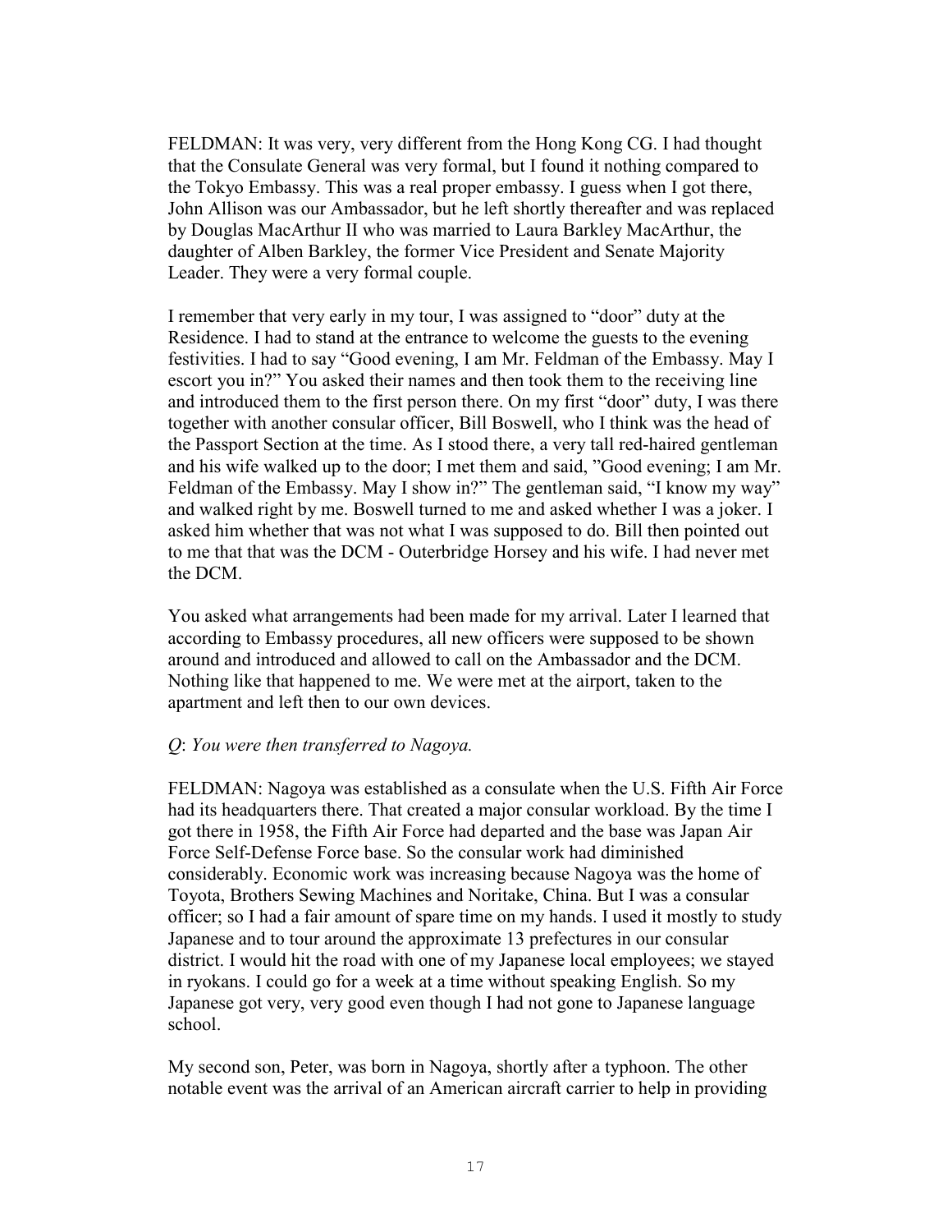FELDMAN: It was very, very different from the Hong Kong CG. I had thought that the Consulate General was very formal, but I found it nothing compared to the Tokyo Embassy. This was a real proper embassy. I guess when I got there, John Allison was our Ambassador, but he left shortly thereafter and was replaced by Douglas MacArthur II who was married to Laura Barkley MacArthur, the daughter of Alben Barkley, the former Vice President and Senate Majority Leader. They were a very formal couple.

I remember that very early in my tour, I was assigned to "door" duty at the Residence. I had to stand at the entrance to welcome the guests to the evening festivities. I had to say "Good evening, I am Mr. Feldman of the Embassy. May I escort you in?" You asked their names and then took them to the receiving line and introduced them to the first person there. On my first "door" duty, I was there together with another consular officer, Bill Boswell, who I think was the head of the Passport Section at the time. As I stood there, a very tall red-haired gentleman and his wife walked up to the door; I met them and said, "Good evening; I am Mr. Feldman of the Embassy. May I show in?" The gentleman said, "I know my way" and walked right by me. Boswell turned to me and asked whether I was a joker. I asked him whether that was not what I was supposed to do. Bill then pointed out to me that that was the DCM - Outerbridge Horsey and his wife. I had never met the DCM.

You asked what arrangements had been made for my arrival. Later I learned that according to Embassy procedures, all new officers were supposed to be shown around and introduced and allowed to call on the Ambassador and the DCM. Nothing like that happened to me. We were met at the airport, taken to the apartment and left then to our own devices.

*Q*: *You were then transferred to Nagoya.*

FELDMAN: Nagoya was established as a consulate when the U.S. Fifth Air Force had its headquarters there. That created a major consular workload. By the time I got there in 1958, the Fifth Air Force had departed and the base was Japan Air Force Self-Defense Force base. So the consular work had diminished considerably. Economic work was increasing because Nagoya was the home of Toyota, Brothers Sewing Machines and Noritake, China. But I was a consular officer; so I had a fair amount of spare time on my hands. I used it mostly to study Japanese and to tour around the approximate 13 prefectures in our consular district. I would hit the road with one of my Japanese local employees; we stayed in ryokans. I could go for a week at a time without speaking English. So my Japanese got very, very good even though I had not gone to Japanese language school.

My second son, Peter, was born in Nagoya, shortly after a typhoon. The other notable event was the arrival of an American aircraft carrier to help in providing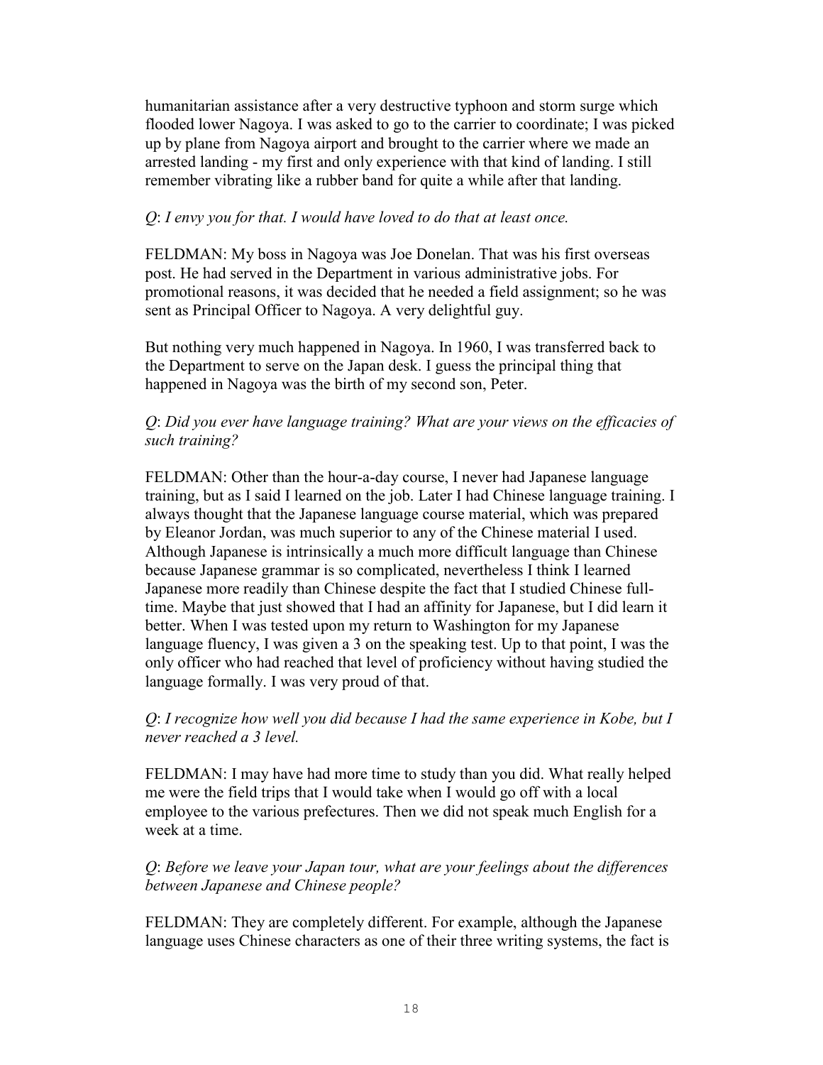humanitarian assistance after a very destructive typhoon and storm surge which flooded lower Nagoya. I was asked to go to the carrier to coordinate; I was picked up by plane from Nagoya airport and brought to the carrier where we made an arrested landing - my first and only experience with that kind of landing. I still remember vibrating like a rubber band for quite a while after that landing.

*Q*: *I envy you for that. I would have loved to do that at least once.*

FELDMAN: My boss in Nagoya was Joe Donelan. That was his first overseas post. He had served in the Department in various administrative jobs. For promotional reasons, it was decided that he needed a field assignment; so he was sent as Principal Officer to Nagoya. A very delightful guy.

But nothing very much happened in Nagoya. In 1960, I was transferred back to the Department to serve on the Japan desk. I guess the principal thing that happened in Nagoya was the birth of my second son, Peter.

*Q*: *Did you ever have language training? What are your views on the efficacies of such training?*

FELDMAN: Other than the hour-a-day course, I never had Japanese language training, but as I said I learned on the job. Later I had Chinese language training. I always thought that the Japanese language course material, which was prepared by Eleanor Jordan, was much superior to any of the Chinese material I used. Although Japanese is intrinsically a much more difficult language than Chinese because Japanese grammar is so complicated, nevertheless I think I learned Japanese more readily than Chinese despite the fact that I studied Chinese full-time. Maybe that just showed that I had an affinity for Japanese, but I did learn it better. When I was tested upon my return to Washington for my Japanese language fluency, I was given a 3 on the speaking test. Up to that point, I was the only officer who had reached that level of proficiency without having studied the language formally. I was very proud of that.

*Q*: *I recognize how well you did because I had the same experience in Kobe, but I never reached a 3 level.*

FELDMAN: I may have had more time to study than you did. What really helped me were the field trips that I would take when I would go off with a local employee to the various prefectures. Then we did not speak much English for a week at a time.

*Q*: *Before we leave your Japan tour, what are your feelings about the differences between Japanese and Chinese people?*

FELDMAN: They are completely different. For example, although the Japanese language uses Chinese characters as one of their three writing systems, the fact is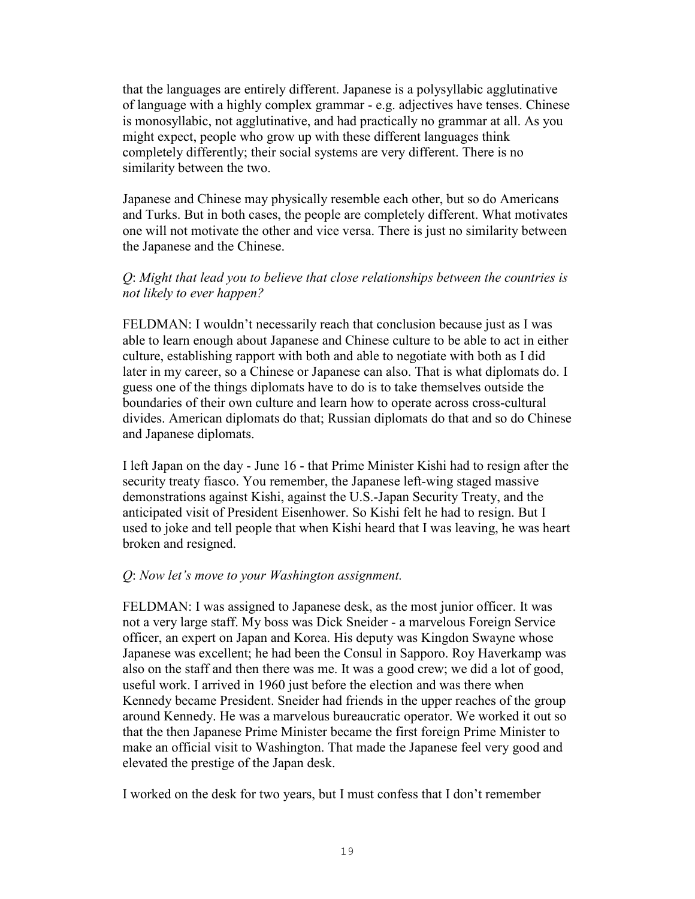that the languages are entirely different. Japanese is a polysyllabic agglutinative of language with a highly complex grammar - e.g. adjectives have tenses. Chinese is monosyllabic, not agglutinative, and had practically no grammar at all. As you might expect, people who grow up with these different languages think completely differently; their social systems are very different. There is no similarity between the two.

Japanese and Chinese may physically resemble each other, but so do Americans and Turks. But in both cases, the people are completely different. What motivates one will not motivate the other and vice versa. There is just no similarity between the Japanese and the Chinese.

*Q*: *Might that lead you to believe that close relationships between the countries is not likely to ever happen?*

FELDMAN: I wouldn't necessarily reach that conclusion because just as I was able to learn enough about Japanese and Chinese culture to be able to act in either culture, establishing rapport with both and able to negotiate with both as I did later in my career, so a Chinese or Japanese can also. That is what diplomats do. I guess one of the things diplomats have to do is to take themselves outside the boundaries of their own culture and learn how to operate across cross-cultural divides. American diplomats do that; Russian diplomats do that and so do Chinese and Japanese diplomats.

I left Japan on the day - June 16 - that Prime Minister Kishi had to resign after the security treaty fiasco. You remember, the Japanese left-wing staged massive demonstrations against Kishi, against the U.S.-Japan Security Treaty, and the anticipated visit of President Eisenhower. So Kishi felt he had to resign. But I used to joke and tell people that when Kishi heard that I was leaving, he was heart broken and resigned.

*Q*: *Now let's move to your Washington assignment.*

FELDMAN: I was assigned to Japanese desk, as the most junior officer. It was not a very large staff. My boss was Dick Sneider - a marvelous Foreign Service officer, an expert on Japan and Korea. His deputy was Kingdon Swayne whose Japanese was excellent; he had been the Consul in Sapporo. Roy Haverkamp was also on the staff and then there was me. It was a good crew; we did a lot of good, useful work. I arrived in 1960 just before the election and was there when Kennedy became President. Sneider had friends in the upper reaches of the group around Kennedy. He was a marvelous bureaucratic operator. We worked it out so that the then Japanese Prime Minister became the first foreign Prime Minister to make an official visit to Washington. That made the Japanese feel very good and elevated the prestige of the Japan desk.

I worked on the desk for two years, but I must confess that I don't remember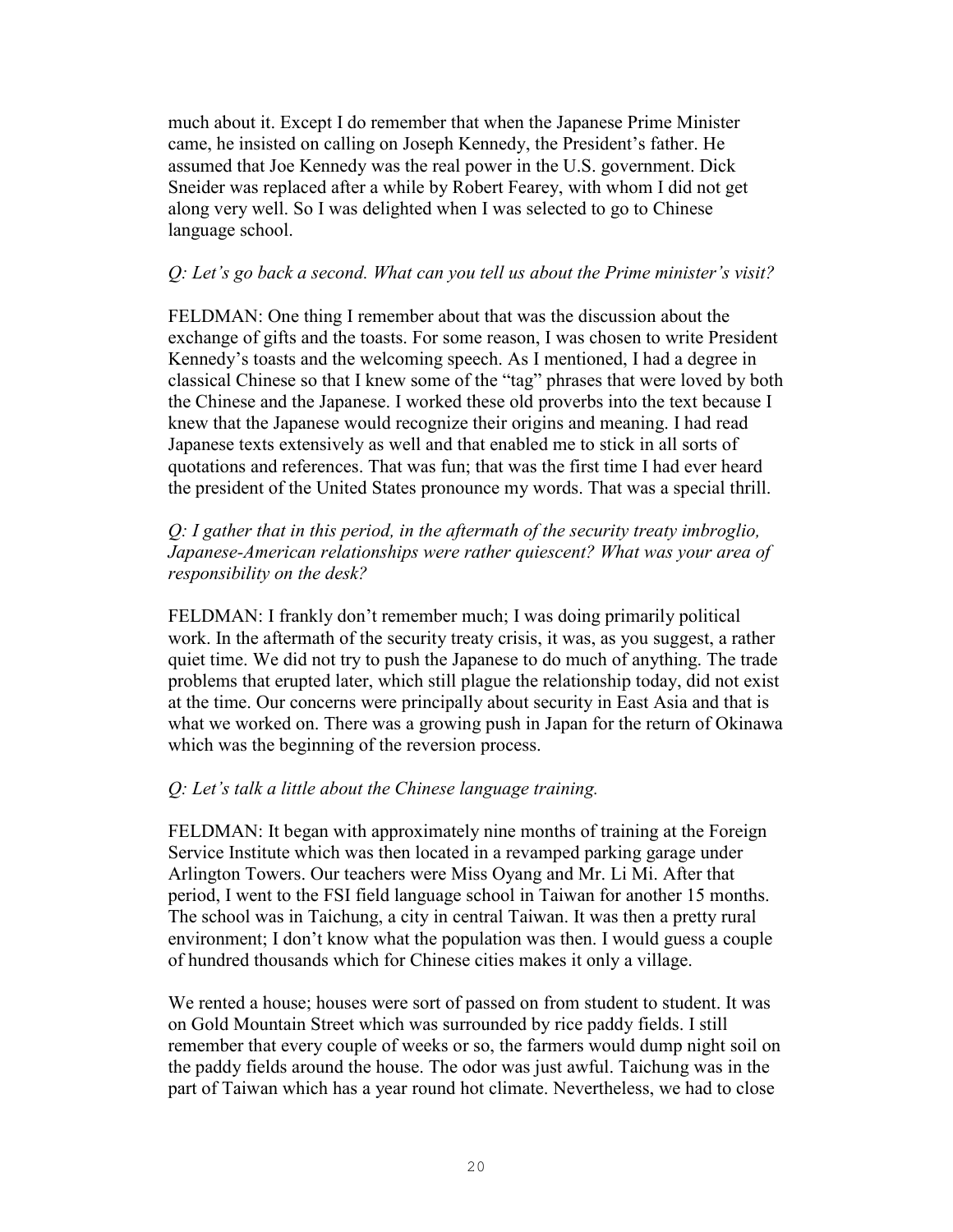much about it. Except I do remember that when the Japanese Prime Minister came, he insisted on calling on Joseph Kennedy, the President's father. He assumed that Joe Kennedy was the real power in the U.S. government. Dick Sneider was replaced after a while by Robert Fearey, with whom I did not get along very well. So I was delighted when I was selected to go to Chinese language school.

*Q: Let's go back a second. What can you tell us about the Prime minister's visit?*

FELDMAN: One thing I remember about that was the discussion about the exchange of gifts and the toasts. For some reason, I was chosen to write President Kennedy's toasts and the welcoming speech. As I mentioned, I had a degree in classical Chinese so that I knew some of the "tag" phrases that were loved by both the Chinese and the Japanese. I worked these old proverbs into the text because I knew that the Japanese would recognize their origins and meaning. I had read Japanese texts extensively as well and that enabled me to stick in all sorts of quotations and references. That was fun; that was the first time I had ever heard the president of the United States pronounce my words. That was a special thrill.

*Q: I gather that in this period, in the aftermath of the security treaty imbroglio, Japanese-American relationships were rather quiescent? What was your area of responsibility on the desk?*

FELDMAN: I frankly don't remember much; I was doing primarily political work. In the aftermath of the security treaty crisis, it was, as you suggest, a rather quiet time. We did not try to push the Japanese to do much of anything. The trade problems that erupted later, which still plague the relationship today, did not exist at the time. Our concerns were principally about security in East Asia and that is what we worked on. There was a growing push in Japan for the return of Okinawa which was the beginning of the reversion process.

*Q: Let's talk a little about the Chinese language training.*

FELDMAN: It began with approximately nine months of training at the Foreign Service Institute which was then located in a revamped parking garage under Arlington Towers. Our teachers were Miss Oyang and Mr. Li Mi. After that period, I went to the FSI field language school in Taiwan for another 15 months. The school was in Taichung, a city in central Taiwan. It was then a pretty rural environment; I don't know what the population was then. I would guess a couple of hundred thousands which for Chinese cities makes it only a village.

We rented a house; houses were sort of passed on from student to student. It was on Gold Mountain Street which was surrounded by rice paddy fields. I still remember that every couple of weeks or so, the farmers would dump night soil on the paddy fields around the house. The odor was just awful. Taichung was in the part of Taiwan which has a year round hot climate. Nevertheless, we had to close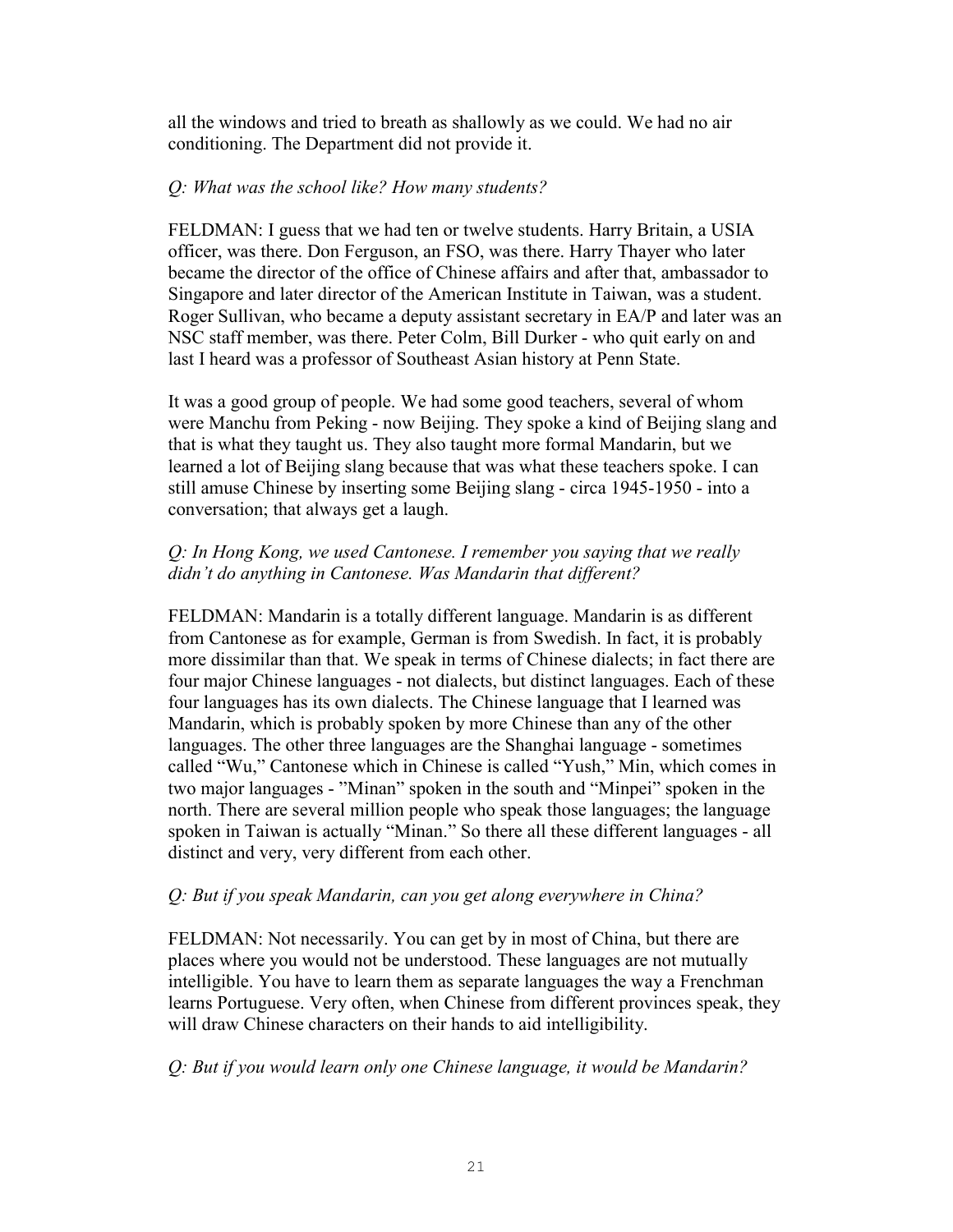all the windows and tried to breath as shallowly as we could. We had no air conditioning. The Department did not provide it.

*Q: What was the school like? How many students?*

FELDMAN: I guess that we had ten or twelve students. Harry Britain, a USIA officer, was there. Don Ferguson, an FSO, was there. Harry Thayer who later became the director of the office of Chinese affairs and after that, ambassador to Singapore and later director of the American Institute in Taiwan, was a student. Roger Sullivan, who became a deputy assistant secretary in EA/P and later was an NSC staff member, was there. Peter Colm, Bill Durker - who quit early on and last I heard was a professor of Southeast Asian history at Penn State.

It was a good group of people. We had some good teachers, several of whom were Manchu from Peking - now Beijing. They spoke a kind of Beijing slang and that is what they taught us. They also taught more formal Mandarin, but we learned a lot of Beijing slang because that was what these teachers spoke. I can still amuse Chinese by inserting some Beijing slang - circa 1945-1950 - into a conversation; that always get a laugh.

*Q: In Hong Kong, we used Cantonese. I remember you saying that we really didn't do anything in Cantonese. Was Mandarin that different?*

FELDMAN: Mandarin is a totally different language. Mandarin is as different from Cantonese as for example, German is from Swedish. In fact, it is probably more dissimilar than that. We speak in terms of Chinese dialects; in fact there are four major Chinese languages - not dialects, but distinct languages. Each of these four languages has its own dialects. The Chinese language that I learned was Mandarin, which is probably spoken by more Chinese than any of the other languages. The other three languages are the Shanghai language - sometimes called "Wu," Cantonese which in Chinese is called "Yush," Min, which comes in two major languages - "Minan" spoken in the south and "Minpei" spoken in the north. There are several million people who speak those languages; the language spoken in Taiwan is actually "Minan." So there all these different languages - all distinct and very, very different from each other.

*Q: But if you speak Mandarin, can you get along everywhere in China?*

FELDMAN: Not necessarily. You can get by in most of China, but there are places where you would not be understood. These languages are not mutually intelligible. You have to learn them as separate languages the way a Frenchman learns Portuguese. Very often, when Chinese from different provinces speak, they will draw Chinese characters on their hands to aid intelligibility.

*Q: But if you would learn only one Chinese language, it would be Mandarin?*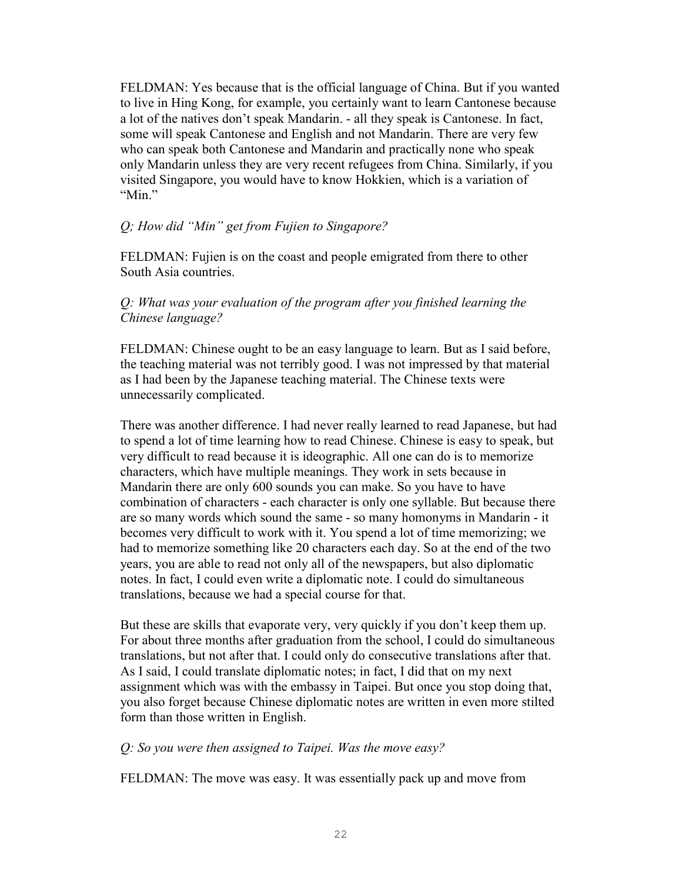FELDMAN: Yes because that is the official language of China. But if you wanted to live in Hing Kong, for example, you certainly want to learn Cantonese because a lot of the natives don't speak Mandarin. - all they speak is Cantonese. In fact, some will speak Cantonese and English and not Mandarin. There are very few who can speak both Cantonese and Mandarin and practically none who speak only Mandarin unless they are very recent refugees from China. Similarly, if you visited Singapore, you would have to know Hokkien, which is a variation of "Min."

*Q; How did "Min" get from Fujien to Singapore?*

FELDMAN: Fujien is on the coast and people emigrated from there to other South Asia countries.

*Q: What was your evaluation of the program after you finished learning the Chinese language?*

FELDMAN: Chinese ought to be an easy language to learn. But as I said before, the teaching material was not terribly good. I was not impressed by that material as I had been by the Japanese teaching material. The Chinese texts were unnecessarily complicated.

There was another difference. I had never really learned to read Japanese, but had to spend a lot of time learning how to read Chinese. Chinese is easy to speak, but very difficult to read because it is ideographic. All one can do is to memorize characters, which have multiple meanings. They work in sets because in Mandarin there are only 600 sounds you can make. So you have to have combination of characters - each character is only one syllable. But because there are so many words which sound the same - so many homonyms in Mandarin - it becomes very difficult to work with it. You spend a lot of time memorizing; we had to memorize something like 20 characters each day. So at the end of the two years, you are able to read not only all of the newspapers, but also diplomatic notes. In fact, I could even write a diplomatic note. I could do simultaneous translations, because we had a special course for that.

But these are skills that evaporate very, very quickly if you don't keep them up. For about three months after graduation from the school, I could do simultaneous translations, but not after that. I could only do consecutive translations after that. As I said, I could translate diplomatic notes; in fact, I did that on my next assignment which was with the embassy in Taipei. But once you stop doing that, you also forget because Chinese diplomatic notes are written in even more stilted form than those written in English.

*Q: So you were then assigned to Taipei. Was the move easy?*

FELDMAN: The move was easy. It was essentially pack up and move from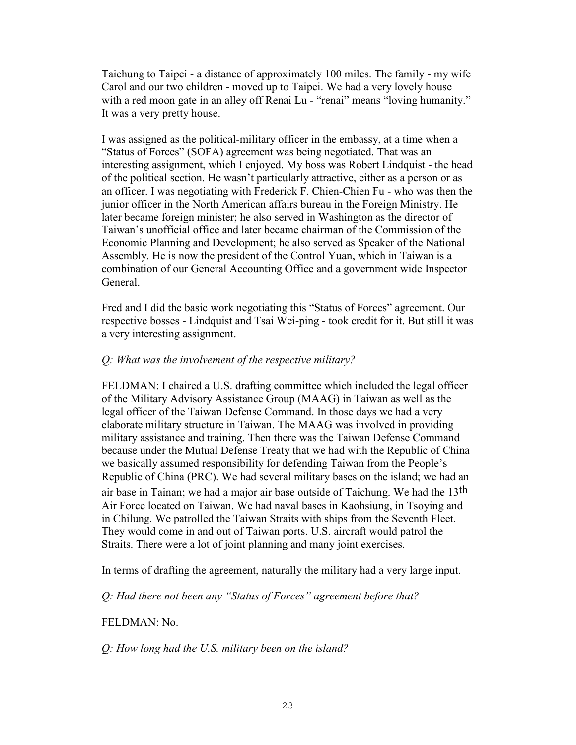Taichung to Taipei - a distance of approximately 100 miles. The family - my wife Carol and our two children - moved up to Taipei. We had a very lovely house with a red moon gate in an alley off Renai Lu - "renai" means "loving humanity." It was a very pretty house.

I was assigned as the political-military officer in the embassy, at a time when a "Status of Forces" (SOFA) agreement was being negotiated. That was an interesting assignment, which I enjoyed. My boss was Robert Lindquist - the head of the political section. He wasn't particularly attractive, either as a person or as an officer. I was negotiating with Frederick F. Chien-Chien Fu - who was then the junior officer in the North American affairs bureau in the Foreign Ministry. He later became foreign minister; he also served in Washington as the director of Taiwan's unofficial office and later became chairman of the Commission of the Economic Planning and Development; he also served as Speaker of the National Assembly. He is now the president of the Control Yuan, which in Taiwan is a combination of our General Accounting Office and a government wide Inspector General.

Fred and I did the basic work negotiating this "Status of Forces" agreement. Our respective bosses - Lindquist and Tsai Wei-ping - took credit for it. But still it was a very interesting assignment.

*Q: What was the involvement of the respective military?*

FELDMAN: I chaired a U.S. drafting committee which included the legal officer of the Military Advisory Assistance Group (MAAG) in Taiwan as well as the legal officer of the Taiwan Defense Command. In those days we had a very elaborate military structure in Taiwan. The MAAG was involved in providing military assistance and training. Then there was the Taiwan Defense Command because under the Mutual Defense Treaty that we had with the Republic of China we basically assumed responsibility for defending Taiwan from the People's Republic of China (PRC). We had several military bases on the island; we had an air base in Tainan; we had a major air base outside of Taichung. We had the 13th Air Force located on Taiwan. We had naval bases in Kaohsiung, in Tsoying and in Chilung. We patrolled the Taiwan Straits with ships from the Seventh Fleet. They would come in and out of Taiwan ports. U.S. aircraft would patrol the Straits. There were a lot of joint planning and many joint exercises.

In terms of drafting the agreement, naturally the military had a very large input.

*Q: Had there not been any "Status of Forces" agreement before that?*

FELDMAN: No.

*Q: How long had the U.S. military been on the island?*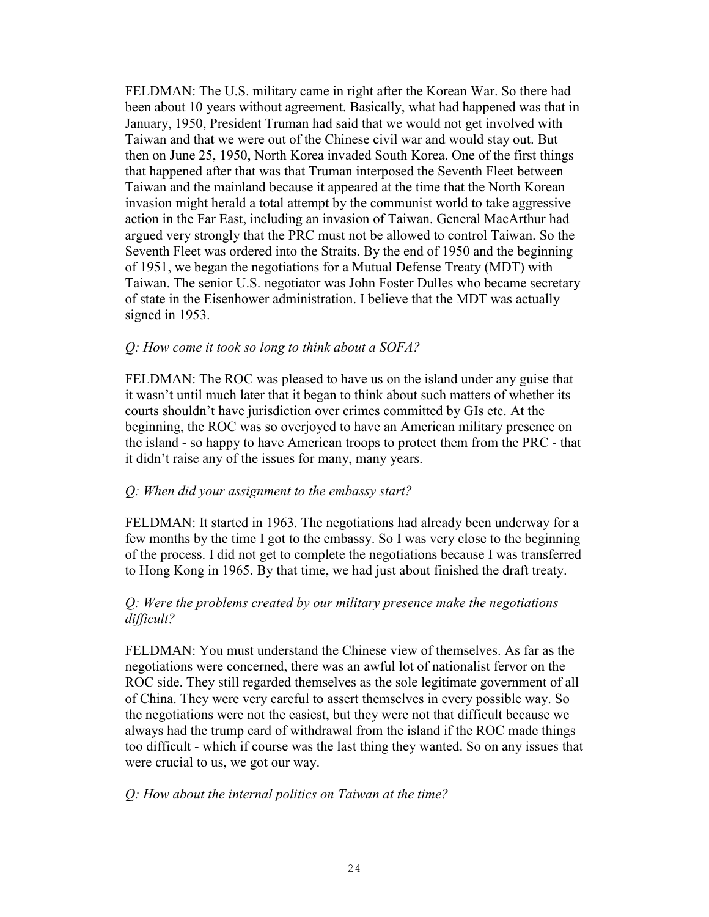FELDMAN: The U.S. military came in right after the Korean War. So there had been about 10 years without agreement. Basically, what had happened was that in January, 1950, President Truman had said that we would not get involved with Taiwan and that we were out of the Chinese civil war and would stay out. But then on June 25, 1950, North Korea invaded South Korea. One of the first things that happened after that was that Truman interposed the Seventh Fleet between Taiwan and the mainland because it appeared at the time that the North Korean invasion might herald a total attempt by the communist world to take aggressive action in the Far East, including an invasion of Taiwan. General MacArthur had argued very strongly that the PRC must not be allowed to control Taiwan. So the Seventh Fleet was ordered into the Straits. By the end of 1950 and the beginning of 1951, we began the negotiations for a Mutual Defense Treaty (MDT) with Taiwan. The senior U.S. negotiator was John Foster Dulles who became secretary of state in the Eisenhower administration. I believe that the MDT was actually signed in 1953.

*Q: How come it took so long to think about a SOFA?*

FELDMAN: The ROC was pleased to have us on the island under any guise that it wasn't until much later that it began to think about such matters of whether its courts shouldn't have jurisdiction over crimes committed by GIs etc. At the beginning, the ROC was so overjoyed to have an American military presence on the island - so happy to have American troops to protect them from the PRC - that it didn't raise any of the issues for many, many years.

*Q: When did your assignment to the embassy start?*

FELDMAN: It started in 1963. The negotiations had already been underway for a few months by the time I got to the embassy. So I was very close to the beginning of the process. I did not get to complete the negotiations because I was transferred to Hong Kong in 1965. By that time, we had just about finished the draft treaty.

*Q: Were the problems created by our military presence make the negotiations difficult?*

FELDMAN: You must understand the Chinese view of themselves. As far as the negotiations were concerned, there was an awful lot of nationalist fervor on the ROC side. They still regarded themselves as the sole legitimate government of all of China. They were very careful to assert themselves in every possible way. So the negotiations were not the easiest, but they were not that difficult because we always had the trump card of withdrawal from the island if the ROC made things too difficult - which if course was the last thing they wanted. So on any issues that were crucial to us, we got our way.

*Q: How about the internal politics on Taiwan at the time?*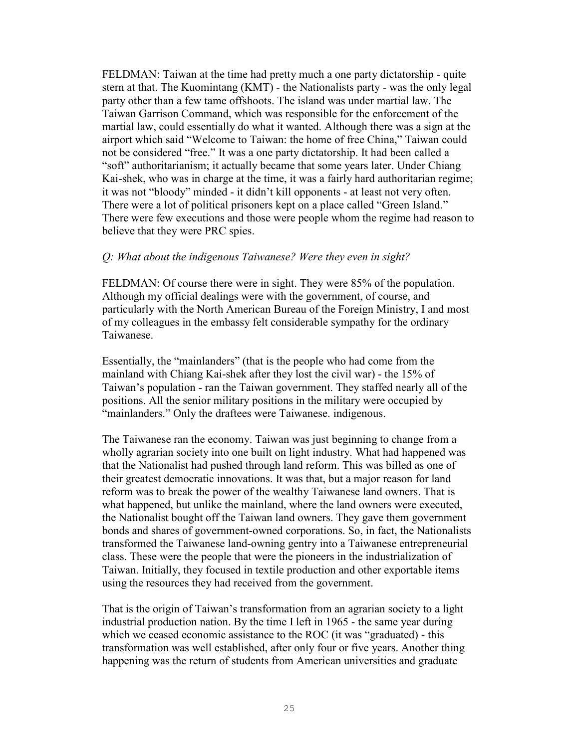FELDMAN: Taiwan at the time had pretty much a one party dictatorship - quite stern at that. The Kuomintang (KMT) - the Nationalists party - was the only legal party other than a few tame offshoots. The island was under martial law. The Taiwan Garrison Command, which was responsible for the enforcement of the martial law, could essentially do what it wanted. Although there was a sign at the airport which said "Welcome to Taiwan: the home of free China," Taiwan could not be considered "free." It was a one party dictatorship. It had been called a "soft" authoritarianism; it actually became that some years later. Under Chiang Kai-shek, who was in charge at the time, it was a fairly hard authoritarian regime; it was not "bloody" minded - it didn't kill opponents - at least not very often. There were a lot of political prisoners kept on a place called "Green Island." There were few executions and those were people whom the regime had reason to believe that they were PRC spies.

*Q: What about the indigenous Taiwanese? Were they even in sight?*

FELDMAN: Of course there were in sight. They were 85% of the population. Although my official dealings were with the government, of course, and particularly with the North American Bureau of the Foreign Ministry, I and most of my colleagues in the embassy felt considerable sympathy for the ordinary Taiwanese.

Essentially, the "mainlanders" (that is the people who had come from the mainland with Chiang Kai-shek after they lost the civil war) - the 15% of Taiwan's population - ran the Taiwan government. They staffed nearly all of the positions. All the senior military positions in the military were occupied by "mainlanders." Only the draftees were Taiwanese. indigenous.

The Taiwanese ran the economy. Taiwan was just beginning to change from a wholly agrarian society into one built on light industry. What had happened was that the Nationalist had pushed through land reform. This was billed as one of their greatest democratic innovations. It was that, but a major reason for land reform was to break the power of the wealthy Taiwanese land owners. That is what happened, but unlike the mainland, where the land owners were executed, the Nationalist bought off the Taiwan land owners. They gave them government bonds and shares of government-owned corporations. So, in fact, the Nationalists transformed the Taiwanese land-owning gentry into a Taiwanese entrepreneurial class. These were the people that were the pioneers in the industrialization of Taiwan. Initially, they focused in textile production and other exportable items using the resources they had received from the government.

That is the origin of Taiwan's transformation from an agrarian society to a light industrial production nation. By the time I left in 1965 - the same year during which we ceased economic assistance to the ROC (it was "graduated) - this transformation was well established, after only four or five years. Another thing happening was the return of students from American universities and graduate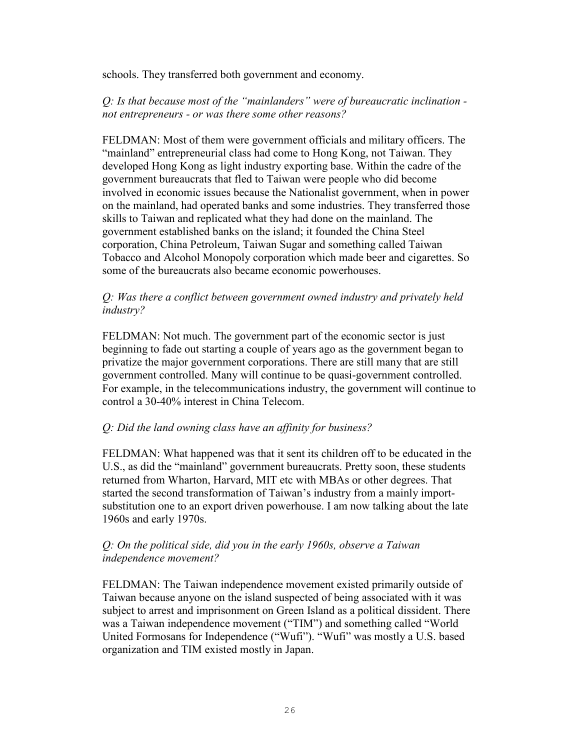schools. They transferred both government and economy.

*Q: Is that because most of the "mainlanders" were of bureaucratic inclination - not entrepreneurs - or was there some other reasons?*

FELDMAN: Most of them were government officials and military officers. The "mainland" entrepreneurial class had come to Hong Kong, not Taiwan. They developed Hong Kong as light industry exporting base. Within the cadre of the government bureaucrats that fled to Taiwan were people who did become involved in economic issues because the Nationalist government, when in power on the mainland, had operated banks and some industries. They transferred those skills to Taiwan and replicated what they had done on the mainland. The government established banks on the island; it founded the China Steel corporation, China Petroleum, Taiwan Sugar and something called Taiwan Tobacco and Alcohol Monopoly corporation which made beer and cigarettes. So some of the bureaucrats also became economic powerhouses.

*Q: Was there a conflict between government owned industry and privately held industry?*

FELDMAN: Not much. The government part of the economic sector is just beginning to fade out starting a couple of years ago as the government began to privatize the major government corporations. There are still many that are still government controlled. Many will continue to be quasi-government controlled. For example, in the telecommunications industry, the government will continue to control a 30-40% interest in China Telecom.

*Q: Did the land owning class have an affinity for business?*

FELDMAN: What happened was that it sent its children off to be educated in the U.S., as did the "mainland" government bureaucrats. Pretty soon, these students returned from Wharton, Harvard, MIT etc with MBAs or other degrees. That started the second transformation of Taiwan's industry from a mainly import-substitution one to an export driven powerhouse. I am now talking about the late 1960s and early 1970s.

*Q: On the political side, did you in the early 1960s, observe a Taiwan independence movement?*

FELDMAN: The Taiwan independence movement existed primarily outside of Taiwan because anyone on the island suspected of being associated with it was subject to arrest and imprisonment on Green Island as a political dissident. There was a Taiwan independence movement ("TIM") and something called "World United Formosans for Independence ("Wufi"). "Wufi" was mostly a U.S. based organization and TIM existed mostly in Japan.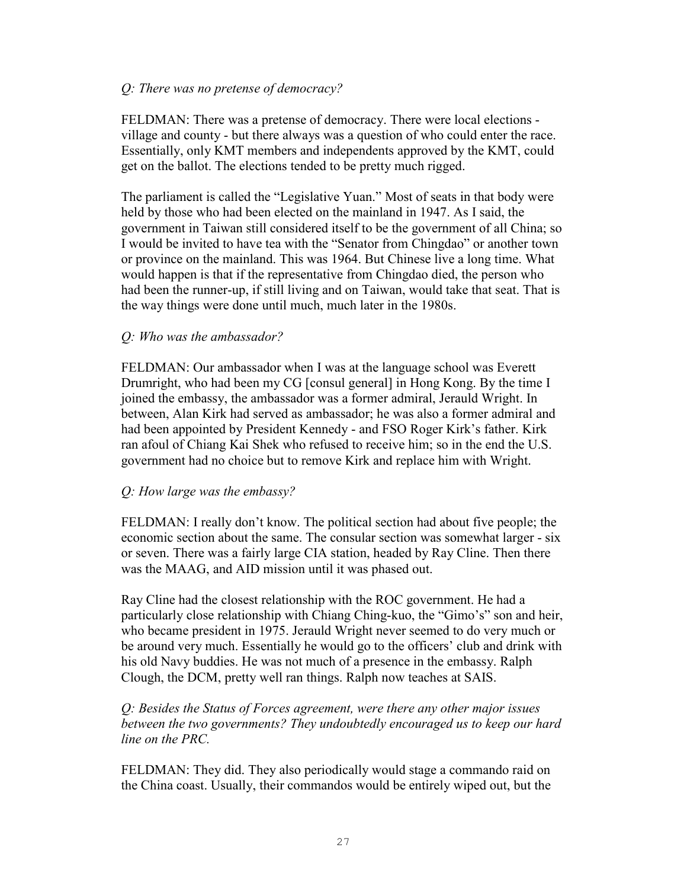*Q: There was no pretense of democracy?*

FELDMAN: There was a pretense of democracy. There were local elections - village and county - but there always was a question of who could enter the race. Essentially, only KMT members and independents approved by the KMT, could get on the ballot. The elections tended to be pretty much rigged.

The parliament is called the "Legislative Yuan." Most of seats in that body were held by those who had been elected on the mainland in 1947. As I said, the government in Taiwan still considered itself to be the government of all China; so I would be invited to have tea with the "Senator from Chingdao" or another town or province on the mainland. This was 1964. But Chinese live a long time. What would happen is that if the representative from Chingdao died, the person who had been the runner-up, if still living and on Taiwan, would take that seat. That is the way things were done until much, much later in the 1980s.

*Q: Who was the ambassador?*

FELDMAN: Our ambassador when I was at the language school was Everett Drumright, who had been my CG [consul general] in Hong Kong. By the time I joined the embassy, the ambassador was a former admiral, Jerauld Wright. In between, Alan Kirk had served as ambassador; he was also a former admiral and had been appointed by President Kennedy - and FSO Roger Kirk's father. Kirk ran afoul of Chiang Kai Shek who refused to receive him; so in the end the U.S. government had no choice but to remove Kirk and replace him with Wright.

*Q: How large was the embassy?*

FELDMAN: I really don't know. The political section had about five people; the economic section about the same. The consular section was somewhat larger - six or seven. There was a fairly large CIA station, headed by Ray Cline. Then there was the MAAG, and AID mission until it was phased out.

Ray Cline had the closest relationship with the ROC government. He had a particularly close relationship with Chiang Ching-kuo, the "Gimo's" son and heir, who became president in 1975. Jerauld Wright never seemed to do very much or be around very much. Essentially he would go to the officers' club and drink with his old Navy buddies. He was not much of a presence in the embassy. Ralph Clough, the DCM, pretty well ran things. Ralph now teaches at SAIS.

*Q: Besides the Status of Forces agreement, were there any other major issues between the two governments? They undoubtedly encouraged us to keep our hard line on the PRC.*

FELDMAN: They did. They also periodically would stage a commando raid on the China coast. Usually, their commandos would be entirely wiped out, but the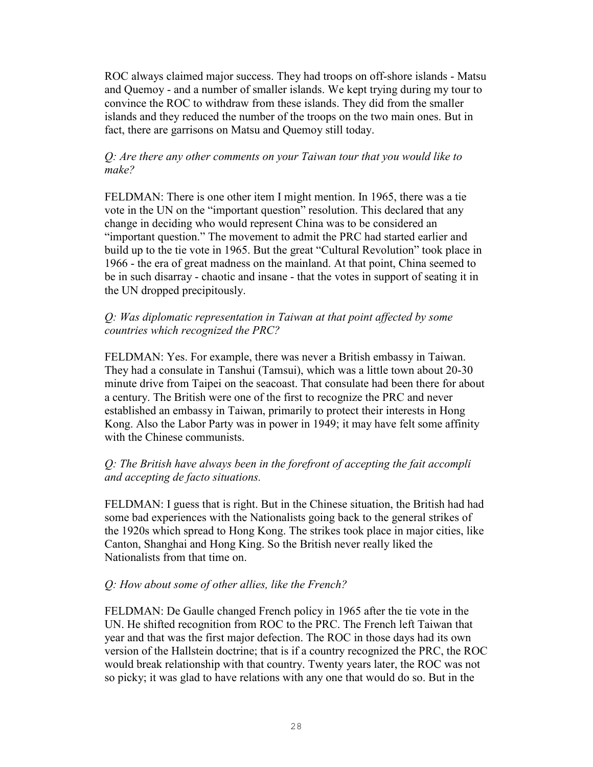ROC always claimed major success. They had troops on off-shore islands - Matsu and Quemoy - and a number of smaller islands. We kept trying during my tour to convince the ROC to withdraw from these islands. They did from the smaller islands and they reduced the number of the troops on the two main ones. But in fact, there are garrisons on Matsu and Quemoy still today.

*Q: Are there any other comments on your Taiwan tour that you would like to make?*

FELDMAN: There is one other item I might mention. In 1965, there was a tie vote in the UN on the "important question" resolution. This declared that any change in deciding who would represent China was to be considered an "important question." The movement to admit the PRC had started earlier and build up to the tie vote in 1965. But the great "Cultural Revolution" took place in 1966 - the era of great madness on the mainland. At that point, China seemed to be in such disarray - chaotic and insane - that the votes in support of seating it in the UN dropped precipitously.

*Q: Was diplomatic representation in Taiwan at that point affected by some countries which recognized the PRC?*

FELDMAN: Yes. For example, there was never a British embassy in Taiwan. They had a consulate in Tanshui (Tamsui), which was a little town about 20-30 minute drive from Taipei on the seacoast. That consulate had been there for about a century. The British were one of the first to recognize the PRC and never established an embassy in Taiwan, primarily to protect their interests in Hong Kong. Also the Labor Party was in power in 1949; it may have felt some affinity with the Chinese communists.

*Q: The British have always been in the forefront of accepting the fait accompli and accepting de facto situations.*

FELDMAN: I guess that is right. But in the Chinese situation, the British had had some bad experiences with the Nationalists going back to the general strikes of the 1920s which spread to Hong Kong. The strikes took place in major cities, like Canton, Shanghai and Hong King. So the British never really liked the Nationalists from that time on.

*Q: How about some of other allies, like the French?*

FELDMAN: De Gaulle changed French policy in 1965 after the tie vote in the UN. He shifted recognition from ROC to the PRC. The French left Taiwan that year and that was the first major defection. The ROC in those days had its own version of the Hallstein doctrine; that is if a country recognized the PRC, the ROC would break relationship with that country. Twenty years later, the ROC was not so picky; it was glad to have relations with any one that would do so. But in the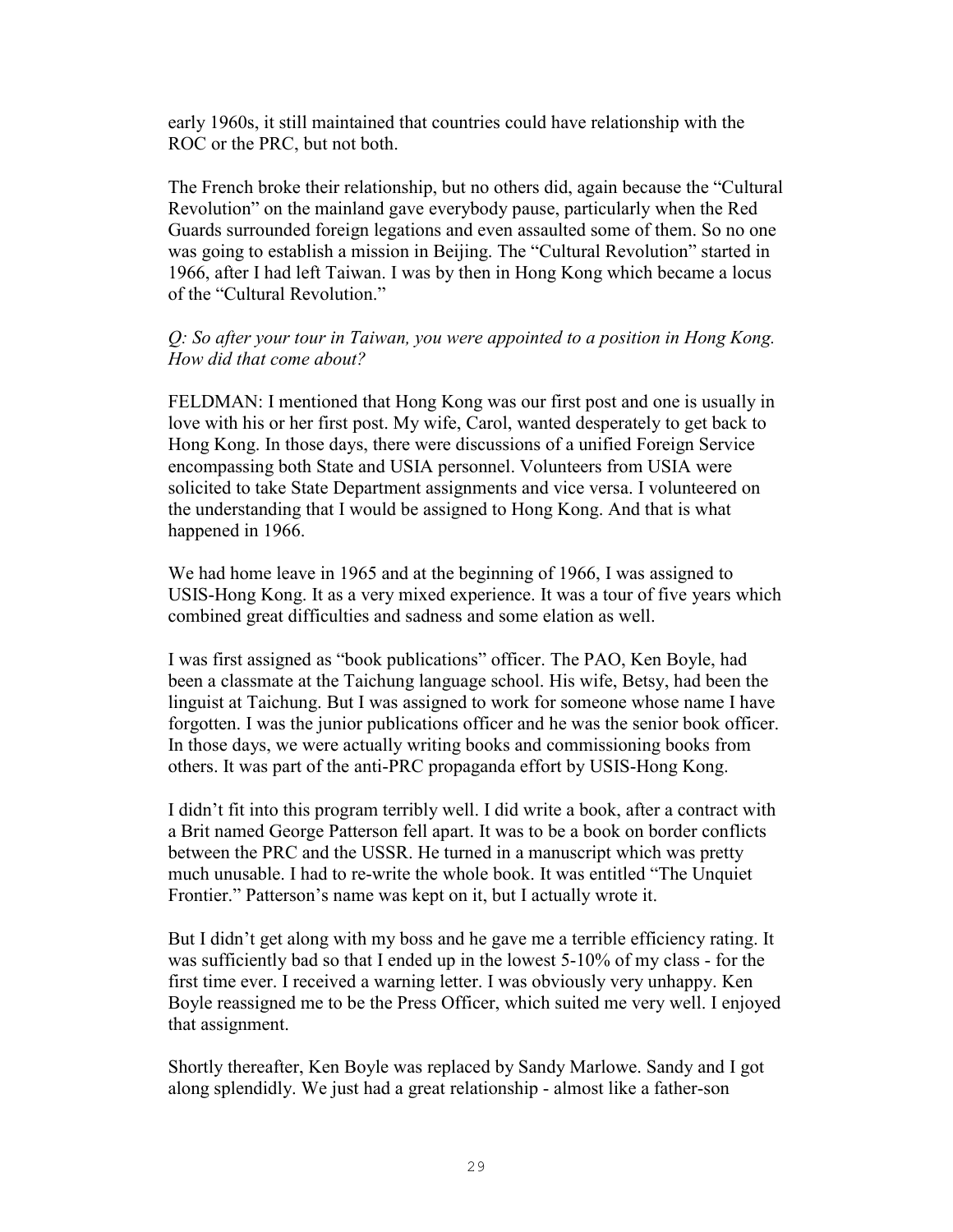early 1960s, it still maintained that countries could have relationship with the ROC or the PRC, but not both.

The French broke their relationship, but no others did, again because the "Cultural Revolution" on the mainland gave everybody pause, particularly when the Red Guards surrounded foreign legations and even assaulted some of them. So no one was going to establish a mission in Beijing. The "Cultural Revolution" started in 1966, after I had left Taiwan. I was by then in Hong Kong which became a locus of the "Cultural Revolution."

*Q: So after your tour in Taiwan, you were appointed to a position in Hong Kong. How did that come about?*

FELDMAN: I mentioned that Hong Kong was our first post and one is usually in love with his or her first post. My wife, Carol, wanted desperately to get back to Hong Kong. In those days, there were discussions of a unified Foreign Service encompassing both State and USIA personnel. Volunteers from USIA were solicited to take State Department assignments and vice versa. I volunteered on the understanding that I would be assigned to Hong Kong. And that is what happened in 1966.

We had home leave in 1965 and at the beginning of 1966, I was assigned to USIS-Hong Kong. It as a very mixed experience. It was a tour of five years which combined great difficulties and sadness and some elation as well.

I was first assigned as "book publications" officer. The PAO, Ken Boyle, had been a classmate at the Taichung language school. His wife, Betsy, had been the linguist at Taichung. But I was assigned to work for someone whose name I have forgotten. I was the junior publications officer and he was the senior book officer. In those days, we were actually writing books and commissioning books from others. It was part of the anti-PRC propaganda effort by USIS-Hong Kong.

I didn't fit into this program terribly well. I did write a book, after a contract with a Brit named George Patterson fell apart. It was to be a book on border conflicts between the PRC and the USSR. He turned in a manuscript which was pretty much unusable. I had to re-write the whole book. It was entitled "The Unquiet Frontier." Patterson's name was kept on it, but I actually wrote it.

But I didn't get along with my boss and he gave me a terrible efficiency rating. It was sufficiently bad so that I ended up in the lowest 5-10% of my class - for the first time ever. I received a warning letter. I was obviously very unhappy. Ken Boyle reassigned me to be the Press Officer, which suited me very well. I enjoyed that assignment.

Shortly thereafter, Ken Boyle was replaced by Sandy Marlowe. Sandy and I got along splendidly. We just had a great relationship - almost like a father-son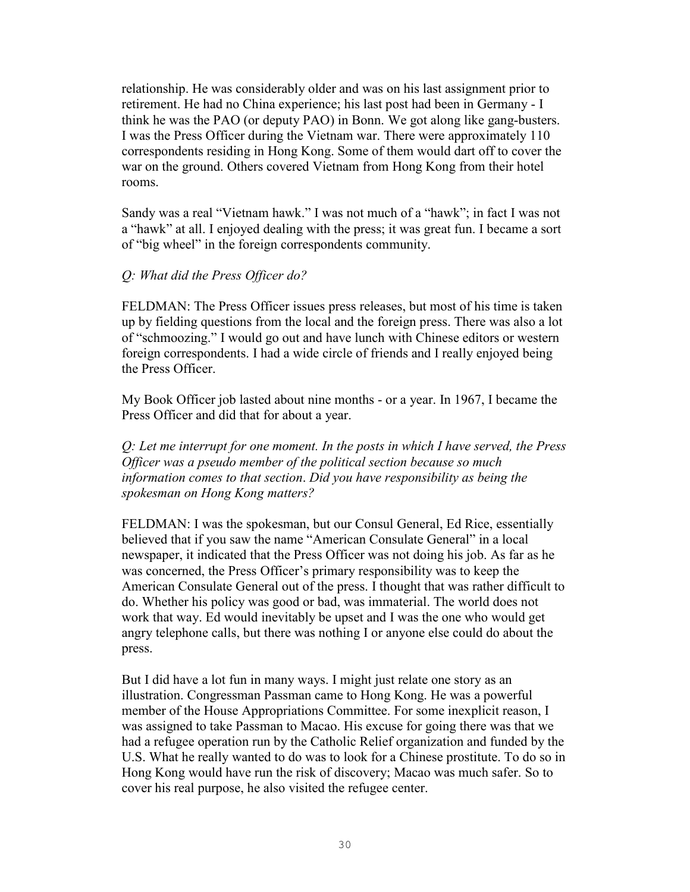relationship. He was considerably older and was on his last assignment prior to retirement. He had no China experience; his last post had been in Germany - I think he was the PAO (or deputy PAO) in Bonn. We got along like gang-busters. I was the Press Officer during the Vietnam war. There were approximately 110 correspondents residing in Hong Kong. Some of them would dart off to cover the war on the ground. Others covered Vietnam from Hong Kong from their hotel rooms.

Sandy was a real "Vietnam hawk." I was not much of a "hawk"; in fact I was not a "hawk" at all. I enjoyed dealing with the press; it was great fun. I became a sort of "big wheel" in the foreign correspondents community.

*Q: What did the Press Officer do?*

FELDMAN: The Press Officer issues press releases, but most of his time is taken up by fielding questions from the local and the foreign press. There was also a lot of "schmoozing." I would go out and have lunch with Chinese editors or western foreign correspondents. I had a wide circle of friends and I really enjoyed being the Press Officer.

My Book Officer job lasted about nine months - or a year. In 1967, I became the Press Officer and did that for about a year.

*Q: Let me interrupt for one moment. In the posts in which I have served, the Press Officer was a pseudo member of the political section because so much information comes to that section. Did you have responsibility as being the spokesman on Hong Kong matters?*

FELDMAN: I was the spokesman, but our Consul General, Ed Rice, essentially believed that if you saw the name "American Consulate General" in a local newspaper, it indicated that the Press Officer was not doing his job. As far as he was concerned, the Press Officer's primary responsibility was to keep the American Consulate General out of the press. I thought that was rather difficult to do. Whether his policy was good or bad, was immaterial. The world does not work that way. Ed would inevitably be upset and I was the one who would get angry telephone calls, but there was nothing I or anyone else could do about the press.

But I did have a lot fun in many ways. I might just relate one story as an illustration. Congressman Passman came to Hong Kong. He was a powerful member of the House Appropriations Committee. For some inexplicit reason, I was assigned to take Passman to Macao. His excuse for going there was that we had a refugee operation run by the Catholic Relief organization and funded by the U.S. What he really wanted to do was to look for a Chinese prostitute. To do so in Hong Kong would have run the risk of discovery; Macao was much safer. So to cover his real purpose, he also visited the refugee center.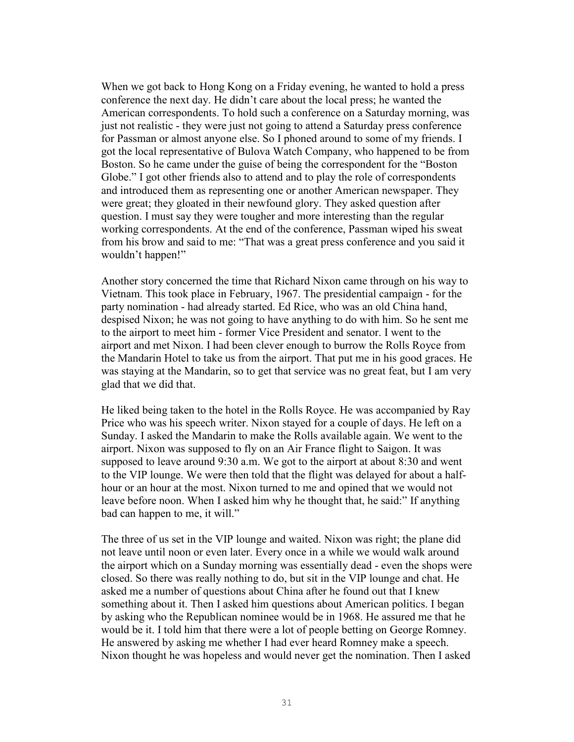When we got back to Hong Kong on a Friday evening, he wanted to hold a press conference the next day. He didn't care about the local press; he wanted the American correspondents. To hold such a conference on a Saturday morning, was just not realistic - they were just not going to attend a Saturday press conference for Passman or almost anyone else. So I phoned around to some of my friends. I got the local representative of Bulova Watch Company, who happened to be from Boston. So he came under the guise of being the correspondent for the "Boston Globe." I got other friends also to attend and to play the role of correspondents and introduced them as representing one or another American newspaper. They were great; they gloated in their newfound glory. They asked question after question. I must say they were tougher and more interesting than the regular working correspondents. At the end of the conference, Passman wiped his sweat from his brow and said to me: "That was a great press conference and you said it wouldn't happen!"

Another story concerned the time that Richard Nixon came through on his way to Vietnam. This took place in February, 1967. The presidential campaign - for the party nomination - had already started. Ed Rice, who was an old China hand, despised Nixon; he was not going to have anything to do with him. So he sent me to the airport to meet him - former Vice President and senator. I went to the airport and met Nixon. I had been clever enough to burrow the Rolls Royce from the Mandarin Hotel to take us from the airport. That put me in his good graces. He was staying at the Mandarin, so to get that service was no great feat, but I am very glad that we did that.

He liked being taken to the hotel in the Rolls Royce. He was accompanied by Ray Price who was his speech writer. Nixon stayed for a couple of days. He left on a Sunday. I asked the Mandarin to make the Rolls available again. We went to the airport. Nixon was supposed to fly on an Air France flight to Saigon. It was supposed to leave around 9:30 a.m. We got to the airport at about 8:30 and went to the VIP lounge. We were then told that the flight was delayed for about a half-hour or an hour at the most. Nixon turned to me and opined that we would not leave before noon. When I asked him why he thought that, he said:" If anything bad can happen to me, it will."

The three of us set in the VIP lounge and waited. Nixon was right; the plane did not leave until noon or even later. Every once in a while we would walk around the airport which on a Sunday morning was essentially dead - even the shops were closed. So there was really nothing to do, but sit in the VIP lounge and chat. He asked me a number of questions about China after he found out that I knew something about it. Then I asked him questions about American politics. I began by asking who the Republican nominee would be in 1968. He assured me that he would be it. I told him that there were a lot of people betting on George Romney. He answered by asking me whether I had ever heard Romney make a speech. Nixon thought he was hopeless and would never get the nomination. Then I asked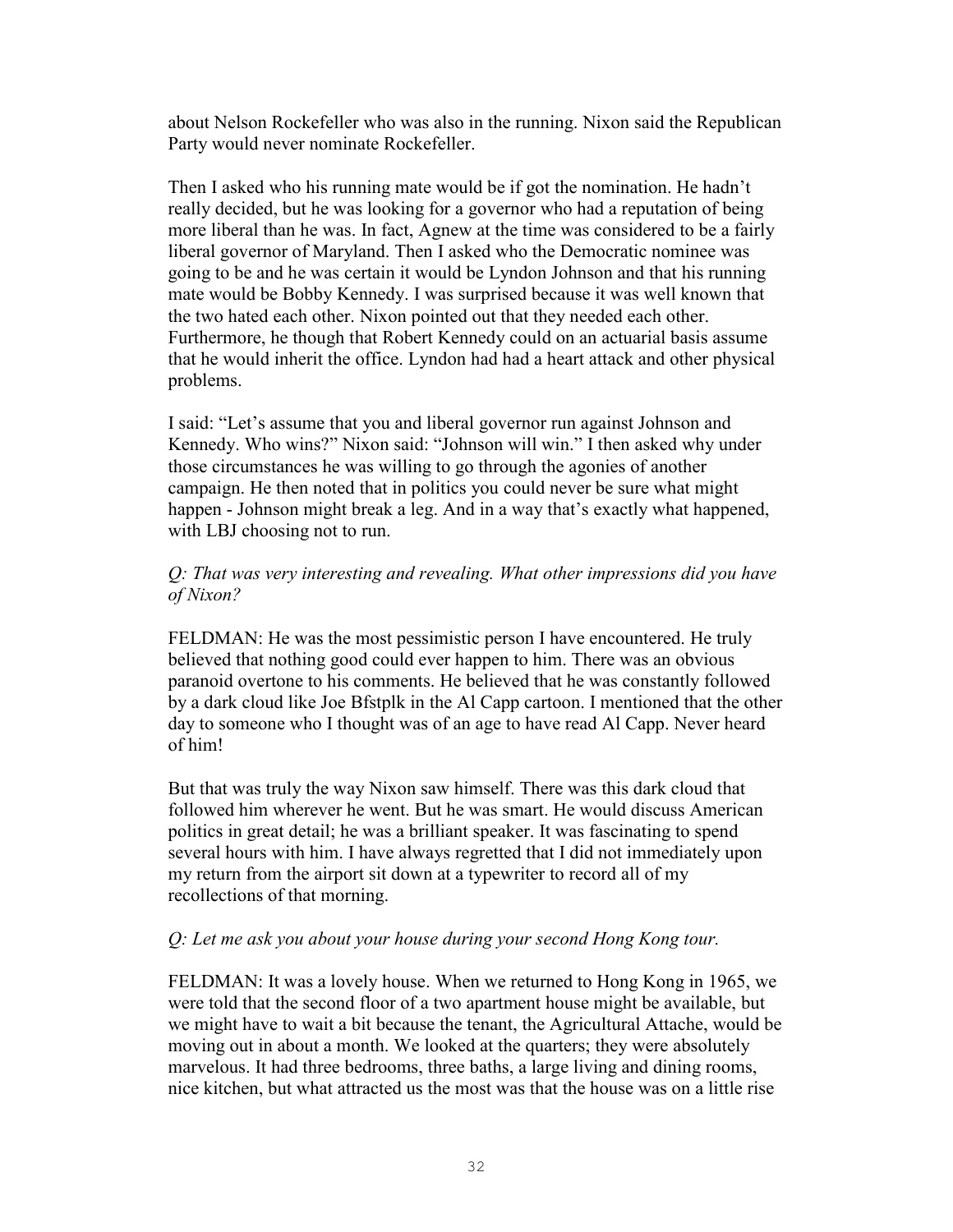about Nelson Rockefeller who was also in the running. Nixon said the Republican Party would never nominate Rockefeller.

Then I asked who his running mate would be if got the nomination. He hadn't really decided, but he was looking for a governor who had a reputation of being more liberal than he was. In fact, Agnew at the time was considered to be a fairly liberal governor of Maryland. Then I asked who the Democratic nominee was going to be and he was certain it would be Lyndon Johnson and that his running mate would be Bobby Kennedy. I was surprised because it was well known that the two hated each other. Nixon pointed out that they needed each other. Furthermore, he though that Robert Kennedy could on an actuarial basis assume that he would inherit the office. Lyndon had had a heart attack and other physical problems.

I said: "Let's assume that you and liberal governor run against Johnson and Kennedy. Who wins?" Nixon said: "Johnson will win." I then asked why under those circumstances he was willing to go through the agonies of another campaign. He then noted that in politics you could never be sure what might happen - Johnson might break a leg. And in a way that's exactly what happened, with LBJ choosing not to run.

*Q: That was very interesting and revealing. What other impressions did you have of Nixon?*

FELDMAN: He was the most pessimistic person I have encountered. He truly believed that nothing good could ever happen to him. There was an obvious paranoid overtone to his comments. He believed that he was constantly followed by a dark cloud like Joe Bfstplk in the Al Capp cartoon. I mentioned that the other day to someone who I thought was of an age to have read Al Capp. Never heard of him!

But that was truly the way Nixon saw himself. There was this dark cloud that followed him wherever he went. But he was smart. He would discuss American politics in great detail; he was a brilliant speaker. It was fascinating to spend several hours with him. I have always regretted that I did not immediately upon my return from the airport sit down at a typewriter to record all of my recollections of that morning.

*Q: Let me ask you about your house during your second Hong Kong tour.*

FELDMAN: It was a lovely house. When we returned to Hong Kong in 1965, we were told that the second floor of a two apartment house might be available, but we might have to wait a bit because the tenant, the Agricultural Attache, would be moving out in about a month. We looked at the quarters; they were absolutely marvelous. It had three bedrooms, three baths, a large living and dining rooms, nice kitchen, but what attracted us the most was that the house was on a little rise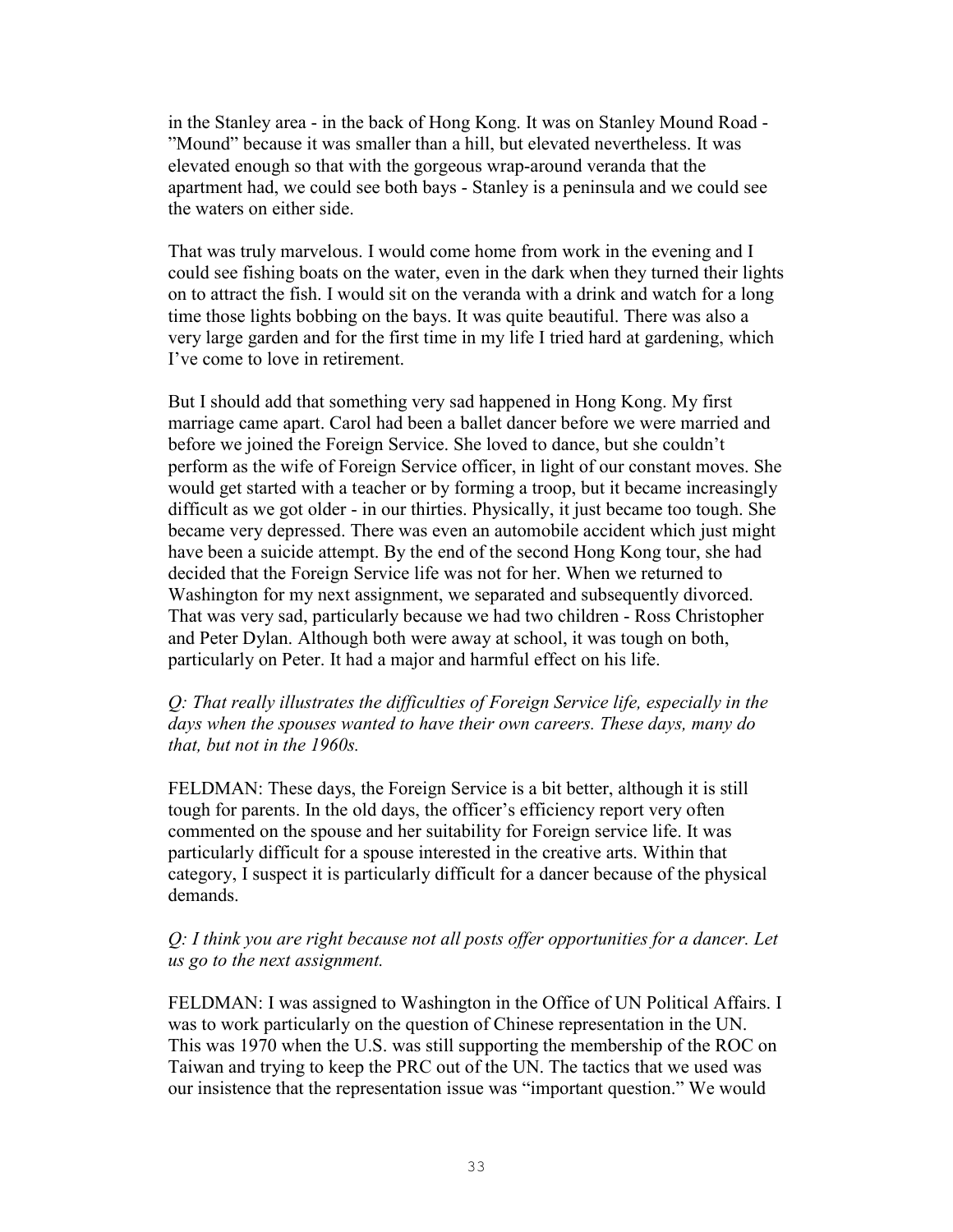in the Stanley area - in the back of Hong Kong. It was on Stanley Mound Road - "Mound" because it was smaller than a hill, but elevated nevertheless. It was elevated enough so that with the gorgeous wrap-around veranda that the apartment had, we could see both bays - Stanley is a peninsula and we could see the waters on either side.

That was truly marvelous. I would come home from work in the evening and I could see fishing boats on the water, even in the dark when they turned their lights on to attract the fish. I would sit on the veranda with a drink and watch for a long time those lights bobbing on the bays. It was quite beautiful. There was also a very large garden and for the first time in my life I tried hard at gardening, which I've come to love in retirement.

But I should add that something very sad happened in Hong Kong. My first marriage came apart. Carol had been a ballet dancer before we were married and before we joined the Foreign Service. She loved to dance, but she couldn't perform as the wife of Foreign Service officer, in light of our constant moves. She would get started with a teacher or by forming a troop, but it became increasingly difficult as we got older - in our thirties. Physically, it just became too tough. She became very depressed. There was even an automobile accident which just might have been a suicide attempt. By the end of the second Hong Kong tour, she had decided that the Foreign Service life was not for her. When we returned to Washington for my next assignment, we separated and subsequently divorced. That was very sad, particularly because we had two children - Ross Christopher and Peter Dylan. Although both were away at school, it was tough on both, particularly on Peter. It had a major and harmful effect on his life.

*Q: That really illustrates the difficulties of Foreign Service life, especially in the days when the spouses wanted to have their own careers. These days, many do that, but not in the 1960s.*

FELDMAN: These days, the Foreign Service is a bit better, although it is still tough for parents. In the old days, the officer's efficiency report very often commented on the spouse and her suitability for Foreign service life. It was particularly difficult for a spouse interested in the creative arts. Within that category, I suspect it is particularly difficult for a dancer because of the physical demands.

*Q: I think you are right because not all posts offer opportunities for a dancer. Let us go to the next assignment.*

FELDMAN: I was assigned to Washington in the Office of UN Political Affairs. I was to work particularly on the question of Chinese representation in the UN. This was 1970 when the U.S. was still supporting the membership of the ROC on Taiwan and trying to keep the PRC out of the UN. The tactics that we used was our insistence that the representation issue was "important question." We would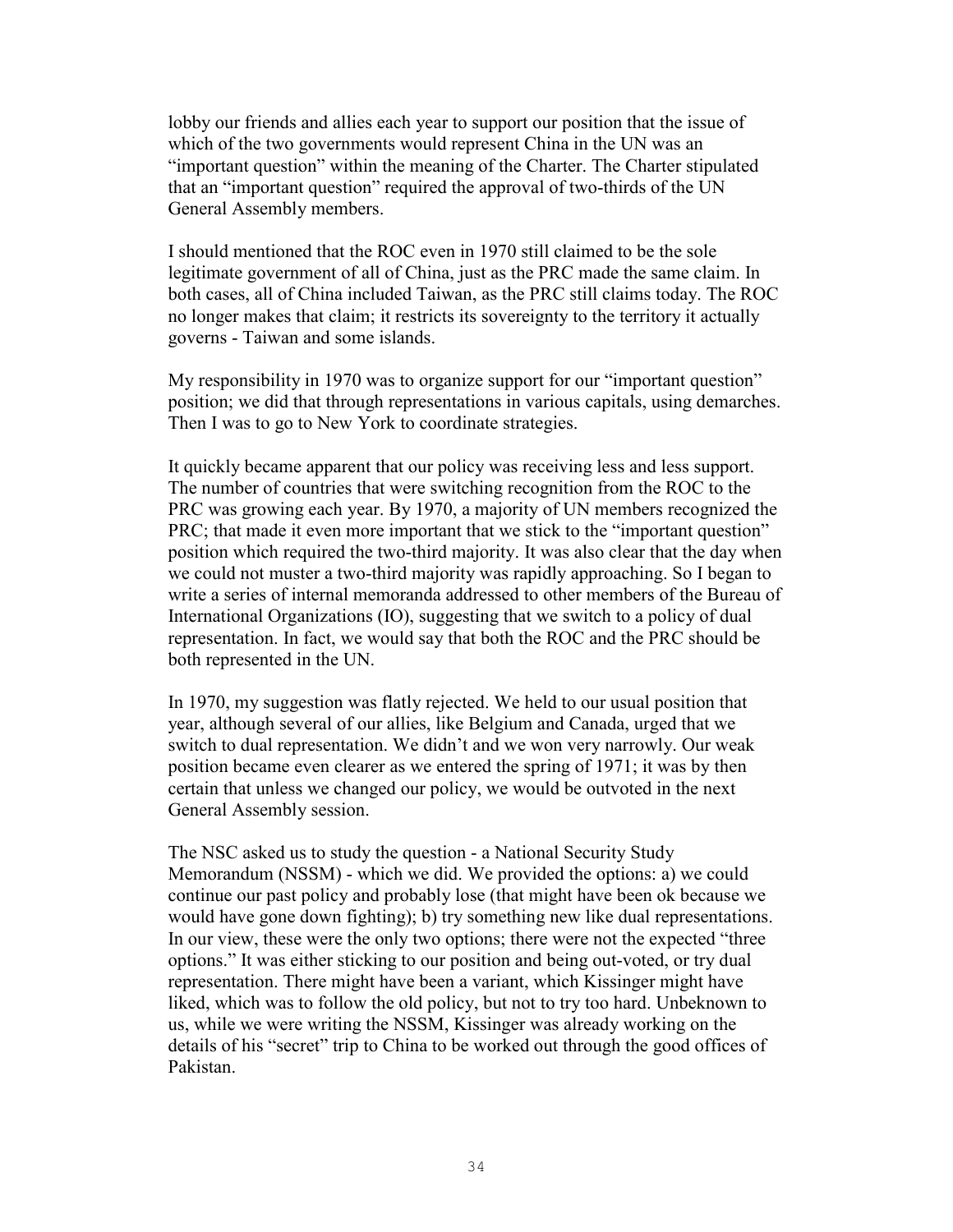lobby our friends and allies each year to support our position that the issue of which of the two governments would represent China in the UN was an "important question" within the meaning of the Charter. The Charter stipulated that an "important question" required the approval of two-thirds of the UN General Assembly members.

I should mentioned that the ROC even in 1970 still claimed to be the sole legitimate government of all of China, just as the PRC made the same claim. In both cases, all of China included Taiwan, as the PRC still claims today. The ROC no longer makes that claim; it restricts its sovereignty to the territory it actually governs - Taiwan and some islands.

My responsibility in 1970 was to organize support for our "important question" position; we did that through representations in various capitals, using demarches. Then I was to go to New York to coordinate strategies.

It quickly became apparent that our policy was receiving less and less support. The number of countries that were switching recognition from the ROC to the PRC was growing each year. By 1970, a majority of UN members recognized the PRC; that made it even more important that we stick to the "important question" position which required the two-third majority. It was also clear that the day when we could not muster a two-third majority was rapidly approaching. So I began to write a series of internal memoranda addressed to other members of the Bureau of International Organizations (IO), suggesting that we switch to a policy of dual representation. In fact, we would say that both the ROC and the PRC should be both represented in the UN.

In 1970, my suggestion was flatly rejected. We held to our usual position that year, although several of our allies, like Belgium and Canada, urged that we switch to dual representation. We didn't and we won very narrowly. Our weak position became even clearer as we entered the spring of 1971; it was by then certain that unless we changed our policy, we would be outvoted in the next General Assembly session.

The NSC asked us to study the question - a National Security Study Memorandum (NSSM) - which we did. We provided the options: a) we could continue our past policy and probably lose (that might have been ok because we would have gone down fighting); b) try something new like dual representations. In our view, these were the only two options; there were not the expected "three options." It was either sticking to our position and being out-voted, or try dual representation. There might have been a variant, which Kissinger might have liked, which was to follow the old policy, but not to try too hard. Unbeknown to us, while we were writing the NSSM, Kissinger was already working on the details of his "secret" trip to China to be worked out through the good offices of Pakistan.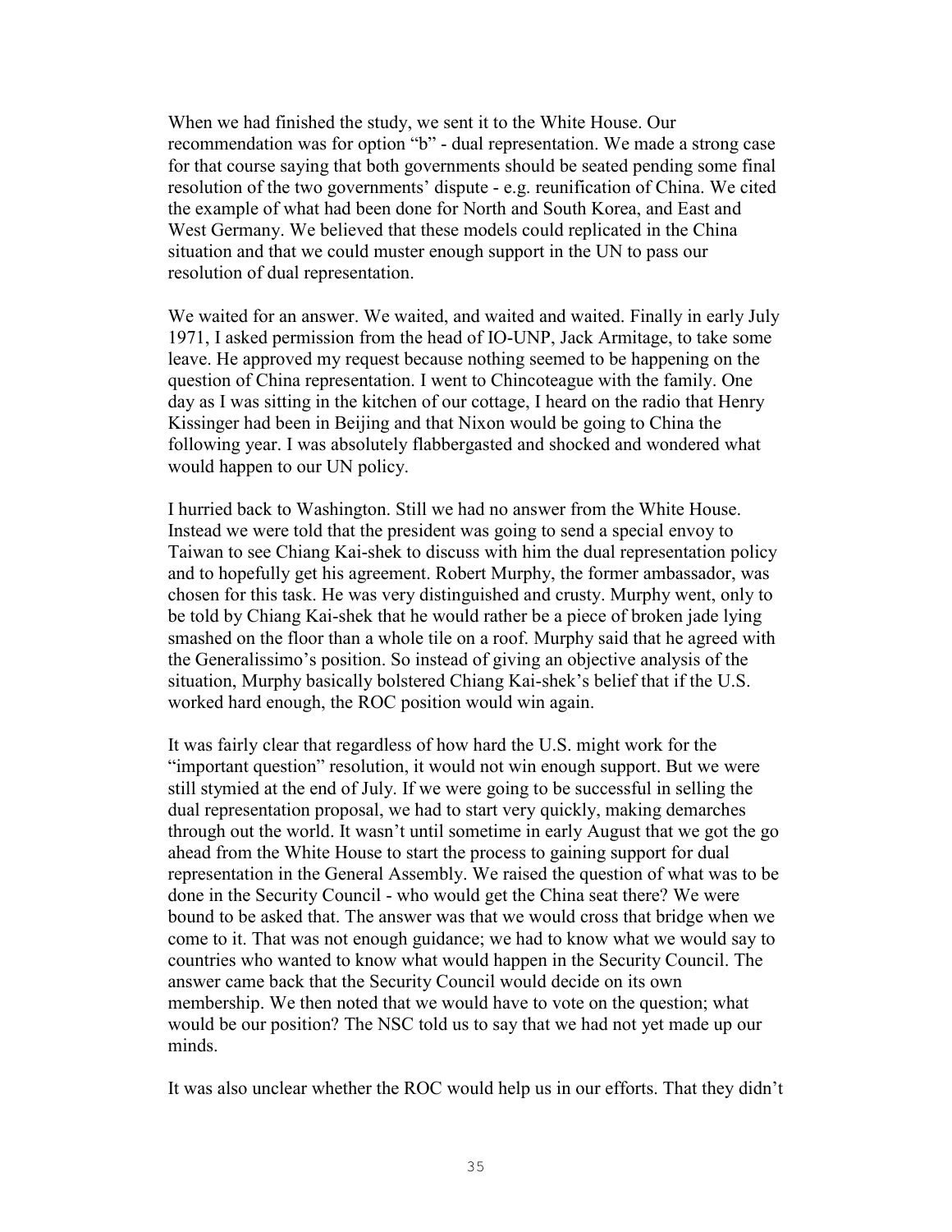When we had finished the study, we sent it to the White House. Our recommendation was for option "b" - dual representation. We made a strong case for that course saying that both governments should be seated pending some final resolution of the two governments' dispute - e.g. reunification of China. We cited the example of what had been done for North and South Korea, and East and West Germany. We believed that these models could replicated in the China situation and that we could muster enough support in the UN to pass our resolution of dual representation.

We waited for an answer. We waited, and waited and waited. Finally in early July 1971, I asked permission from the head of IO-UNP, Jack Armitage, to take some leave. He approved my request because nothing seemed to be happening on the question of China representation. I went to Chincoteague with the family. One day as I was sitting in the kitchen of our cottage, I heard on the radio that Henry Kissinger had been in Beijing and that Nixon would be going to China the following year. I was absolutely flabbergasted and shocked and wondered what would happen to our UN policy.

I hurried back to Washington. Still we had no answer from the White House. Instead we were told that the president was going to send a special envoy to Taiwan to see Chiang Kai-shek to discuss with him the dual representation policy and to hopefully get his agreement. Robert Murphy, the former ambassador, was chosen for this task. He was very distinguished and crusty. Murphy went, only to be told by Chiang Kai-shek that he would rather be a piece of broken jade lying smashed on the floor than a whole tile on a roof. Murphy said that he agreed with the Generalissimo's position. So instead of giving an objective analysis of the situation, Murphy basically bolstered Chiang Kai-shek's belief that if the U.S. worked hard enough, the ROC position would win again.

It was fairly clear that regardless of how hard the U.S. might work for the "important question" resolution, it would not win enough support. But we were still stymied at the end of July. If we were going to be successful in selling the dual representation proposal, we had to start very quickly, making demarches through out the world. It wasn't until sometime in early August that we got the go ahead from the White House to start the process to gaining support for dual representation in the General Assembly. We raised the question of what was to be done in the Security Council - who would get the China seat there? We were bound to be asked that. The answer was that we would cross that bridge when we come to it. That was not enough guidance; we had to know what we would say to countries who wanted to know what would happen in the Security Council. The answer came back that the Security Council would decide on its own membership. We then noted that we would have to vote on the question; what would be our position? The NSC told us to say that we had not yet made up our minds.

It was also unclear whether the ROC would help us in our efforts. That they didn't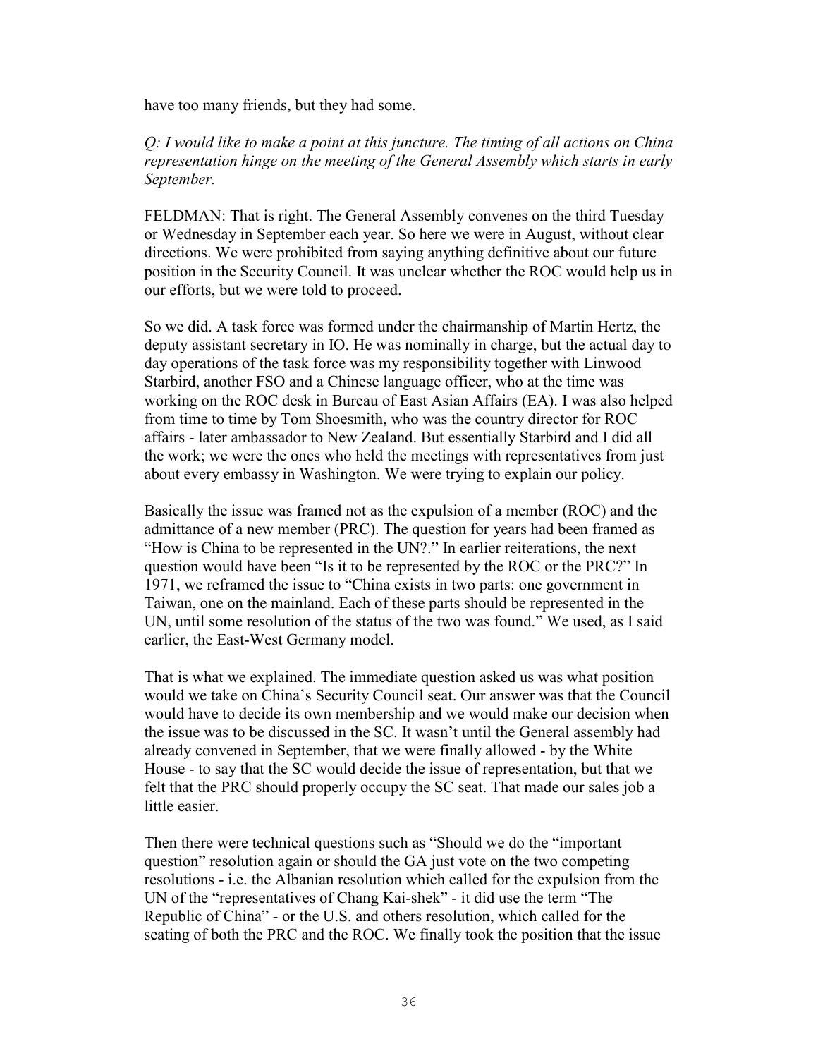have too many friends, but they had some.

*Q: I would like to make a point at this juncture. The timing of all actions on China representation hinge on the meeting of the General Assembly which starts in early September.*

FELDMAN: That is right. The General Assembly convenes on the third Tuesday or Wednesday in September each year. So here we were in August, without clear directions. We were prohibited from saying anything definitive about our future position in the Security Council. It was unclear whether the ROC would help us in our efforts, but we were told to proceed.

So we did. A task force was formed under the chairmanship of Martin Hertz, the deputy assistant secretary in IO. He was nominally in charge, but the actual day to day operations of the task force was my responsibility together with Linwood Starbird, another FSO and a Chinese language officer, who at the time was working on the ROC desk in Bureau of East Asian Affairs (EA). I was also helped from time to time by Tom Shoesmith, who was the country director for ROC affairs - later ambassador to New Zealand. But essentially Starbird and I did all the work; we were the ones who held the meetings with representatives from just about every embassy in Washington. We were trying to explain our policy.

Basically the issue was framed not as the expulsion of a member (ROC) and the admittance of a new member (PRC). The question for years had been framed as "How is China to be represented in the UN?." In earlier reiterations, the next question would have been "Is it to be represented by the ROC or the PRC?" In 1971, we reframed the issue to "China exists in two parts: one government in Taiwan, one on the mainland. Each of these parts should be represented in the UN, until some resolution of the status of the two was found." We used, as I said earlier, the East-West Germany model.

That is what we explained. The immediate question asked us was what position would we take on China's Security Council seat. Our answer was that the Council would have to decide its own membership and we would make our decision when the issue was to be discussed in the SC. It wasn't until the General assembly had already convened in September, that we were finally allowed - by the White House - to say that the SC would decide the issue of representation, but that we felt that the PRC should properly occupy the SC seat. That made our sales job a little easier.

Then there were technical questions such as "Should we do the "important question" resolution again or should the GA just vote on the two competing resolutions - i.e. the Albanian resolution which called for the expulsion from the UN of the "representatives of Chang Kai-shek" - it did use the term "The Republic of China" - or the U.S. and others resolution, which called for the seating of both the PRC and the ROC. We finally took the position that the issue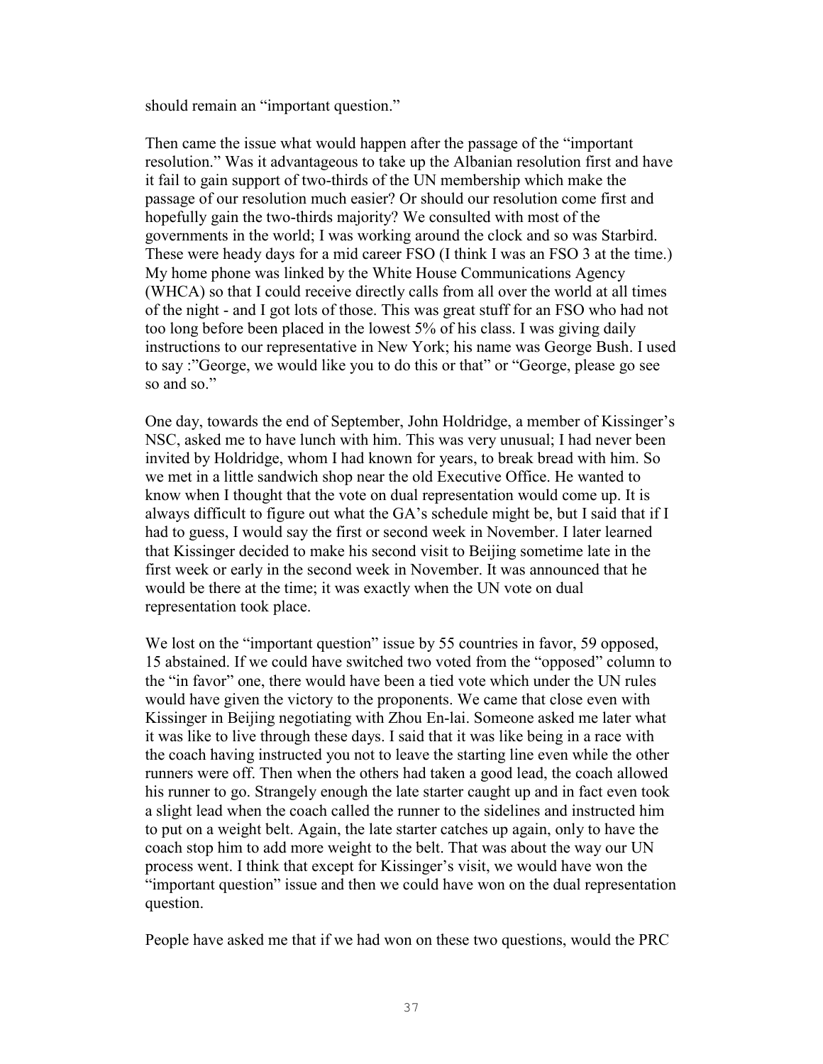should remain an "important question."

Then came the issue what would happen after the passage of the "important resolution." Was it advantageous to take up the Albanian resolution first and have it fail to gain support of two-thirds of the UN membership which make the passage of our resolution much easier? Or should our resolution come first and hopefully gain the two-thirds majority? We consulted with most of the governments in the world; I was working around the clock and so was Starbird. These were heady days for a mid career FSO (I think I was an FSO 3 at the time.) My home phone was linked by the White House Communications Agency (WHCA) so that I could receive directly calls from all over the world at all times of the night - and I got lots of those. This was great stuff for an FSO who had not too long before been placed in the lowest 5% of his class. I was giving daily instructions to our representative in New York; his name was George Bush. I used to say :"George, we would like you to do this or that" or "George, please go see so and so."

One day, towards the end of September, John Holdridge, a member of Kissinger's NSC, asked me to have lunch with him. This was very unusual; I had never been invited by Holdridge, whom I had known for years, to break bread with him. So we met in a little sandwich shop near the old Executive Office. He wanted to know when I thought that the vote on dual representation would come up. It is always difficult to figure out what the GA's schedule might be, but I said that if I had to guess, I would say the first or second week in November. I later learned that Kissinger decided to make his second visit to Beijing sometime late in the first week or early in the second week in November. It was announced that he would be there at the time; it was exactly when the UN vote on dual representation took place.

We lost on the "important question" issue by 55 countries in favor, 59 opposed, 15 abstained. If we could have switched two voted from the "opposed" column to the "in favor" one, there would have been a tied vote which under the UN rules would have given the victory to the proponents. We came that close even with Kissinger in Beijing negotiating with Zhou En-lai. Someone asked me later what it was like to live through these days. I said that it was like being in a race with the coach having instructed you not to leave the starting line even while the other runners were off. Then when the others had taken a good lead, the coach allowed his runner to go. Strangely enough the late starter caught up and in fact even took a slight lead when the coach called the runner to the sidelines and instructed him to put on a weight belt. Again, the late starter catches up again, only to have the coach stop him to add more weight to the belt. That was about the way our UN process went. I think that except for Kissinger's visit, we would have won the "important question" issue and then we could have won on the dual representation question.

People have asked me that if we had won on these two questions, would the PRC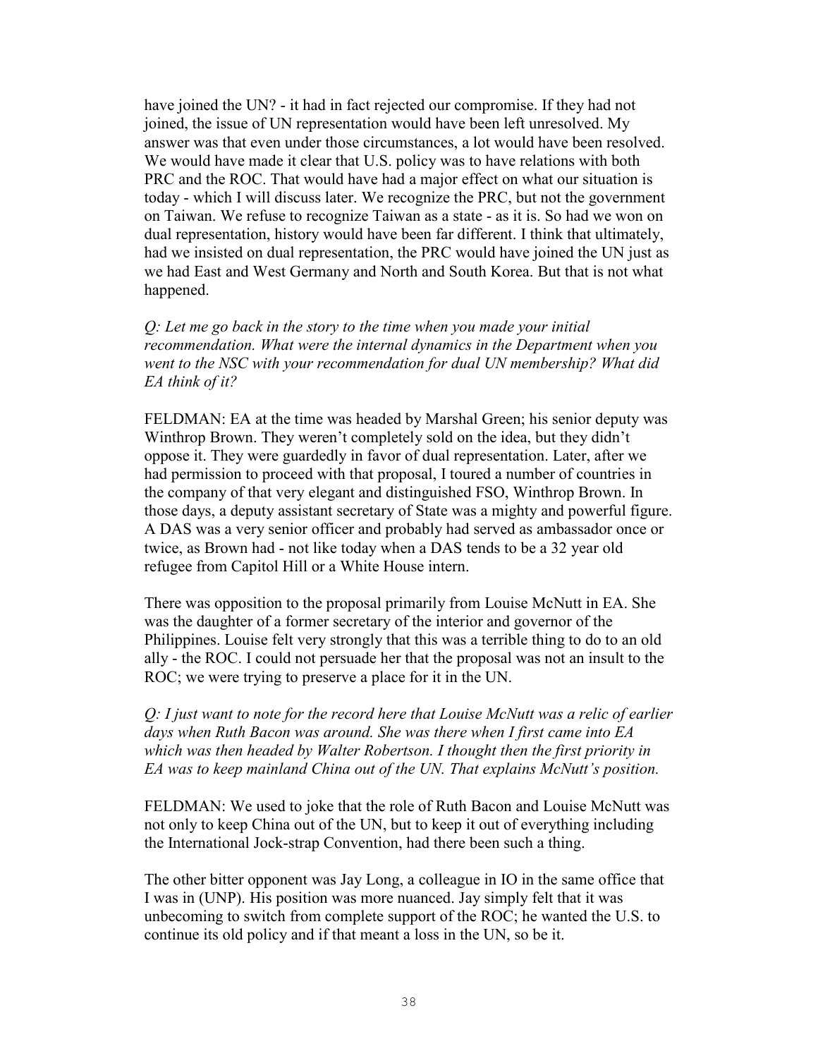have joined the UN? - it had in fact rejected our compromise. If they had not joined, the issue of UN representation would have been left unresolved. My answer was that even under those circumstances, a lot would have been resolved. We would have made it clear that U.S. policy was to have relations with both PRC and the ROC. That would have had a major effect on what our situation is today - which I will discuss later. We recognize the PRC, but not the government on Taiwan. We refuse to recognize Taiwan as a state - as it is. So had we won on dual representation, history would have been far different. I think that ultimately, had we insisted on dual representation, the PRC would have joined the UN just as we had East and West Germany and North and South Korea. But that is not what happened.

*Q: Let me go back in the story to the time when you made your initial recommendation. What were the internal dynamics in the Department when you went to the NSC with your recommendation for dual UN membership? What did EA think of it?*

FELDMAN: EA at the time was headed by Marshal Green; his senior deputy was Winthrop Brown. They weren't completely sold on the idea, but they didn't oppose it. They were guardedly in favor of dual representation. Later, after we had permission to proceed with that proposal, I toured a number of countries in the company of that very elegant and distinguished FSO, Winthrop Brown. In those days, a deputy assistant secretary of State was a mighty and powerful figure. A DAS was a very senior officer and probably had served as ambassador once or twice, as Brown had - not like today when a DAS tends to be a 32 year old refugee from Capitol Hill or a White House intern.

There was opposition to the proposal primarily from Louise McNutt in EA. She was the daughter of a former secretary of the interior and governor of the Philippines. Louise felt very strongly that this was a terrible thing to do to an old ally - the ROC. I could not persuade her that the proposal was not an insult to the ROC; we were trying to preserve a place for it in the UN.

*Q: I just want to note for the record here that Louise McNutt was a relic of earlier days when Ruth Bacon was around. She was there when I first came into EA which was then headed by Walter Robertson. I thought then the first priority in EA was to keep mainland China out of the UN. That explains McNutt's position.*

FELDMAN: We used to joke that the role of Ruth Bacon and Louise McNutt was not only to keep China out of the UN, but to keep it out of everything including the International Jock-strap Convention, had there been such a thing.

The other bitter opponent was Jay Long, a colleague in IO in the same office that I was in (UNP). His position was more nuanced. Jay simply felt that it was unbecoming to switch from complete support of the ROC; he wanted the U.S. to continue its old policy and if that meant a loss in the UN, so be it.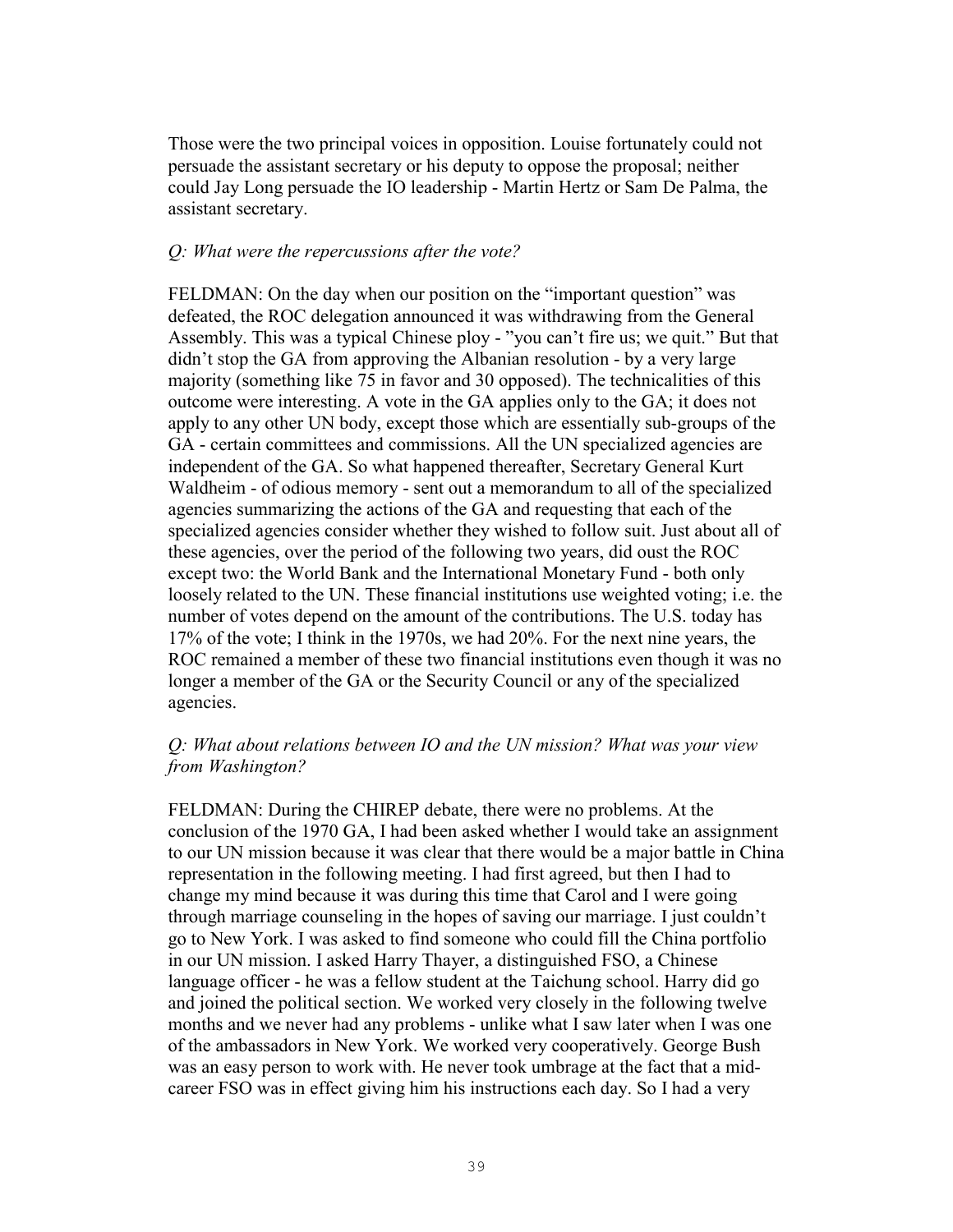Those were the two principal voices in opposition. Louise fortunately could not persuade the assistant secretary or his deputy to oppose the proposal; neither could Jay Long persuade the IO leadership - Martin Hertz or Sam De Palma, the assistant secretary.

*Q: What were the repercussions after the vote?*

FELDMAN: On the day when our position on the "important question" was defeated, the ROC delegation announced it was withdrawing from the General Assembly. This was a typical Chinese ploy - "you can't fire us; we quit." But that didn't stop the GA from approving the Albanian resolution - by a very large majority (something like 75 in favor and 30 opposed). The technicalities of this outcome were interesting. A vote in the GA applies only to the GA; it does not apply to any other UN body, except those which are essentially sub-groups of the GA - certain committees and commissions. All the UN specialized agencies are independent of the GA. So what happened thereafter, Secretary General Kurt Waldheim - of odious memory - sent out a memorandum to all of the specialized agencies summarizing the actions of the GA and requesting that each of the specialized agencies consider whether they wished to follow suit. Just about all of these agencies, over the period of the following two years, did oust the ROC except two: the World Bank and the International Monetary Fund - both only loosely related to the UN. These financial institutions use weighted voting; i.e. the number of votes depend on the amount of the contributions. The U.S. today has 17% of the vote; I think in the 1970s, we had 20%. For the next nine years, the ROC remained a member of these two financial institutions even though it was no longer a member of the GA or the Security Council or any of the specialized agencies.

*Q: What about relations between IO and the UN mission? What was your view from Washington?*

FELDMAN: During the CHIREP debate, there were no problems. At the conclusion of the 1970 GA, I had been asked whether I would take an assignment to our UN mission because it was clear that there would be a major battle in China representation in the following meeting. I had first agreed, but then I had to change my mind because it was during this time that Carol and I were going through marriage counseling in the hopes of saving our marriage. I just couldn't go to New York. I was asked to find someone who could fill the China portfolio in our UN mission. I asked Harry Thayer, a distinguished FSO, a Chinese language officer - he was a fellow student at the Taichung school. Harry did go and joined the political section. We worked very closely in the following twelve months and we never had any problems - unlike what I saw later when I was one of the ambassadors in New York. We worked very cooperatively. George Bush was an easy person to work with. He never took umbrage at the fact that a mid-career FSO was in effect giving him his instructions each day. So I had a very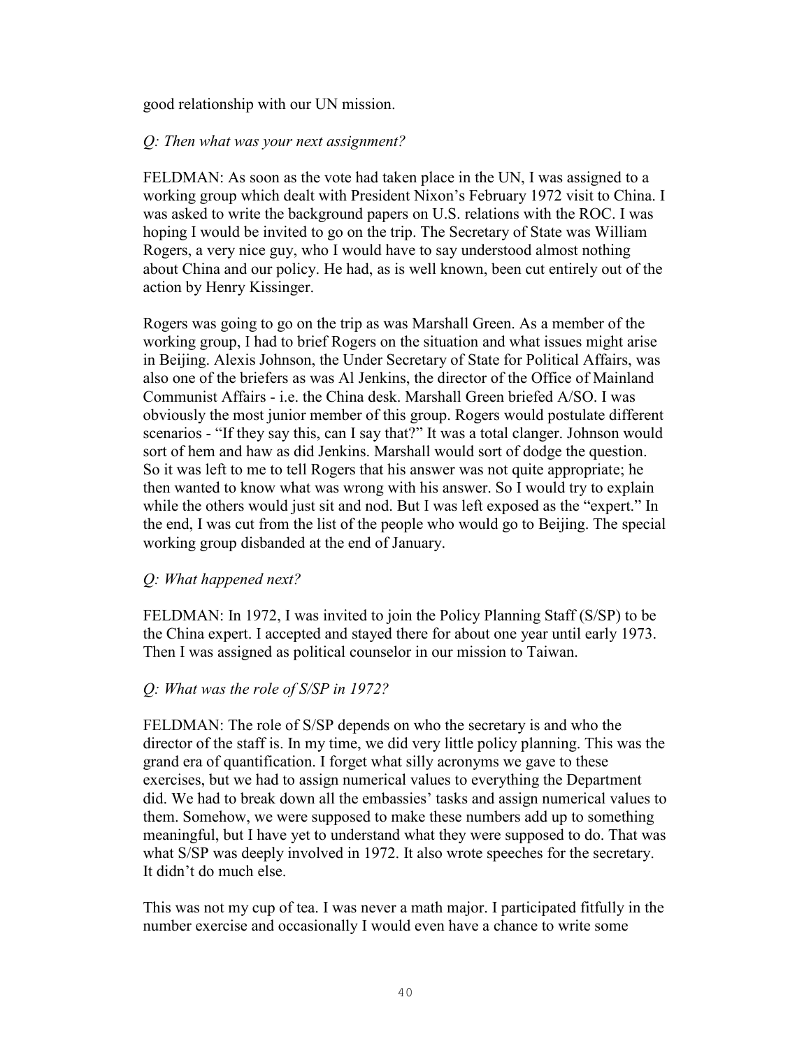good relationship with our UN mission.

*Q: Then what was your next assignment?*

FELDMAN: As soon as the vote had taken place in the UN, I was assigned to a working group which dealt with President Nixon's February 1972 visit to China. I was asked to write the background papers on U.S. relations with the ROC. I was hoping I would be invited to go on the trip. The Secretary of State was William Rogers, a very nice guy, who I would have to say understood almost nothing about China and our policy. He had, as is well known, been cut entirely out of the action by Henry Kissinger.

Rogers was going to go on the trip as was Marshall Green. As a member of the working group, I had to brief Rogers on the situation and what issues might arise in Beijing. Alexis Johnson, the Under Secretary of State for Political Affairs, was also one of the briefers as was Al Jenkins, the director of the Office of Mainland Communist Affairs - i.e. the China desk. Marshall Green briefed A/SO. I was obviously the most junior member of this group. Rogers would postulate different scenarios - "If they say this, can I say that?" It was a total clanger. Johnson would sort of hem and haw as did Jenkins. Marshall would sort of dodge the question. So it was left to me to tell Rogers that his answer was not quite appropriate; he then wanted to know what was wrong with his answer. So I would try to explain while the others would just sit and nod. But I was left exposed as the "expert." In the end, I was cut from the list of the people who would go to Beijing. The special working group disbanded at the end of January.

*Q: What happened next?*

FELDMAN: In 1972, I was invited to join the Policy Planning Staff (S/SP) to be the China expert. I accepted and stayed there for about one year until early 1973. Then I was assigned as political counselor in our mission to Taiwan.

*Q: What was the role of S/SP in 1972?*

FELDMAN: The role of S/SP depends on who the secretary is and who the director of the staff is. In my time, we did very little policy planning. This was the grand era of quantification. I forget what silly acronyms we gave to these exercises, but we had to assign numerical values to everything the Department did. We had to break down all the embassies' tasks and assign numerical values to them. Somehow, we were supposed to make these numbers add up to something meaningful, but I have yet to understand what they were supposed to do. That was what S/SP was deeply involved in 1972. It also wrote speeches for the secretary. It didn't do much else.

This was not my cup of tea. I was never a math major. I participated fitfully in the number exercise and occasionally I would even have a chance to write some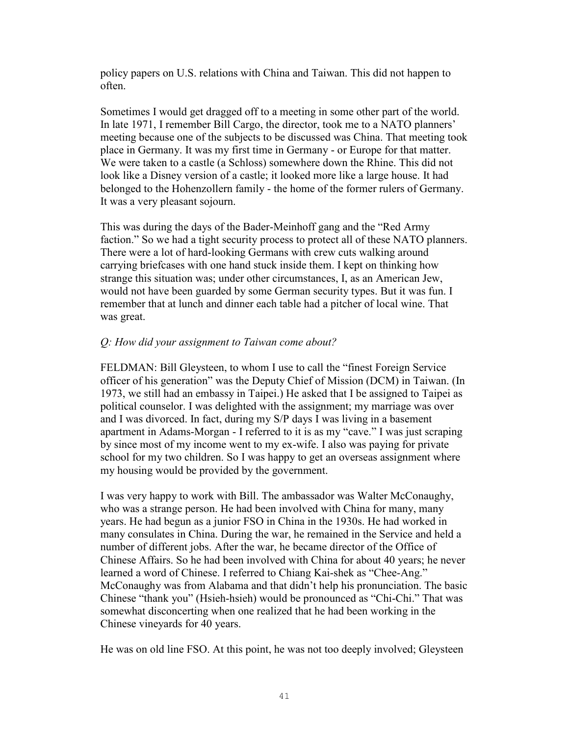policy papers on U.S. relations with China and Taiwan. This did not happen to often.

Sometimes I would get dragged off to a meeting in some other part of the world. In late 1971, I remember Bill Cargo, the director, took me to a NATO planners' meeting because one of the subjects to be discussed was China. That meeting took place in Germany. It was my first time in Germany - or Europe for that matter. We were taken to a castle (a Schloss) somewhere down the Rhine. This did not look like a Disney version of a castle; it looked more like a large house. It had belonged to the Hohenzollern family - the home of the former rulers of Germany. It was a very pleasant sojourn.

This was during the days of the Bader-Meinhoff gang and the "Red Army faction." So we had a tight security process to protect all of these NATO planners. There were a lot of hard-looking Germans with crew cuts walking around carrying briefcases with one hand stuck inside them. I kept on thinking how strange this situation was; under other circumstances, I, as an American Jew, would not have been guarded by some German security types. But it was fun. I remember that at lunch and dinner each table had a pitcher of local wine. That was great.

*Q: How did your assignment to Taiwan come about?*

FELDMAN: Bill Gleysteen, to whom I use to call the "finest Foreign Service officer of his generation" was the Deputy Chief of Mission (DCM) in Taiwan. (In 1973, we still had an embassy in Taipei.) He asked that I be assigned to Taipei as political counselor. I was delighted with the assignment; my marriage was over and I was divorced. In fact, during my S/P days I was living in a basement apartment in Adams-Morgan - I referred to it is as my "cave." I was just scraping by since most of my income went to my ex-wife. I also was paying for private school for my two children. So I was happy to get an overseas assignment where my housing would be provided by the government.

I was very happy to work with Bill. The ambassador was Walter McConaughy, who was a strange person. He had been involved with China for many, many years. He had begun as a junior FSO in China in the 1930s. He had worked in many consulates in China. During the war, he remained in the Service and held a number of different jobs. After the war, he became director of the Office of Chinese Affairs. So he had been involved with China for about 40 years; he never learned a word of Chinese. I referred to Chiang Kai-shek as "Chee-Ang." McConaughy was from Alabama and that didn't help his pronunciation. The basic Chinese "thank you" (Hsieh-hsieh) would be pronounced as "Chi-Chi." That was somewhat disconcerting when one realized that he had been working in the Chinese vineyards for 40 years.

He was on old line FSO. At this point, he was not too deeply involved; Gleysteen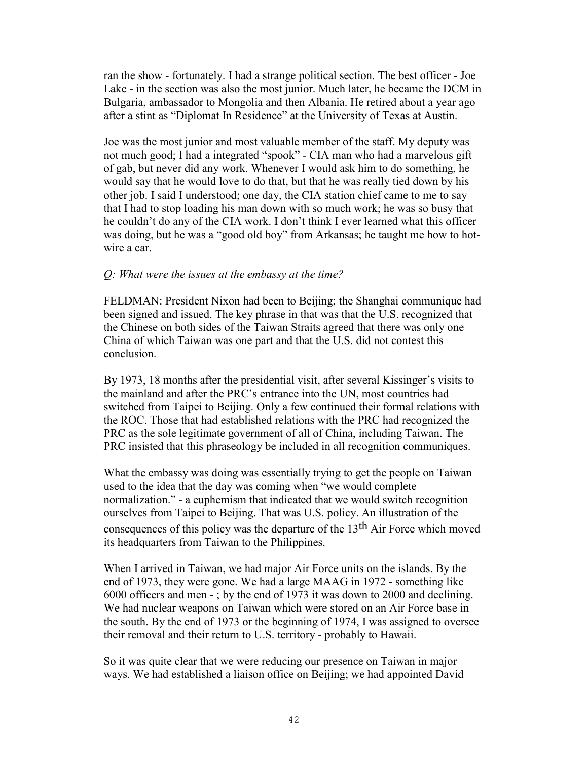ran the show - fortunately. I had a strange political section. The best officer - Joe Lake - in the section was also the most junior. Much later, he became the DCM in Bulgaria, ambassador to Mongolia and then Albania. He retired about a year ago after a stint as "Diplomat In Residence" at the University of Texas at Austin.

Joe was the most junior and most valuable member of the staff. My deputy was not much good; I had a integrated "spook" - CIA man who had a marvelous gift of gab, but never did any work. Whenever I would ask him to do something, he would say that he would love to do that, but that he was really tied down by his other job. I said I understood; one day, the CIA station chief came to me to say that I had to stop loading his man down with so much work; he was so busy that he couldn't do any of the CIA work. I don't think I ever learned what this officer was doing, but he was a "good old boy" from Arkansas; he taught me how to hot-wire a car.

*Q: What were the issues at the embassy at the time?*

FELDMAN: President Nixon had been to Beijing; the Shanghai communique had been signed and issued. The key phrase in that was that the U.S. recognized that the Chinese on both sides of the Taiwan Straits agreed that there was only one China of which Taiwan was one part and that the U.S. did not contest this conclusion.

By 1973, 18 months after the presidential visit, after several Kissinger's visits to the mainland and after the PRC's entrance into the UN, most countries had switched from Taipei to Beijing. Only a few continued their formal relations with the ROC. Those that had established relations with the PRC had recognized the PRC as the sole legitimate government of all of China, including Taiwan. The PRC insisted that this phraseology be included in all recognition communiques.

What the embassy was doing was essentially trying to get the people on Taiwan used to the idea that the day was coming when "we would complete normalization." - a euphemism that indicated that we would switch recognition ourselves from Taipei to Beijing. That was U.S. policy. An illustration of the consequences of this policy was the departure of the 13th Air Force which moved its headquarters from Taiwan to the Philippines.

When I arrived in Taiwan, we had major Air Force units on the islands. By the end of 1973, they were gone. We had a large MAAG in 1972 - something like 6000 officers and men - ; by the end of 1973 it was down to 2000 and declining. We had nuclear weapons on Taiwan which were stored on an Air Force base in the south. By the end of 1973 or the beginning of 1974, I was assigned to oversee their removal and their return to U.S. territory - probably to Hawaii.

So it was quite clear that we were reducing our presence on Taiwan in major ways. We had established a liaison office on Beijing; we had appointed David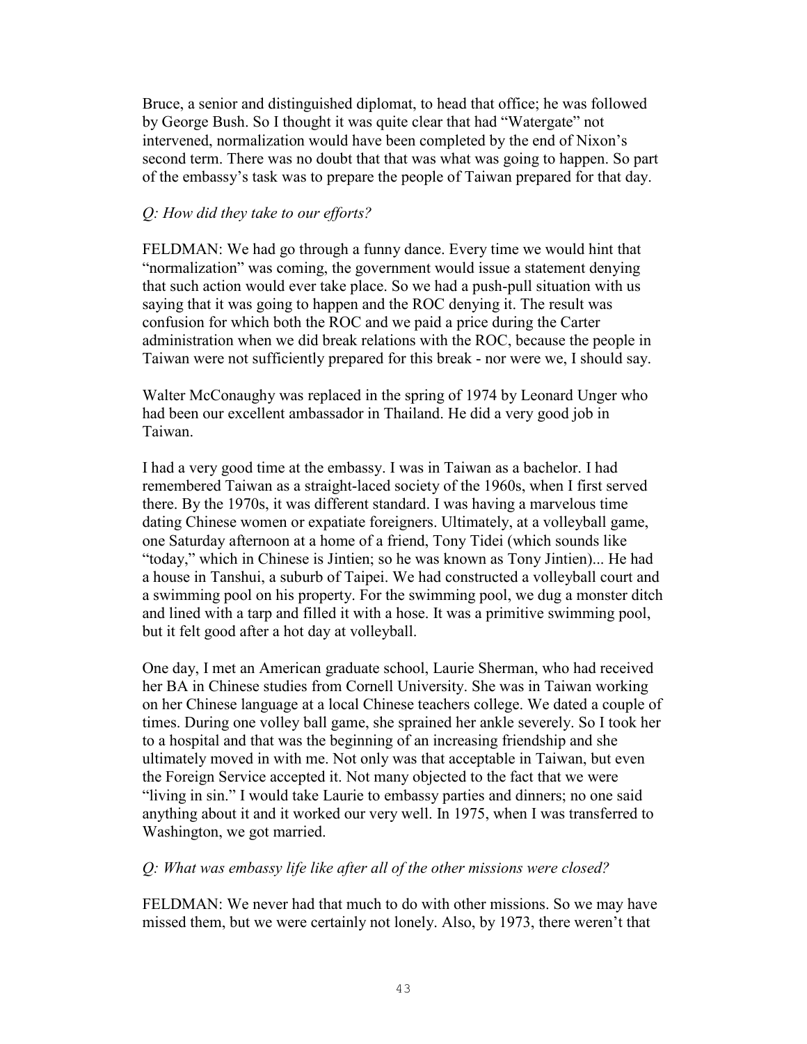Bruce, a senior and distinguished diplomat, to head that office; he was followed by George Bush. So I thought it was quite clear that had "Watergate" not intervened, normalization would have been completed by the end of Nixon's second term. There was no doubt that that was what was going to happen. So part of the embassy's task was to prepare the people of Taiwan prepared for that day.

*Q: How did they take to our efforts?*

FELDMAN: We had go through a funny dance. Every time we would hint that "normalization" was coming, the government would issue a statement denying that such action would ever take place. So we had a push-pull situation with us saying that it was going to happen and the ROC denying it. The result was confusion for which both the ROC and we paid a price during the Carter administration when we did break relations with the ROC, because the people in Taiwan were not sufficiently prepared for this break - nor were we, I should say.

Walter McConaughy was replaced in the spring of 1974 by Leonard Unger who had been our excellent ambassador in Thailand. He did a very good job in Taiwan.

I had a very good time at the embassy. I was in Taiwan as a bachelor. I had remembered Taiwan as a straight-laced society of the 1960s, when I first served there. By the 1970s, it was different standard. I was having a marvelous time dating Chinese women or expatiate foreigners. Ultimately, at a volleyball game, one Saturday afternoon at a home of a friend, Tony Tidei (which sounds like "today," which in Chinese is Jintien; so he was known as Tony Jintien)... He had a house in Tanshui, a suburb of Taipei. We had constructed a volleyball court and a swimming pool on his property. For the swimming pool, we dug a monster ditch and lined with a tarp and filled it with a hose. It was a primitive swimming pool, but it felt good after a hot day at volleyball.

One day, I met an American graduate school, Laurie Sherman, who had received her BA in Chinese studies from Cornell University. She was in Taiwan working on her Chinese language at a local Chinese teachers college. We dated a couple of times. During one volley ball game, she sprained her ankle severely. So I took her to a hospital and that was the beginning of an increasing friendship and she ultimately moved in with me. Not only was that acceptable in Taiwan, but even the Foreign Service accepted it. Not many objected to the fact that we were "living in sin." I would take Laurie to embassy parties and dinners; no one said anything about it and it worked our very well. In 1975, when I was transferred to Washington, we got married.

*Q: What was embassy life like after all of the other missions were closed?*

FELDMAN: We never had that much to do with other missions. So we may have missed them, but we were certainly not lonely. Also, by 1973, there weren't that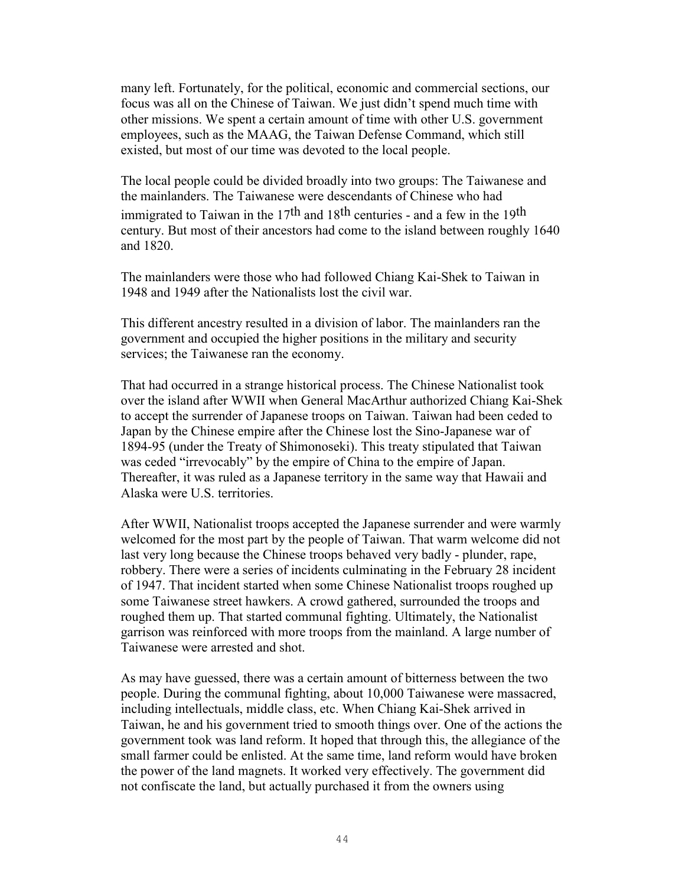many left. Fortunately, for the political, economic and commercial sections, our focus was all on the Chinese of Taiwan. We just didn't spend much time with other missions. We spent a certain amount of time with other U.S. government employees, such as the MAAG, the Taiwan Defense Command, which still existed, but most of our time was devoted to the local people.

The local people could be divided broadly into two groups: The Taiwanese and the mainlanders. The Taiwanese were descendants of Chinese who had immigrated to Taiwan in the 17th and 18th centuries - and a few in the 19th century. But most of their ancestors had come to the island between roughly 1640 and 1820.

The mainlanders were those who had followed Chiang Kai-Shek to Taiwan in 1948 and 1949 after the Nationalists lost the civil war.

This different ancestry resulted in a division of labor. The mainlanders ran the government and occupied the higher positions in the military and security services; the Taiwanese ran the economy.

That had occurred in a strange historical process. The Chinese Nationalist took over the island after WWII when General MacArthur authorized Chiang Kai-Shek to accept the surrender of Japanese troops on Taiwan. Taiwan had been ceded to Japan by the Chinese empire after the Chinese lost the Sino-Japanese war of 1894-95 (under the Treaty of Shimonoseki). This treaty stipulated that Taiwan was ceded "irrevocably" by the empire of China to the empire of Japan. Thereafter, it was ruled as a Japanese territory in the same way that Hawaii and Alaska were U.S. territories.

After WWII, Nationalist troops accepted the Japanese surrender and were warmly welcomed for the most part by the people of Taiwan. That warm welcome did not last very long because the Chinese troops behaved very badly - plunder, rape, robbery. There were a series of incidents culminating in the February 28 incident of 1947. That incident started when some Chinese Nationalist troops roughed up some Taiwanese street hawkers. A crowd gathered, surrounded the troops and roughed them up. That started communal fighting. Ultimately, the Nationalist garrison was reinforced with more troops from the mainland. A large number of Taiwanese were arrested and shot.

As may have guessed, there was a certain amount of bitterness between the two people. During the communal fighting, about 10,000 Taiwanese were massacred, including intellectuals, middle class, etc. When Chiang Kai-Shek arrived in Taiwan, he and his government tried to smooth things over. One of the actions the government took was land reform. It hoped that through this, the allegiance of the small farmer could be enlisted. At the same time, land reform would have broken the power of the land magnets. It worked very effectively. The government did not confiscate the land, but actually purchased it from the owners using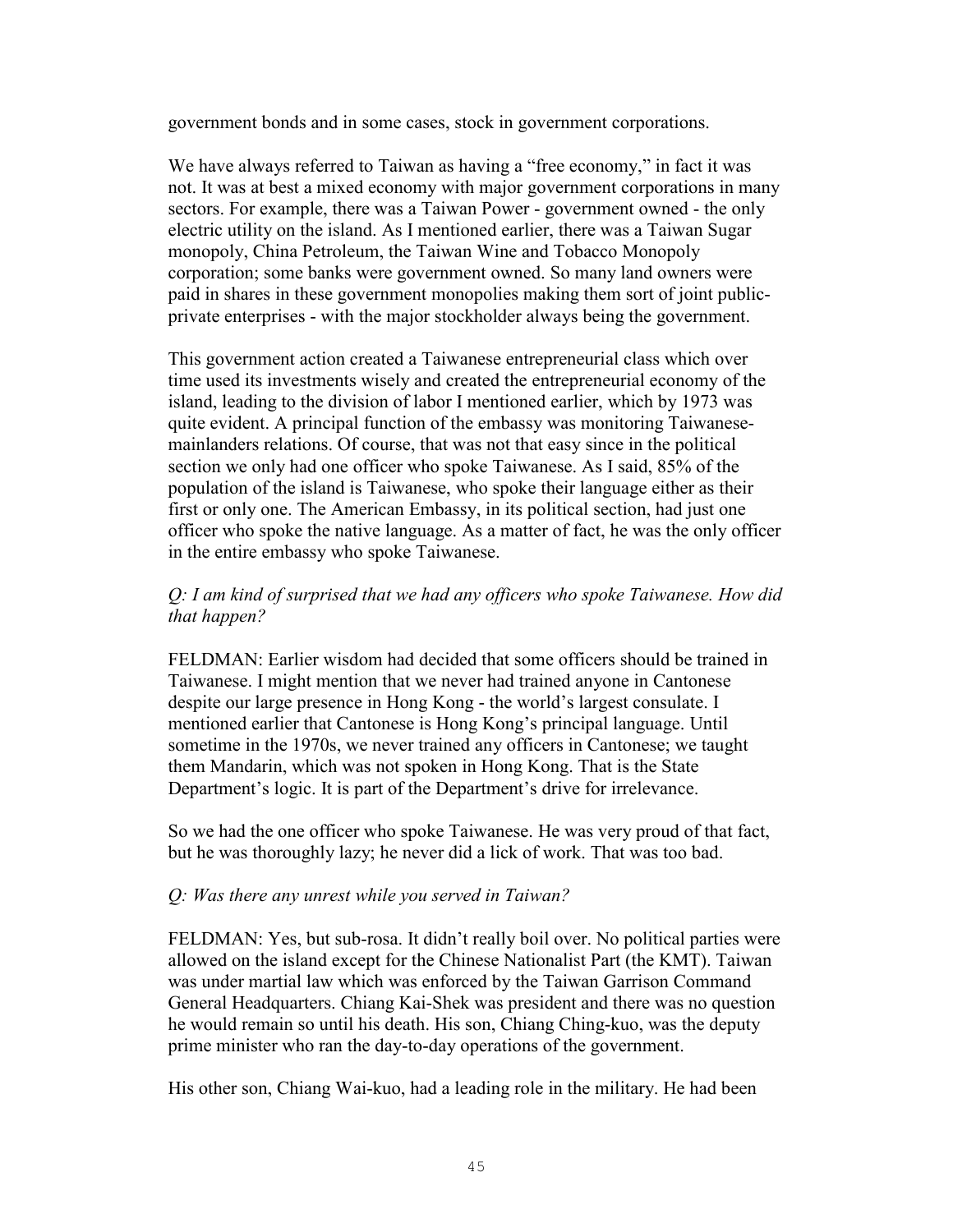government bonds and in some cases, stock in government corporations.

We have always referred to Taiwan as having a "free economy," in fact it was not. It was at best a mixed economy with major government corporations in many sectors. For example, there was a Taiwan Power - government owned - the only electric utility on the island. As I mentioned earlier, there was a Taiwan Sugar monopoly, China Petroleum, the Taiwan Wine and Tobacco Monopoly corporation; some banks were government owned. So many land owners were paid in shares in these government monopolies making them sort of joint public-private enterprises - with the major stockholder always being the government.

This government action created a Taiwanese entrepreneurial class which over time used its investments wisely and created the entrepreneurial economy of the island, leading to the division of labor I mentioned earlier, which by 1973 was quite evident. A principal function of the embassy was monitoring Taiwanese-mainlanders relations. Of course, that was not that easy since in the political section we only had one officer who spoke Taiwanese. As I said, 85% of the population of the island is Taiwanese, who spoke their language either as their first or only one. The American Embassy, in its political section, had just one officer who spoke the native language. As a matter of fact, he was the only officer in the entire embassy who spoke Taiwanese.

*Q: I am kind of surprised that we had any officers who spoke Taiwanese. How did that happen?*

FELDMAN: Earlier wisdom had decided that some officers should be trained in Taiwanese. I might mention that we never had trained anyone in Cantonese despite our large presence in Hong Kong - the world's largest consulate. I mentioned earlier that Cantonese is Hong Kong's principal language. Until sometime in the 1970s, we never trained any officers in Cantonese; we taught them Mandarin, which was not spoken in Hong Kong. That is the State Department's logic. It is part of the Department's drive for irrelevance.

So we had the one officer who spoke Taiwanese. He was very proud of that fact, but he was thoroughly lazy; he never did a lick of work. That was too bad.

*Q: Was there any unrest while you served in Taiwan?*

FELDMAN: Yes, but sub-rosa. It didn't really boil over. No political parties were allowed on the island except for the Chinese Nationalist Part (the KMT). Taiwan was under martial law which was enforced by the Taiwan Garrison Command General Headquarters. Chiang Kai-Shek was president and there was no question he would remain so until his death. His son, Chiang Ching-kuo, was the deputy prime minister who ran the day-to-day operations of the government.

His other son, Chiang Wai-kuo, had a leading role in the military. He had been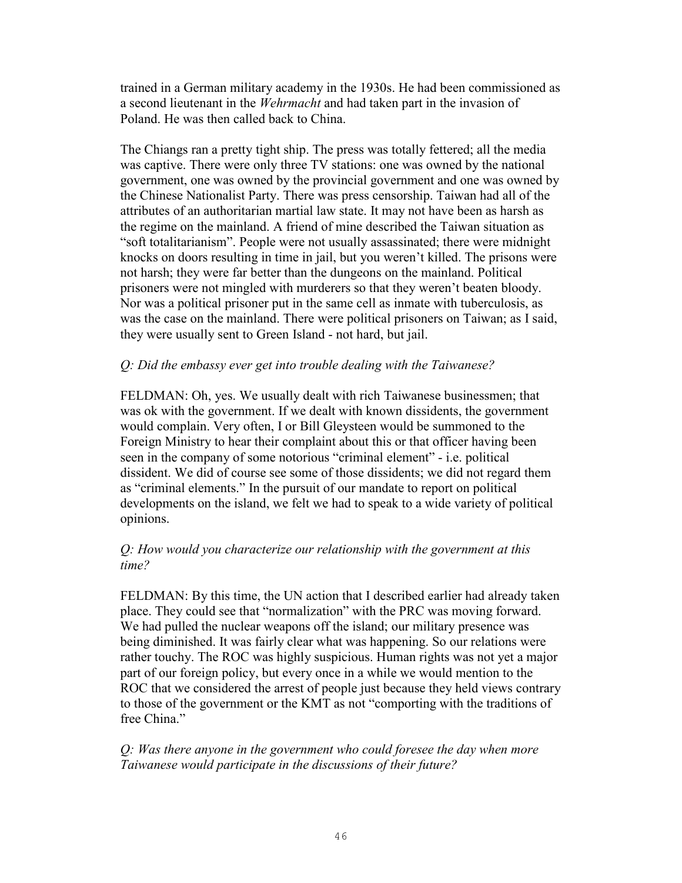trained in a German military academy in the 1930s. He had been commissioned as a second lieutenant in the *Wehrmacht* and had taken part in the invasion of Poland. He was then called back to China.

The Chiangs ran a pretty tight ship. The press was totally fettered; all the media was captive. There were only three TV stations: one was owned by the national government, one was owned by the provincial government and one was owned by the Chinese Nationalist Party. There was press censorship. Taiwan had all of the attributes of an authoritarian martial law state. It may not have been as harsh as the regime on the mainland. A friend of mine described the Taiwan situation as "soft totalitarianism". People were not usually assassinated; there were midnight knocks on doors resulting in time in jail, but you weren't killed. The prisons were not harsh; they were far better than the dungeons on the mainland. Political prisoners were not mingled with murderers so that they weren't beaten bloody. Nor was a political prisoner put in the same cell as inmate with tuberculosis, as was the case on the mainland. There were political prisoners on Taiwan; as I said, they were usually sent to Green Island - not hard, but jail.

*Q: Did the embassy ever get into trouble dealing with the Taiwanese?*

FELDMAN: Oh, yes. We usually dealt with rich Taiwanese businessmen; that was ok with the government. If we dealt with known dissidents, the government would complain. Very often, I or Bill Gleysteen would be summoned to the Foreign Ministry to hear their complaint about this or that officer having been seen in the company of some notorious "criminal element" - i.e. political dissident. We did of course see some of those dissidents; we did not regard them as "criminal elements." In the pursuit of our mandate to report on political developments on the island, we felt we had to speak to a wide variety of political opinions.

*Q: How would you characterize our relationship with the government at this time?*

FELDMAN: By this time, the UN action that I described earlier had already taken place. They could see that "normalization" with the PRC was moving forward. We had pulled the nuclear weapons off the island; our military presence was being diminished. It was fairly clear what was happening. So our relations were rather touchy. The ROC was highly suspicious. Human rights was not yet a major part of our foreign policy, but every once in a while we would mention to the ROC that we considered the arrest of people just because they held views contrary to those of the government or the KMT as not "comporting with the traditions of free China."

*Q: Was there anyone in the government who could foresee the day when more Taiwanese would participate in the discussions of their future?*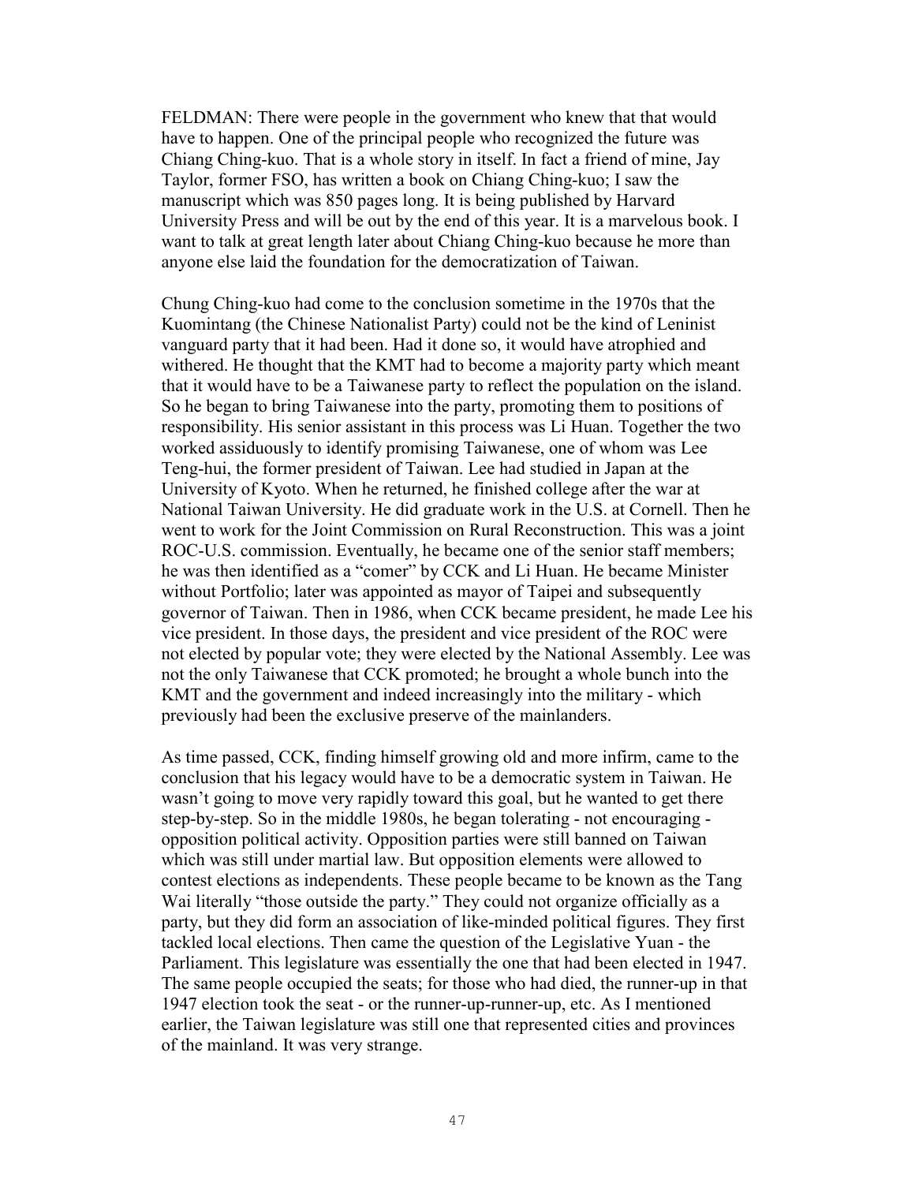FELDMAN: There were people in the government who knew that that would have to happen. One of the principal people who recognized the future was Chiang Ching-kuo. That is a whole story in itself. In fact a friend of mine, Jay Taylor, former FSO, has written a book on Chiang Ching-kuo; I saw the manuscript which was 850 pages long. It is being published by Harvard University Press and will be out by the end of this year. It is a marvelous book. I want to talk at great length later about Chiang Ching-kuo because he more than anyone else laid the foundation for the democratization of Taiwan.

Chung Ching-kuo had come to the conclusion sometime in the 1970s that the Kuomintang (the Chinese Nationalist Party) could not be the kind of Leninist vanguard party that it had been. Had it done so, it would have atrophied and withered. He thought that the KMT had to become a majority party which meant that it would have to be a Taiwanese party to reflect the population on the island. So he began to bring Taiwanese into the party, promoting them to positions of responsibility. His senior assistant in this process was Li Huan. Together the two worked assiduously to identify promising Taiwanese, one of whom was Lee Teng-hui, the former president of Taiwan. Lee had studied in Japan at the University of Kyoto. When he returned, he finished college after the war at National Taiwan University. He did graduate work in the U.S. at Cornell. Then he went to work for the Joint Commission on Rural Reconstruction. This was a joint ROC-U.S. commission. Eventually, he became one of the senior staff members; he was then identified as a "comer" by CCK and Li Huan. He became Minister without Portfolio; later was appointed as mayor of Taipei and subsequently governor of Taiwan. Then in 1986, when CCK became president, he made Lee his vice president. In those days, the president and vice president of the ROC were not elected by popular vote; they were elected by the National Assembly. Lee was not the only Taiwanese that CCK promoted; he brought a whole bunch into the KMT and the government and indeed increasingly into the military - which previously had been the exclusive preserve of the mainlanders.

As time passed, CCK, finding himself growing old and more infirm, came to the conclusion that his legacy would have to be a democratic system in Taiwan. He wasn't going to move very rapidly toward this goal, but he wanted to get there step-by-step. So in the middle 1980s, he began tolerating - not encouraging - opposition political activity. Opposition parties were still banned on Taiwan which was still under martial law. But opposition elements were allowed to contest elections as independents. These people became to be known as the Tang Wai literally "those outside the party." They could not organize officially as a party, but they did form an association of like-minded political figures. They first tackled local elections. Then came the question of the Legislative Yuan - the Parliament. This legislature was essentially the one that had been elected in 1947. The same people occupied the seats; for those who had died, the runner-up in that 1947 election took the seat - or the runner-up-runner-up, etc. As I mentioned earlier, the Taiwan legislature was still one that represented cities and provinces of the mainland. It was very strange.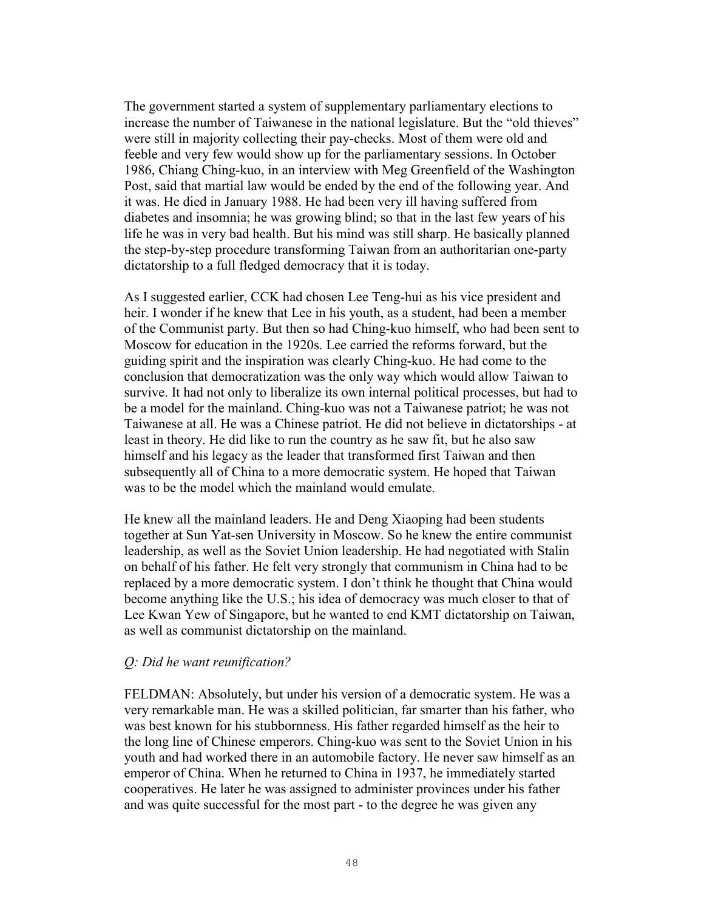The government started a system of supplementary parliamentary elections to increase the number of Taiwanese in the national legislature. But the "old thieves" were still in majority collecting their pay-checks. Most of them were old and feeble and very few would show up for the parliamentary sessions. In October 1986, Chiang Ching-kuo, in an interview with Meg Greenfield of the Washington Post, said that martial law would be ended by the end of the following year. And it was. He died in January 1988. He had been very ill having suffered from diabetes and insomnia; he was growing blind; so that in the last few years of his life he was in very bad health. But his mind was still sharp. He basically planned the step-by-step procedure transforming Taiwan from an authoritarian one-party dictatorship to a full fledged democracy that it is today.

As I suggested earlier, CCK had chosen Lee Teng-hui as his vice president and heir. I wonder if he knew that Lee in his youth, as a student, had been a member of the Communist party. But then so had Ching-kuo himself, who had been sent to Moscow for education in the 1920s. Lee carried the reforms forward, but the guiding spirit and the inspiration was clearly Ching-kuo. He had come to the conclusion that democratization was the only way which would allow Taiwan to survive. It had not only to liberalize its own internal political processes, but had to be a model for the mainland. Ching-kuo was not a Taiwanese patriot; he was not Taiwanese at all. He was a Chinese patriot. He did not believe in dictatorships - at least in theory. He did like to run the country as he saw fit, but he also saw himself and his legacy as the leader that transformed first Taiwan and then subsequently all of China to a more democratic system. He hoped that Taiwan was to be the model which the mainland would emulate.

He knew all the mainland leaders. He and Deng Xiaoping had been students together at Sun Yat-sen University in Moscow. So he knew the entire communist leadership, as well as the Soviet Union leadership. He had negotiated with Stalin on behalf of his father. He felt very strongly that communism in China had to be replaced by a more democratic system. I don't think he thought that China would become anything like the U.S.; his idea of democracy was much closer to that of Lee Kwan Yew of Singapore, but he wanted to end KMT dictatorship on Taiwan, as well as communist dictatorship on the mainland.

*Q: Did he want reunification?*

FELDMAN: Absolutely, but under his version of a democratic system. He was a very remarkable man. He was a skilled politician, far smarter than his father, who was best known for his stubbornness. His father regarded himself as the heir to the long line of Chinese emperors. Ching-kuo was sent to the Soviet Union in his youth and had worked there in an automobile factory. He never saw himself as an emperor of China. When he returned to China in 1937, he immediately started cooperatives. He later he was assigned to administer provinces under his father and was quite successful for the most part - to the degree he was given any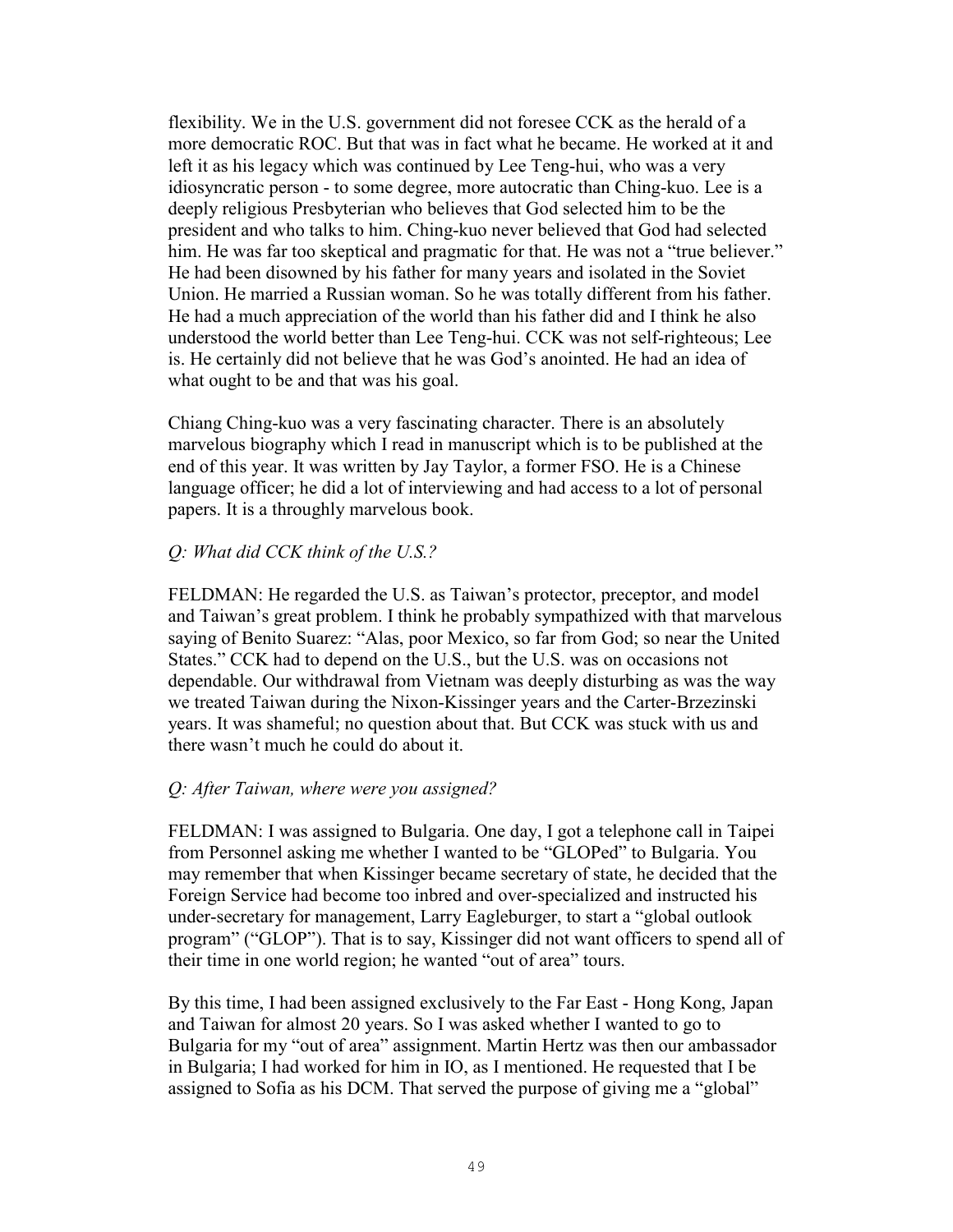flexibility. We in the U.S. government did not foresee CCK as the herald of a more democratic ROC. But that was in fact what he became. He worked at it and left it as his legacy which was continued by Lee Teng-hui, who was a very idiosyncratic person - to some degree, more autocratic than Ching-kuo. Lee is a deeply religious Presbyterian who believes that God selected him to be the president and who talks to him. Ching-kuo never believed that God had selected him. He was far too skeptical and pragmatic for that. He was not a "true believer." He had been disowned by his father for many years and isolated in the Soviet Union. He married a Russian woman. So he was totally different from his father. He had a much appreciation of the world than his father did and I think he also understood the world better than Lee Teng-hui. CCK was not self-righteous; Lee is. He certainly did not believe that he was God's anointed. He had an idea of what ought to be and that was his goal.

Chiang Ching-kuo was a very fascinating character. There is an absolutely marvelous biography which I read in manuscript which is to be published at the end of this year. It was written by Jay Taylor, a former FSO. He is a Chinese language officer; he did a lot of interviewing and had access to a lot of personal papers. It is a throughly marvelous book.

*Q: What did CCK think of the U.S.?*

FELDMAN: He regarded the U.S. as Taiwan's protector, preceptor, and model and Taiwan's great problem. I think he probably sympathized with that marvelous saying of Benito Suarez: "Alas, poor Mexico, so far from God; so near the United States." CCK had to depend on the U.S., but the U.S. was on occasions not dependable. Our withdrawal from Vietnam was deeply disturbing as was the way we treated Taiwan during the Nixon-Kissinger years and the Carter-Brzezinski years. It was shameful; no question about that. But CCK was stuck with us and there wasn't much he could do about it.

*Q: After Taiwan, where were you assigned?*

FELDMAN: I was assigned to Bulgaria. One day, I got a telephone call in Taipei from Personnel asking me whether I wanted to be "GLOPed" to Bulgaria. You may remember that when Kissinger became secretary of state, he decided that the Foreign Service had become too inbred and over-specialized and instructed his under-secretary for management, Larry Eagleburger, to start a "global outlook program" ("GLOP"). That is to say, Kissinger did not want officers to spend all of their time in one world region; he wanted "out of area" tours.

By this time, I had been assigned exclusively to the Far East - Hong Kong, Japan and Taiwan for almost 20 years. So I was asked whether I wanted to go to Bulgaria for my "out of area" assignment. Martin Hertz was then our ambassador in Bulgaria; I had worked for him in IO, as I mentioned. He requested that I be assigned to Sofia as his DCM. That served the purpose of giving me a "global"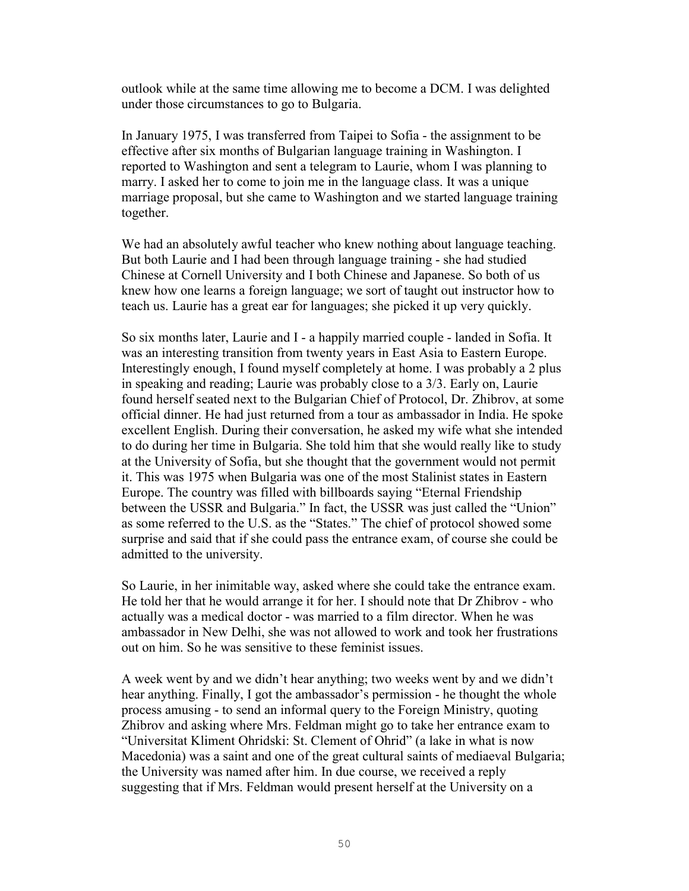outlook while at the same time allowing me to become a DCM. I was delighted under those circumstances to go to Bulgaria.

In January 1975, I was transferred from Taipei to Sofia - the assignment to be effective after six months of Bulgarian language training in Washington. I reported to Washington and sent a telegram to Laurie, whom I was planning to marry. I asked her to come to join me in the language class. It was a unique marriage proposal, but she came to Washington and we started language training together.

We had an absolutely awful teacher who knew nothing about language teaching. But both Laurie and I had been through language training - she had studied Chinese at Cornell University and I both Chinese and Japanese. So both of us knew how one learns a foreign language; we sort of taught out instructor how to teach us. Laurie has a great ear for languages; she picked it up very quickly.

So six months later, Laurie and I - a happily married couple - landed in Sofia. It was an interesting transition from twenty years in East Asia to Eastern Europe. Interestingly enough, I found myself completely at home. I was probably a 2 plus in speaking and reading; Laurie was probably close to a 3/3. Early on, Laurie found herself seated next to the Bulgarian Chief of Protocol, Dr. Zhibrov, at some official dinner. He had just returned from a tour as ambassador in India. He spoke excellent English. During their conversation, he asked my wife what she intended to do during her time in Bulgaria. She told him that she would really like to study at the University of Sofia, but she thought that the government would not permit it. This was 1975 when Bulgaria was one of the most Stalinist states in Eastern Europe. The country was filled with billboards saying "Eternal Friendship between the USSR and Bulgaria." In fact, the USSR was just called the "Union" as some referred to the U.S. as the "States." The chief of protocol showed some surprise and said that if she could pass the entrance exam, of course she could be admitted to the university.

So Laurie, in her inimitable way, asked where she could take the entrance exam. He told her that he would arrange it for her. I should note that Dr Zhibrov - who actually was a medical doctor - was married to a film director. When he was ambassador in New Delhi, she was not allowed to work and took her frustrations out on him. So he was sensitive to these feminist issues.

A week went by and we didn't hear anything; two weeks went by and we didn't hear anything. Finally, I got the ambassador's permission - he thought the whole process amusing - to send an informal query to the Foreign Ministry, quoting Zhibrov and asking where Mrs. Feldman might go to take her entrance exam to "Universitat Kliment Ohridski: St. Clement of Ohrid" (a lake in what is now Macedonia) was a saint and one of the great cultural saints of mediaeval Bulgaria; the University was named after him. In due course, we received a reply suggesting that if Mrs. Feldman would present herself at the University on a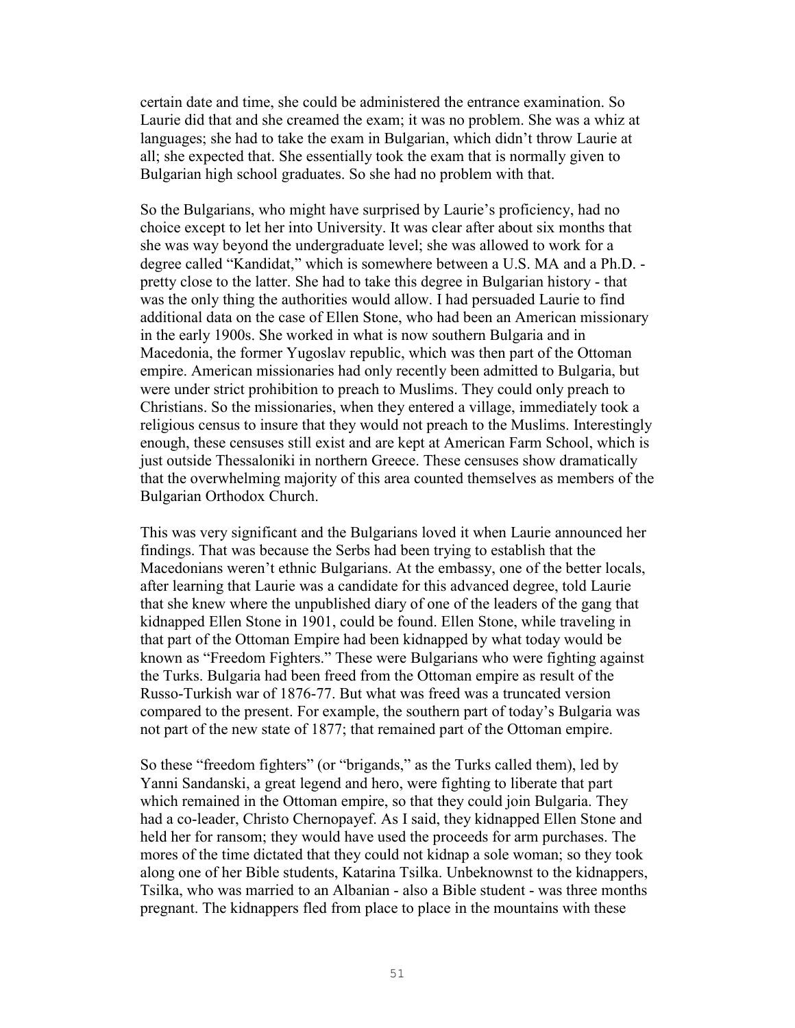certain date and time, she could be administered the entrance examination. So Laurie did that and she creamed the exam; it was no problem. She was a whiz at languages; she had to take the exam in Bulgarian, which didn't throw Laurie at all; she expected that. She essentially took the exam that is normally given to Bulgarian high school graduates. So she had no problem with that.

So the Bulgarians, who might have surprised by Laurie's proficiency, had no choice except to let her into University. It was clear after about six months that she was way beyond the undergraduate level; she was allowed to work for a degree called "Kandidat," which is somewhere between a U.S. MA and a Ph.D. - pretty close to the latter. She had to take this degree in Bulgarian history - that was the only thing the authorities would allow. I had persuaded Laurie to find additional data on the case of Ellen Stone, who had been an American missionary in the early 1900s. She worked in what is now southern Bulgaria and in Macedonia, the former Yugoslav republic, which was then part of the Ottoman empire. American missionaries had only recently been admitted to Bulgaria, but were under strict prohibition to preach to Muslims. They could only preach to Christians. So the missionaries, when they entered a village, immediately took a religious census to insure that they would not preach to the Muslims. Interestingly enough, these censuses still exist and are kept at American Farm School, which is just outside Thessaloniki in northern Greece. These censuses show dramatically that the overwhelming majority of this area counted themselves as members of the Bulgarian Orthodox Church.

This was very significant and the Bulgarians loved it when Laurie announced her findings. That was because the Serbs had been trying to establish that the Macedonians weren't ethnic Bulgarians. At the embassy, one of the better locals, after learning that Laurie was a candidate for this advanced degree, told Laurie that she knew where the unpublished diary of one of the leaders of the gang that kidnapped Ellen Stone in 1901, could be found. Ellen Stone, while traveling in that part of the Ottoman Empire had been kidnapped by what today would be known as "Freedom Fighters." These were Bulgarians who were fighting against the Turks. Bulgaria had been freed from the Ottoman empire as result of the Russo-Turkish war of 1876-77. But what was freed was a truncated version compared to the present. For example, the southern part of today's Bulgaria was not part of the new state of 1877; that remained part of the Ottoman empire.

So these "freedom fighters" (or "brigands," as the Turks called them), led by Yanni Sandanski, a great legend and hero, were fighting to liberate that part which remained in the Ottoman empire, so that they could join Bulgaria. They had a co-leader, Christo Chernopayef. As I said, they kidnapped Ellen Stone and held her for ransom; they would have used the proceeds for arm purchases. The mores of the time dictated that they could not kidnap a sole woman; so they took along one of her Bible students, Katarina Tsilka. Unbeknownst to the kidnappers, Tsilka, who was married to an Albanian - also a Bible student - was three months pregnant. The kidnappers fled from place to place in the mountains with these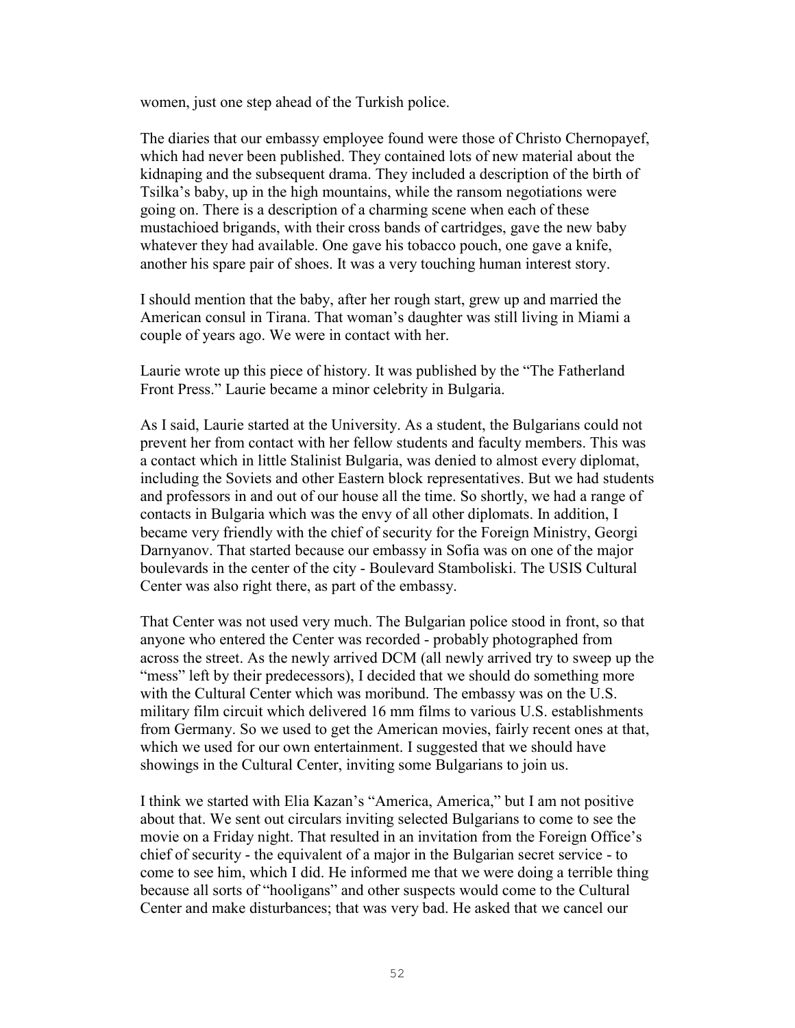women, just one step ahead of the Turkish police.

The diaries that our embassy employee found were those of Christo Chernopayef, which had never been published. They contained lots of new material about the kidnaping and the subsequent drama. They included a description of the birth of Tsilka's baby, up in the high mountains, while the ransom negotiations were going on. There is a description of a charming scene when each of these mustachioed brigands, with their cross bands of cartridges, gave the new baby whatever they had available. One gave his tobacco pouch, one gave a knife, another his spare pair of shoes. It was a very touching human interest story.

I should mention that the baby, after her rough start, grew up and married the American consul in Tirana. That woman's daughter was still living in Miami a couple of years ago. We were in contact with her.

Laurie wrote up this piece of history. It was published by the "The Fatherland Front Press." Laurie became a minor celebrity in Bulgaria.

As I said, Laurie started at the University. As a student, the Bulgarians could not prevent her from contact with her fellow students and faculty members. This was a contact which in little Stalinist Bulgaria, was denied to almost every diplomat, including the Soviets and other Eastern block representatives. But we had students and professors in and out of our house all the time. So shortly, we had a range of contacts in Bulgaria which was the envy of all other diplomats. In addition, I became very friendly with the chief of security for the Foreign Ministry, Georgi Darnyanov. That started because our embassy in Sofia was on one of the major boulevards in the center of the city - Boulevard Stamboliski. The USIS Cultural Center was also right there, as part of the embassy.

That Center was not used very much. The Bulgarian police stood in front, so that anyone who entered the Center was recorded - probably photographed from across the street. As the newly arrived DCM (all newly arrived try to sweep up the "mess" left by their predecessors), I decided that we should do something more with the Cultural Center which was moribund. The embassy was on the U.S. military film circuit which delivered 16 mm films to various U.S. establishments from Germany. So we used to get the American movies, fairly recent ones at that, which we used for our own entertainment. I suggested that we should have showings in the Cultural Center, inviting some Bulgarians to join us.

I think we started with Elia Kazan's "America, America," but I am not positive about that. We sent out circulars inviting selected Bulgarians to come to see the movie on a Friday night. That resulted in an invitation from the Foreign Office's chief of security - the equivalent of a major in the Bulgarian secret service - to come to see him, which I did. He informed me that we were doing a terrible thing because all sorts of "hooligans" and other suspects would come to the Cultural Center and make disturbances; that was very bad. He asked that we cancel our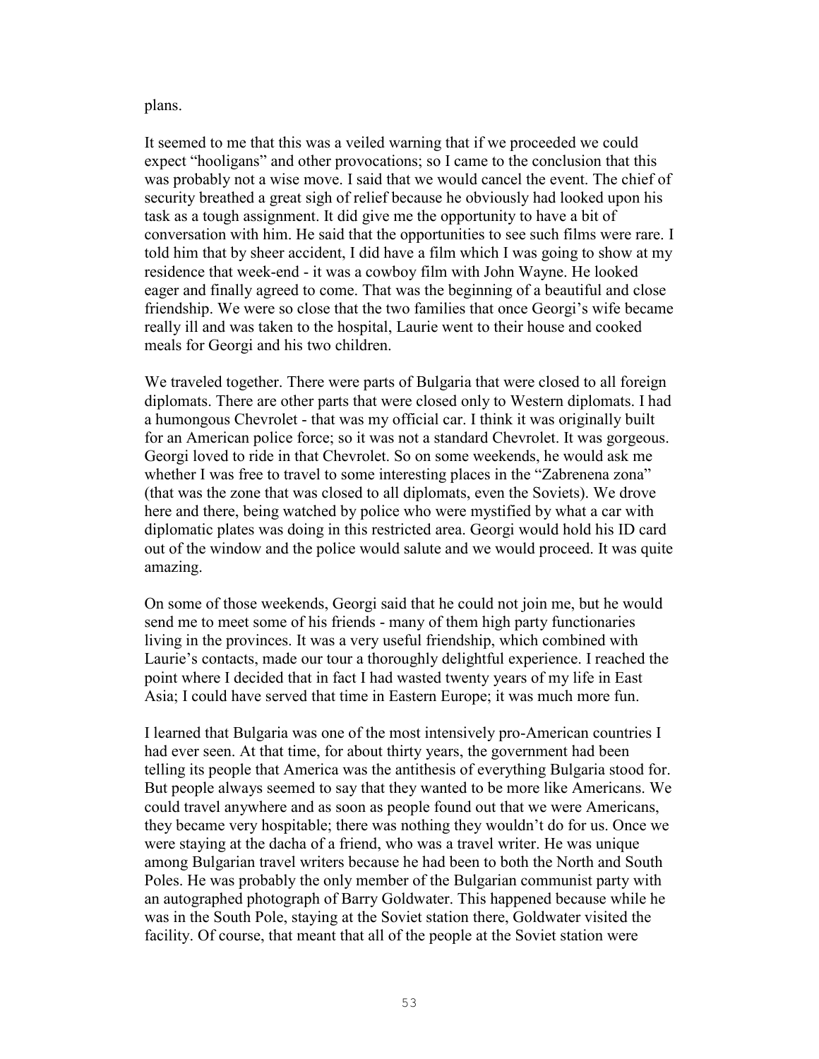plans.

It seemed to me that this was a veiled warning that if we proceeded we could expect "hooligans" and other provocations; so I came to the conclusion that this was probably not a wise move. I said that we would cancel the event. The chief of security breathed a great sigh of relief because he obviously had looked upon his task as a tough assignment. It did give me the opportunity to have a bit of conversation with him. He said that the opportunities to see such films were rare. I told him that by sheer accident, I did have a film which I was going to show at my residence that week-end - it was a cowboy film with John Wayne. He looked eager and finally agreed to come. That was the beginning of a beautiful and close friendship. We were so close that the two families that once Georgi's wife became really ill and was taken to the hospital, Laurie went to their house and cooked meals for Georgi and his two children.

We traveled together. There were parts of Bulgaria that were closed to all foreign diplomats. There are other parts that were closed only to Western diplomats. I had a humongous Chevrolet - that was my official car. I think it was originally built for an American police force; so it was not a standard Chevrolet. It was gorgeous. Georgi loved to ride in that Chevrolet. So on some weekends, he would ask me whether I was free to travel to some interesting places in the "Zabrenena zona" (that was the zone that was closed to all diplomats, even the Soviets). We drove here and there, being watched by police who were mystified by what a car with diplomatic plates was doing in this restricted area. Georgi would hold his ID card out of the window and the police would salute and we would proceed. It was quite amazing.

On some of those weekends, Georgi said that he could not join me, but he would send me to meet some of his friends - many of them high party functionaries living in the provinces. It was a very useful friendship, which combined with Laurie's contacts, made our tour a thoroughly delightful experience. I reached the point where I decided that in fact I had wasted twenty years of my life in East Asia; I could have served that time in Eastern Europe; it was much more fun.

I learned that Bulgaria was one of the most intensively pro-American countries I had ever seen. At that time, for about thirty years, the government had been telling its people that America was the antithesis of everything Bulgaria stood for. But people always seemed to say that they wanted to be more like Americans. We could travel anywhere and as soon as people found out that we were Americans, they became very hospitable; there was nothing they wouldn't do for us. Once we were staying at the dacha of a friend, who was a travel writer. He was unique among Bulgarian travel writers because he had been to both the North and South Poles. He was probably the only member of the Bulgarian communist party with an autographed photograph of Barry Goldwater. This happened because while he was in the South Pole, staying at the Soviet station there, Goldwater visited the facility. Of course, that meant that all of the people at the Soviet station were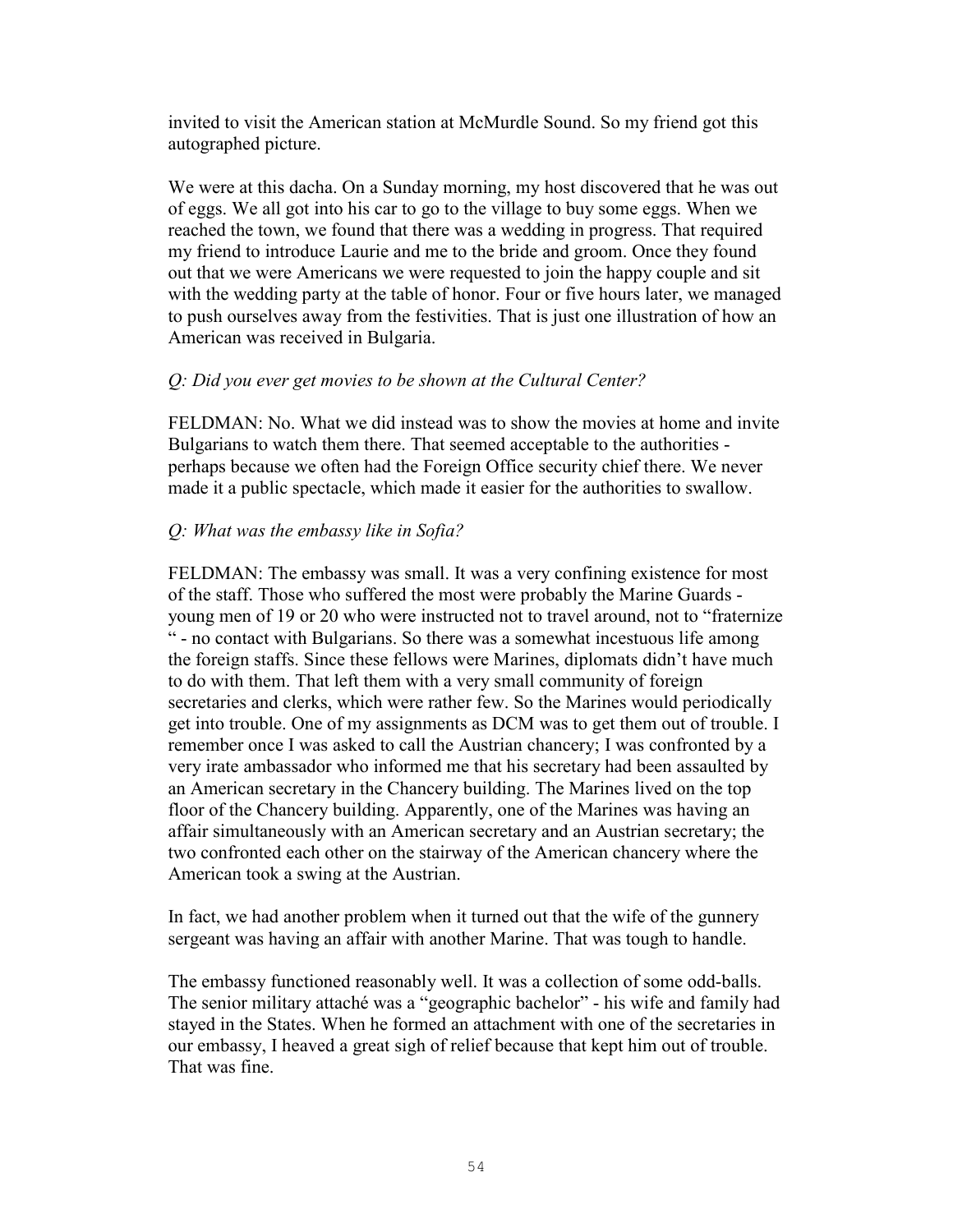invited to visit the American station at McMurdle Sound. So my friend got this autographed picture.

We were at this dacha. On a Sunday morning, my host discovered that he was out of eggs. We all got into his car to go to the village to buy some eggs. When we reached the town, we found that there was a wedding in progress. That required my friend to introduce Laurie and me to the bride and groom. Once they found out that we were Americans we were requested to join the happy couple and sit with the wedding party at the table of honor. Four or five hours later, we managed to push ourselves away from the festivities. That is just one illustration of how an American was received in Bulgaria.

*Q: Did you ever get movies to be shown at the Cultural Center?*

FELDMAN: No. What we did instead was to show the movies at home and invite Bulgarians to watch them there. That seemed acceptable to the authorities - perhaps because we often had the Foreign Office security chief there. We never made it a public spectacle, which made it easier for the authorities to swallow.

*Q: What was the embassy like in Sofia?*

FELDMAN: The embassy was small. It was a very confining existence for most of the staff. Those who suffered the most were probably the Marine Guards - young men of 19 or 20 who were instructed not to travel around, not to "fraternize " - no contact with Bulgarians. So there was a somewhat incestuous life among the foreign staffs. Since these fellows were Marines, diplomats didn't have much to do with them. That left them with a very small community of foreign secretaries and clerks, which were rather few. So the Marines would periodically get into trouble. One of my assignments as DCM was to get them out of trouble. I remember once I was asked to call the Austrian chancery; I was confronted by a very irate ambassador who informed me that his secretary had been assaulted by an American secretary in the Chancery building. The Marines lived on the top floor of the Chancery building. Apparently, one of the Marines was having an affair simultaneously with an American secretary and an Austrian secretary; the two confronted each other on the stairway of the American chancery where the American took a swing at the Austrian.

In fact, we had another problem when it turned out that the wife of the gunnery sergeant was having an affair with another Marine. That was tough to handle.

The embassy functioned reasonably well. It was a collection of some odd-balls. The senior military attaché was a "geographic bachelor" - his wife and family had stayed in the States. When he formed an attachment with one of the secretaries in our embassy, I heaved a great sigh of relief because that kept him out of trouble. That was fine.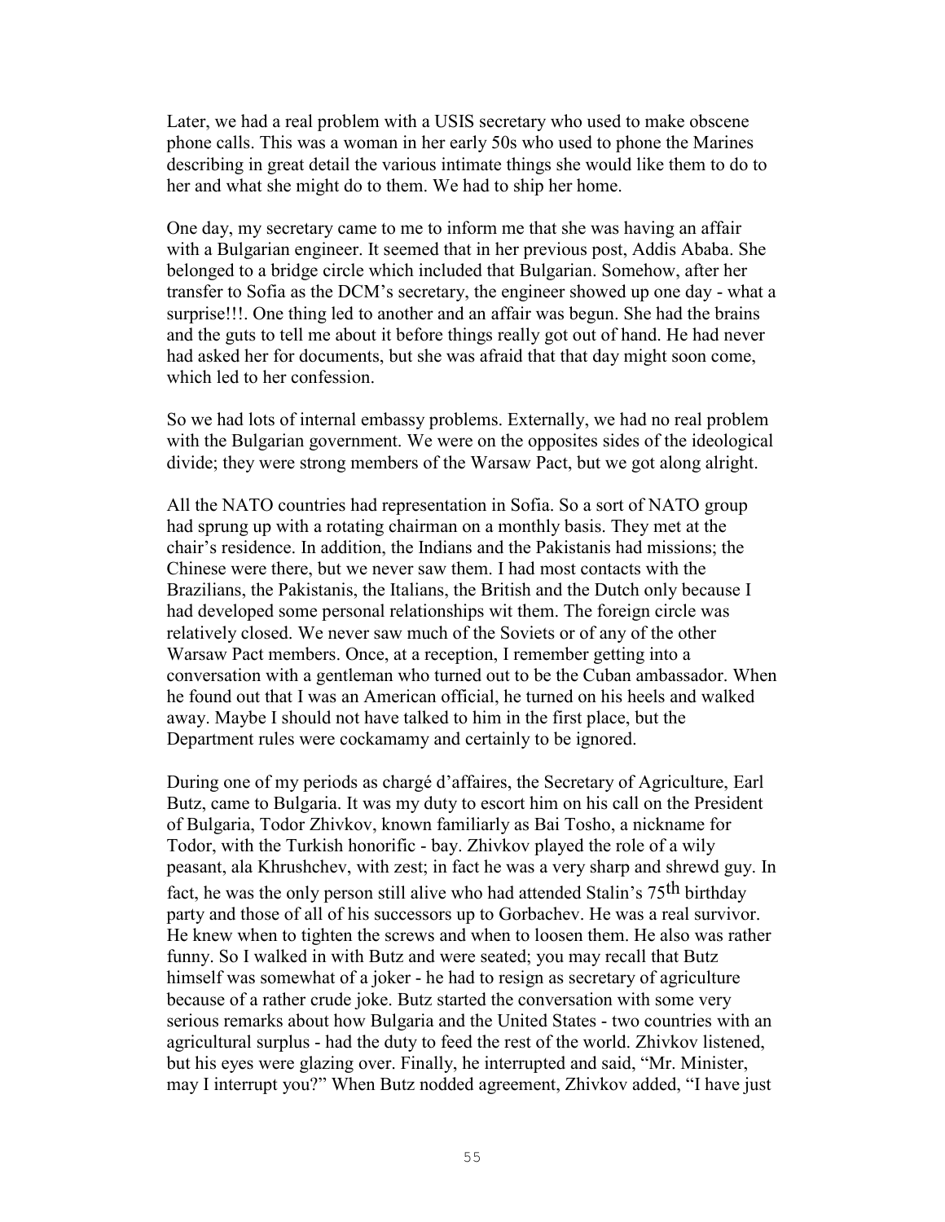Later, we had a real problem with a USIS secretary who used to make obscene phone calls. This was a woman in her early 50s who used to phone the Marines describing in great detail the various intimate things she would like them to do to her and what she might do to them. We had to ship her home.

One day, my secretary came to me to inform me that she was having an affair with a Bulgarian engineer. It seemed that in her previous post, Addis Ababa. She belonged to a bridge circle which included that Bulgarian. Somehow, after her transfer to Sofia as the DCM's secretary, the engineer showed up one day - what a surprise!!!. One thing led to another and an affair was begun. She had the brains and the guts to tell me about it before things really got out of hand. He had never had asked her for documents, but she was afraid that that day might soon come, which led to her confession.

So we had lots of internal embassy problems. Externally, we had no real problem with the Bulgarian government. We were on the opposites sides of the ideological divide; they were strong members of the Warsaw Pact, but we got along alright.

All the NATO countries had representation in Sofia. So a sort of NATO group had sprung up with a rotating chairman on a monthly basis. They met at the chair's residence. In addition, the Indians and the Pakistanis had missions; the Chinese were there, but we never saw them. I had most contacts with the Brazilians, the Pakistanis, the Italians, the British and the Dutch only because I had developed some personal relationships wit them. The foreign circle was relatively closed. We never saw much of the Soviets or of any of the other Warsaw Pact members. Once, at a reception, I remember getting into a conversation with a gentleman who turned out to be the Cuban ambassador. When he found out that I was an American official, he turned on his heels and walked away. Maybe I should not have talked to him in the first place, but the Department rules were cockamamy and certainly to be ignored.

During one of my periods as chargé d'affaires, the Secretary of Agriculture, Earl Butz, came to Bulgaria. It was my duty to escort him on his call on the President of Bulgaria, Todor Zhivkov, known familiarly as Bai Tosho, a nickname for Todor, with the Turkish honorific - bay. Zhivkov played the role of a wily peasant, ala Khrushchev, with zest; in fact he was a very sharp and shrewd guy. In fact, he was the only person still alive who had attended Stalin's 75th birthday party and those of all of his successors up to Gorbachev. He was a real survivor. He knew when to tighten the screws and when to loosen them. He also was rather funny. So I walked in with Butz and were seated; you may recall that Butz himself was somewhat of a joker - he had to resign as secretary of agriculture because of a rather crude joke. Butz started the conversation with some very serious remarks about how Bulgaria and the United States - two countries with an agricultural surplus - had the duty to feed the rest of the world. Zhivkov listened, but his eyes were glazing over. Finally, he interrupted and said, "Mr. Minister, may I interrupt you?" When Butz nodded agreement, Zhivkov added, "I have just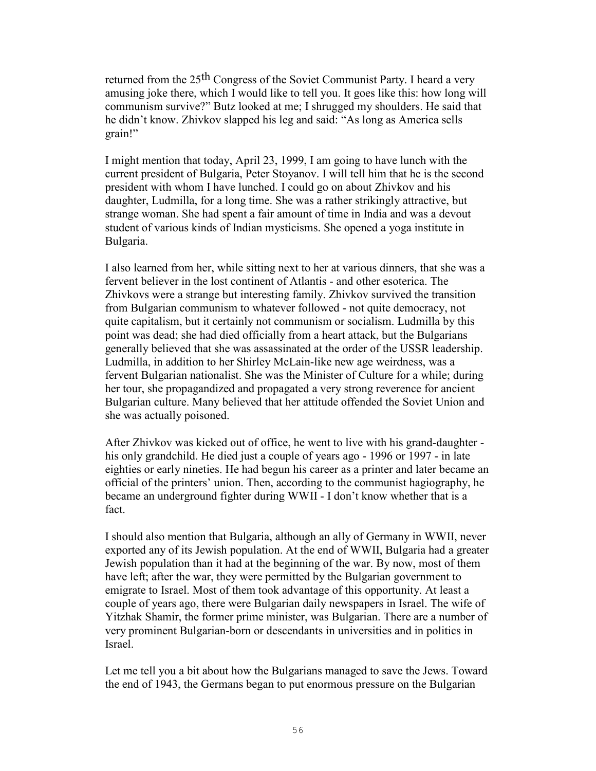returned from the 25th Congress of the Soviet Communist Party. I heard a very amusing joke there, which I would like to tell you. It goes like this: how long will communism survive?" Butz looked at me; I shrugged my shoulders. He said that he didn't know. Zhivkov slapped his leg and said: "As long as America sells grain!"

I might mention that today, April 23, 1999, I am going to have lunch with the current president of Bulgaria, Peter Stoyanov. I will tell him that he is the second president with whom I have lunched. I could go on about Zhivkov and his daughter, Ludmilla, for a long time. She was a rather strikingly attractive, but strange woman. She had spent a fair amount of time in India and was a devout student of various kinds of Indian mysticisms. She opened a yoga institute in Bulgaria.

I also learned from her, while sitting next to her at various dinners, that she was a fervent believer in the lost continent of Atlantis - and other esoterica. The Zhivkovs were a strange but interesting family. Zhivkov survived the transition from Bulgarian communism to whatever followed - not quite democracy, not quite capitalism, but it certainly not communism or socialism. Ludmilla by this point was dead; she had died officially from a heart attack, but the Bulgarians generally believed that she was assassinated at the order of the USSR leadership. Ludmilla, in addition to her Shirley McLain-like new age weirdness, was a fervent Bulgarian nationalist. She was the Minister of Culture for a while; during her tour, she propagandized and propagated a very strong reverence for ancient Bulgarian culture. Many believed that her attitude offended the Soviet Union and she was actually poisoned.

After Zhivkov was kicked out of office, he went to live with his grand-daughter - his only grandchild. He died just a couple of years ago - 1996 or 1997 - in late eighties or early nineties. He had begun his career as a printer and later became an official of the printers' union. Then, according to the communist hagiography, he became an underground fighter during WWII - I don't know whether that is a fact.

I should also mention that Bulgaria, although an ally of Germany in WWII, never exported any of its Jewish population. At the end of WWII, Bulgaria had a greater Jewish population than it had at the beginning of the war. By now, most of them have left; after the war, they were permitted by the Bulgarian government to emigrate to Israel. Most of them took advantage of this opportunity. At least a couple of years ago, there were Bulgarian daily newspapers in Israel. The wife of Yitzhak Shamir, the former prime minister, was Bulgarian. There are a number of very prominent Bulgarian-born or descendants in universities and in politics in Israel.

Let me tell you a bit about how the Bulgarians managed to save the Jews. Toward the end of 1943, the Germans began to put enormous pressure on the Bulgarian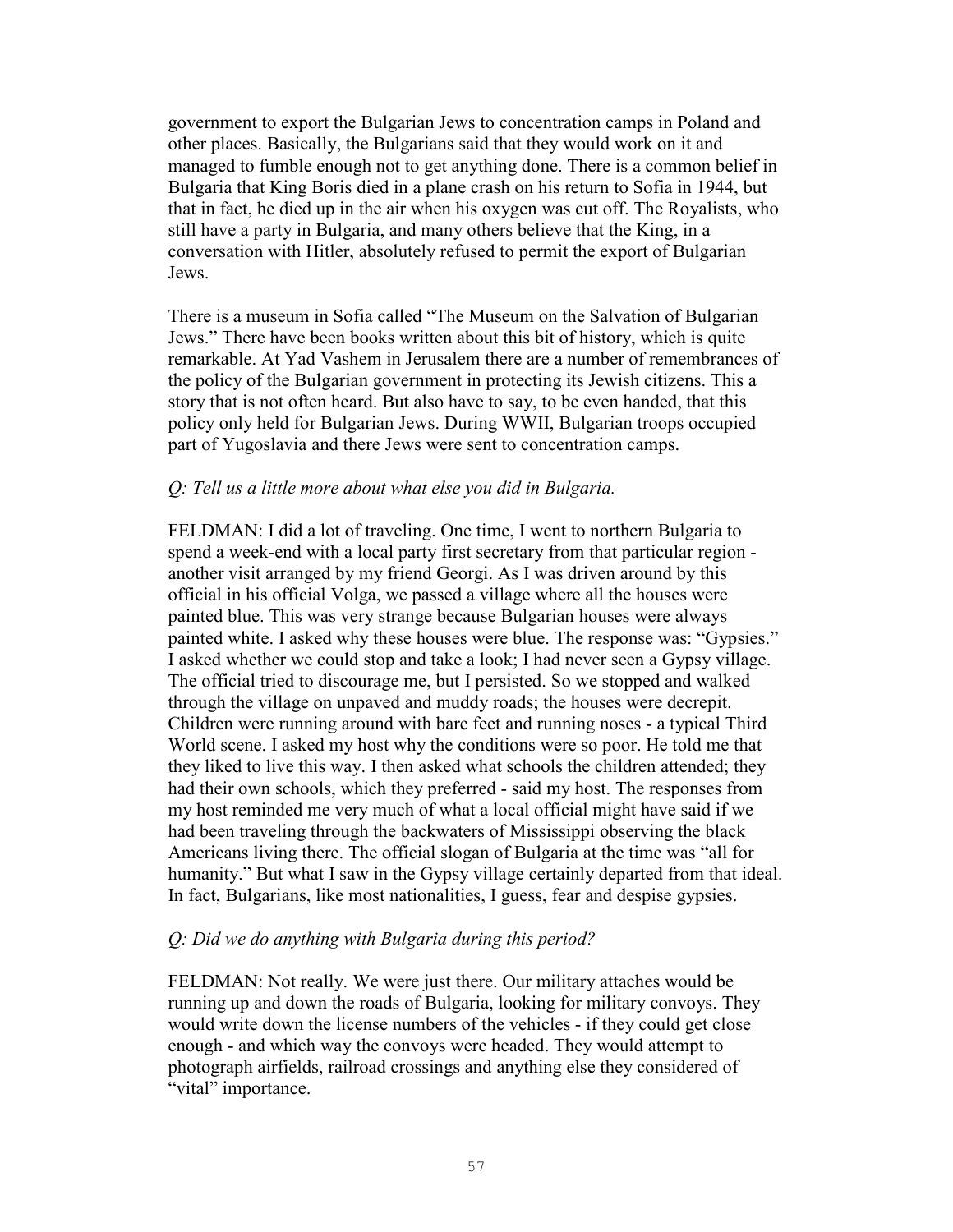government to export the Bulgarian Jews to concentration camps in Poland and other places. Basically, the Bulgarians said that they would work on it and managed to fumble enough not to get anything done. There is a common belief in Bulgaria that King Boris died in a plane crash on his return to Sofia in 1944, but that in fact, he died up in the air when his oxygen was cut off. The Royalists, who still have a party in Bulgaria, and many others believe that the King, in a conversation with Hitler, absolutely refused to permit the export of Bulgarian Jews.

There is a museum in Sofia called "The Museum on the Salvation of Bulgarian Jews." There have been books written about this bit of history, which is quite remarkable. At Yad Vashem in Jerusalem there are a number of remembrances of the policy of the Bulgarian government in protecting its Jewish citizens. This a story that is not often heard. But also have to say, to be even handed, that this policy only held for Bulgarian Jews. During WWII, Bulgarian troops occupied part of Yugoslavia and there Jews were sent to concentration camps.

*Q: Tell us a little more about what else you did in Bulgaria.*

FELDMAN: I did a lot of traveling. One time, I went to northern Bulgaria to spend a week-end with a local party first secretary from that particular region - another visit arranged by my friend Georgi. As I was driven around by this official in his official Volga, we passed a village where all the houses were painted blue. This was very strange because Bulgarian houses were always painted white. I asked why these houses were blue. The response was: "Gypsies." I asked whether we could stop and take a look; I had never seen a Gypsy village. The official tried to discourage me, but I persisted. So we stopped and walked through the village on unpaved and muddy roads; the houses were decrepit. Children were running around with bare feet and running noses - a typical Third World scene. I asked my host why the conditions were so poor. He told me that they liked to live this way. I then asked what schools the children attended; they had their own schools, which they preferred - said my host. The responses from my host reminded me very much of what a local official might have said if we had been traveling through the backwaters of Mississippi observing the black Americans living there. The official slogan of Bulgaria at the time was "all for humanity." But what I saw in the Gypsy village certainly departed from that ideal. In fact, Bulgarians, like most nationalities, I guess, fear and despise gypsies.

*Q: Did we do anything with Bulgaria during this period?*

FELDMAN: Not really. We were just there. Our military attaches would be running up and down the roads of Bulgaria, looking for military convoys. They would write down the license numbers of the vehicles - if they could get close enough - and which way the convoys were headed. They would attempt to photograph airfields, railroad crossings and anything else they considered of "vital" importance.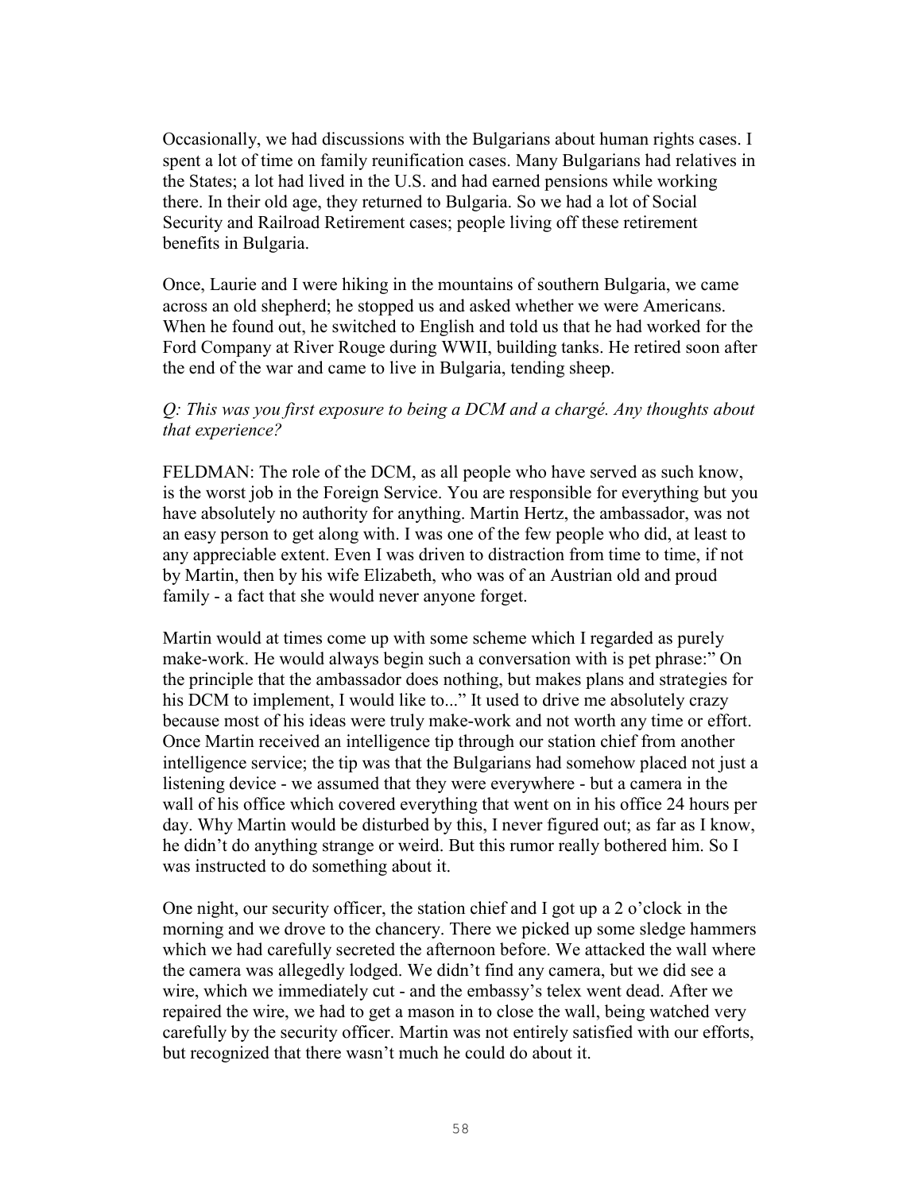Occasionally, we had discussions with the Bulgarians about human rights cases. I spent a lot of time on family reunification cases. Many Bulgarians had relatives in the States; a lot had lived in the U.S. and had earned pensions while working there. In their old age, they returned to Bulgaria. So we had a lot of Social Security and Railroad Retirement cases; people living off these retirement benefits in Bulgaria.

Once, Laurie and I were hiking in the mountains of southern Bulgaria, we came across an old shepherd; he stopped us and asked whether we were Americans. When he found out, he switched to English and told us that he had worked for the Ford Company at River Rouge during WWII, building tanks. He retired soon after the end of the war and came to live in Bulgaria, tending sheep.

*Q: This was you first exposure to being a DCM and a chargé. Any thoughts about that experience?*

FELDMAN: The role of the DCM, as all people who have served as such know, is the worst job in the Foreign Service. You are responsible for everything but you have absolutely no authority for anything. Martin Hertz, the ambassador, was not an easy person to get along with. I was one of the few people who did, at least to any appreciable extent. Even I was driven to distraction from time to time, if not by Martin, then by his wife Elizabeth, who was of an Austrian old and proud family - a fact that she would never anyone forget.

Martin would at times come up with some scheme which I regarded as purely make-work. He would always begin such a conversation with is pet phrase:" On the principle that the ambassador does nothing, but makes plans and strategies for his DCM to implement, I would like to..." It used to drive me absolutely crazy because most of his ideas were truly make-work and not worth any time or effort. Once Martin received an intelligence tip through our station chief from another intelligence service; the tip was that the Bulgarians had somehow placed not just a listening device - we assumed that they were everywhere - but a camera in the wall of his office which covered everything that went on in his office 24 hours per day. Why Martin would be disturbed by this, I never figured out; as far as I know, he didn't do anything strange or weird. But this rumor really bothered him. So I was instructed to do something about it.

One night, our security officer, the station chief and I got up a 2 o'clock in the morning and we drove to the chancery. There we picked up some sledge hammers which we had carefully secreted the afternoon before. We attacked the wall where the camera was allegedly lodged. We didn't find any camera, but we did see a wire, which we immediately cut - and the embassy's telex went dead. After we repaired the wire, we had to get a mason in to close the wall, being watched very carefully by the security officer. Martin was not entirely satisfied with our efforts, but recognized that there wasn't much he could do about it.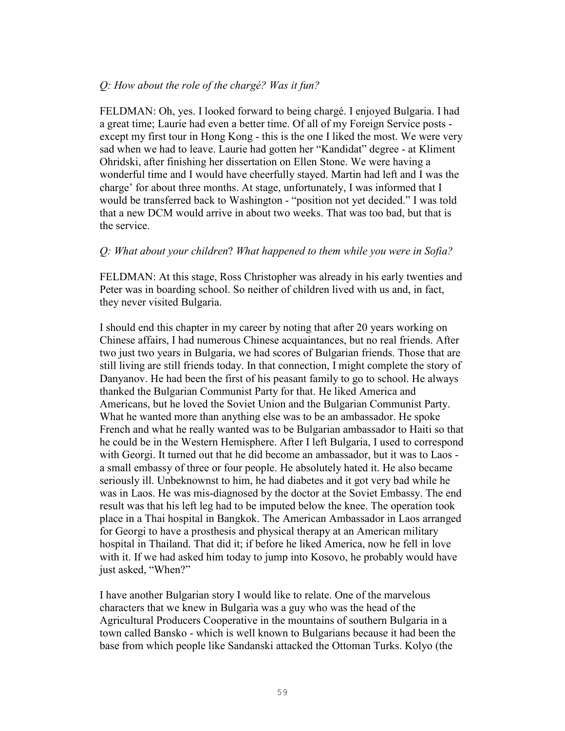*Q: How about the role of the chargé? Was it fun?*

FELDMAN: Oh, yes. I looked forward to being chargé. I enjoyed Bulgaria. I had a great time; Laurie had even a better time. Of all of my Foreign Service posts - except my first tour in Hong Kong - this is the one I liked the most. We were very sad when we had to leave. Laurie had gotten her "Kandidat" degree - at Kliment Ohridski, after finishing her dissertation on Ellen Stone. We were having a wonderful time and I would have cheerfully stayed. Martin had left and I was the charge' for about three months. At stage, unfortunately, I was informed that I would be transferred back to Washington - "position not yet decided." I was told that a new DCM would arrive in about two weeks. That was too bad, but that is the service.

*Q: What about your children? What happened to them while you were in Sofia?*

FELDMAN: At this stage, Ross Christopher was already in his early twenties and Peter was in boarding school. So neither of children lived with us and, in fact, they never visited Bulgaria.

I should end this chapter in my career by noting that after 20 years working on Chinese affairs, I had numerous Chinese acquaintances, but no real friends. After two just two years in Bulgaria, we had scores of Bulgarian friends. Those that are still living are still friends today. In that connection, I might complete the story of Danyanov. He had been the first of his peasant family to go to school. He always thanked the Bulgarian Communist Party for that. He liked America and Americans, but he loved the Soviet Union and the Bulgarian Communist Party. What he wanted more than anything else was to be an ambassador. He spoke French and what he really wanted was to be Bulgarian ambassador to Haiti so that he could be in the Western Hemisphere. After I left Bulgaria, I used to correspond with Georgi. It turned out that he did become an ambassador, but it was to Laos - a small embassy of three or four people. He absolutely hated it. He also became seriously ill. Unbeknownst to him, he had diabetes and it got very bad while he was in Laos. He was mis-diagnosed by the doctor at the Soviet Embassy. The end result was that his left leg had to be imputed below the knee. The operation took place in a Thai hospital in Bangkok. The American Ambassador in Laos arranged for Georgi to have a prosthesis and physical therapy at an American military hospital in Thailand. That did it; if before he liked America, now he fell in love with it. If we had asked him today to jump into Kosovo, he probably would have just asked, "When?"

I have another Bulgarian story I would like to relate. One of the marvelous characters that we knew in Bulgaria was a guy who was the head of the Agricultural Producers Cooperative in the mountains of southern Bulgaria in a town called Bansko - which is well known to Bulgarians because it had been the base from which people like Sandanski attacked the Ottoman Turks. Kolyo (the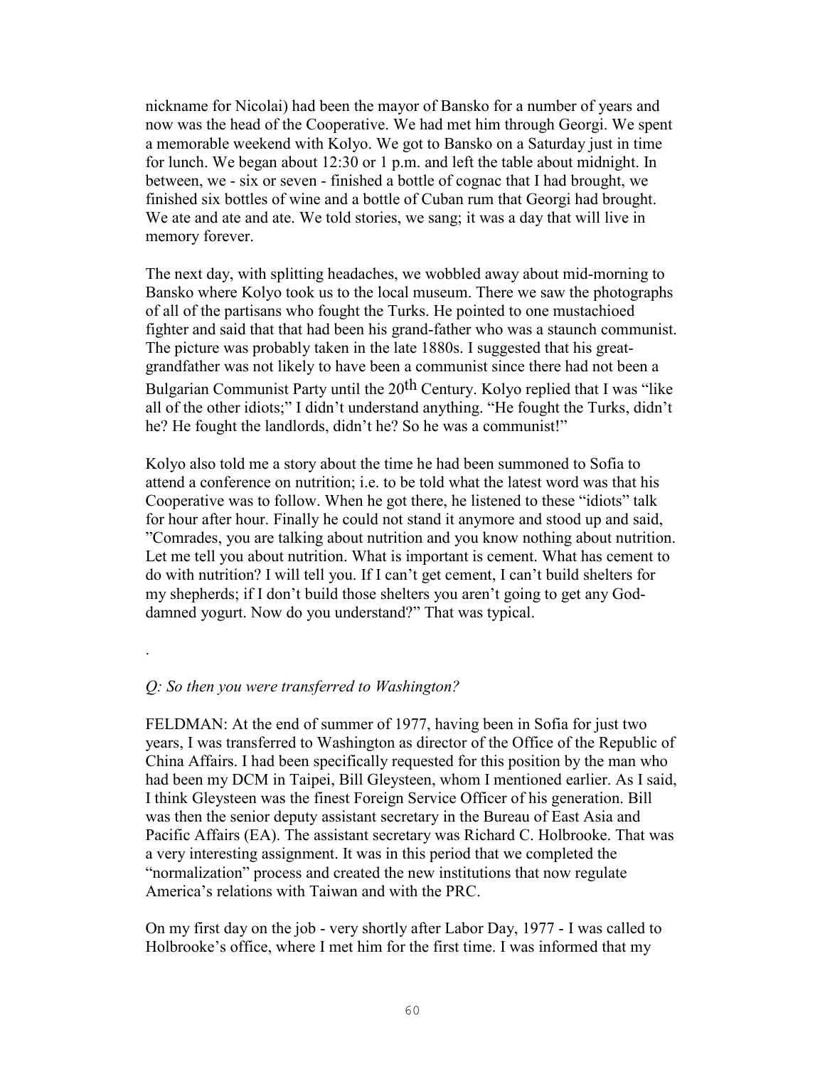nickname for Nicolai) had been the mayor of Bansko for a number of years and now was the head of the Cooperative. We had met him through Georgi. We spent a memorable weekend with Kolyo. We got to Bansko on a Saturday just in time for lunch. We began about 12:30 or 1 p.m. and left the table about midnight. In between, we - six or seven - finished a bottle of cognac that I had brought, we finished six bottles of wine and a bottle of Cuban rum that Georgi had brought. We ate and ate and ate. We told stories, we sang; it was a day that will live in memory forever.

The next day, with splitting headaches, we wobbled away about mid-morning to Bansko where Kolyo took us to the local museum. There we saw the photographs of all of the partisans who fought the Turks. He pointed to one mustachioed fighter and said that that had been his grand-father who was a staunch communist. The picture was probably taken in the late 1880s. I suggested that his great-grandfather was not likely to have been a communist since there had not been a Bulgarian Communist Party until the 20th Century. Kolyo replied that I was "like all of the other idiots;" I didn't understand anything. "He fought the Turks, didn't he? He fought the landlords, didn't he? So he was a communist!"

Kolyo also told me a story about the time he had been summoned to Sofia to attend a conference on nutrition; i.e. to be told what the latest word was that his Cooperative was to follow. When he got there, he listened to these "idiots" talk for hour after hour. Finally he could not stand it anymore and stood up and said, "Comrades, you are talking about nutrition and you know nothing about nutrition. Let me tell you about nutrition. What is important is cement. What has cement to do with nutrition? I will tell you. If I can't get cement, I can't build shelters for my shepherds; if I don't build those shelters you aren't going to get any God-damned yogurt. Now do you understand?" That was typical.

.

*Q: So then you were transferred to Washington?*

FELDMAN: At the end of summer of 1977, having been in Sofia for just two years, I was transferred to Washington as director of the Office of the Republic of China Affairs. I had been specifically requested for this position by the man who had been my DCM in Taipei, Bill Gleysteen, whom I mentioned earlier. As I said, I think Gleysteen was the finest Foreign Service Officer of his generation. Bill was then the senior deputy assistant secretary in the Bureau of East Asia and Pacific Affairs (EA). The assistant secretary was Richard C. Holbrooke. That was a very interesting assignment. It was in this period that we completed the "normalization" process and created the new institutions that now regulate America's relations with Taiwan and with the PRC.

On my first day on the job - very shortly after Labor Day, 1977 - I was called to Holbrooke's office, where I met him for the first time. I was informed that my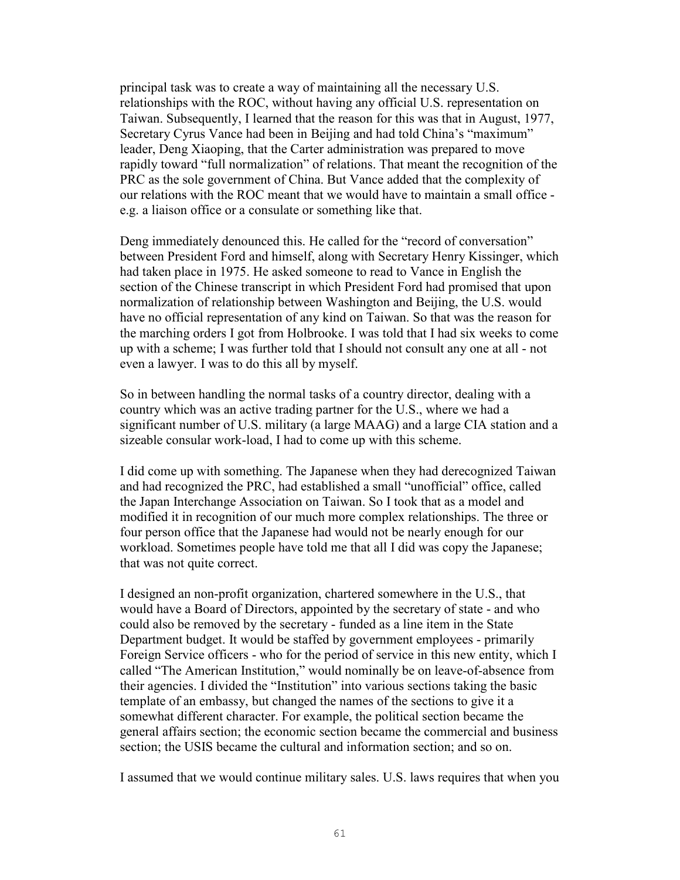principal task was to create a way of maintaining all the necessary U.S. relationships with the ROC, without having any official U.S. representation on Taiwan. Subsequently, I learned that the reason for this was that in August, 1977, Secretary Cyrus Vance had been in Beijing and had told China's "maximum" leader, Deng Xiaoping, that the Carter administration was prepared to move rapidly toward "full normalization" of relations. That meant the recognition of the PRC as the sole government of China. But Vance added that the complexity of our relations with the ROC meant that we would have to maintain a small office - e.g. a liaison office or a consulate or something like that.

Deng immediately denounced this. He called for the "record of conversation" between President Ford and himself, along with Secretary Henry Kissinger, which had taken place in 1975. He asked someone to read to Vance in English the section of the Chinese transcript in which President Ford had promised that upon normalization of relationship between Washington and Beijing, the U.S. would have no official representation of any kind on Taiwan. So that was the reason for the marching orders I got from Holbrooke. I was told that I had six weeks to come up with a scheme; I was further told that I should not consult any one at all - not even a lawyer. I was to do this all by myself.

So in between handling the normal tasks of a country director, dealing with a country which was an active trading partner for the U.S., where we had a significant number of U.S. military (a large MAAG) and a large CIA station and a sizeable consular work-load, I had to come up with this scheme.

I did come up with something. The Japanese when they had derecognized Taiwan and had recognized the PRC, had established a small "unofficial" office, called the Japan Interchange Association on Taiwan. So I took that as a model and modified it in recognition of our much more complex relationships. The three or four person office that the Japanese had would not be nearly enough for our workload. Sometimes people have told me that all I did was copy the Japanese; that was not quite correct.

I designed an non-profit organization, chartered somewhere in the U.S., that would have a Board of Directors, appointed by the secretary of state - and who could also be removed by the secretary - funded as a line item in the State Department budget. It would be staffed by government employees - primarily Foreign Service officers - who for the period of service in this new entity, which I called "The American Institution," would nominally be on leave-of-absence from their agencies. I divided the "Institution" into various sections taking the basic template of an embassy, but changed the names of the sections to give it a somewhat different character. For example, the political section became the general affairs section; the economic section became the commercial and business section; the USIS became the cultural and information section; and so on.

I assumed that we would continue military sales. U.S. laws requires that when you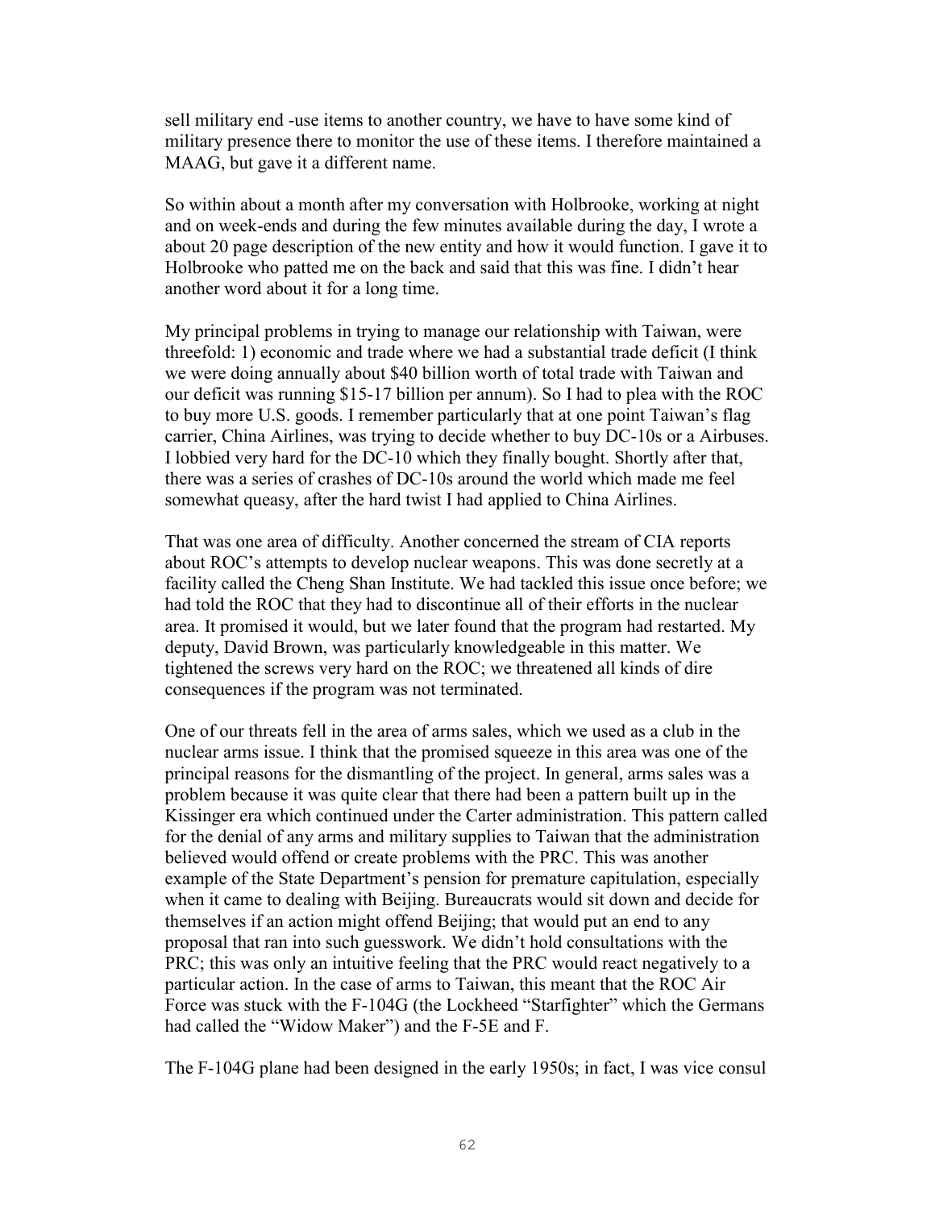sell military end -use items to another country, we have to have some kind of military presence there to monitor the use of these items. I therefore maintained a MAAG, but gave it a different name.

So within about a month after my conversation with Holbrooke, working at night and on week-ends and during the few minutes available during the day, I wrote a about 20 page description of the new entity and how it would function. I gave it to Holbrooke who patted me on the back and said that this was fine. I didn't hear another word about it for a long time.

My principal problems in trying to manage our relationship with Taiwan, were threefold: 1) economic and trade where we had a substantial trade deficit (I think we were doing annually about $40 billion worth of total trade with Taiwan and our deficit was running $15-17 billion per annum). So I had to plea with the ROC to buy more U.S. goods. I remember particularly that at one point Taiwan's flag carrier, China Airlines, was trying to decide whether to buy DC-10s or a Airbuses. I lobbied very hard for the DC-10 which they finally bought. Shortly after that, there was a series of crashes of DC-10s around the world which made me feel somewhat queasy, after the hard twist I had applied to China Airlines.

That was one area of difficulty. Another concerned the stream of CIA reports about ROC's attempts to develop nuclear weapons. This was done secretly at a facility called the Cheng Shan Institute. We had tackled this issue once before; we had told the ROC that they had to discontinue all of their efforts in the nuclear area. It promised it would, but we later found that the program had restarted. My deputy, David Brown, was particularly knowledgeable in this matter. We tightened the screws very hard on the ROC; we threatened all kinds of dire consequences if the program was not terminated.

One of our threats fell in the area of arms sales, which we used as a club in the nuclear arms issue. I think that the promised squeeze in this area was one of the principal reasons for the dismantling of the project. In general, arms sales was a problem because it was quite clear that there had been a pattern built up in the Kissinger era which continued under the Carter administration. This pattern called for the denial of any arms and military supplies to Taiwan that the administration believed would offend or create problems with the PRC. This was another example of the State Department's pension for premature capitulation, especially when it came to dealing with Beijing. Bureaucrats would sit down and decide for themselves if an action might offend Beijing; that would put an end to any proposal that ran into such guesswork. We didn't hold consultations with the PRC; this was only an intuitive feeling that the PRC would react negatively to a particular action. In the case of arms to Taiwan, this meant that the ROC Air Force was stuck with the F-104G (the Lockheed "Starfighter" which the Germans had called the "Widow Maker") and the F-5E and F.

The F-104G plane had been designed in the early 1950s; in fact, I was vice consul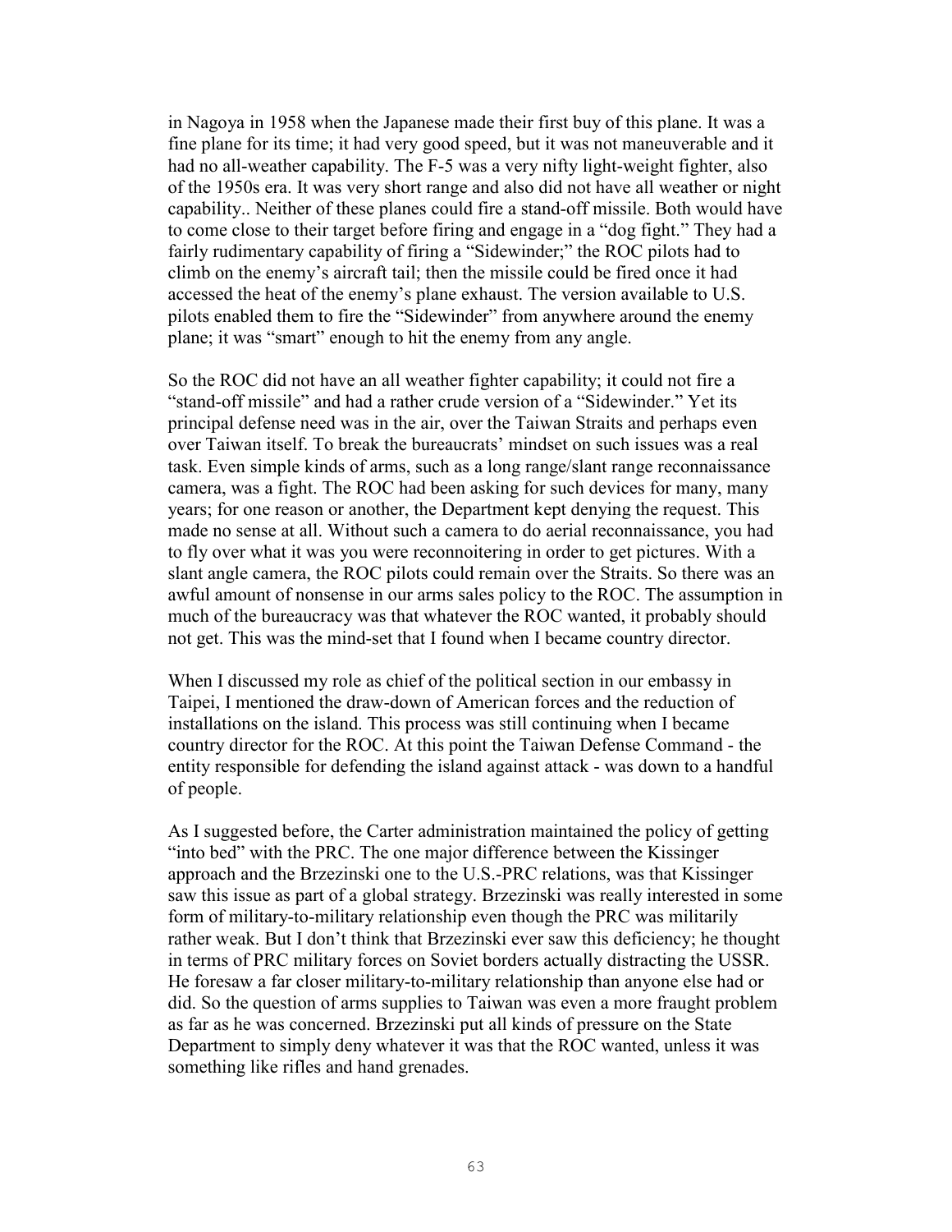in Nagoya in 1958 when the Japanese made their first buy of this plane. It was a fine plane for its time; it had very good speed, but it was not maneuverable and it had no all-weather capability. The F-5 was a very nifty light-weight fighter, also of the 1950s era. It was very short range and also did not have all weather or night capability.. Neither of these planes could fire a stand-off missile. Both would have to come close to their target before firing and engage in a "dog fight." They had a fairly rudimentary capability of firing a "Sidewinder;" the ROC pilots had to climb on the enemy's aircraft tail; then the missile could be fired once it had accessed the heat of the enemy's plane exhaust. The version available to U.S. pilots enabled them to fire the "Sidewinder" from anywhere around the enemy plane; it was "smart" enough to hit the enemy from any angle.

So the ROC did not have an all weather fighter capability; it could not fire a "stand-off missile" and had a rather crude version of a "Sidewinder." Yet its principal defense need was in the air, over the Taiwan Straits and perhaps even over Taiwan itself. To break the bureaucrats' mindset on such issues was a real task. Even simple kinds of arms, such as a long range/slant range reconnaissance camera, was a fight. The ROC had been asking for such devices for many, many years; for one reason or another, the Department kept denying the request. This made no sense at all. Without such a camera to do aerial reconnaissance, you had to fly over what it was you were reconnoitering in order to get pictures. With a slant angle camera, the ROC pilots could remain over the Straits. So there was an awful amount of nonsense in our arms sales policy to the ROC. The assumption in much of the bureaucracy was that whatever the ROC wanted, it probably should not get. This was the mind-set that I found when I became country director.

When I discussed my role as chief of the political section in our embassy in Taipei, I mentioned the draw-down of American forces and the reduction of installations on the island. This process was still continuing when I became country director for the ROC. At this point the Taiwan Defense Command - the entity responsible for defending the island against attack - was down to a handful of people.

As I suggested before, the Carter administration maintained the policy of getting "into bed" with the PRC. The one major difference between the Kissinger approach and the Brzezinski one to the U.S.-PRC relations, was that Kissinger saw this issue as part of a global strategy. Brzezinski was really interested in some form of military-to-military relationship even though the PRC was militarily rather weak. But I don't think that Brzezinski ever saw this deficiency; he thought in terms of PRC military forces on Soviet borders actually distracting the USSR. He foresaw a far closer military-to-military relationship than anyone else had or did. So the question of arms supplies to Taiwan was even a more fraught problem as far as he was concerned. Brzezinski put all kinds of pressure on the State Department to simply deny whatever it was that the ROC wanted, unless it was something like rifles and hand grenades.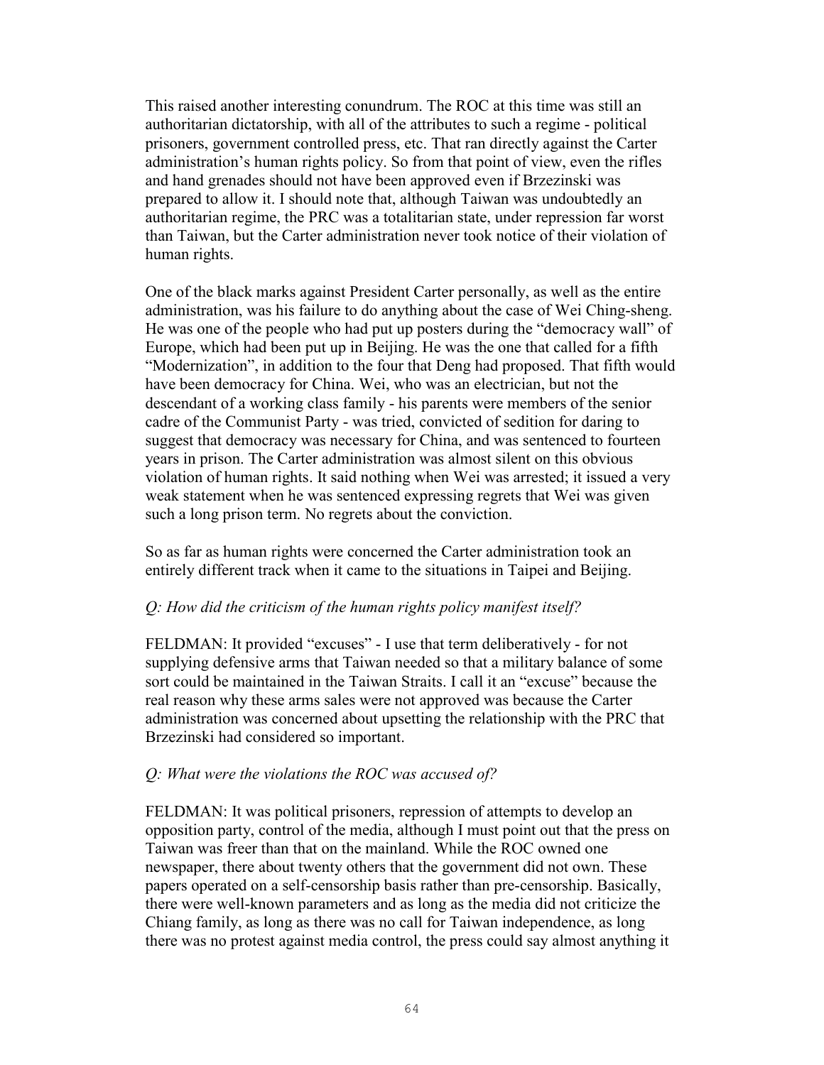This raised another interesting conundrum. The ROC at this time was still an authoritarian dictatorship, with all of the attributes to such a regime - political prisoners, government controlled press, etc. That ran directly against the Carter administration's human rights policy. So from that point of view, even the rifles and hand grenades should not have been approved even if Brzezinski was prepared to allow it. I should note that, although Taiwan was undoubtedly an authoritarian regime, the PRC was a totalitarian state, under repression far worst than Taiwan, but the Carter administration never took notice of their violation of human rights.

One of the black marks against President Carter personally, as well as the entire administration, was his failure to do anything about the case of Wei Ching-sheng. He was one of the people who had put up posters during the "democracy wall" of Europe, which had been put up in Beijing. He was the one that called for a fifth "Modernization", in addition to the four that Deng had proposed. That fifth would have been democracy for China. Wei, who was an electrician, but not the descendant of a working class family - his parents were members of the senior cadre of the Communist Party - was tried, convicted of sedition for daring to suggest that democracy was necessary for China, and was sentenced to fourteen years in prison. The Carter administration was almost silent on this obvious violation of human rights. It said nothing when Wei was arrested; it issued a very weak statement when he was sentenced expressing regrets that Wei was given such a long prison term. No regrets about the conviction.

So as far as human rights were concerned the Carter administration took an entirely different track when it came to the situations in Taipei and Beijing.

*Q: How did the criticism of the human rights policy manifest itself?*

FELDMAN: It provided "excuses" - I use that term deliberatively - for not supplying defensive arms that Taiwan needed so that a military balance of some sort could be maintained in the Taiwan Straits. I call it an "excuse" because the real reason why these arms sales were not approved was because the Carter administration was concerned about upsetting the relationship with the PRC that Brzezinski had considered so important.

*Q: What were the violations the ROC was accused of?*

FELDMAN: It was political prisoners, repression of attempts to develop an opposition party, control of the media, although I must point out that the press on Taiwan was freer than that on the mainland. While the ROC owned one newspaper, there about twenty others that the government did not own. These papers operated on a self-censorship basis rather than pre-censorship. Basically, there were well-known parameters and as long as the media did not criticize the Chiang family, as long as there was no call for Taiwan independence, as long there was no protest against media control, the press could say almost anything it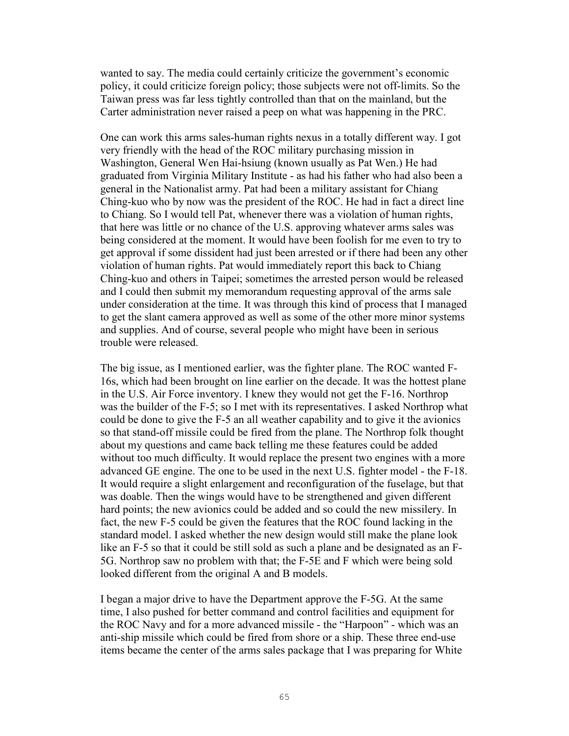wanted to say. The media could certainly criticize the government's economic policy, it could criticize foreign policy; those subjects were not off-limits. So the Taiwan press was far less tightly controlled than that on the mainland, but the Carter administration never raised a peep on what was happening in the PRC.

One can work this arms sales-human rights nexus in a totally different way. I got very friendly with the head of the ROC military purchasing mission in Washington, General Wen Hai-hsiung (known usually as Pat Wen.) He had graduated from Virginia Military Institute - as had his father who had also been a general in the Nationalist army. Pat had been a military assistant for Chiang Ching-kuo who by now was the president of the ROC. He had in fact a direct line to Chiang. So I would tell Pat, whenever there was a violation of human rights, that here was little or no chance of the U.S. approving whatever arms sales was being considered at the moment. It would have been foolish for me even to try to get approval if some dissident had just been arrested or if there had been any other violation of human rights. Pat would immediately report this back to Chiang Ching-kuo and others in Taipei; sometimes the arrested person would be released and I could then submit my memorandum requesting approval of the arms sale under consideration at the time. It was through this kind of process that I managed to get the slant camera approved as well as some of the other more minor systems and supplies. And of course, several people who might have been in serious trouble were released.

The big issue, as I mentioned earlier, was the fighter plane. The ROC wanted F-16s, which had been brought on line earlier on the decade. It was the hottest plane in the U.S. Air Force inventory. I knew they would not get the F-16. Northrop was the builder of the F-5; so I met with its representatives. I asked Northrop what could be done to give the F-5 an all weather capability and to give it the avionics so that stand-off missile could be fired from the plane. The Northrop folk thought about my questions and came back telling me these features could be added without too much difficulty. It would replace the present two engines with a more advanced GE engine. The one to be used in the next U.S. fighter model - the F-18. It would require a slight enlargement and reconfiguration of the fuselage, but that was doable. Then the wings would have to be strengthened and given different hard points; the new avionics could be added and so could the new missilery. In fact, the new F-5 could be given the features that the ROC found lacking in the standard model. I asked whether the new design would still make the plane look like an F-5 so that it could be still sold as such a plane and be designated as an F-5G. Northrop saw no problem with that; the F-5E and F which were being sold looked different from the original A and B models.

I began a major drive to have the Department approve the F-5G. At the same time, I also pushed for better command and control facilities and equipment for the ROC Navy and for a more advanced missile - the "Harpoon" - which was an anti-ship missile which could be fired from shore or a ship. These three end-use items became the center of the arms sales package that I was preparing for White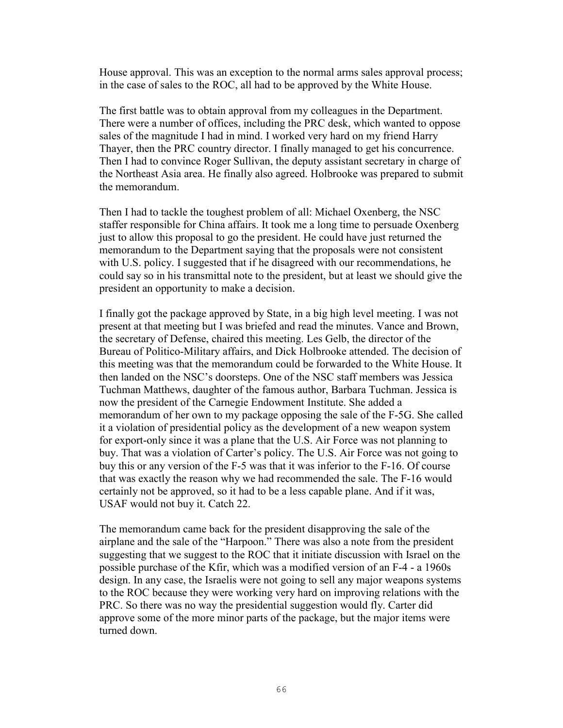House approval. This was an exception to the normal arms sales approval process; in the case of sales to the ROC, all had to be approved by the White House.

The first battle was to obtain approval from my colleagues in the Department. There were a number of offices, including the PRC desk, which wanted to oppose sales of the magnitude I had in mind. I worked very hard on my friend Harry Thayer, then the PRC country director. I finally managed to get his concurrence. Then I had to convince Roger Sullivan, the deputy assistant secretary in charge of the Northeast Asia area. He finally also agreed. Holbrooke was prepared to submit the memorandum.

Then I had to tackle the toughest problem of all: Michael Oxenberg, the NSC staffer responsible for China affairs. It took me a long time to persuade Oxenberg just to allow this proposal to go the president. He could have just returned the memorandum to the Department saying that the proposals were not consistent with U.S. policy. I suggested that if he disagreed with our recommendations, he could say so in his transmittal note to the president, but at least we should give the president an opportunity to make a decision.

I finally got the package approved by State, in a big high level meeting. I was not present at that meeting but I was briefed and read the minutes. Vance and Brown, the secretary of Defense, chaired this meeting. Les Gelb, the director of the Bureau of Politico-Military affairs, and Dick Holbrooke attended. The decision of this meeting was that the memorandum could be forwarded to the White House. It then landed on the NSC's doorsteps. One of the NSC staff members was Jessica Tuchman Matthews, daughter of the famous author, Barbara Tuchman. Jessica is now the president of the Carnegie Endowment Institute. She added a memorandum of her own to my package opposing the sale of the F-5G. She called it a violation of presidential policy as the development of a new weapon system for export-only since it was a plane that the U.S. Air Force was not planning to buy. That was a violation of Carter's policy. The U.S. Air Force was not going to buy this or any version of the F-5 was that it was inferior to the F-16. Of course that was exactly the reason why we had recommended the sale. The F-16 would certainly not be approved, so it had to be a less capable plane. And if it was, USAF would not buy it. Catch 22.

The memorandum came back for the president disapproving the sale of the airplane and the sale of the "Harpoon." There was also a note from the president suggesting that we suggest to the ROC that it initiate discussion with Israel on the possible purchase of the Kfir, which was a modified version of an F-4 - a 1960s design. In any case, the Israelis were not going to sell any major weapons systems to the ROC because they were working very hard on improving relations with the PRC. So there was no way the presidential suggestion would fly. Carter did approve some of the more minor parts of the package, but the major items were turned down.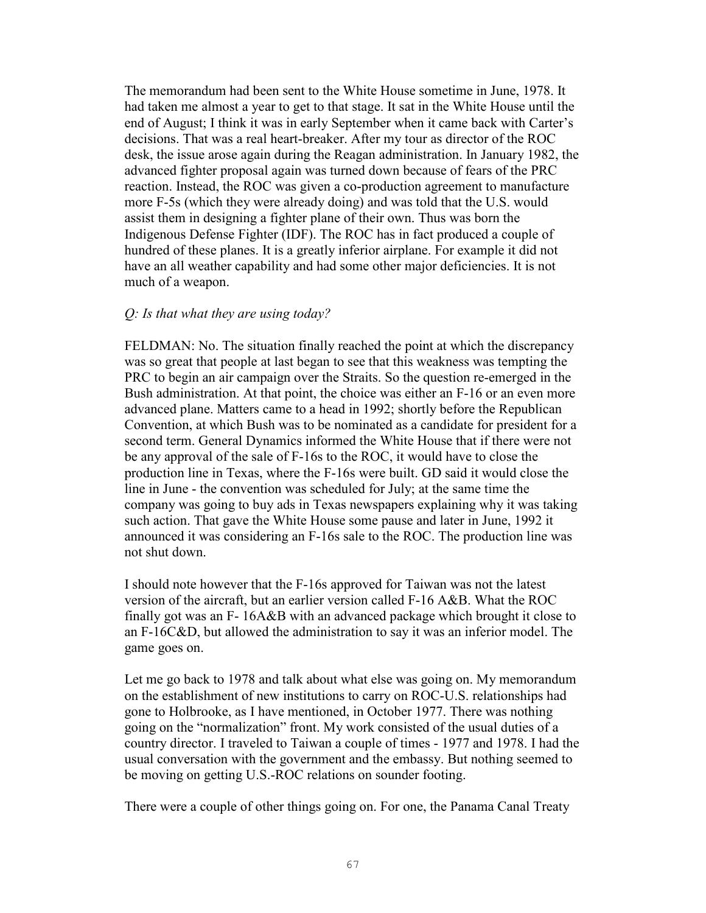The memorandum had been sent to the White House sometime in June, 1978. It had taken me almost a year to get to that stage. It sat in the White House until the end of August; I think it was in early September when it came back with Carter's decisions. That was a real heart-breaker. After my tour as director of the ROC desk, the issue arose again during the Reagan administration. In January 1982, the advanced fighter proposal again was turned down because of fears of the PRC reaction. Instead, the ROC was given a co-production agreement to manufacture more F-5s (which they were already doing) and was told that the U.S. would assist them in designing a fighter plane of their own. Thus was born the Indigenous Defense Fighter (IDF). The ROC has in fact produced a couple of hundred of these planes. It is a greatly inferior airplane. For example it did not have an all weather capability and had some other major deficiencies. It is not much of a weapon.

*Q: Is that what they are using today?*

FELDMAN: No. The situation finally reached the point at which the discrepancy was so great that people at last began to see that this weakness was tempting the PRC to begin an air campaign over the Straits. So the question re-emerged in the Bush administration. At that point, the choice was either an F-16 or an even more advanced plane. Matters came to a head in 1992; shortly before the Republican Convention, at which Bush was to be nominated as a candidate for president for a second term. General Dynamics informed the White House that if there were not be any approval of the sale of F-16s to the ROC, it would have to close the production line in Texas, where the F-16s were built. GD said it would close the line in June - the convention was scheduled for July; at the same time the company was going to buy ads in Texas newspapers explaining why it was taking such action. That gave the White House some pause and later in June, 1992 it announced it was considering an F-16s sale to the ROC. The production line was not shut down.

I should note however that the F-16s approved for Taiwan was not the latest version of the aircraft, but an earlier version called F-16 A&B. What the ROC finally got was an F- 16A&B with an advanced package which brought it close to an F-16C&D, but allowed the administration to say it was an inferior model. The game goes on.

Let me go back to 1978 and talk about what else was going on. My memorandum on the establishment of new institutions to carry on ROC-U.S. relationships had gone to Holbrooke, as I have mentioned, in October 1977. There was nothing going on the "normalization" front. My work consisted of the usual duties of a country director. I traveled to Taiwan a couple of times - 1977 and 1978. I had the usual conversation with the government and the embassy. But nothing seemed to be moving on getting U.S.-ROC relations on sounder footing.

There were a couple of other things going on. For one, the Panama Canal Treaty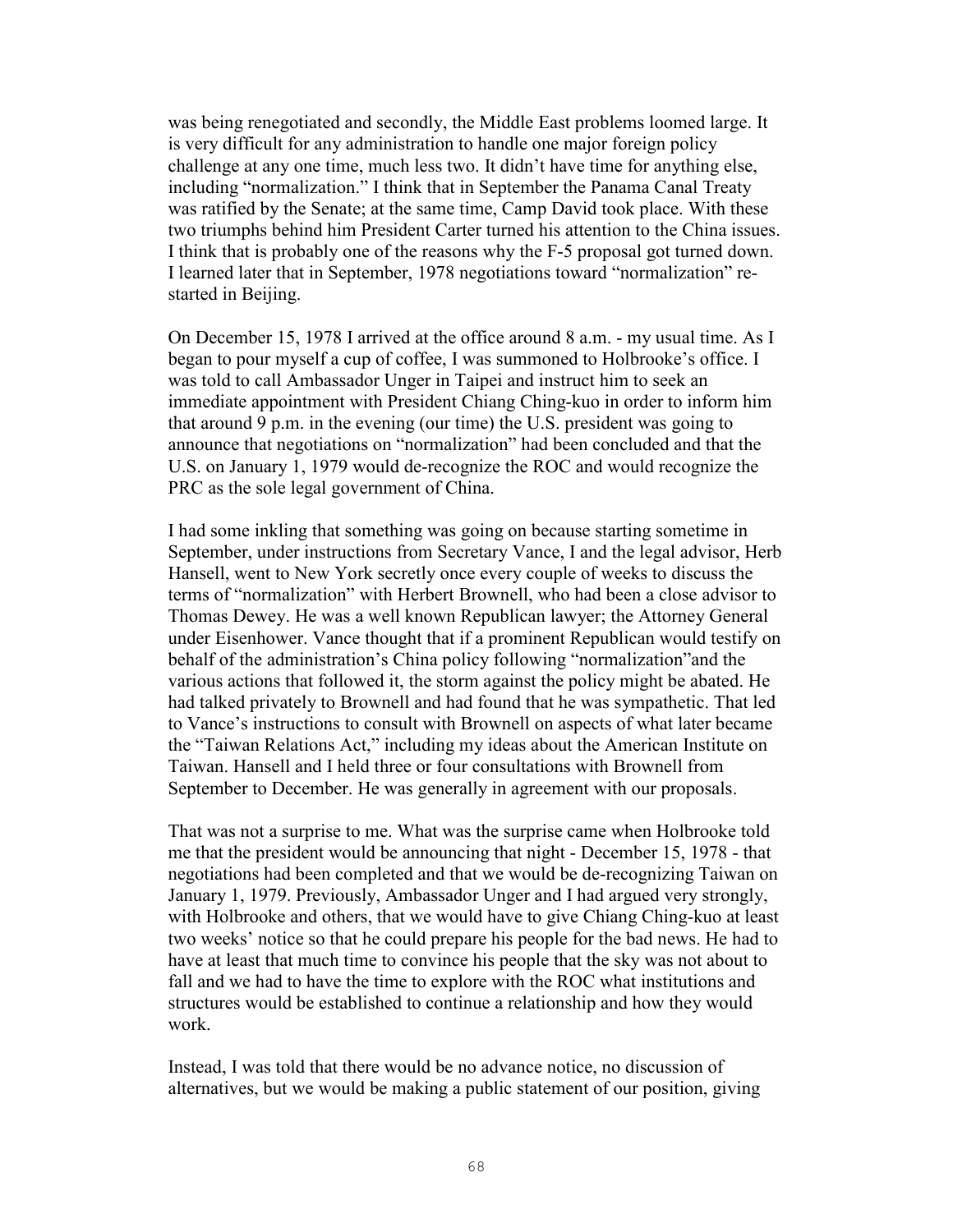was being renegotiated and secondly, the Middle East problems loomed large. It is very difficult for any administration to handle one major foreign policy challenge at any one time, much less two. It didn't have time for anything else, including "normalization." I think that in September the Panama Canal Treaty was ratified by the Senate; at the same time, Camp David took place. With these two triumphs behind him President Carter turned his attention to the China issues. I think that is probably one of the reasons why the F-5 proposal got turned down. I learned later that in September, 1978 negotiations toward "normalization" re-started in Beijing.

On December 15, 1978 I arrived at the office around 8 a.m. - my usual time. As I began to pour myself a cup of coffee, I was summoned to Holbrooke's office. I was told to call Ambassador Unger in Taipei and instruct him to seek an immediate appointment with President Chiang Ching-kuo in order to inform him that around 9 p.m. in the evening (our time) the U.S. president was going to announce that negotiations on "normalization" had been concluded and that the U.S. on January 1, 1979 would de-recognize the ROC and would recognize the PRC as the sole legal government of China.

I had some inkling that something was going on because starting sometime in September, under instructions from Secretary Vance, I and the legal advisor, Herb Hansell, went to New York secretly once every couple of weeks to discuss the terms of "normalization" with Herbert Brownell, who had been a close advisor to Thomas Dewey. He was a well known Republican lawyer; the Attorney General under Eisenhower. Vance thought that if a prominent Republican would testify on behalf of the administration's China policy following "normalization"and the various actions that followed it, the storm against the policy might be abated. He had talked privately to Brownell and had found that he was sympathetic. That led to Vance's instructions to consult with Brownell on aspects of what later became the "Taiwan Relations Act," including my ideas about the American Institute on Taiwan. Hansell and I held three or four consultations with Brownell from September to December. He was generally in agreement with our proposals.

That was not a surprise to me. What was the surprise came when Holbrooke told me that the president would be announcing that night - December 15, 1978 - that negotiations had been completed and that we would be de-recognizing Taiwan on January 1, 1979. Previously, Ambassador Unger and I had argued very strongly, with Holbrooke and others, that we would have to give Chiang Ching-kuo at least two weeks' notice so that he could prepare his people for the bad news. He had to have at least that much time to convince his people that the sky was not about to fall and we had to have the time to explore with the ROC what institutions and structures would be established to continue a relationship and how they would work.

Instead, I was told that there would be no advance notice, no discussion of alternatives, but we would be making a public statement of our position, giving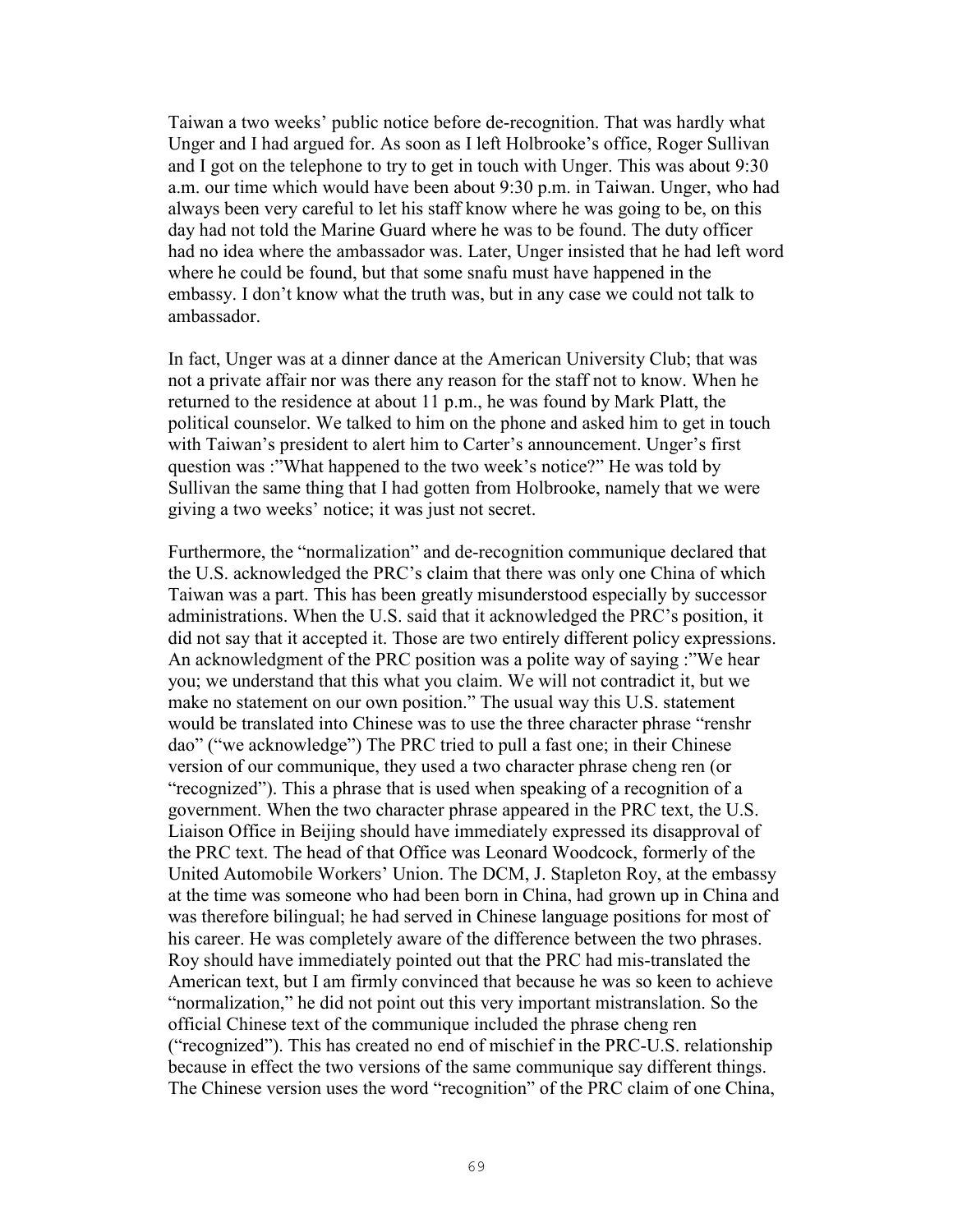Taiwan a two weeks' public notice before de-recognition. That was hardly what Unger and I had argued for. As soon as I left Holbrooke's office, Roger Sullivan and I got on the telephone to try to get in touch with Unger. This was about 9:30 a.m. our time which would have been about 9:30 p.m. in Taiwan. Unger, who had always been very careful to let his staff know where he was going to be, on this day had not told the Marine Guard where he was to be found. The duty officer had no idea where the ambassador was. Later, Unger insisted that he had left word where he could be found, but that some snafu must have happened in the embassy. I don't know what the truth was, but in any case we could not talk to ambassador.

In fact, Unger was at a dinner dance at the American University Club; that was not a private affair nor was there any reason for the staff not to know. When he returned to the residence at about 11 p.m., he was found by Mark Platt, the political counselor. We talked to him on the phone and asked him to get in touch with Taiwan's president to alert him to Carter's announcement. Unger's first question was :"What happened to the two week's notice?" He was told by Sullivan the same thing that I had gotten from Holbrooke, namely that we were giving a two weeks' notice; it was just not secret.

Furthermore, the "normalization" and de-recognition communique declared that the U.S. acknowledged the PRC's claim that there was only one China of which Taiwan was a part. This has been greatly misunderstood especially by successor administrations. When the U.S. said that it acknowledged the PRC's position, it did not say that it accepted it. Those are two entirely different policy expressions. An acknowledgment of the PRC position was a polite way of saying :"We hear you; we understand that this what you claim. We will not contradict it, but we make no statement on our own position." The usual way this U.S. statement would be translated into Chinese was to use the three character phrase "renshr dao" ("we acknowledge") The PRC tried to pull a fast one; in their Chinese version of our communique, they used a two character phrase cheng ren (or "recognized"). This a phrase that is used when speaking of a recognition of a government. When the two character phrase appeared in the PRC text, the U.S. Liaison Office in Beijing should have immediately expressed its disapproval of the PRC text. The head of that Office was Leonard Woodcock, formerly of the United Automobile Workers' Union. The DCM, J. Stapleton Roy, at the embassy at the time was someone who had been born in China, had grown up in China and was therefore bilingual; he had served in Chinese language positions for most of his career. He was completely aware of the difference between the two phrases. Roy should have immediately pointed out that the PRC had mis-translated the American text, but I am firmly convinced that because he was so keen to achieve "normalization," he did not point out this very important mistranslation. So the official Chinese text of the communique included the phrase cheng ren ("recognized"). This has created no end of mischief in the PRC-U.S. relationship because in effect the two versions of the same communique say different things. The Chinese version uses the word "recognition" of the PRC claim of one China,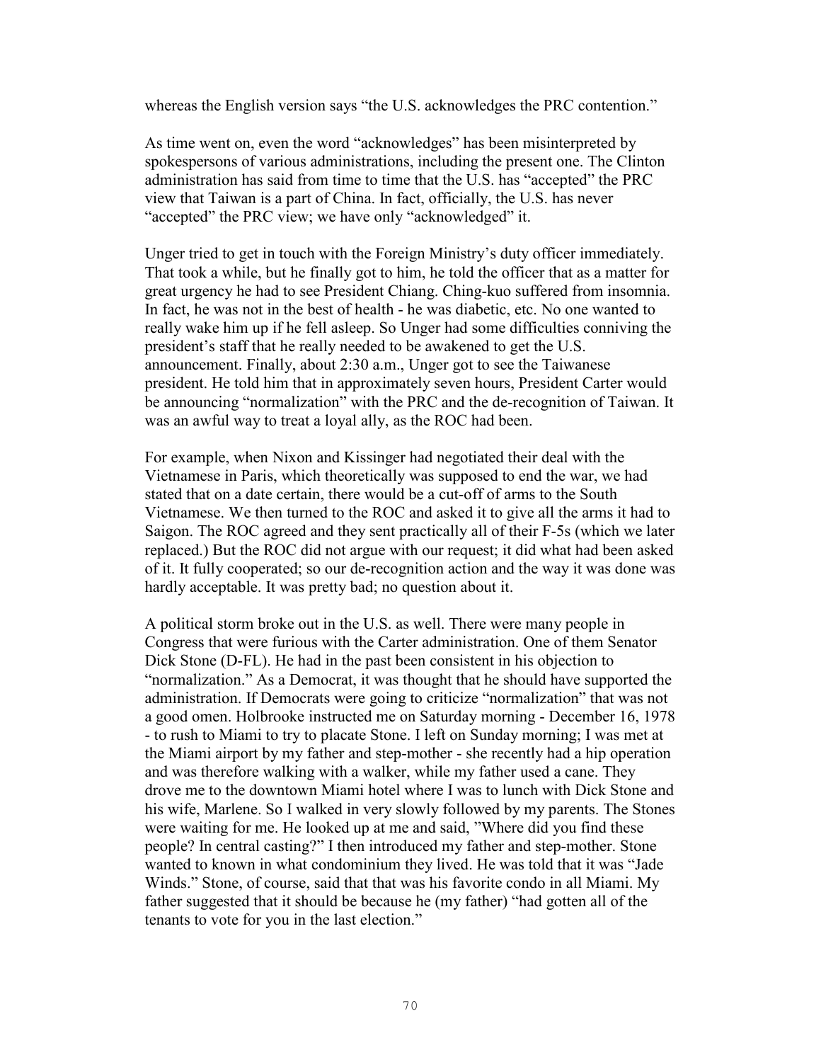whereas the English version says "the U.S. acknowledges the PRC contention."

As time went on, even the word "acknowledges" has been misinterpreted by spokespersons of various administrations, including the present one. The Clinton administration has said from time to time that the U.S. has "accepted" the PRC view that Taiwan is a part of China. In fact, officially, the U.S. has never "accepted" the PRC view; we have only "acknowledged" it.

Unger tried to get in touch with the Foreign Ministry's duty officer immediately. That took a while, but he finally got to him, he told the officer that as a matter for great urgency he had to see President Chiang. Ching-kuo suffered from insomnia. In fact, he was not in the best of health - he was diabetic, etc. No one wanted to really wake him up if he fell asleep. So Unger had some difficulties conniving the president's staff that he really needed to be awakened to get the U.S. announcement. Finally, about 2:30 a.m., Unger got to see the Taiwanese president. He told him that in approximately seven hours, President Carter would be announcing "normalization" with the PRC and the de-recognition of Taiwan. It was an awful way to treat a loyal ally, as the ROC had been.

For example, when Nixon and Kissinger had negotiated their deal with the Vietnamese in Paris, which theoretically was supposed to end the war, we had stated that on a date certain, there would be a cut-off of arms to the South Vietnamese. We then turned to the ROC and asked it to give all the arms it had to Saigon. The ROC agreed and they sent practically all of their F-5s (which we later replaced.) But the ROC did not argue with our request; it did what had been asked of it. It fully cooperated; so our de-recognition action and the way it was done was hardly acceptable. It was pretty bad; no question about it.

A political storm broke out in the U.S. as well. There were many people in Congress that were furious with the Carter administration. One of them Senator Dick Stone (D-FL). He had in the past been consistent in his objection to "normalization." As a Democrat, it was thought that he should have supported the administration. If Democrats were going to criticize "normalization" that was not a good omen. Holbrooke instructed me on Saturday morning - December 16, 1978 - to rush to Miami to try to placate Stone. I left on Sunday morning; I was met at the Miami airport by my father and step-mother - she recently had a hip operation and was therefore walking with a walker, while my father used a cane. They drove me to the downtown Miami hotel where I was to lunch with Dick Stone and his wife, Marlene. So I walked in very slowly followed by my parents. The Stones were waiting for me. He looked up at me and said, "Where did you find these people? In central casting?" I then introduced my father and step-mother. Stone wanted to known in what condominium they lived. He was told that it was "Jade Winds." Stone, of course, said that that was his favorite condo in all Miami. My father suggested that it should be because he (my father) "had gotten all of the tenants to vote for you in the last election."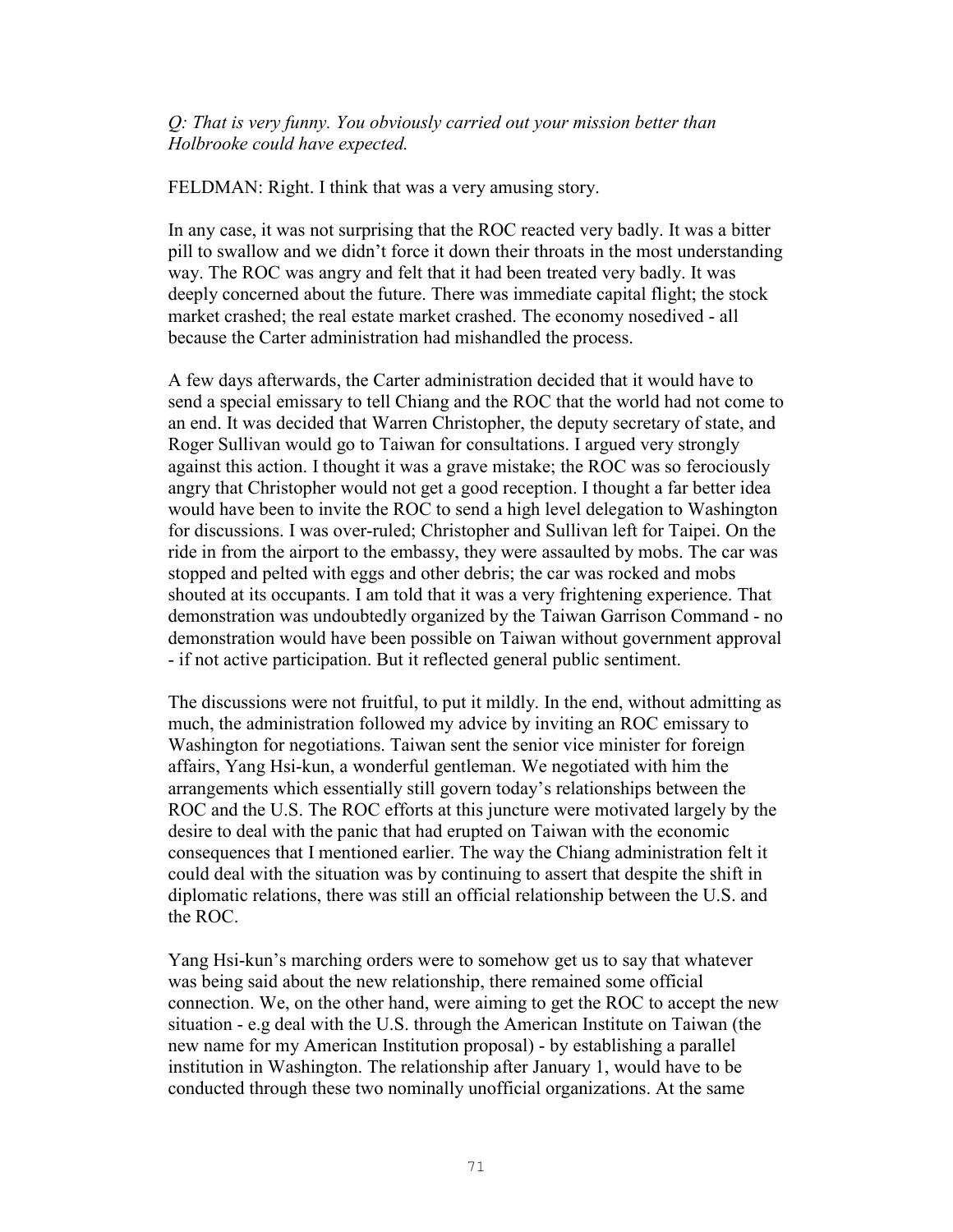*Q: That is very funny. You obviously carried out your mission better than Holbrooke could have expected.*

FELDMAN: Right. I think that was a very amusing story.

In any case, it was not surprising that the ROC reacted very badly. It was a bitter pill to swallow and we didn't force it down their throats in the most understanding way. The ROC was angry and felt that it had been treated very badly. It was deeply concerned about the future. There was immediate capital flight; the stock market crashed; the real estate market crashed. The economy nosedived - all because the Carter administration had mishandled the process.

A few days afterwards, the Carter administration decided that it would have to send a special emissary to tell Chiang and the ROC that the world had not come to an end. It was decided that Warren Christopher, the deputy secretary of state, and Roger Sullivan would go to Taiwan for consultations. I argued very strongly against this action. I thought it was a grave mistake; the ROC was so ferociously angry that Christopher would not get a good reception. I thought a far better idea would have been to invite the ROC to send a high level delegation to Washington for discussions. I was over-ruled; Christopher and Sullivan left for Taipei. On the ride in from the airport to the embassy, they were assaulted by mobs. The car was stopped and pelted with eggs and other debris; the car was rocked and mobs shouted at its occupants. I am told that it was a very frightening experience. That demonstration was undoubtedly organized by the Taiwan Garrison Command - no demonstration would have been possible on Taiwan without government approval - if not active participation. But it reflected general public sentiment.

The discussions were not fruitful, to put it mildly. In the end, without admitting as much, the administration followed my advice by inviting an ROC emissary to Washington for negotiations. Taiwan sent the senior vice minister for foreign affairs, Yang Hsi-kun, a wonderful gentleman. We negotiated with him the arrangements which essentially still govern today's relationships between the ROC and the U.S. The ROC efforts at this juncture were motivated largely by the desire to deal with the panic that had erupted on Taiwan with the economic consequences that I mentioned earlier. The way the Chiang administration felt it could deal with the situation was by continuing to assert that despite the shift in diplomatic relations, there was still an official relationship between the U.S. and the ROC.

Yang Hsi-kun's marching orders were to somehow get us to say that whatever was being said about the new relationship, there remained some official connection. We, on the other hand, were aiming to get the ROC to accept the new situation - e.g deal with the U.S. through the American Institute on Taiwan (the new name for my American Institution proposal) - by establishing a parallel institution in Washington. The relationship after January 1, would have to be conducted through these two nominally unofficial organizations. At the same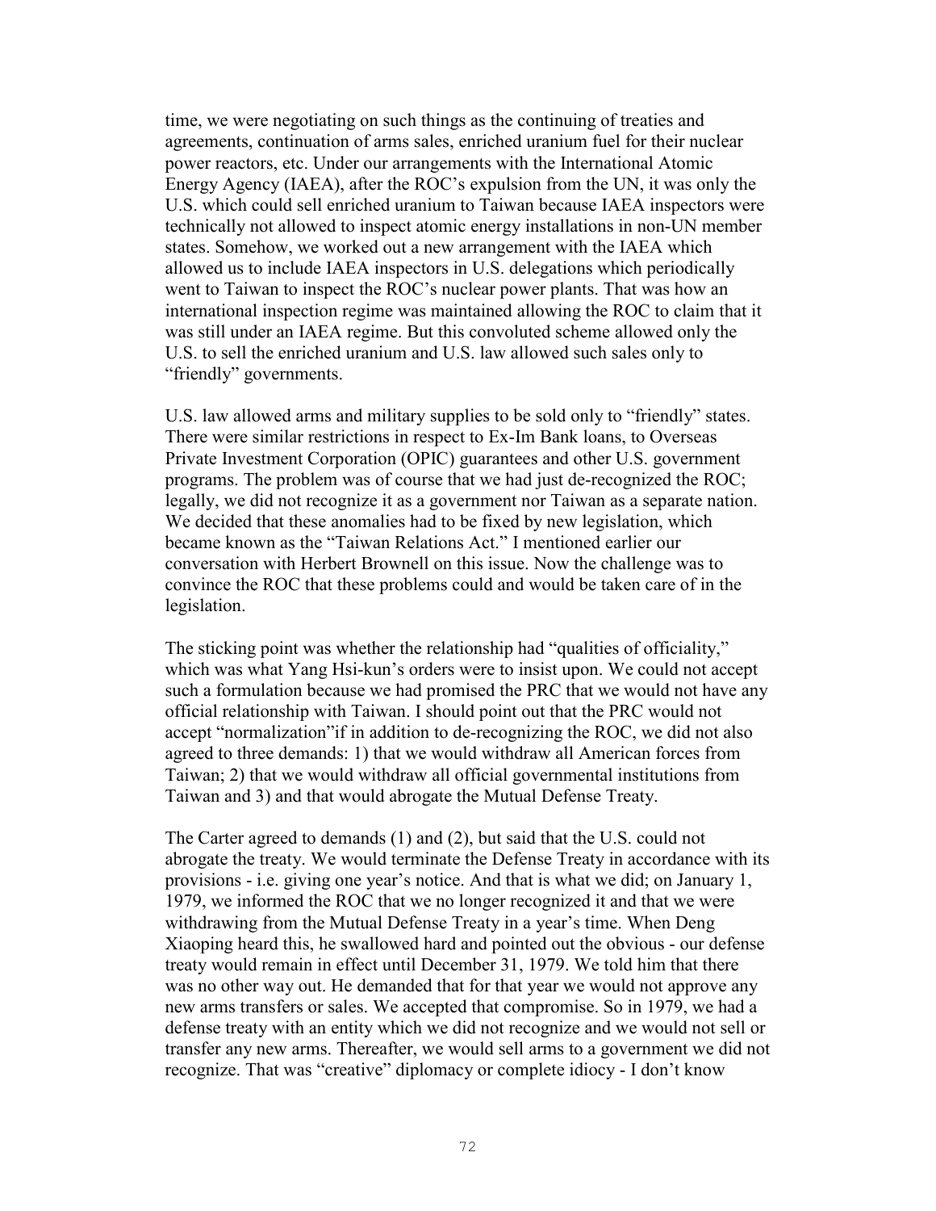time, we were negotiating on such things as the continuing of treaties and agreements, continuation of arms sales, enriched uranium fuel for their nuclear power reactors, etc. Under our arrangements with the International Atomic Energy Agency (IAEA), after the ROC's expulsion from the UN, it was only the U.S. which could sell enriched uranium to Taiwan because IAEA inspectors were technically not allowed to inspect atomic energy installations in non-UN member states. Somehow, we worked out a new arrangement with the IAEA which allowed us to include IAEA inspectors in U.S. delegations which periodically went to Taiwan to inspect the ROC's nuclear power plants. That was how an international inspection regime was maintained allowing the ROC to claim that it was still under an IAEA regime. But this convoluted scheme allowed only the U.S. to sell the enriched uranium and U.S. law allowed such sales only to "friendly" governments.

U.S. law allowed arms and military supplies to be sold only to "friendly" states. There were similar restrictions in respect to Ex-Im Bank loans, to Overseas Private Investment Corporation (OPIC) guarantees and other U.S. government programs. The problem was of course that we had just de-recognized the ROC; legally, we did not recognize it as a government nor Taiwan as a separate nation. We decided that these anomalies had to be fixed by new legislation, which became known as the "Taiwan Relations Act." I mentioned earlier our conversation with Herbert Brownell on this issue. Now the challenge was to convince the ROC that these problems could and would be taken care of in the legislation.

The sticking point was whether the relationship had "qualities of officiality," which was what Yang Hsi-kun's orders were to insist upon. We could not accept such a formulation because we had promised the PRC that we would not have any official relationship with Taiwan. I should point out that the PRC would not accept "normalization"if in addition to de-recognizing the ROC, we did not also agreed to three demands: 1) that we would withdraw all American forces from Taiwan; 2) that we would withdraw all official governmental institutions from Taiwan and 3) and that would abrogate the Mutual Defense Treaty.

The Carter agreed to demands (1) and (2), but said that the U.S. could not abrogate the treaty. We would terminate the Defense Treaty in accordance with its provisions - i.e. giving one year's notice. And that is what we did; on January 1, 1979, we informed the ROC that we no longer recognized it and that we were withdrawing from the Mutual Defense Treaty in a year's time. When Deng Xiaoping heard this, he swallowed hard and pointed out the obvious - our defense treaty would remain in effect until December 31, 1979. We told him that there was no other way out. He demanded that for that year we would not approve any new arms transfers or sales. We accepted that compromise. So in 1979, we had a defense treaty with an entity which we did not recognize and we would not sell or transfer any new arms. Thereafter, we would sell arms to a government we did not recognize. That was "creative" diplomacy or complete idiocy - I don't know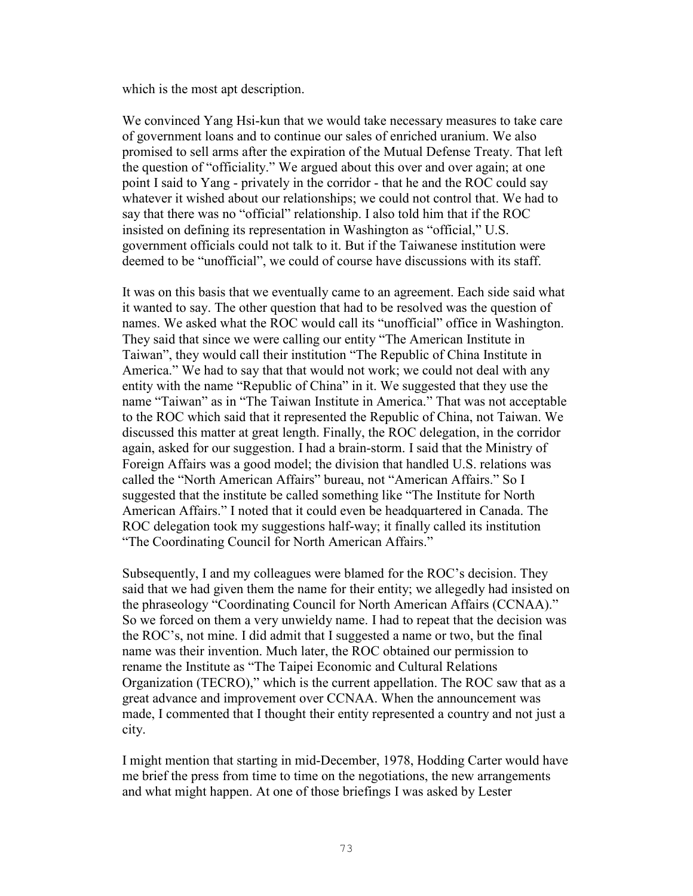which is the most apt description.

We convinced Yang Hsi-kun that we would take necessary measures to take care of government loans and to continue our sales of enriched uranium. We also promised to sell arms after the expiration of the Mutual Defense Treaty. That left the question of "officiality." We argued about this over and over again; at one point I said to Yang - privately in the corridor - that he and the ROC could say whatever it wished about our relationships; we could not control that. We had to say that there was no "official" relationship. I also told him that if the ROC insisted on defining its representation in Washington as "official," U.S. government officials could not talk to it. But if the Taiwanese institution were deemed to be "unofficial", we could of course have discussions with its staff.

It was on this basis that we eventually came to an agreement. Each side said what it wanted to say. The other question that had to be resolved was the question of names. We asked what the ROC would call its "unofficial" office in Washington. They said that since we were calling our entity "The American Institute in Taiwan", they would call their institution "The Republic of China Institute in America." We had to say that that would not work; we could not deal with any entity with the name "Republic of China" in it. We suggested that they use the name "Taiwan" as in "The Taiwan Institute in America." That was not acceptable to the ROC which said that it represented the Republic of China, not Taiwan. We discussed this matter at great length. Finally, the ROC delegation, in the corridor again, asked for our suggestion. I had a brain-storm. I said that the Ministry of Foreign Affairs was a good model; the division that handled U.S. relations was called the "North American Affairs" bureau, not "American Affairs." So I suggested that the institute be called something like "The Institute for North American Affairs." I noted that it could even be headquartered in Canada. The ROC delegation took my suggestions half-way; it finally called its institution "The Coordinating Council for North American Affairs."

Subsequently, I and my colleagues were blamed for the ROC's decision. They said that we had given them the name for their entity; we allegedly had insisted on the phraseology "Coordinating Council for North American Affairs (CCNAA)." So we forced on them a very unwieldy name. I had to repeat that the decision was the ROC's, not mine. I did admit that I suggested a name or two, but the final name was their invention. Much later, the ROC obtained our permission to rename the Institute as "The Taipei Economic and Cultural Relations Organization (TECRO)," which is the current appellation. The ROC saw that as a great advance and improvement over CCNAA. When the announcement was made, I commented that I thought their entity represented a country and not just a city.

I might mention that starting in mid-December, 1978, Hodding Carter would have me brief the press from time to time on the negotiations, the new arrangements and what might happen. At one of those briefings I was asked by Lester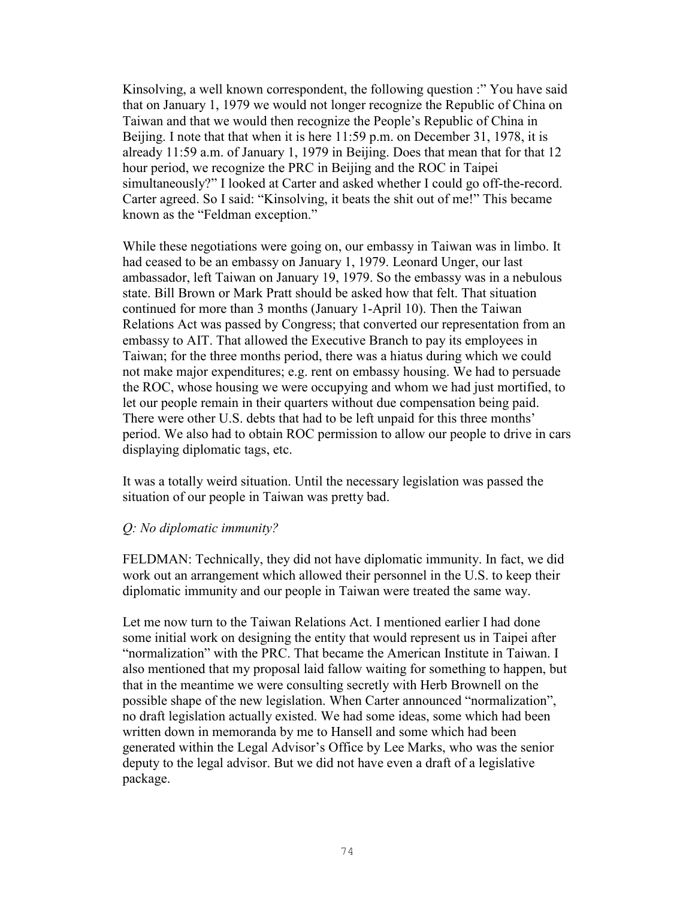Kinsolving, a well known correspondent, the following question :" You have said that on January 1, 1979 we would not longer recognize the Republic of China on Taiwan and that we would then recognize the People's Republic of China in Beijing. I note that that when it is here 11:59 p.m. on December 31, 1978, it is already 11:59 a.m. of January 1, 1979 in Beijing. Does that mean that for that 12 hour period, we recognize the PRC in Beijing and the ROC in Taipei simultaneously?" I looked at Carter and asked whether I could go off-the-record. Carter agreed. So I said: "Kinsolving, it beats the shit out of me!" This became known as the "Feldman exception."

While these negotiations were going on, our embassy in Taiwan was in limbo. It had ceased to be an embassy on January 1, 1979. Leonard Unger, our last ambassador, left Taiwan on January 19, 1979. So the embassy was in a nebulous state. Bill Brown or Mark Pratt should be asked how that felt. That situation continued for more than 3 months (January 1-April 10). Then the Taiwan Relations Act was passed by Congress; that converted our representation from an embassy to AIT. That allowed the Executive Branch to pay its employees in Taiwan; for the three months period, there was a hiatus during which we could not make major expenditures; e.g. rent on embassy housing. We had to persuade the ROC, whose housing we were occupying and whom we had just mortified, to let our people remain in their quarters without due compensation being paid. There were other U.S. debts that had to be left unpaid for this three months' period. We also had to obtain ROC permission to allow our people to drive in cars displaying diplomatic tags, etc.

It was a totally weird situation. Until the necessary legislation was passed the situation of our people in Taiwan was pretty bad.

*Q: No diplomatic immunity?*

FELDMAN: Technically, they did not have diplomatic immunity. In fact, we did work out an arrangement which allowed their personnel in the U.S. to keep their diplomatic immunity and our people in Taiwan were treated the same way.

Let me now turn to the Taiwan Relations Act. I mentioned earlier I had done some initial work on designing the entity that would represent us in Taipei after "normalization" with the PRC. That became the American Institute in Taiwan. I also mentioned that my proposal laid fallow waiting for something to happen, but that in the meantime we were consulting secretly with Herb Brownell on the possible shape of the new legislation. When Carter announced "normalization", no draft legislation actually existed. We had some ideas, some which had been written down in memoranda by me to Hansell and some which had been generated within the Legal Advisor's Office by Lee Marks, who was the senior deputy to the legal advisor. But we did not have even a draft of a legislative package.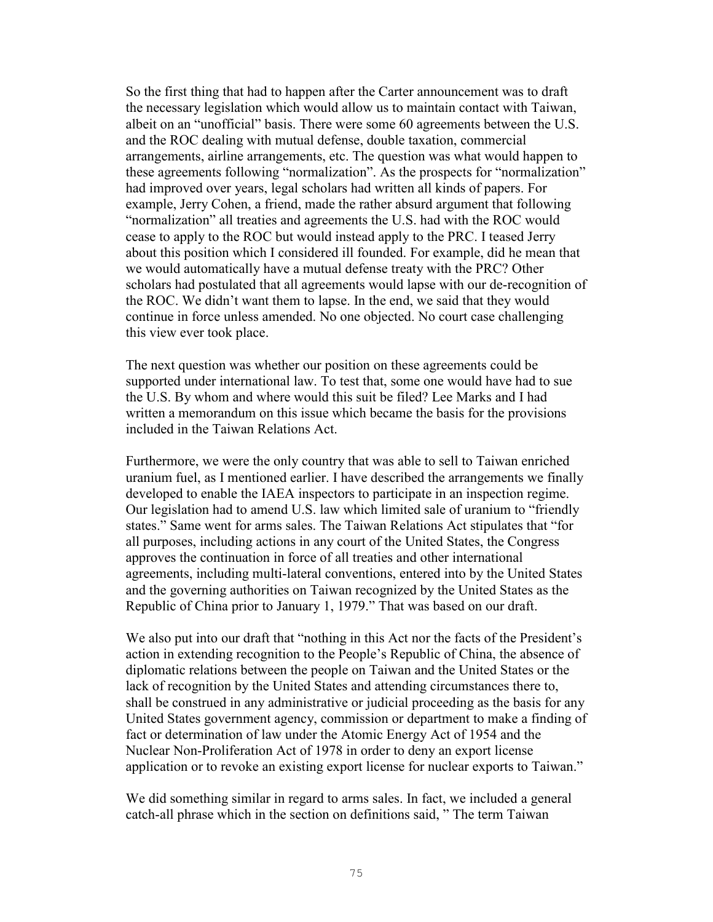So the first thing that had to happen after the Carter announcement was to draft the necessary legislation which would allow us to maintain contact with Taiwan, albeit on an "unofficial" basis. There were some 60 agreements between the U.S. and the ROC dealing with mutual defense, double taxation, commercial arrangements, airline arrangements, etc. The question was what would happen to these agreements following "normalization". As the prospects for "normalization" had improved over years, legal scholars had written all kinds of papers. For example, Jerry Cohen, a friend, made the rather absurd argument that following "normalization" all treaties and agreements the U.S. had with the ROC would cease to apply to the ROC but would instead apply to the PRC. I teased Jerry about this position which I considered ill founded. For example, did he mean that we would automatically have a mutual defense treaty with the PRC? Other scholars had postulated that all agreements would lapse with our de-recognition of the ROC. We didn't want them to lapse. In the end, we said that they would continue in force unless amended. No one objected. No court case challenging this view ever took place.

The next question was whether our position on these agreements could be supported under international law. To test that, some one would have had to sue the U.S. By whom and where would this suit be filed? Lee Marks and I had written a memorandum on this issue which became the basis for the provisions included in the Taiwan Relations Act.

Furthermore, we were the only country that was able to sell to Taiwan enriched uranium fuel, as I mentioned earlier. I have described the arrangements we finally developed to enable the IAEA inspectors to participate in an inspection regime. Our legislation had to amend U.S. law which limited sale of uranium to "friendly states." Same went for arms sales. The Taiwan Relations Act stipulates that "for all purposes, including actions in any court of the United States, the Congress approves the continuation in force of all treaties and other international agreements, including multi-lateral conventions, entered into by the United States and the governing authorities on Taiwan recognized by the United States as the Republic of China prior to January 1, 1979." That was based on our draft.

We also put into our draft that "nothing in this Act nor the facts of the President's action in extending recognition to the People's Republic of China, the absence of diplomatic relations between the people on Taiwan and the United States or the lack of recognition by the United States and attending circumstances there to, shall be construed in any administrative or judicial proceeding as the basis for any United States government agency, commission or department to make a finding of fact or determination of law under the Atomic Energy Act of 1954 and the Nuclear Non-Proliferation Act of 1978 in order to deny an export license application or to revoke an existing export license for nuclear exports to Taiwan."

We did something similar in regard to arms sales. In fact, we included a general catch-all phrase which in the section on definitions said, " The term Taiwan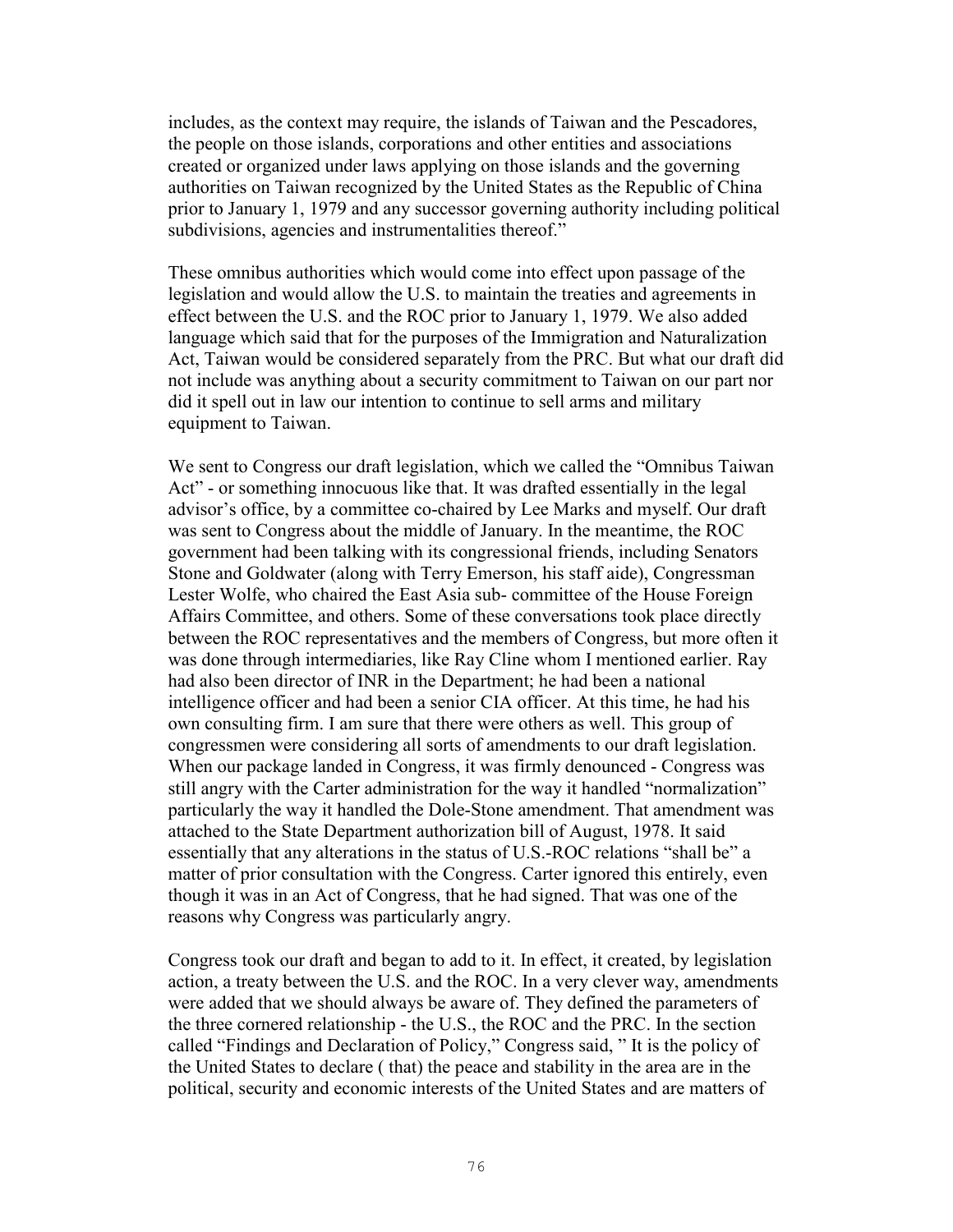includes, as the context may require, the islands of Taiwan and the Pescadores, the people on those islands, corporations and other entities and associations created or organized under laws applying on those islands and the governing authorities on Taiwan recognized by the United States as the Republic of China prior to January 1, 1979 and any successor governing authority including political subdivisions, agencies and instrumentalities thereof."

These omnibus authorities which would come into effect upon passage of the legislation and would allow the U.S. to maintain the treaties and agreements in effect between the U.S. and the ROC prior to January 1, 1979. We also added language which said that for the purposes of the Immigration and Naturalization Act, Taiwan would be considered separately from the PRC. But what our draft did not include was anything about a security commitment to Taiwan on our part nor did it spell out in law our intention to continue to sell arms and military equipment to Taiwan.

We sent to Congress our draft legislation, which we called the "Omnibus Taiwan Act" - or something innocuous like that. It was drafted essentially in the legal advisor's office, by a committee co-chaired by Lee Marks and myself. Our draft was sent to Congress about the middle of January. In the meantime, the ROC government had been talking with its congressional friends, including Senators Stone and Goldwater (along with Terry Emerson, his staff aide), Congressman Lester Wolfe, who chaired the East Asia sub- committee of the House Foreign Affairs Committee, and others. Some of these conversations took place directly between the ROC representatives and the members of Congress, but more often it was done through intermediaries, like Ray Cline whom I mentioned earlier. Ray had also been director of INR in the Department; he had been a national intelligence officer and had been a senior CIA officer. At this time, he had his own consulting firm. I am sure that there were others as well. This group of congressmen were considering all sorts of amendments to our draft legislation. When our package landed in Congress, it was firmly denounced - Congress was still angry with the Carter administration for the way it handled "normalization" particularly the way it handled the Dole-Stone amendment. That amendment was attached to the State Department authorization bill of August, 1978. It said essentially that any alterations in the status of U.S.-ROC relations "shall be" a matter of prior consultation with the Congress. Carter ignored this entirely, even though it was in an Act of Congress, that he had signed. That was one of the reasons why Congress was particularly angry.

Congress took our draft and began to add to it. In effect, it created, by legislation action, a treaty between the U.S. and the ROC. In a very clever way, amendments were added that we should always be aware of. They defined the parameters of the three cornered relationship - the U.S., the ROC and the PRC. In the section called "Findings and Declaration of Policy," Congress said, " It is the policy of the United States to declare ( that) the peace and stability in the area are in the political, security and economic interests of the United States and are matters of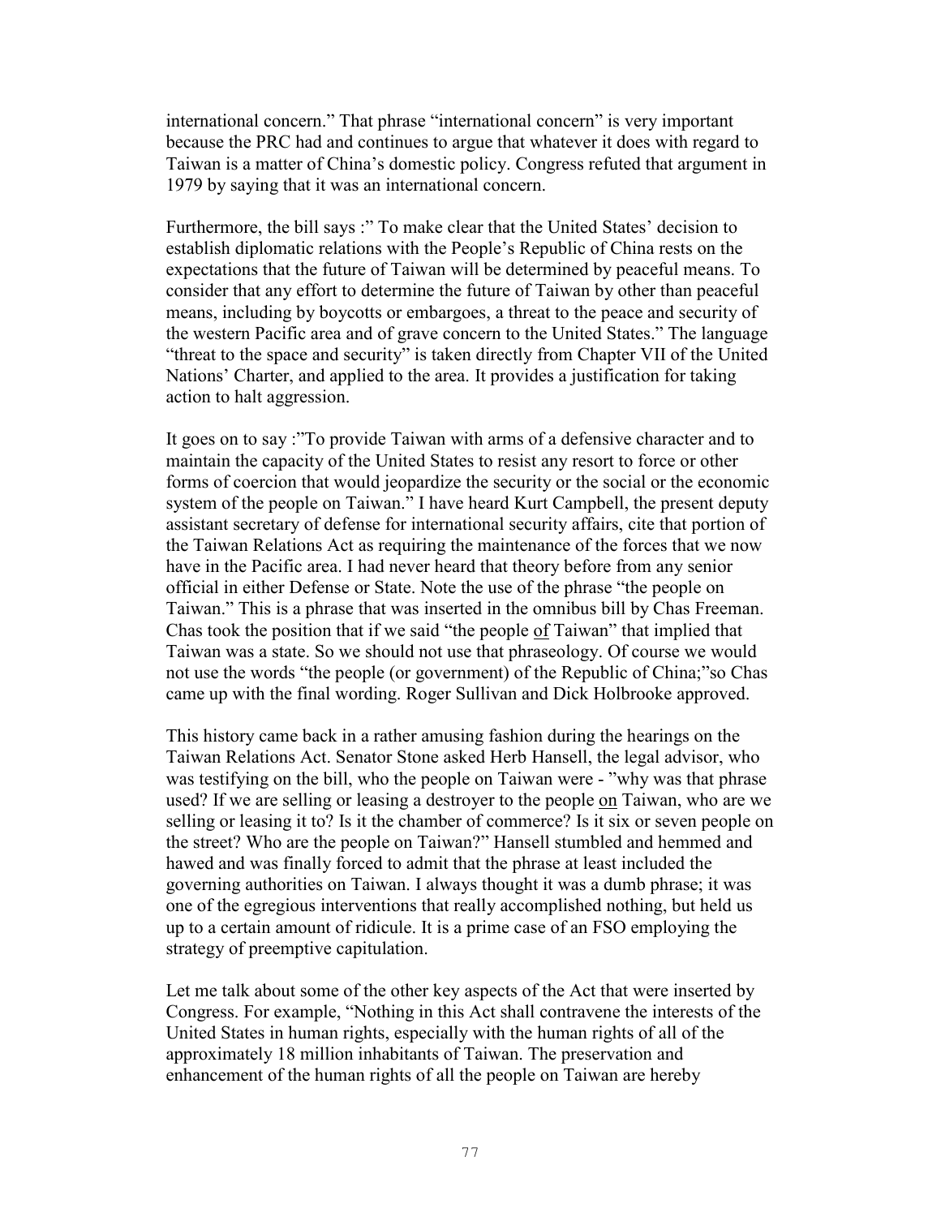international concern." That phrase "international concern" is very important because the PRC had and continues to argue that whatever it does with regard to Taiwan is a matter of China's domestic policy. Congress refuted that argument in 1979 by saying that it was an international concern.

Furthermore, the bill says :" To make clear that the United States' decision to establish diplomatic relations with the People's Republic of China rests on the expectations that the future of Taiwan will be determined by peaceful means. To consider that any effort to determine the future of Taiwan by other than peaceful means, including by boycotts or embargoes, a threat to the peace and security of the western Pacific area and of grave concern to the United States." The language "threat to the space and security" is taken directly from Chapter VII of the United Nations' Charter, and applied to the area. It provides a justification for taking action to halt aggression.

It goes on to say :"To provide Taiwan with arms of a defensive character and to maintain the capacity of the United States to resist any resort to force or other forms of coercion that would jeopardize the security or the social or the economic system of the people on Taiwan." I have heard Kurt Campbell, the present deputy assistant secretary of defense for international security affairs, cite that portion of the Taiwan Relations Act as requiring the maintenance of the forces that we now have in the Pacific area. I had never heard that theory before from any senior official in either Defense or State. Note the use of the phrase "the people on Taiwan." This is a phrase that was inserted in the omnibus bill by Chas Freeman. Chas took the position that if we said "the people <u>of</u> Taiwan" that implied that Taiwan was a state. So we should not use that phraseology. Of course we would not use the words "the people (or government) of the Republic of China;"so Chas came up with the final wording. Roger Sullivan and Dick Holbrooke approved.

This history came back in a rather amusing fashion during the hearings on the Taiwan Relations Act. Senator Stone asked Herb Hansell, the legal advisor, who was testifying on the bill, who the people on Taiwan were - "why was that phrase used? If we are selling or leasing a destroyer to the people <u>on</u> Taiwan, who are we selling or leasing it to? Is it the chamber of commerce? Is it six or seven people on the street? Who are the people on Taiwan?" Hansell stumbled and hemmed and hawed and was finally forced to admit that the phrase at least included the governing authorities on Taiwan. I always thought it was a dumb phrase; it was one of the egregious interventions that really accomplished nothing, but held us up to a certain amount of ridicule. It is a prime case of an FSO employing the strategy of preemptive capitulation.

Let me talk about some of the other key aspects of the Act that were inserted by Congress. For example, "Nothing in this Act shall contravene the interests of the United States in human rights, especially with the human rights of all of the approximately 18 million inhabitants of Taiwan. The preservation and enhancement of the human rights of all the people on Taiwan are hereby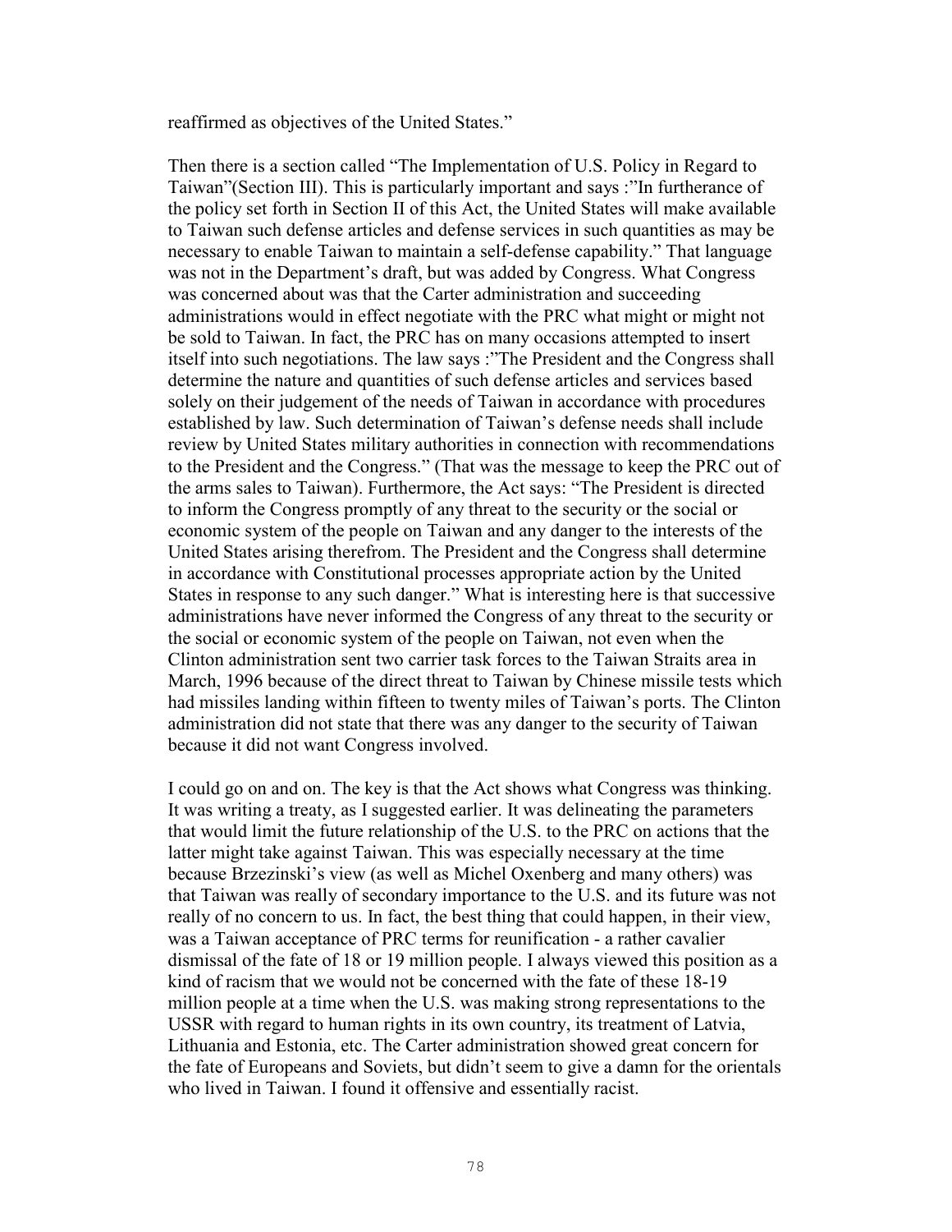reaffirmed as objectives of the United States."

Then there is a section called "The Implementation of U.S. Policy in Regard to Taiwan"(Section III). This is particularly important and says :"In furtherance of the policy set forth in Section II of this Act, the United States will make available to Taiwan such defense articles and defense services in such quantities as may be necessary to enable Taiwan to maintain a self-defense capability." That language was not in the Department's draft, but was added by Congress. What Congress was concerned about was that the Carter administration and succeeding administrations would in effect negotiate with the PRC what might or might not be sold to Taiwan. In fact, the PRC has on many occasions attempted to insert itself into such negotiations. The law says :"The President and the Congress shall determine the nature and quantities of such defense articles and services based solely on their judgement of the needs of Taiwan in accordance with procedures established by law. Such determination of Taiwan's defense needs shall include review by United States military authorities in connection with recommendations to the President and the Congress." (That was the message to keep the PRC out of the arms sales to Taiwan). Furthermore, the Act says: "The President is directed to inform the Congress promptly of any threat to the security or the social or economic system of the people on Taiwan and any danger to the interests of the United States arising therefrom. The President and the Congress shall determine in accordance with Constitutional processes appropriate action by the United States in response to any such danger." What is interesting here is that successive administrations have never informed the Congress of any threat to the security or the social or economic system of the people on Taiwan, not even when the Clinton administration sent two carrier task forces to the Taiwan Straits area in March, 1996 because of the direct threat to Taiwan by Chinese missile tests which had missiles landing within fifteen to twenty miles of Taiwan's ports. The Clinton administration did not state that there was any danger to the security of Taiwan because it did not want Congress involved.

I could go on and on. The key is that the Act shows what Congress was thinking. It was writing a treaty, as I suggested earlier. It was delineating the parameters that would limit the future relationship of the U.S. to the PRC on actions that the latter might take against Taiwan. This was especially necessary at the time because Brzezinski's view (as well as Michel Oxenberg and many others) was that Taiwan was really of secondary importance to the U.S. and its future was not really of no concern to us. In fact, the best thing that could happen, in their view, was a Taiwan acceptance of PRC terms for reunification - a rather cavalier dismissal of the fate of 18 or 19 million people. I always viewed this position as a kind of racism that we would not be concerned with the fate of these 18-19 million people at a time when the U.S. was making strong representations to the USSR with regard to human rights in its own country, its treatment of Latvia, Lithuania and Estonia, etc. The Carter administration showed great concern for the fate of Europeans and Soviets, but didn't seem to give a damn for the orientals who lived in Taiwan. I found it offensive and essentially racist.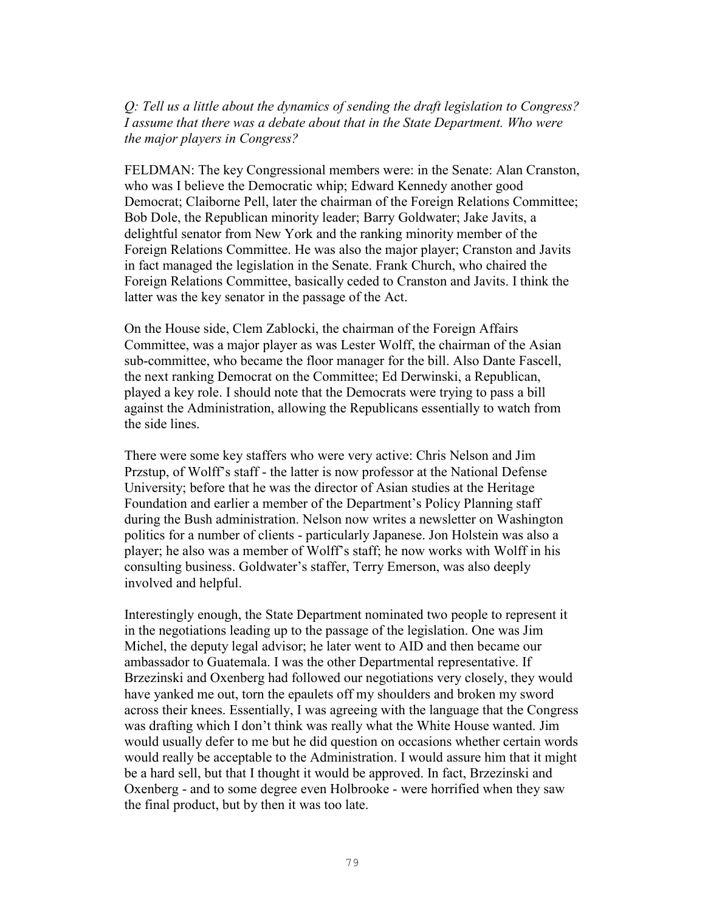*Q: Tell us a little about the dynamics of sending the draft legislation to Congress? I assume that there was a debate about that in the State Department. Who were the major players in Congress?*

FELDMAN: The key Congressional members were: in the Senate: Alan Cranston, who was I believe the Democratic whip; Edward Kennedy another good Democrat; Claiborne Pell, later the chairman of the Foreign Relations Committee; Bob Dole, the Republican minority leader; Barry Goldwater; Jake Javits, a delightful senator from New York and the ranking minority member of the Foreign Relations Committee. He was also the major player; Cranston and Javits in fact managed the legislation in the Senate. Frank Church, who chaired the Foreign Relations Committee, basically ceded to Cranston and Javits. I think the latter was the key senator in the passage of the Act.

On the House side, Clem Zablocki, the chairman of the Foreign Affairs Committee, was a major player as was Lester Wolff, the chairman of the Asian sub-committee, who became the floor manager for the bill. Also Dante Fascell, the next ranking Democrat on the Committee; Ed Derwinski, a Republican, played a key role. I should note that the Democrats were trying to pass a bill against the Administration, allowing the Republicans essentially to watch from the side lines.

There were some key staffers who were very active: Chris Nelson and Jim Przstup, of Wolff's staff - the latter is now professor at the National Defense University; before that he was the director of Asian studies at the Heritage Foundation and earlier a member of the Department's Policy Planning staff during the Bush administration. Nelson now writes a newsletter on Washington politics for a number of clients - particularly Japanese. Jon Holstein was also a player; he also was a member of Wolff's staff; he now works with Wolff in his consulting business. Goldwater's staffer, Terry Emerson, was also deeply involved and helpful.

Interestingly enough, the State Department nominated two people to represent it in the negotiations leading up to the passage of the legislation. One was Jim Michel, the deputy legal advisor; he later went to AID and then became our ambassador to Guatemala. I was the other Departmental representative. If Brzezinski and Oxenberg had followed our negotiations very closely, they would have yanked me out, torn the epaulets off my shoulders and broken my sword across their knees. Essentially, I was agreeing with the language that the Congress was drafting which I don't think was really what the White House wanted. Jim would usually defer to me but he did question on occasions whether certain words would really be acceptable to the Administration. I would assure him that it might be a hard sell, but that I thought it would be approved. In fact, Brzezinski and Oxenberg - and to some degree even Holbrooke - were horrified when they saw the final product, but by then it was too late.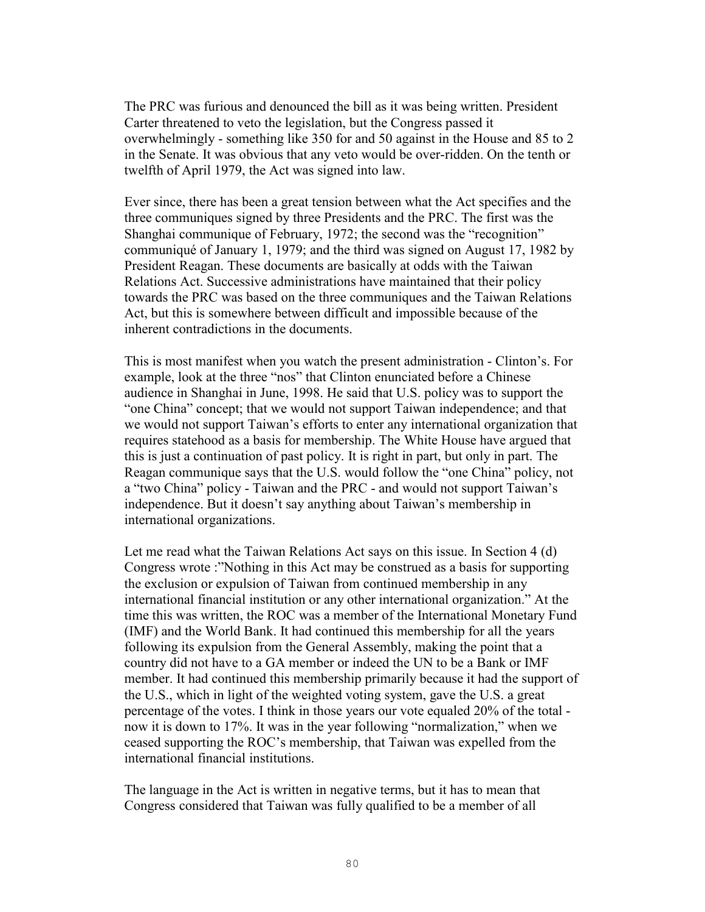The PRC was furious and denounced the bill as it was being written. President Carter threatened to veto the legislation, but the Congress passed it overwhelmingly - something like 350 for and 50 against in the House and 85 to 2 in the Senate. It was obvious that any veto would be over-ridden. On the tenth or twelfth of April 1979, the Act was signed into law.

Ever since, there has been a great tension between what the Act specifies and the three communiques signed by three Presidents and the PRC. The first was the Shanghai communique of February, 1972; the second was the "recognition" communiqué of January 1, 1979; and the third was signed on August 17, 1982 by President Reagan. These documents are basically at odds with the Taiwan Relations Act. Successive administrations have maintained that their policy towards the PRC was based on the three communiques and the Taiwan Relations Act, but this is somewhere between difficult and impossible because of the inherent contradictions in the documents.

This is most manifest when you watch the present administration - Clinton's. For example, look at the three "nos" that Clinton enunciated before a Chinese audience in Shanghai in June, 1998. He said that U.S. policy was to support the "one China" concept; that we would not support Taiwan independence; and that we would not support Taiwan's efforts to enter any international organization that requires statehood as a basis for membership. The White House have argued that this is just a continuation of past policy. It is right in part, but only in part. The Reagan communique says that the U.S. would follow the "one China" policy, not a "two China" policy - Taiwan and the PRC - and would not support Taiwan's independence. But it doesn't say anything about Taiwan's membership in international organizations.

Let me read what the Taiwan Relations Act says on this issue. In Section 4 (d) Congress wrote :"Nothing in this Act may be construed as a basis for supporting the exclusion or expulsion of Taiwan from continued membership in any international financial institution or any other international organization." At the time this was written, the ROC was a member of the International Monetary Fund (IMF) and the World Bank. It had continued this membership for all the years following its expulsion from the General Assembly, making the point that a country did not have to a GA member or indeed the UN to be a Bank or IMF member. It had continued this membership primarily because it had the support of the U.S., which in light of the weighted voting system, gave the U.S. a great percentage of the votes. I think in those years our vote equaled 20% of the total - now it is down to 17%. It was in the year following "normalization," when we ceased supporting the ROC's membership, that Taiwan was expelled from the international financial institutions.

The language in the Act is written in negative terms, but it has to mean that Congress considered that Taiwan was fully qualified to be a member of all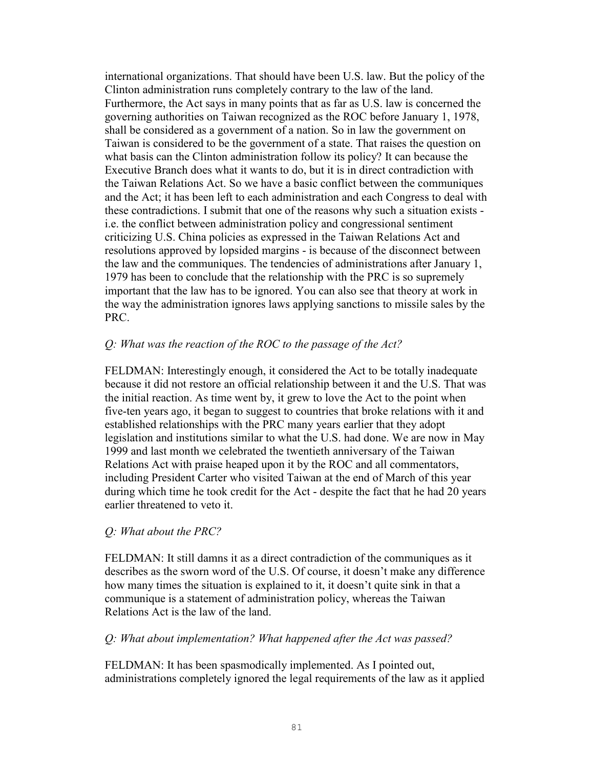international organizations. That should have been U.S. law. But the policy of the Clinton administration runs completely contrary to the law of the land. Furthermore, the Act says in many points that as far as U.S. law is concerned the governing authorities on Taiwan recognized as the ROC before January 1, 1978, shall be considered as a government of a nation. So in law the government on Taiwan is considered to be the government of a state. That raises the question on what basis can the Clinton administration follow its policy? It can because the Executive Branch does what it wants to do, but it is in direct contradiction with the Taiwan Relations Act. So we have a basic conflict between the communiques and the Act; it has been left to each administration and each Congress to deal with these contradictions. I submit that one of the reasons why such a situation exists - i.e. the conflict between administration policy and congressional sentiment criticizing U.S. China policies as expressed in the Taiwan Relations Act and resolutions approved by lopsided margins - is because of the disconnect between the law and the communiques. The tendencies of administrations after January 1, 1979 has been to conclude that the relationship with the PRC is so supremely important that the law has to be ignored. You can also see that theory at work in the way the administration ignores laws applying sanctions to missile sales by the PRC.

*Q: What was the reaction of the ROC to the passage of the Act?*

FELDMAN: Interestingly enough, it considered the Act to be totally inadequate because it did not restore an official relationship between it and the U.S. That was the initial reaction. As time went by, it grew to love the Act to the point when five-ten years ago, it began to suggest to countries that broke relations with it and established relationships with the PRC many years earlier that they adopt legislation and institutions similar to what the U.S. had done. We are now in May 1999 and last month we celebrated the twentieth anniversary of the Taiwan Relations Act with praise heaped upon it by the ROC and all commentators, including President Carter who visited Taiwan at the end of March of this year during which time he took credit for the Act - despite the fact that he had 20 years earlier threatened to veto it.

*Q: What about the PRC?*

FELDMAN: It still damns it as a direct contradiction of the communiques as it describes as the sworn word of the U.S. Of course, it doesn't make any difference how many times the situation is explained to it, it doesn't quite sink in that a communique is a statement of administration policy, whereas the Taiwan Relations Act is the law of the land.

*Q: What about implementation? What happened after the Act was passed?*

FELDMAN: It has been spasmodically implemented. As I pointed out, administrations completely ignored the legal requirements of the law as it applied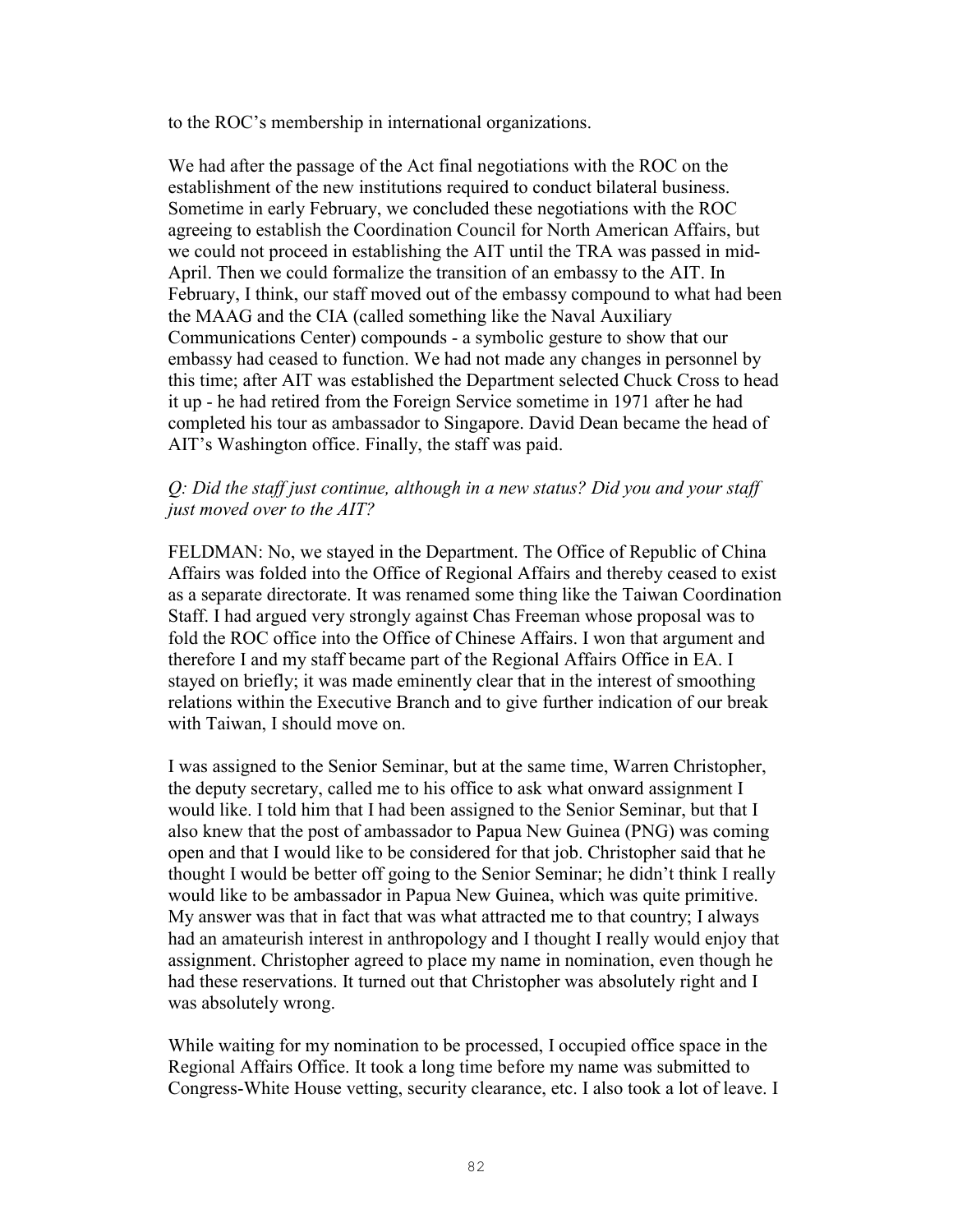to the ROC's membership in international organizations.

We had after the passage of the Act final negotiations with the ROC on the establishment of the new institutions required to conduct bilateral business. Sometime in early February, we concluded these negotiations with the ROC agreeing to establish the Coordination Council for North American Affairs, but we could not proceed in establishing the AIT until the TRA was passed in mid-April. Then we could formalize the transition of an embassy to the AIT. In February, I think, our staff moved out of the embassy compound to what had been the MAAG and the CIA (called something like the Naval Auxiliary Communications Center) compounds - a symbolic gesture to show that our embassy had ceased to function. We had not made any changes in personnel by this time; after AIT was established the Department selected Chuck Cross to head it up - he had retired from the Foreign Service sometime in 1971 after he had completed his tour as ambassador to Singapore. David Dean became the head of AIT's Washington office. Finally, the staff was paid.

*Q: Did the staff just continue, although in a new status? Did you and your staff just moved over to the AIT?*

FELDMAN: No, we stayed in the Department. The Office of Republic of China Affairs was folded into the Office of Regional Affairs and thereby ceased to exist as a separate directorate. It was renamed some thing like the Taiwan Coordination Staff. I had argued very strongly against Chas Freeman whose proposal was to fold the ROC office into the Office of Chinese Affairs. I won that argument and therefore I and my staff became part of the Regional Affairs Office in EA. I stayed on briefly; it was made eminently clear that in the interest of smoothing relations within the Executive Branch and to give further indication of our break with Taiwan, I should move on.

I was assigned to the Senior Seminar, but at the same time, Warren Christopher, the deputy secretary, called me to his office to ask what onward assignment I would like. I told him that I had been assigned to the Senior Seminar, but that I also knew that the post of ambassador to Papua New Guinea (PNG) was coming open and that I would like to be considered for that job. Christopher said that he thought I would be better off going to the Senior Seminar; he didn't think I really would like to be ambassador in Papua New Guinea, which was quite primitive. My answer was that in fact that was what attracted me to that country; I always had an amateurish interest in anthropology and I thought I really would enjoy that assignment. Christopher agreed to place my name in nomination, even though he had these reservations. It turned out that Christopher was absolutely right and I was absolutely wrong.

While waiting for my nomination to be processed, I occupied office space in the Regional Affairs Office. It took a long time before my name was submitted to Congress-White House vetting, security clearance, etc. I also took a lot of leave. I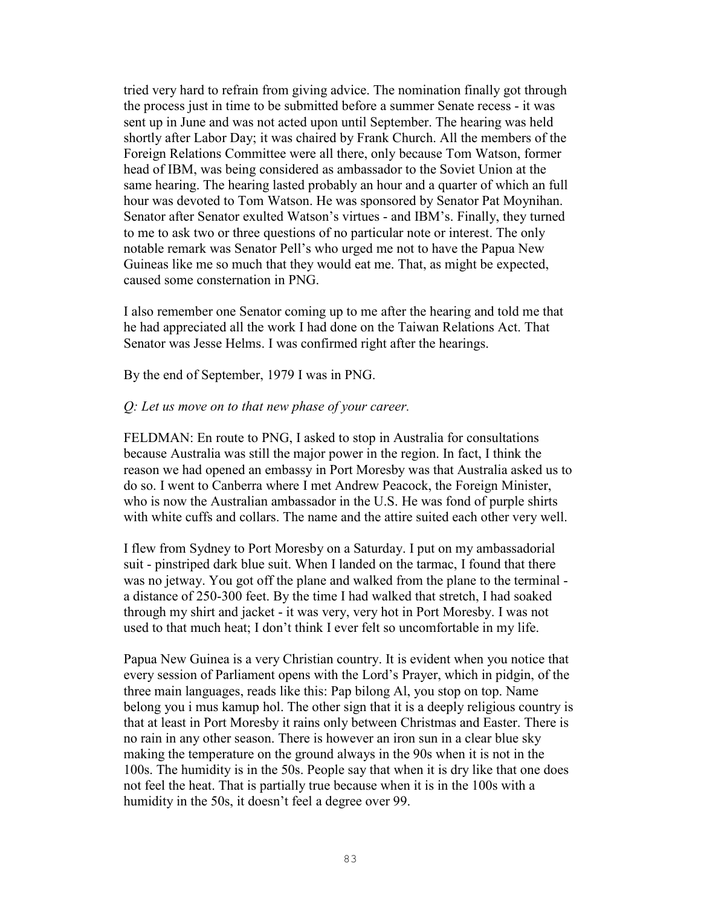tried very hard to refrain from giving advice. The nomination finally got through the process just in time to be submitted before a summer Senate recess - it was sent up in June and was not acted upon until September. The hearing was held shortly after Labor Day; it was chaired by Frank Church. All the members of the Foreign Relations Committee were all there, only because Tom Watson, former head of IBM, was being considered as ambassador to the Soviet Union at the same hearing. The hearing lasted probably an hour and a quarter of which an full hour was devoted to Tom Watson. He was sponsored by Senator Pat Moynihan. Senator after Senator exulted Watson's virtues - and IBM's. Finally, they turned to me to ask two or three questions of no particular note or interest. The only notable remark was Senator Pell's who urged me not to have the Papua New Guineas like me so much that they would eat me. That, as might be expected, caused some consternation in PNG.

I also remember one Senator coming up to me after the hearing and told me that he had appreciated all the work I had done on the Taiwan Relations Act. That Senator was Jesse Helms. I was confirmed right after the hearings.

By the end of September, 1979 I was in PNG.

*Q: Let us move on to that new phase of your career.*

FELDMAN: En route to PNG, I asked to stop in Australia for consultations because Australia was still the major power in the region. In fact, I think the reason we had opened an embassy in Port Moresby was that Australia asked us to do so. I went to Canberra where I met Andrew Peacock, the Foreign Minister, who is now the Australian ambassador in the U.S. He was fond of purple shirts with white cuffs and collars. The name and the attire suited each other very well.

I flew from Sydney to Port Moresby on a Saturday. I put on my ambassadorial suit - pinstriped dark blue suit. When I landed on the tarmac, I found that there was no jetway. You got off the plane and walked from the plane to the terminal - a distance of 250-300 feet. By the time I had walked that stretch, I had soaked through my shirt and jacket - it was very, very hot in Port Moresby. I was not used to that much heat; I don't think I ever felt so uncomfortable in my life.

Papua New Guinea is a very Christian country. It is evident when you notice that every session of Parliament opens with the Lord's Prayer, which in pidgin, of the three main languages, reads like this: Pap bilong Al, you stop on top. Name belong you i mus kamup hol. The other sign that it is a deeply religious country is that at least in Port Moresby it rains only between Christmas and Easter. There is no rain in any other season. There is however an iron sun in a clear blue sky making the temperature on the ground always in the 90s when it is not in the 100s. The humidity is in the 50s. People say that when it is dry like that one does not feel the heat. That is partially true because when it is in the 100s with a humidity in the 50s, it doesn't feel a degree over 99.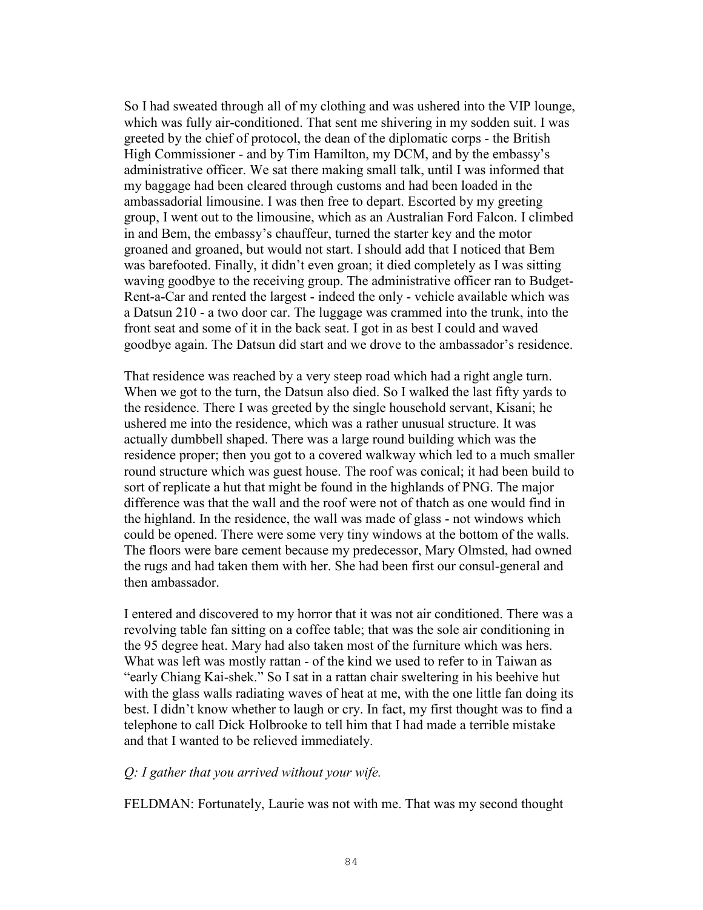So I had sweated through all of my clothing and was ushered into the VIP lounge, which was fully air-conditioned. That sent me shivering in my sodden suit. I was greeted by the chief of protocol, the dean of the diplomatic corps - the British High Commissioner - and by Tim Hamilton, my DCM, and by the embassy's administrative officer. We sat there making small talk, until I was informed that my baggage had been cleared through customs and had been loaded in the ambassadorial limousine. I was then free to depart. Escorted by my greeting group, I went out to the limousine, which as an Australian Ford Falcon. I climbed in and Bem, the embassy's chauffeur, turned the starter key and the motor groaned and groaned, but would not start. I should add that I noticed that Bem was barefooted. Finally, it didn't even groan; it died completely as I was sitting waving goodbye to the receiving group. The administrative officer ran to Budget-Rent-a-Car and rented the largest - indeed the only - vehicle available which was a Datsun 210 - a two door car. The luggage was crammed into the trunk, into the front seat and some of it in the back seat. I got in as best I could and waved goodbye again. The Datsun did start and we drove to the ambassador's residence.

That residence was reached by a very steep road which had a right angle turn. When we got to the turn, the Datsun also died. So I walked the last fifty yards to the residence. There I was greeted by the single household servant, Kisani; he ushered me into the residence, which was a rather unusual structure. It was actually dumbbell shaped. There was a large round building which was the residence proper; then you got to a covered walkway which led to a much smaller round structure which was guest house. The roof was conical; it had been build to sort of replicate a hut that might be found in the highlands of PNG. The major difference was that the wall and the roof were not of thatch as one would find in the highland. In the residence, the wall was made of glass - not windows which could be opened. There were some very tiny windows at the bottom of the walls. The floors were bare cement because my predecessor, Mary Olmsted, had owned the rugs and had taken them with her. She had been first our consul-general and then ambassador.

I entered and discovered to my horror that it was not air conditioned. There was a revolving table fan sitting on a coffee table; that was the sole air conditioning in the 95 degree heat. Mary had also taken most of the furniture which was hers. What was left was mostly rattan - of the kind we used to refer to in Taiwan as "early Chiang Kai-shek." So I sat in a rattan chair sweltering in his beehive hut with the glass walls radiating waves of heat at me, with the one little fan doing its best. I didn't know whether to laugh or cry. In fact, my first thought was to find a telephone to call Dick Holbrooke to tell him that I had made a terrible mistake and that I wanted to be relieved immediately.

*Q: I gather that you arrived without your wife.*

FELDMAN: Fortunately, Laurie was not with me. That was my second thought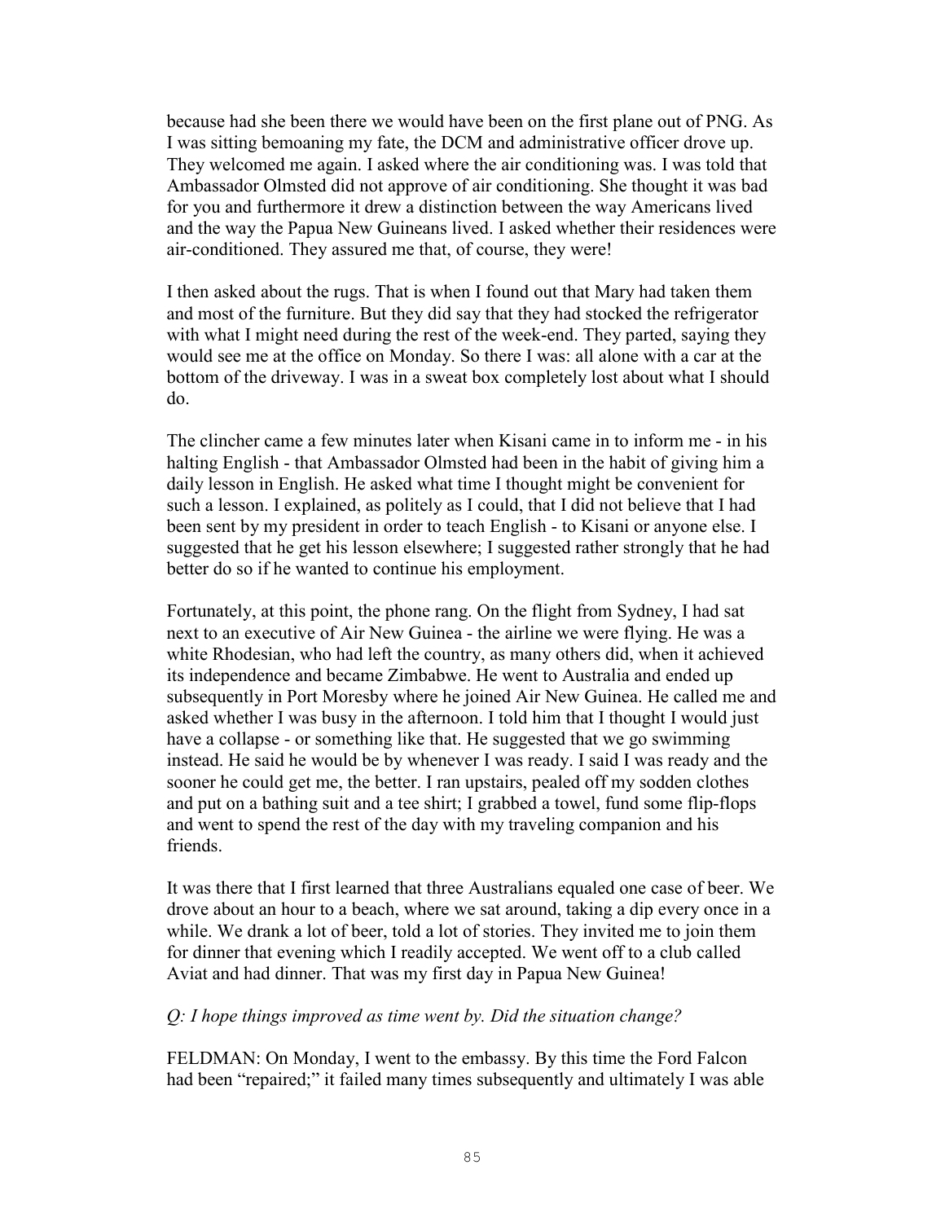because had she been there we would have been on the first plane out of PNG. As I was sitting bemoaning my fate, the DCM and administrative officer drove up. They welcomed me again. I asked where the air conditioning was. I was told that Ambassador Olmsted did not approve of air conditioning. She thought it was bad for you and furthermore it drew a distinction between the way Americans lived and the way the Papua New Guineans lived. I asked whether their residences were air-conditioned. They assured me that, of course, they were!

I then asked about the rugs. That is when I found out that Mary had taken them and most of the furniture. But they did say that they had stocked the refrigerator with what I might need during the rest of the week-end. They parted, saying they would see me at the office on Monday. So there I was: all alone with a car at the bottom of the driveway. I was in a sweat box completely lost about what I should do.

The clincher came a few minutes later when Kisani came in to inform me - in his halting English - that Ambassador Olmsted had been in the habit of giving him a daily lesson in English. He asked what time I thought might be convenient for such a lesson. I explained, as politely as I could, that I did not believe that I had been sent by my president in order to teach English - to Kisani or anyone else. I suggested that he get his lesson elsewhere; I suggested rather strongly that he had better do so if he wanted to continue his employment.

Fortunately, at this point, the phone rang. On the flight from Sydney, I had sat next to an executive of Air New Guinea - the airline we were flying. He was a white Rhodesian, who had left the country, as many others did, when it achieved its independence and became Zimbabwe. He went to Australia and ended up subsequently in Port Moresby where he joined Air New Guinea. He called me and asked whether I was busy in the afternoon. I told him that I thought I would just have a collapse - or something like that. He suggested that we go swimming instead. He said he would be by whenever I was ready. I said I was ready and the sooner he could get me, the better. I ran upstairs, pealed off my sodden clothes and put on a bathing suit and a tee shirt; I grabbed a towel, fund some flip-flops and went to spend the rest of the day with my traveling companion and his friends.

It was there that I first learned that three Australians equaled one case of beer. We drove about an hour to a beach, where we sat around, taking a dip every once in a while. We drank a lot of beer, told a lot of stories. They invited me to join them for dinner that evening which I readily accepted. We went off to a club called Aviat and had dinner. That was my first day in Papua New Guinea!

*Q: I hope things improved as time went by. Did the situation change?*

FELDMAN: On Monday, I went to the embassy. By this time the Ford Falcon had been "repaired;" it failed many times subsequently and ultimately I was able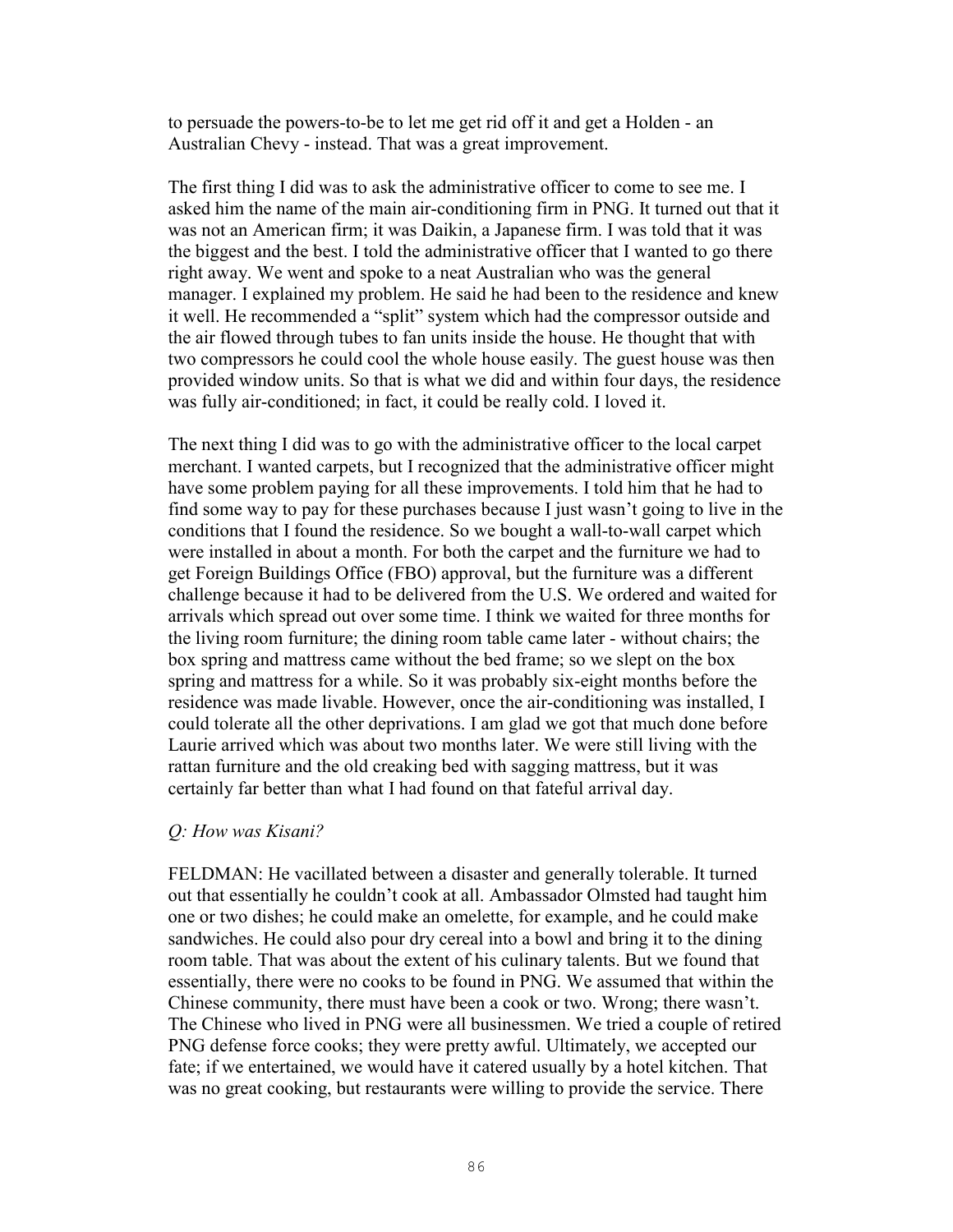to persuade the powers-to-be to let me get rid off it and get a Holden - an Australian Chevy - instead. That was a great improvement.

The first thing I did was to ask the administrative officer to come to see me. I asked him the name of the main air-conditioning firm in PNG. It turned out that it was not an American firm; it was Daikin, a Japanese firm. I was told that it was the biggest and the best. I told the administrative officer that I wanted to go there right away. We went and spoke to a neat Australian who was the general manager. I explained my problem. He said he had been to the residence and knew it well. He recommended a "split" system which had the compressor outside and the air flowed through tubes to fan units inside the house. He thought that with two compressors he could cool the whole house easily. The guest house was then provided window units. So that is what we did and within four days, the residence was fully air-conditioned; in fact, it could be really cold. I loved it.

The next thing I did was to go with the administrative officer to the local carpet merchant. I wanted carpets, but I recognized that the administrative officer might have some problem paying for all these improvements. I told him that he had to find some way to pay for these purchases because I just wasn't going to live in the conditions that I found the residence. So we bought a wall-to-wall carpet which were installed in about a month. For both the carpet and the furniture we had to get Foreign Buildings Office (FBO) approval, but the furniture was a different challenge because it had to be delivered from the U.S. We ordered and waited for arrivals which spread out over some time. I think we waited for three months for the living room furniture; the dining room table came later - without chairs; the box spring and mattress came without the bed frame; so we slept on the box spring and mattress for a while. So it was probably six-eight months before the residence was made livable. However, once the air-conditioning was installed, I could tolerate all the other deprivations. I am glad we got that much done before Laurie arrived which was about two months later. We were still living with the rattan furniture and the old creaking bed with sagging mattress, but it was certainly far better than what I had found on that fateful arrival day.

*Q: How was Kisani?*

FELDMAN: He vacillated between a disaster and generally tolerable. It turned out that essentially he couldn't cook at all. Ambassador Olmsted had taught him one or two dishes; he could make an omelette, for example, and he could make sandwiches. He could also pour dry cereal into a bowl and bring it to the dining room table. That was about the extent of his culinary talents. But we found that essentially, there were no cooks to be found in PNG. We assumed that within the Chinese community, there must have been a cook or two. Wrong; there wasn't. The Chinese who lived in PNG were all businessmen. We tried a couple of retired PNG defense force cooks; they were pretty awful. Ultimately, we accepted our fate; if we entertained, we would have it catered usually by a hotel kitchen. That was no great cooking, but restaurants were willing to provide the service. There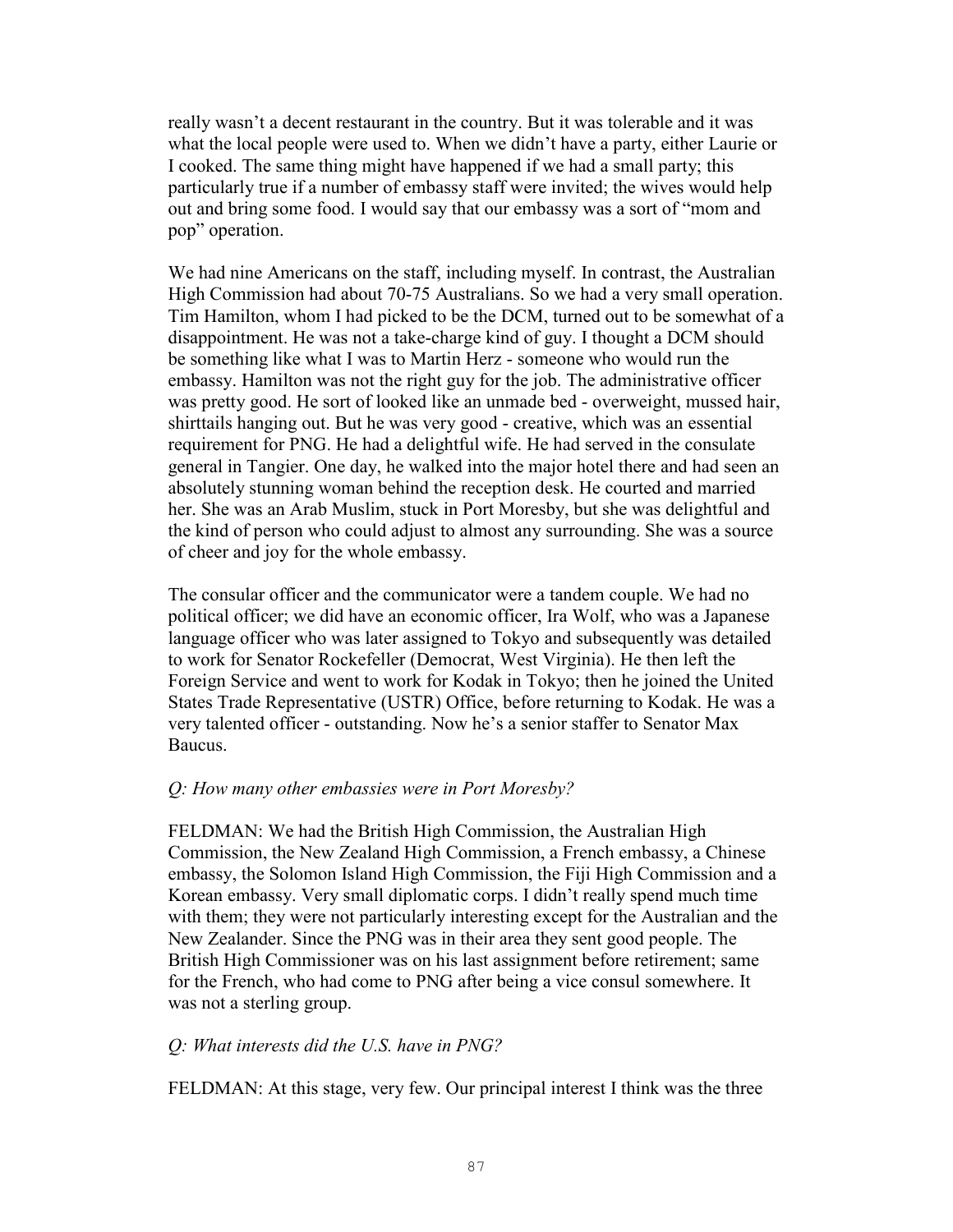really wasn't a decent restaurant in the country. But it was tolerable and it was what the local people were used to. When we didn't have a party, either Laurie or I cooked. The same thing might have happened if we had a small party; this particularly true if a number of embassy staff were invited; the wives would help out and bring some food. I would say that our embassy was a sort of "mom and pop" operation.

We had nine Americans on the staff, including myself. In contrast, the Australian High Commission had about 70-75 Australians. So we had a very small operation. Tim Hamilton, whom I had picked to be the DCM, turned out to be somewhat of a disappointment. He was not a take-charge kind of guy. I thought a DCM should be something like what I was to Martin Herz - someone who would run the embassy. Hamilton was not the right guy for the job. The administrative officer was pretty good. He sort of looked like an unmade bed - overweight, mussed hair, shirttails hanging out. But he was very good - creative, which was an essential requirement for PNG. He had a delightful wife. He had served in the consulate general in Tangier. One day, he walked into the major hotel there and had seen an absolutely stunning woman behind the reception desk. He courted and married her. She was an Arab Muslim, stuck in Port Moresby, but she was delightful and the kind of person who could adjust to almost any surrounding. She was a source of cheer and joy for the whole embassy.

The consular officer and the communicator were a tandem couple. We had no political officer; we did have an economic officer, Ira Wolf, who was a Japanese language officer who was later assigned to Tokyo and subsequently was detailed to work for Senator Rockefeller (Democrat, West Virginia). He then left the Foreign Service and went to work for Kodak in Tokyo; then he joined the United States Trade Representative (USTR) Office, before returning to Kodak. He was a very talented officer - outstanding. Now he's a senior staffer to Senator Max Baucus.

*Q: How many other embassies were in Port Moresby?*

FELDMAN: We had the British High Commission, the Australian High Commission, the New Zealand High Commission, a French embassy, a Chinese embassy, the Solomon Island High Commission, the Fiji High Commission and a Korean embassy. Very small diplomatic corps. I didn't really spend much time with them; they were not particularly interesting except for the Australian and the New Zealander. Since the PNG was in their area they sent good people. The British High Commissioner was on his last assignment before retirement; same for the French, who had come to PNG after being a vice consul somewhere. It was not a sterling group.

*Q: What interests did the U.S. have in PNG?*

FELDMAN: At this stage, very few. Our principal interest I think was the three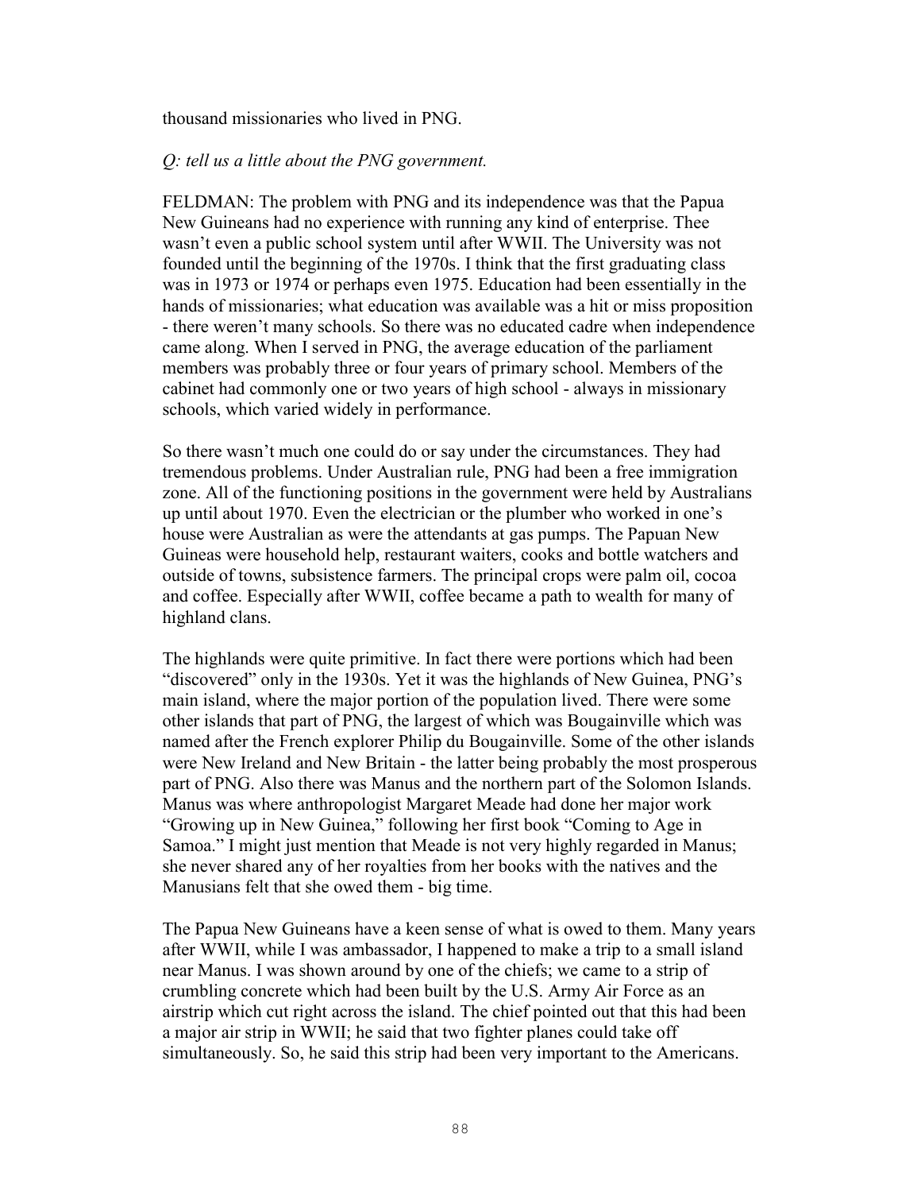thousand missionaries who lived in PNG.

*Q: tell us a little about the PNG government.*

FELDMAN: The problem with PNG and its independence was that the Papua New Guineans had no experience with running any kind of enterprise. Thee wasn't even a public school system until after WWII. The University was not founded until the beginning of the 1970s. I think that the first graduating class was in 1973 or 1974 or perhaps even 1975. Education had been essentially in the hands of missionaries; what education was available was a hit or miss proposition - there weren't many schools. So there was no educated cadre when independence came along. When I served in PNG, the average education of the parliament members was probably three or four years of primary school. Members of the cabinet had commonly one or two years of high school - always in missionary schools, which varied widely in performance.

So there wasn't much one could do or say under the circumstances. They had tremendous problems. Under Australian rule, PNG had been a free immigration zone. All of the functioning positions in the government were held by Australians up until about 1970. Even the electrician or the plumber who worked in one's house were Australian as were the attendants at gas pumps. The Papuan New Guineas were household help, restaurant waiters, cooks and bottle watchers and outside of towns, subsistence farmers. The principal crops were palm oil, cocoa and coffee. Especially after WWII, coffee became a path to wealth for many of highland clans.

The highlands were quite primitive. In fact there were portions which had been "discovered" only in the 1930s. Yet it was the highlands of New Guinea, PNG's main island, where the major portion of the population lived. There were some other islands that part of PNG, the largest of which was Bougainville which was named after the French explorer Philip du Bougainville. Some of the other islands were New Ireland and New Britain - the latter being probably the most prosperous part of PNG. Also there was Manus and the northern part of the Solomon Islands. Manus was where anthropologist Margaret Meade had done her major work "Growing up in New Guinea," following her first book "Coming to Age in Samoa." I might just mention that Meade is not very highly regarded in Manus; she never shared any of her royalties from her books with the natives and the Manusians felt that she owed them - big time.

The Papua New Guineans have a keen sense of what is owed to them. Many years after WWII, while I was ambassador, I happened to make a trip to a small island near Manus. I was shown around by one of the chiefs; we came to a strip of crumbling concrete which had been built by the U.S. Army Air Force as an airstrip which cut right across the island. The chief pointed out that this had been a major air strip in WWII; he said that two fighter planes could take off simultaneously. So, he said this strip had been very important to the Americans.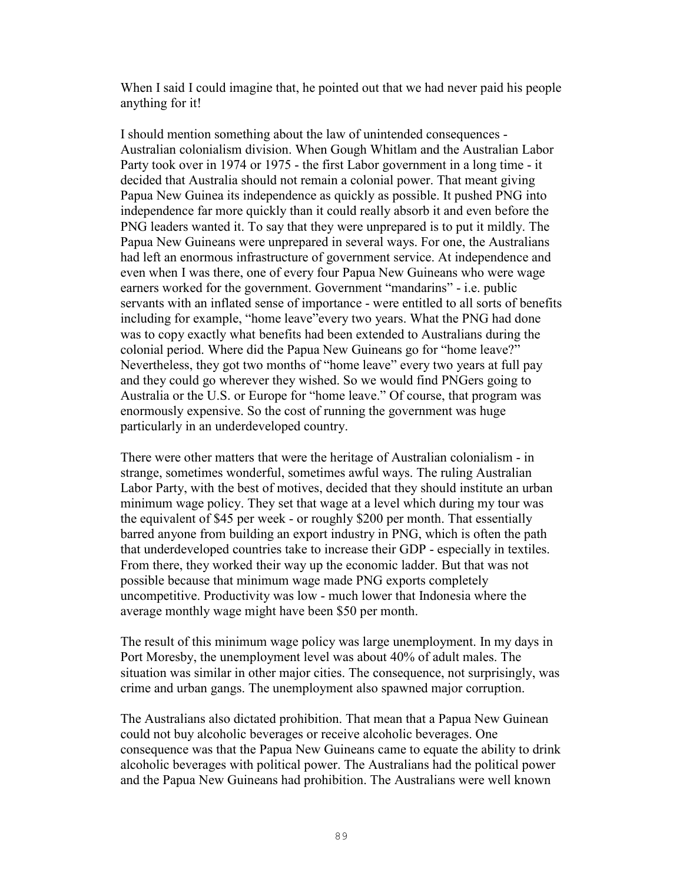When I said I could imagine that, he pointed out that we had never paid his people anything for it!

I should mention something about the law of unintended consequences - Australian colonialism division. When Gough Whitlam and the Australian Labor Party took over in 1974 or 1975 - the first Labor government in a long time - it decided that Australia should not remain a colonial power. That meant giving Papua New Guinea its independence as quickly as possible. It pushed PNG into independence far more quickly than it could really absorb it and even before the PNG leaders wanted it. To say that they were unprepared is to put it mildly. The Papua New Guineans were unprepared in several ways. For one, the Australians had left an enormous infrastructure of government service. At independence and even when I was there, one of every four Papua New Guineans who were wage earners worked for the government. Government "mandarins" - i.e. public servants with an inflated sense of importance - were entitled to all sorts of benefits including for example, "home leave"every two years. What the PNG had done was to copy exactly what benefits had been extended to Australians during the colonial period. Where did the Papua New Guineans go for "home leave?" Nevertheless, they got two months of "home leave" every two years at full pay and they could go wherever they wished. So we would find PNGers going to Australia or the U.S. or Europe for "home leave." Of course, that program was enormously expensive. So the cost of running the government was huge particularly in an underdeveloped country.

There were other matters that were the heritage of Australian colonialism - in strange, sometimes wonderful, sometimes awful ways. The ruling Australian Labor Party, with the best of motives, decided that they should institute an urban minimum wage policy. They set that wage at a level which during my tour was the equivalent of $45 per week - or roughly $200 per month. That essentially barred anyone from building an export industry in PNG, which is often the path that underdeveloped countries take to increase their GDP - especially in textiles. From there, they worked their way up the economic ladder. But that was not possible because that minimum wage made PNG exports completely uncompetitive. Productivity was low - much lower that Indonesia where the average monthly wage might have been $50 per month.

The result of this minimum wage policy was large unemployment. In my days in Port Moresby, the unemployment level was about 40% of adult males. The situation was similar in other major cities. The consequence, not surprisingly, was crime and urban gangs. The unemployment also spawned major corruption.

The Australians also dictated prohibition. That mean that a Papua New Guinean could not buy alcoholic beverages or receive alcoholic beverages. One consequence was that the Papua New Guineans came to equate the ability to drink alcoholic beverages with political power. The Australians had the political power and the Papua New Guineans had prohibition. The Australians were well known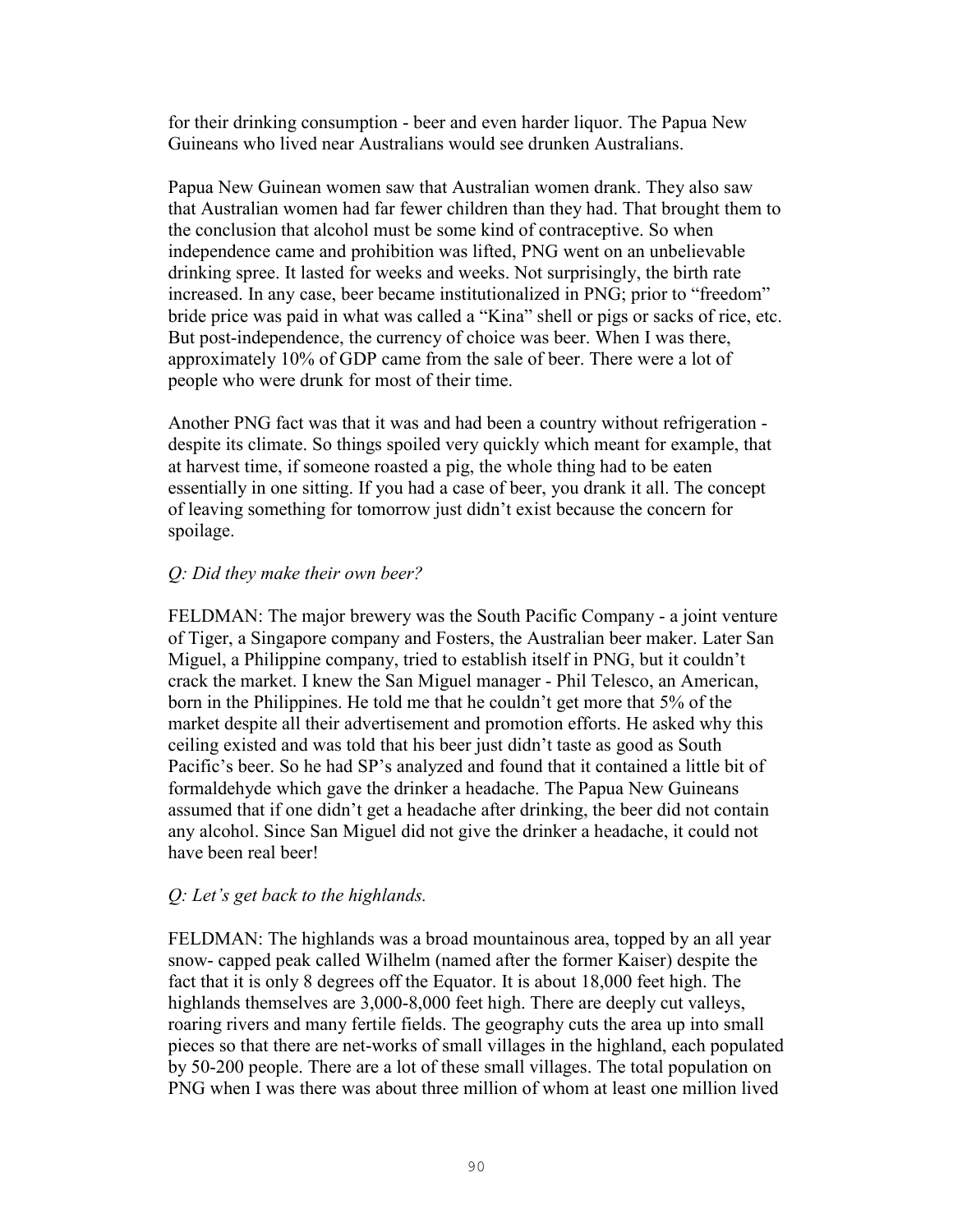for their drinking consumption - beer and even harder liquor. The Papua New Guineans who lived near Australians would see drunken Australians.

Papua New Guinean women saw that Australian women drank. They also saw that Australian women had far fewer children than they had. That brought them to the conclusion that alcohol must be some kind of contraceptive. So when independence came and prohibition was lifted, PNG went on an unbelievable drinking spree. It lasted for weeks and weeks. Not surprisingly, the birth rate increased. In any case, beer became institutionalized in PNG; prior to "freedom" bride price was paid in what was called a "Kina" shell or pigs or sacks of rice, etc. But post-independence, the currency of choice was beer. When I was there, approximately 10% of GDP came from the sale of beer. There were a lot of people who were drunk for most of their time.

Another PNG fact was that it was and had been a country without refrigeration - despite its climate. So things spoiled very quickly which meant for example, that at harvest time, if someone roasted a pig, the whole thing had to be eaten essentially in one sitting. If you had a case of beer, you drank it all. The concept of leaving something for tomorrow just didn't exist because the concern for spoilage.

*Q: Did they make their own beer?*

FELDMAN: The major brewery was the South Pacific Company - a joint venture of Tiger, a Singapore company and Fosters, the Australian beer maker. Later San Miguel, a Philippine company, tried to establish itself in PNG, but it couldn't crack the market. I knew the San Miguel manager - Phil Telesco, an American, born in the Philippines. He told me that he couldn't get more that 5% of the market despite all their advertisement and promotion efforts. He asked why this ceiling existed and was told that his beer just didn't taste as good as South Pacific's beer. So he had SP's analyzed and found that it contained a little bit of formaldehyde which gave the drinker a headache. The Papua New Guineans assumed that if one didn't get a headache after drinking, the beer did not contain any alcohol. Since San Miguel did not give the drinker a headache, it could not have been real beer!

*Q: Let's get back to the highlands.*

FELDMAN: The highlands was a broad mountainous area, topped by an all year snow- capped peak called Wilhelm (named after the former Kaiser) despite the fact that it is only 8 degrees off the Equator. It is about 18,000 feet high. The highlands themselves are 3,000-8,000 feet high. There are deeply cut valleys, roaring rivers and many fertile fields. The geography cuts the area up into small pieces so that there are net-works of small villages in the highland, each populated by 50-200 people. There are a lot of these small villages. The total population on PNG when I was there was about three million of whom at least one million lived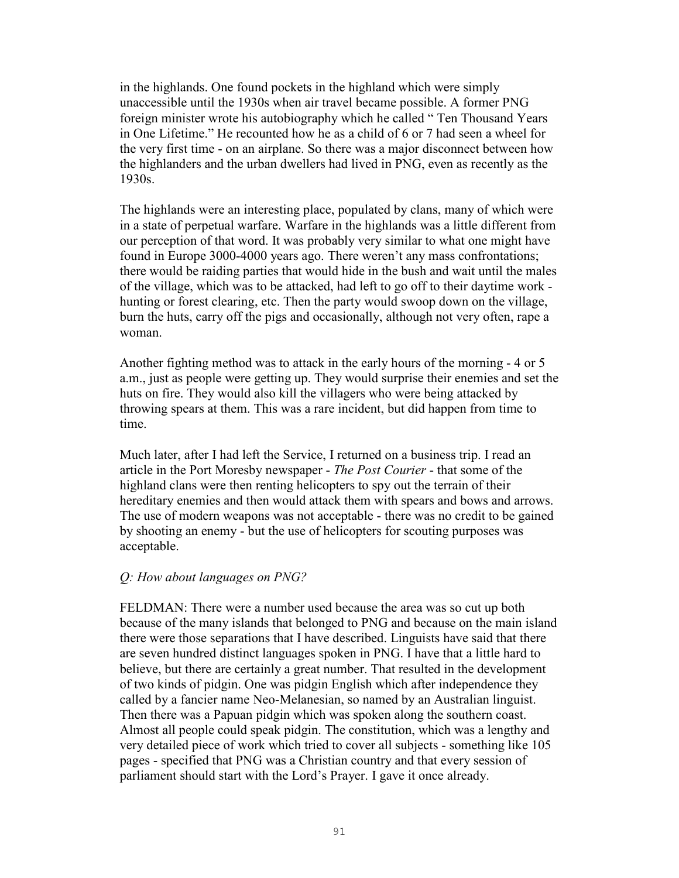in the highlands. One found pockets in the highland which were simply unaccessible until the 1930s when air travel became possible. A former PNG foreign minister wrote his autobiography which he called " Ten Thousand Years in One Lifetime." He recounted how he as a child of 6 or 7 had seen a wheel for the very first time - on an airplane. So there was a major disconnect between how the highlanders and the urban dwellers had lived in PNG, even as recently as the 1930s.

The highlands were an interesting place, populated by clans, many of which were in a state of perpetual warfare. Warfare in the highlands was a little different from our perception of that word. It was probably very similar to what one might have found in Europe 3000-4000 years ago. There weren't any mass confrontations; there would be raiding parties that would hide in the bush and wait until the males of the village, which was to be attacked, had left to go off to their daytime work - hunting or forest clearing, etc. Then the party would swoop down on the village, burn the huts, carry off the pigs and occasionally, although not very often, rape a woman.

Another fighting method was to attack in the early hours of the morning - 4 or 5 a.m., just as people were getting up. They would surprise their enemies and set the huts on fire. They would also kill the villagers who were being attacked by throwing spears at them. This was a rare incident, but did happen from time to time.

Much later, after I had left the Service, I returned on a business trip. I read an article in the Port Moresby newspaper - *The Post Courier* - that some of the highland clans were then renting helicopters to spy out the terrain of their hereditary enemies and then would attack them with spears and bows and arrows. The use of modern weapons was not acceptable - there was no credit to be gained by shooting an enemy - but the use of helicopters for scouting purposes was acceptable.

*Q: How about languages on PNG?*

FELDMAN: There were a number used because the area was so cut up both because of the many islands that belonged to PNG and because on the main island there were those separations that I have described. Linguists have said that there are seven hundred distinct languages spoken in PNG. I have that a little hard to believe, but there are certainly a great number. That resulted in the development of two kinds of pidgin. One was pidgin English which after independence they called by a fancier name Neo-Melanesian, so named by an Australian linguist. Then there was a Papuan pidgin which was spoken along the southern coast. Almost all people could speak pidgin. The constitution, which was a lengthy and very detailed piece of work which tried to cover all subjects - something like 105 pages - specified that PNG was a Christian country and that every session of parliament should start with the Lord's Prayer. I gave it once already.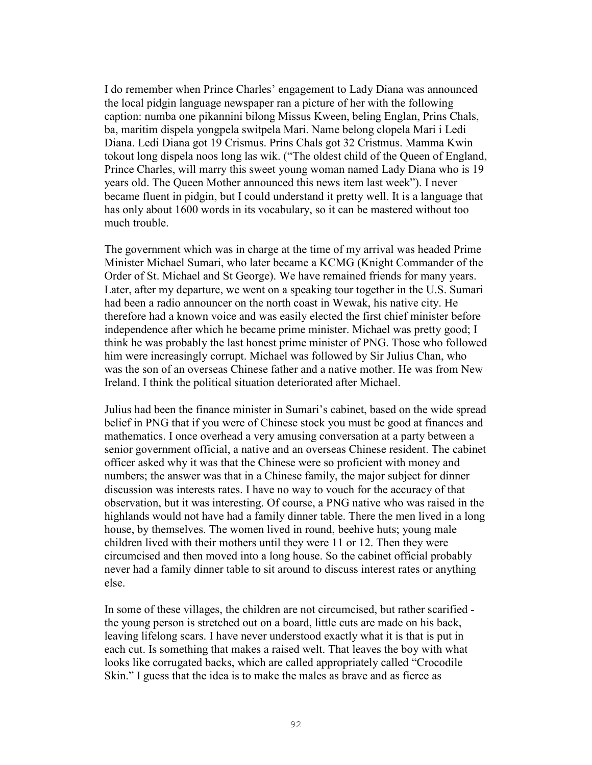I do remember when Prince Charles' engagement to Lady Diana was announced the local pidgin language newspaper ran a picture of her with the following caption: numba one pikannini bilong Missus Kween, beling Englan, Prins Chals, ba, maritim dispela yongpela switpela Mari. Name belong clopela Mari i Ledi Diana. Ledi Diana got 19 Crismus. Prins Chals got 32 Cristmus. Mamma Kwin tokout long dispela noos long las wik. ("The oldest child of the Queen of England, Prince Charles, will marry this sweet young woman named Lady Diana who is 19 years old. The Queen Mother announced this news item last week"). I never became fluent in pidgin, but I could understand it pretty well. It is a language that has only about 1600 words in its vocabulary, so it can be mastered without too much trouble.

The government which was in charge at the time of my arrival was headed Prime Minister Michael Sumari, who later became a KCMG (Knight Commander of the Order of St. Michael and St George). We have remained friends for many years. Later, after my departure, we went on a speaking tour together in the U.S. Sumari had been a radio announcer on the north coast in Wewak, his native city. He therefore had a known voice and was easily elected the first chief minister before independence after which he became prime minister. Michael was pretty good; I think he was probably the last honest prime minister of PNG. Those who followed him were increasingly corrupt. Michael was followed by Sir Julius Chan, who was the son of an overseas Chinese father and a native mother. He was from New Ireland. I think the political situation deteriorated after Michael.

Julius had been the finance minister in Sumari's cabinet, based on the wide spread belief in PNG that if you were of Chinese stock you must be good at finances and mathematics. I once overhead a very amusing conversation at a party between a senior government official, a native and an overseas Chinese resident. The cabinet officer asked why it was that the Chinese were so proficient with money and numbers; the answer was that in a Chinese family, the major subject for dinner discussion was interests rates. I have no way to vouch for the accuracy of that observation, but it was interesting. Of course, a PNG native who was raised in the highlands would not have had a family dinner table. There the men lived in a long house, by themselves. The women lived in round, beehive huts; young male children lived with their mothers until they were 11 or 12. Then they were circumcised and then moved into a long house. So the cabinet official probably never had a family dinner table to sit around to discuss interest rates or anything else.

In some of these villages, the children are not circumcised, but rather scarified - the young person is stretched out on a board, little cuts are made on his back, leaving lifelong scars. I have never understood exactly what it is that is put in each cut. Is something that makes a raised welt. That leaves the boy with what looks like corrugated backs, which are called appropriately called "Crocodile Skin." I guess that the idea is to make the males as brave and as fierce as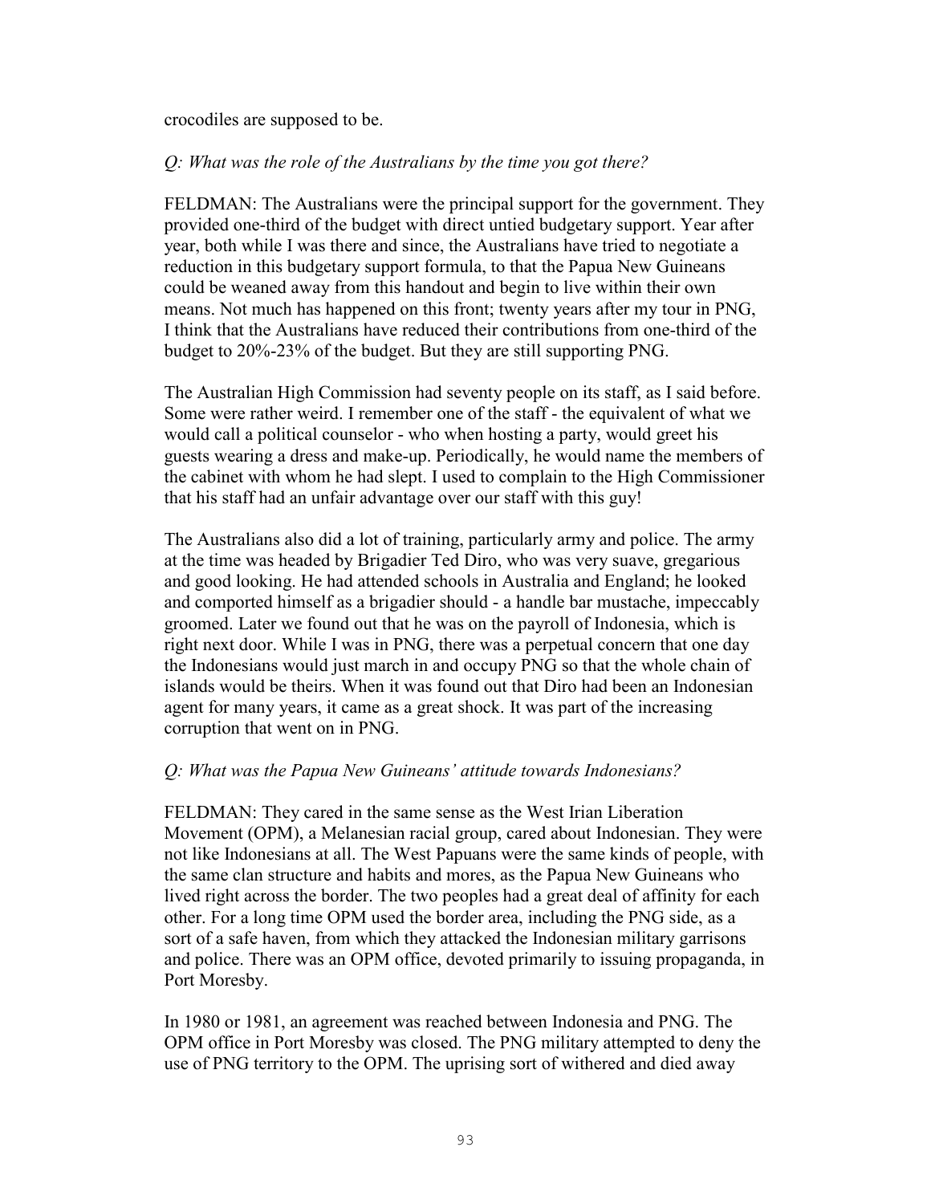crocodiles are supposed to be.

*Q: What was the role of the Australians by the time you got there?*

FELDMAN: The Australians were the principal support for the government. They provided one-third of the budget with direct untied budgetary support. Year after year, both while I was there and since, the Australians have tried to negotiate a reduction in this budgetary support formula, to that the Papua New Guineans could be weaned away from this handout and begin to live within their own means. Not much has happened on this front; twenty years after my tour in PNG, I think that the Australians have reduced their contributions from one-third of the budget to 20%-23% of the budget. But they are still supporting PNG.

The Australian High Commission had seventy people on its staff, as I said before. Some were rather weird. I remember one of the staff - the equivalent of what we would call a political counselor - who when hosting a party, would greet his guests wearing a dress and make-up. Periodically, he would name the members of the cabinet with whom he had slept. I used to complain to the High Commissioner that his staff had an unfair advantage over our staff with this guy!

The Australians also did a lot of training, particularly army and police. The army at the time was headed by Brigadier Ted Diro, who was very suave, gregarious and good looking. He had attended schools in Australia and England; he looked and comported himself as a brigadier should - a handle bar mustache, impeccably groomed. Later we found out that he was on the payroll of Indonesia, which is right next door. While I was in PNG, there was a perpetual concern that one day the Indonesians would just march in and occupy PNG so that the whole chain of islands would be theirs. When it was found out that Diro had been an Indonesian agent for many years, it came as a great shock. It was part of the increasing corruption that went on in PNG.

*Q: What was the Papua New Guineans' attitude towards Indonesians?*

FELDMAN: They cared in the same sense as the West Irian Liberation Movement (OPM), a Melanesian racial group, cared about Indonesian. They were not like Indonesians at all. The West Papuans were the same kinds of people, with the same clan structure and habits and mores, as the Papua New Guineans who lived right across the border. The two peoples had a great deal of affinity for each other. For a long time OPM used the border area, including the PNG side, as a sort of a safe haven, from which they attacked the Indonesian military garrisons and police. There was an OPM office, devoted primarily to issuing propaganda, in Port Moresby.

In 1980 or 1981, an agreement was reached between Indonesia and PNG. The OPM office in Port Moresby was closed. The PNG military attempted to deny the use of PNG territory to the OPM. The uprising sort of withered and died away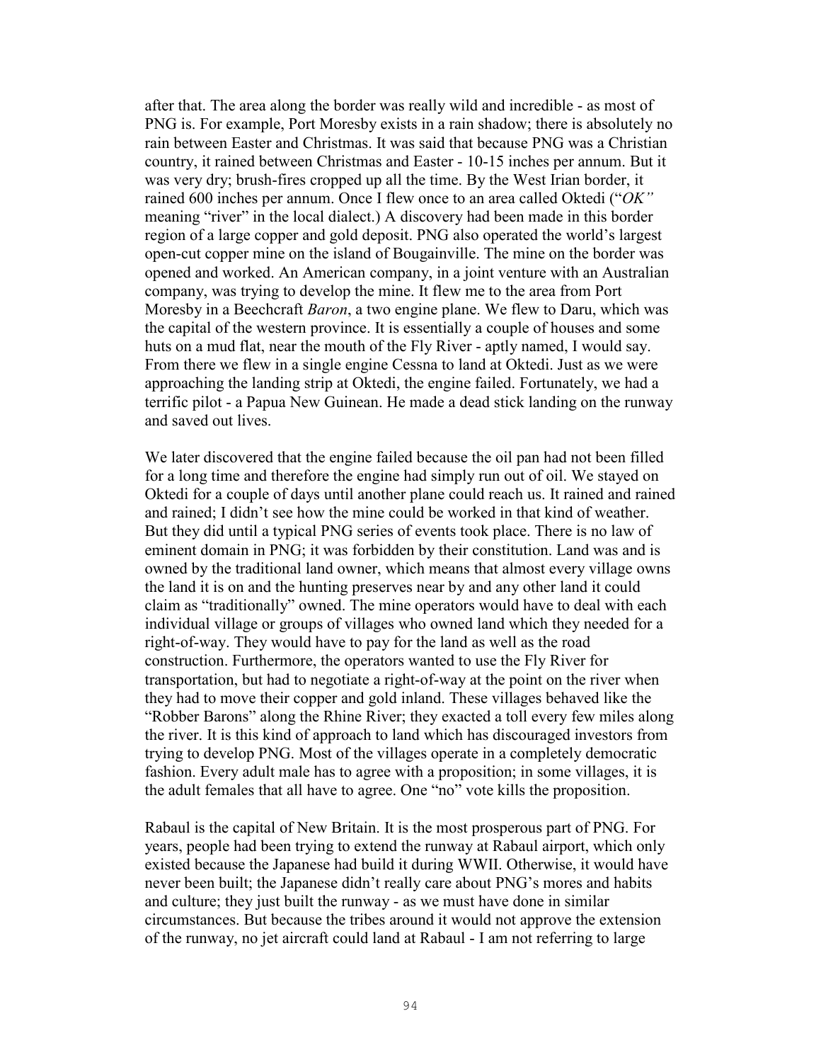after that. The area along the border was really wild and incredible - as most of PNG is. For example, Port Moresby exists in a rain shadow; there is absolutely no rain between Easter and Christmas. It was said that because PNG was a Christian country, it rained between Christmas and Easter - 10-15 inches per annum. But it was very dry; brush-fires cropped up all the time. By the West Irian border, it rained 600 inches per annum. Once I flew once to an area called Oktedi ("*OK"* meaning "river" in the local dialect.) A discovery had been made in this border region of a large copper and gold deposit. PNG also operated the world's largest open-cut copper mine on the island of Bougainville. The mine on the border was opened and worked. An American company, in a joint venture with an Australian company, was trying to develop the mine. It flew me to the area from Port Moresby in a Beechcraft *Baron*, a two engine plane. We flew to Daru, which was the capital of the western province. It is essentially a couple of houses and some huts on a mud flat, near the mouth of the Fly River - aptly named, I would say. From there we flew in a single engine Cessna to land at Oktedi. Just as we were approaching the landing strip at Oktedi, the engine failed. Fortunately, we had a terrific pilot - a Papua New Guinean. He made a dead stick landing on the runway and saved out lives.

We later discovered that the engine failed because the oil pan had not been filled for a long time and therefore the engine had simply run out of oil. We stayed on Oktedi for a couple of days until another plane could reach us. It rained and rained and rained; I didn't see how the mine could be worked in that kind of weather. But they did until a typical PNG series of events took place. There is no law of eminent domain in PNG; it was forbidden by their constitution. Land was and is owned by the traditional land owner, which means that almost every village owns the land it is on and the hunting preserves near by and any other land it could claim as "traditionally" owned. The mine operators would have to deal with each individual village or groups of villages who owned land which they needed for a right-of-way. They would have to pay for the land as well as the road construction. Furthermore, the operators wanted to use the Fly River for transportation, but had to negotiate a right-of-way at the point on the river when they had to move their copper and gold inland. These villages behaved like the "Robber Barons" along the Rhine River; they exacted a toll every few miles along the river. It is this kind of approach to land which has discouraged investors from trying to develop PNG. Most of the villages operate in a completely democratic fashion. Every adult male has to agree with a proposition; in some villages, it is the adult females that all have to agree. One "no" vote kills the proposition.

Rabaul is the capital of New Britain. It is the most prosperous part of PNG. For years, people had been trying to extend the runway at Rabaul airport, which only existed because the Japanese had build it during WWII. Otherwise, it would have never been built; the Japanese didn't really care about PNG's mores and habits and culture; they just built the runway - as we must have done in similar circumstances. But because the tribes around it would not approve the extension of the runway, no jet aircraft could land at Rabaul - I am not referring to large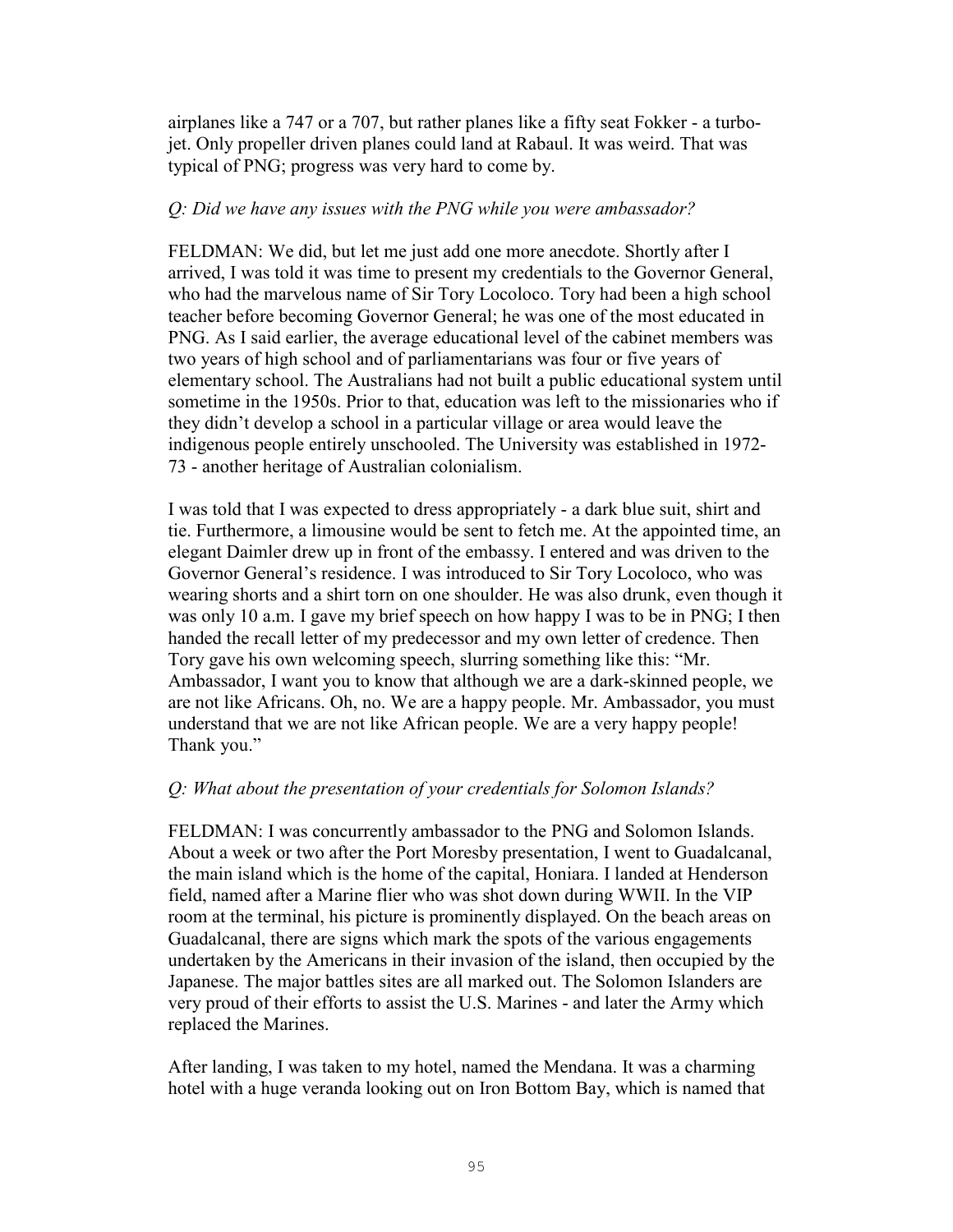airplanes like a 747 or a 707, but rather planes like a fifty seat Fokker - a turbo-jet. Only propeller driven planes could land at Rabaul. It was weird. That was typical of PNG; progress was very hard to come by.

*Q: Did we have any issues with the PNG while you were ambassador?*

FELDMAN: We did, but let me just add one more anecdote. Shortly after I arrived, I was told it was time to present my credentials to the Governor General, who had the marvelous name of Sir Tory Locoloco. Tory had been a high school teacher before becoming Governor General; he was one of the most educated in PNG. As I said earlier, the average educational level of the cabinet members was two years of high school and of parliamentarians was four or five years of elementary school. The Australians had not built a public educational system until sometime in the 1950s. Prior to that, education was left to the missionaries who if they didn't develop a school in a particular village or area would leave the indigenous people entirely unschooled. The University was established in 1972-73 - another heritage of Australian colonialism.

I was told that I was expected to dress appropriately - a dark blue suit, shirt and tie. Furthermore, a limousine would be sent to fetch me. At the appointed time, an elegant Daimler drew up in front of the embassy. I entered and was driven to the Governor General's residence. I was introduced to Sir Tory Locoloco, who was wearing shorts and a shirt torn on one shoulder. He was also drunk, even though it was only 10 a.m. I gave my brief speech on how happy I was to be in PNG; I then handed the recall letter of my predecessor and my own letter of credence. Then Tory gave his own welcoming speech, slurring something like this: "Mr. Ambassador, I want you to know that although we are a dark-skinned people, we are not like Africans. Oh, no. We are a happy people. Mr. Ambassador, you must understand that we are not like African people. We are a very happy people! Thank you."

*Q: What about the presentation of your credentials for Solomon Islands?*

FELDMAN: I was concurrently ambassador to the PNG and Solomon Islands. About a week or two after the Port Moresby presentation, I went to Guadalcanal, the main island which is the home of the capital, Honiara. I landed at Henderson field, named after a Marine flier who was shot down during WWII. In the VIP room at the terminal, his picture is prominently displayed. On the beach areas on Guadalcanal, there are signs which mark the spots of the various engagements undertaken by the Americans in their invasion of the island, then occupied by the Japanese. The major battles sites are all marked out. The Solomon Islanders are very proud of their efforts to assist the U.S. Marines - and later the Army which replaced the Marines.

After landing, I was taken to my hotel, named the Mendana. It was a charming hotel with a huge veranda looking out on Iron Bottom Bay, which is named that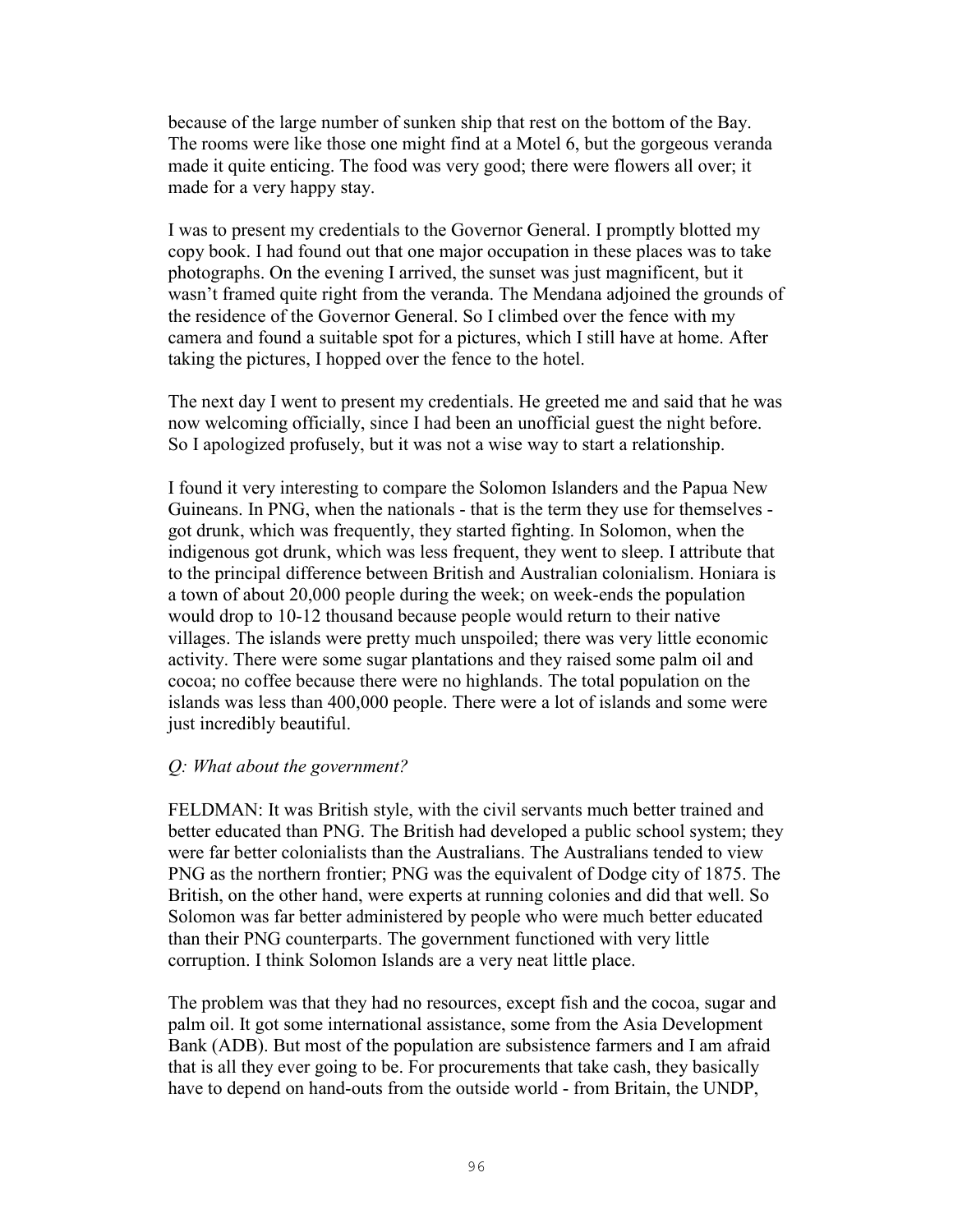because of the large number of sunken ship that rest on the bottom of the Bay. The rooms were like those one might find at a Motel 6, but the gorgeous veranda made it quite enticing. The food was very good; there were flowers all over; it made for a very happy stay.

I was to present my credentials to the Governor General. I promptly blotted my copy book. I had found out that one major occupation in these places was to take photographs. On the evening I arrived, the sunset was just magnificent, but it wasn't framed quite right from the veranda. The Mendana adjoined the grounds of the residence of the Governor General. So I climbed over the fence with my camera and found a suitable spot for a pictures, which I still have at home. After taking the pictures, I hopped over the fence to the hotel.

The next day I went to present my credentials. He greeted me and said that he was now welcoming officially, since I had been an unofficial guest the night before. So I apologized profusely, but it was not a wise way to start a relationship.

I found it very interesting to compare the Solomon Islanders and the Papua New Guineans. In PNG, when the nationals - that is the term they use for themselves - got drunk, which was frequently, they started fighting. In Solomon, when the indigenous got drunk, which was less frequent, they went to sleep. I attribute that to the principal difference between British and Australian colonialism. Honiara is a town of about 20,000 people during the week; on week-ends the population would drop to 10-12 thousand because people would return to their native villages. The islands were pretty much unspoiled; there was very little economic activity. There were some sugar plantations and they raised some palm oil and cocoa; no coffee because there were no highlands. The total population on the islands was less than 400,000 people. There were a lot of islands and some were just incredibly beautiful.

*Q: What about the government?*

FELDMAN: It was British style, with the civil servants much better trained and better educated than PNG. The British had developed a public school system; they were far better colonialists than the Australians. The Australians tended to view PNG as the northern frontier; PNG was the equivalent of Dodge city of 1875. The British, on the other hand, were experts at running colonies and did that well. So Solomon was far better administered by people who were much better educated than their PNG counterparts. The government functioned with very little corruption. I think Solomon Islands are a very neat little place.

The problem was that they had no resources, except fish and the cocoa, sugar and palm oil. It got some international assistance, some from the Asia Development Bank (ADB). But most of the population are subsistence farmers and I am afraid that is all they ever going to be. For procurements that take cash, they basically have to depend on hand-outs from the outside world - from Britain, the UNDP,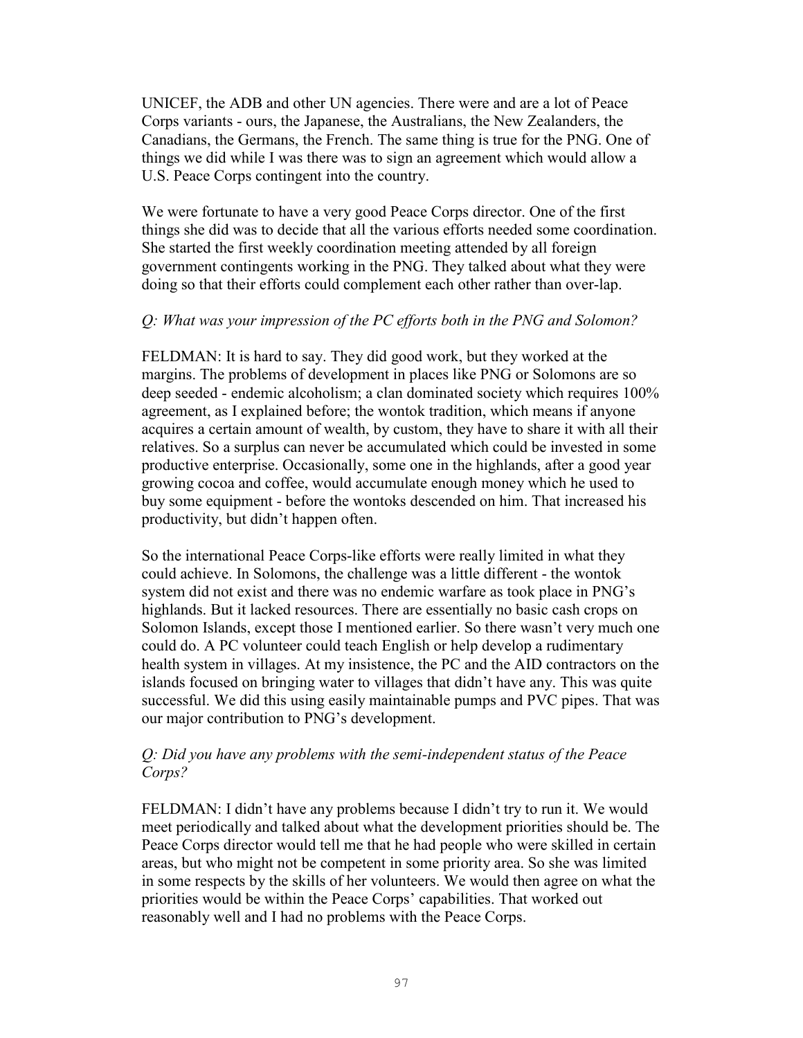UNICEF, the ADB and other UN agencies. There were and are a lot of Peace Corps variants - ours, the Japanese, the Australians, the New Zealanders, the Canadians, the Germans, the French. The same thing is true for the PNG. One of things we did while I was there was to sign an agreement which would allow a U.S. Peace Corps contingent into the country.

We were fortunate to have a very good Peace Corps director. One of the first things she did was to decide that all the various efforts needed some coordination. She started the first weekly coordination meeting attended by all foreign government contingents working in the PNG. They talked about what they were doing so that their efforts could complement each other rather than over-lap.

*Q: What was your impression of the PC efforts both in the PNG and Solomon?*

FELDMAN: It is hard to say. They did good work, but they worked at the margins. The problems of development in places like PNG or Solomons are so deep seeded - endemic alcoholism; a clan dominated society which requires 100% agreement, as I explained before; the wontok tradition, which means if anyone acquires a certain amount of wealth, by custom, they have to share it with all their relatives. So a surplus can never be accumulated which could be invested in some productive enterprise. Occasionally, some one in the highlands, after a good year growing cocoa and coffee, would accumulate enough money which he used to buy some equipment - before the wontoks descended on him. That increased his productivity, but didn't happen often.

So the international Peace Corps-like efforts were really limited in what they could achieve. In Solomons, the challenge was a little different - the wontok system did not exist and there was no endemic warfare as took place in PNG's highlands. But it lacked resources. There are essentially no basic cash crops on Solomon Islands, except those I mentioned earlier. So there wasn't very much one could do. A PC volunteer could teach English or help develop a rudimentary health system in villages. At my insistence, the PC and the AID contractors on the islands focused on bringing water to villages that didn't have any. This was quite successful. We did this using easily maintainable pumps and PVC pipes. That was our major contribution to PNG's development.

*Q: Did you have any problems with the semi-independent status of the Peace Corps?*

FELDMAN: I didn't have any problems because I didn't try to run it. We would meet periodically and talked about what the development priorities should be. The Peace Corps director would tell me that he had people who were skilled in certain areas, but who might not be competent in some priority area. So she was limited in some respects by the skills of her volunteers. We would then agree on what the priorities would be within the Peace Corps' capabilities. That worked out reasonably well and I had no problems with the Peace Corps.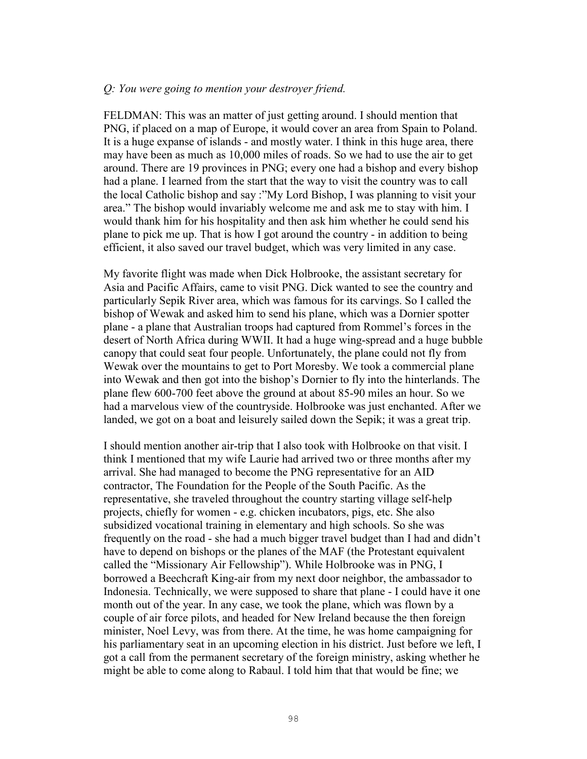*Q: You were going to mention your destroyer friend.*

FELDMAN: This was an matter of just getting around. I should mention that PNG, if placed on a map of Europe, it would cover an area from Spain to Poland. It is a huge expanse of islands - and mostly water. I think in this huge area, there may have been as much as 10,000 miles of roads. So we had to use the air to get around. There are 19 provinces in PNG; every one had a bishop and every bishop had a plane. I learned from the start that the way to visit the country was to call the local Catholic bishop and say :"My Lord Bishop, I was planning to visit your area." The bishop would invariably welcome me and ask me to stay with him. I would thank him for his hospitality and then ask him whether he could send his plane to pick me up. That is how I got around the country - in addition to being efficient, it also saved our travel budget, which was very limited in any case.

My favorite flight was made when Dick Holbrooke, the assistant secretary for Asia and Pacific Affairs, came to visit PNG. Dick wanted to see the country and particularly Sepik River area, which was famous for its carvings. So I called the bishop of Wewak and asked him to send his plane, which was a Dornier spotter plane - a plane that Australian troops had captured from Rommel's forces in the desert of North Africa during WWII. It had a huge wing-spread and a huge bubble canopy that could seat four people. Unfortunately, the plane could not fly from Wewak over the mountains to get to Port Moresby. We took a commercial plane into Wewak and then got into the bishop's Dornier to fly into the hinterlands. The plane flew 600-700 feet above the ground at about 85-90 miles an hour. So we had a marvelous view of the countryside. Holbrooke was just enchanted. After we landed, we got on a boat and leisurely sailed down the Sepik; it was a great trip.

I should mention another air-trip that I also took with Holbrooke on that visit. I think I mentioned that my wife Laurie had arrived two or three months after my arrival. She had managed to become the PNG representative for an AID contractor, The Foundation for the People of the South Pacific. As the representative, she traveled throughout the country starting village self-help projects, chiefly for women - e.g. chicken incubators, pigs, etc. She also subsidized vocational training in elementary and high schools. So she was frequently on the road - she had a much bigger travel budget than I had and didn't have to depend on bishops or the planes of the MAF (the Protestant equivalent called the "Missionary Air Fellowship"). While Holbrooke was in PNG, I borrowed a Beechcraft King-air from my next door neighbor, the ambassador to Indonesia. Technically, we were supposed to share that plane - I could have it one month out of the year. In any case, we took the plane, which was flown by a couple of air force pilots, and headed for New Ireland because the then foreign minister, Noel Levy, was from there. At the time, he was home campaigning for his parliamentary seat in an upcoming election in his district. Just before we left, I got a call from the permanent secretary of the foreign ministry, asking whether he might be able to come along to Rabaul. I told him that that would be fine; we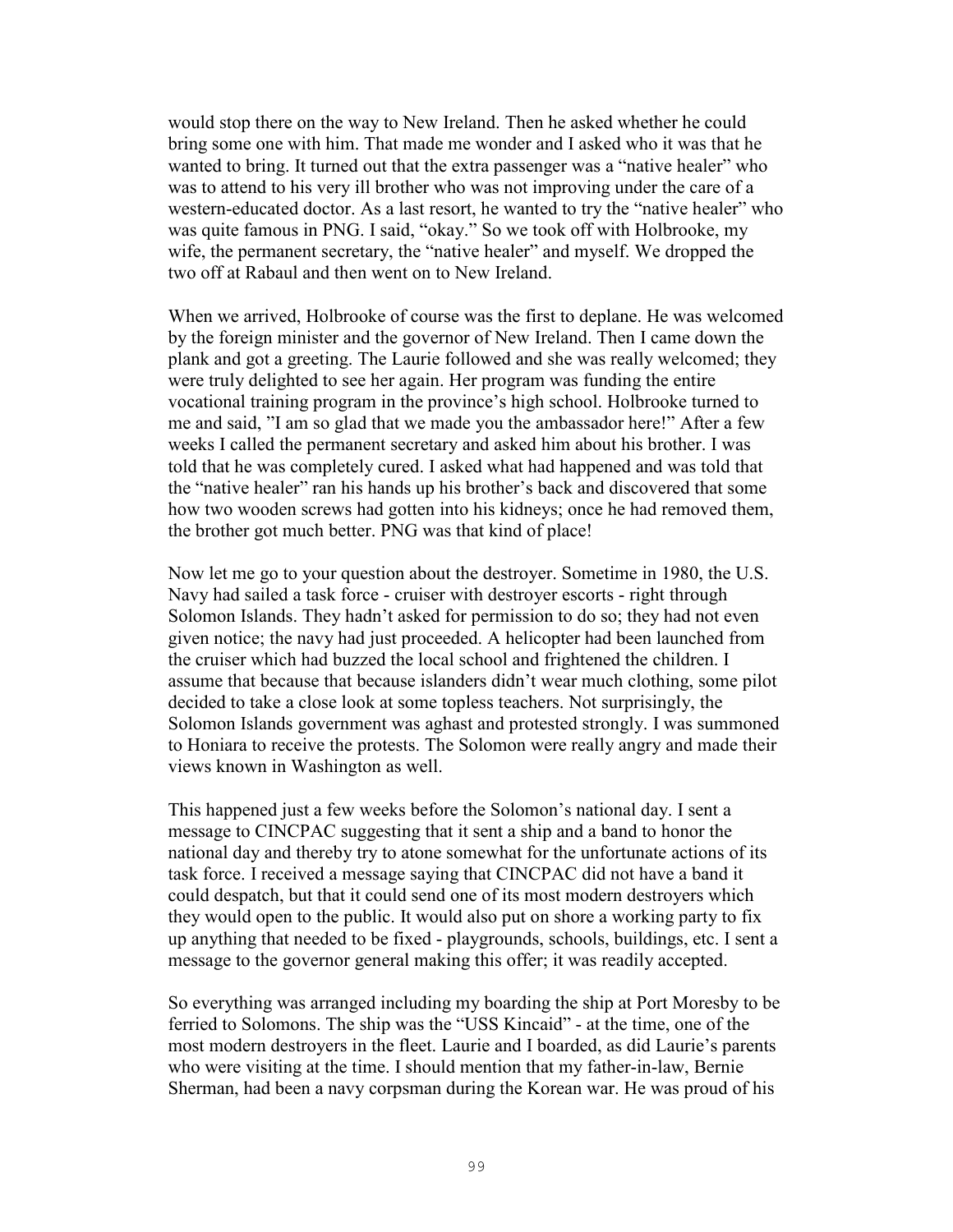would stop there on the way to New Ireland. Then he asked whether he could bring some one with him. That made me wonder and I asked who it was that he wanted to bring. It turned out that the extra passenger was a "native healer" who was to attend to his very ill brother who was not improving under the care of a western-educated doctor. As a last resort, he wanted to try the "native healer" who was quite famous in PNG. I said, "okay." So we took off with Holbrooke, my wife, the permanent secretary, the "native healer" and myself. We dropped the two off at Rabaul and then went on to New Ireland.

When we arrived, Holbrooke of course was the first to deplane. He was welcomed by the foreign minister and the governor of New Ireland. Then I came down the plank and got a greeting. The Laurie followed and she was really welcomed; they were truly delighted to see her again. Her program was funding the entire vocational training program in the province's high school. Holbrooke turned to me and said, "I am so glad that we made you the ambassador here!" After a few weeks I called the permanent secretary and asked him about his brother. I was told that he was completely cured. I asked what had happened and was told that the "native healer" ran his hands up his brother's back and discovered that some how two wooden screws had gotten into his kidneys; once he had removed them, the brother got much better. PNG was that kind of place!

Now let me go to your question about the destroyer. Sometime in 1980, the U.S. Navy had sailed a task force - cruiser with destroyer escorts - right through Solomon Islands. They hadn't asked for permission to do so; they had not even given notice; the navy had just proceeded. A helicopter had been launched from the cruiser which had buzzed the local school and frightened the children. I assume that because that because islanders didn't wear much clothing, some pilot decided to take a close look at some topless teachers. Not surprisingly, the Solomon Islands government was aghast and protested strongly. I was summoned to Honiara to receive the protests. The Solomon were really angry and made their views known in Washington as well.

This happened just a few weeks before the Solomon's national day. I sent a message to CINCPAC suggesting that it sent a ship and a band to honor the national day and thereby try to atone somewhat for the unfortunate actions of its task force. I received a message saying that CINCPAC did not have a band it could despatch, but that it could send one of its most modern destroyers which they would open to the public. It would also put on shore a working party to fix up anything that needed to be fixed - playgrounds, schools, buildings, etc. I sent a message to the governor general making this offer; it was readily accepted.

So everything was arranged including my boarding the ship at Port Moresby to be ferried to Solomons. The ship was the "USS Kincaid" - at the time, one of the most modern destroyers in the fleet. Laurie and I boarded, as did Laurie's parents who were visiting at the time. I should mention that my father-in-law, Bernie Sherman, had been a navy corpsman during the Korean war. He was proud of his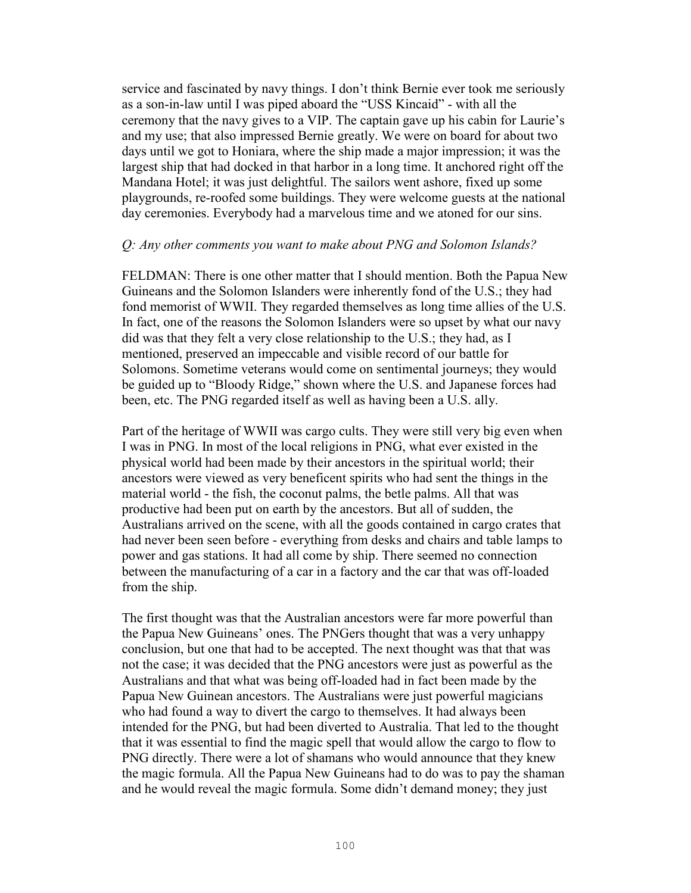service and fascinated by navy things. I don't think Bernie ever took me seriously as a son-in-law until I was piped aboard the "USS Kincaid" - with all the ceremony that the navy gives to a VIP. The captain gave up his cabin for Laurie's and my use; that also impressed Bernie greatly. We were on board for about two days until we got to Honiara, where the ship made a major impression; it was the largest ship that had docked in that harbor in a long time. It anchored right off the Mandana Hotel; it was just delightful. The sailors went ashore, fixed up some playgrounds, re-roofed some buildings. They were welcome guests at the national day ceremonies. Everybody had a marvelous time and we atoned for our sins.

*Q: Any other comments you want to make about PNG and Solomon Islands?*

FELDMAN: There is one other matter that I should mention. Both the Papua New Guineans and the Solomon Islanders were inherently fond of the U.S.; they had fond memorist of WWII. They regarded themselves as long time allies of the U.S. In fact, one of the reasons the Solomon Islanders were so upset by what our navy did was that they felt a very close relationship to the U.S.; they had, as I mentioned, preserved an impeccable and visible record of our battle for Solomons. Sometime veterans would come on sentimental journeys; they would be guided up to "Bloody Ridge," shown where the U.S. and Japanese forces had been, etc. The PNG regarded itself as well as having been a U.S. ally.

Part of the heritage of WWII was cargo cults. They were still very big even when I was in PNG. In most of the local religions in PNG, what ever existed in the physical world had been made by their ancestors in the spiritual world; their ancestors were viewed as very beneficent spirits who had sent the things in the material world - the fish, the coconut palms, the betle palms. All that was productive had been put on earth by the ancestors. But all of sudden, the Australians arrived on the scene, with all the goods contained in cargo crates that had never been seen before - everything from desks and chairs and table lamps to power and gas stations. It had all come by ship. There seemed no connection between the manufacturing of a car in a factory and the car that was off-loaded from the ship.

The first thought was that the Australian ancestors were far more powerful than the Papua New Guineans' ones. The PNGers thought that was a very unhappy conclusion, but one that had to be accepted. The next thought was that that was not the case; it was decided that the PNG ancestors were just as powerful as the Australians and that what was being off-loaded had in fact been made by the Papua New Guinean ancestors. The Australians were just powerful magicians who had found a way to divert the cargo to themselves. It had always been intended for the PNG, but had been diverted to Australia. That led to the thought that it was essential to find the magic spell that would allow the cargo to flow to PNG directly. There were a lot of shamans who would announce that they knew the magic formula. All the Papua New Guineans had to do was to pay the shaman and he would reveal the magic formula. Some didn't demand money; they just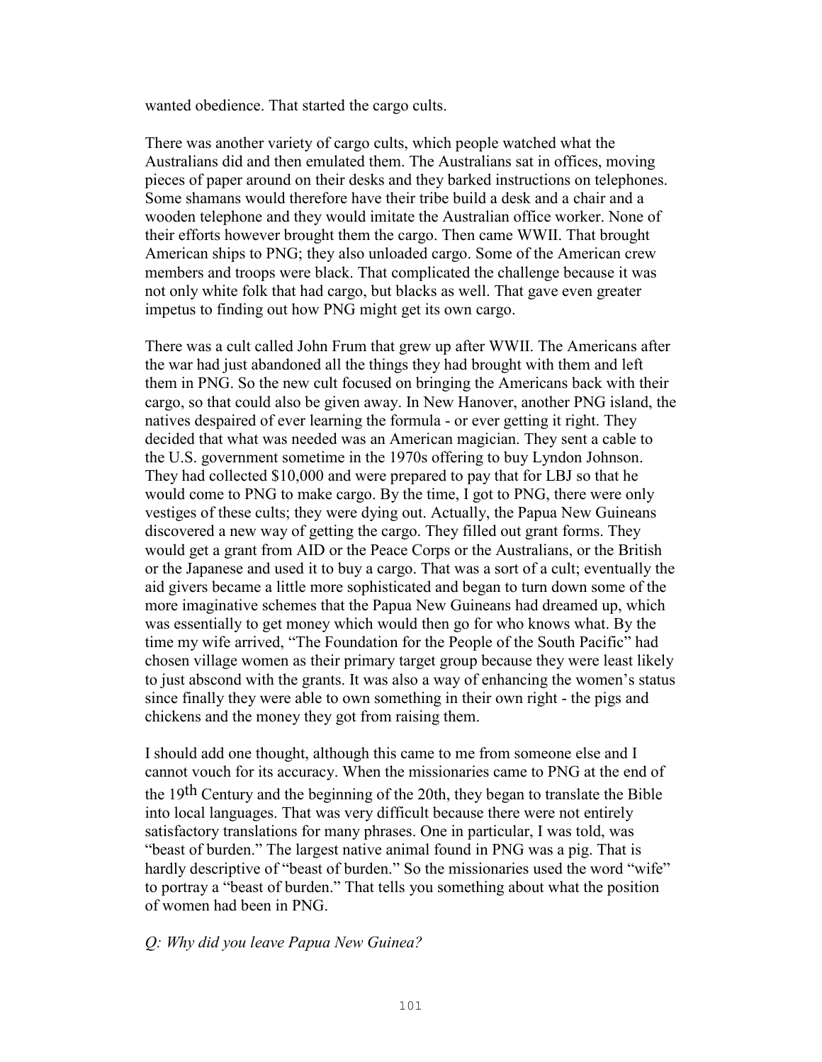wanted obedience. That started the cargo cults.

There was another variety of cargo cults, which people watched what the Australians did and then emulated them. The Australians sat in offices, moving pieces of paper around on their desks and they barked instructions on telephones. Some shamans would therefore have their tribe build a desk and a chair and a wooden telephone and they would imitate the Australian office worker. None of their efforts however brought them the cargo. Then came WWII. That brought American ships to PNG; they also unloaded cargo. Some of the American crew members and troops were black. That complicated the challenge because it was not only white folk that had cargo, but blacks as well. That gave even greater impetus to finding out how PNG might get its own cargo.

There was a cult called John Frum that grew up after WWII. The Americans after the war had just abandoned all the things they had brought with them and left them in PNG. So the new cult focused on bringing the Americans back with their cargo, so that could also be given away. In New Hanover, another PNG island, the natives despaired of ever learning the formula - or ever getting it right. They decided that what was needed was an American magician. They sent a cable to the U.S. government sometime in the 1970s offering to buy Lyndon Johnson. They had collected $10,000 and were prepared to pay that for LBJ so that he would come to PNG to make cargo. By the time, I got to PNG, there were only vestiges of these cults; they were dying out. Actually, the Papua New Guineans discovered a new way of getting the cargo. They filled out grant forms. They would get a grant from AID or the Peace Corps or the Australians, or the British or the Japanese and used it to buy a cargo. That was a sort of a cult; eventually the aid givers became a little more sophisticated and began to turn down some of the more imaginative schemes that the Papua New Guineans had dreamed up, which was essentially to get money which would then go for who knows what. By the time my wife arrived, "The Foundation for the People of the South Pacific" had chosen village women as their primary target group because they were least likely to just abscond with the grants. It was also a way of enhancing the women's status since finally they were able to own something in their own right - the pigs and chickens and the money they got from raising them.

I should add one thought, although this came to me from someone else and I cannot vouch for its accuracy. When the missionaries came to PNG at the end of the 19th Century and the beginning of the 20th, they began to translate the Bible into local languages. That was very difficult because there were not entirely satisfactory translations for many phrases. One in particular, I was told, was "beast of burden." The largest native animal found in PNG was a pig. That is hardly descriptive of "beast of burden." So the missionaries used the word "wife" to portray a "beast of burden." That tells you something about what the position of women had been in PNG.

*Q: Why did you leave Papua New Guinea?*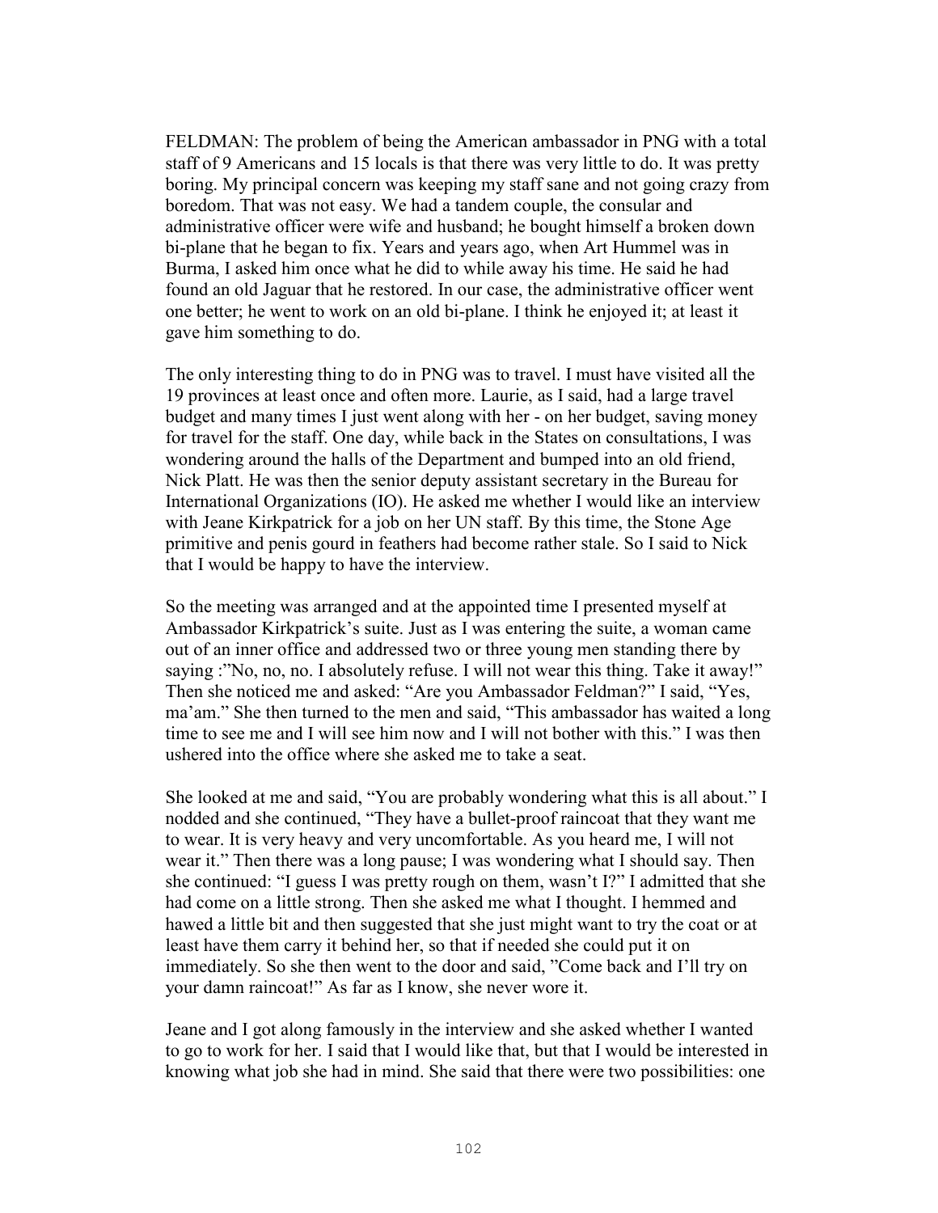FELDMAN: The problem of being the American ambassador in PNG with a total staff of 9 Americans and 15 locals is that there was very little to do. It was pretty boring. My principal concern was keeping my staff sane and not going crazy from boredom. That was not easy. We had a tandem couple, the consular and administrative officer were wife and husband; he bought himself a broken down bi-plane that he began to fix. Years and years ago, when Art Hummel was in Burma, I asked him once what he did to while away his time. He said he had found an old Jaguar that he restored. In our case, the administrative officer went one better; he went to work on an old bi-plane. I think he enjoyed it; at least it gave him something to do.

The only interesting thing to do in PNG was to travel. I must have visited all the 19 provinces at least once and often more. Laurie, as I said, had a large travel budget and many times I just went along with her - on her budget, saving money for travel for the staff. One day, while back in the States on consultations, I was wondering around the halls of the Department and bumped into an old friend, Nick Platt. He was then the senior deputy assistant secretary in the Bureau for International Organizations (IO). He asked me whether I would like an interview with Jeane Kirkpatrick for a job on her UN staff. By this time, the Stone Age primitive and penis gourd in feathers had become rather stale. So I said to Nick that I would be happy to have the interview.

So the meeting was arranged and at the appointed time I presented myself at Ambassador Kirkpatrick's suite. Just as I was entering the suite, a woman came out of an inner office and addressed two or three young men standing there by saying :"No, no, no. I absolutely refuse. I will not wear this thing. Take it away!" Then she noticed me and asked: "Are you Ambassador Feldman?" I said, "Yes, ma'am." She then turned to the men and said, "This ambassador has waited a long time to see me and I will see him now and I will not bother with this." I was then ushered into the office where she asked me to take a seat.

She looked at me and said, "You are probably wondering what this is all about." I nodded and she continued, "They have a bullet-proof raincoat that they want me to wear. It is very heavy and very uncomfortable. As you heard me, I will not wear it." Then there was a long pause; I was wondering what I should say. Then she continued: "I guess I was pretty rough on them, wasn't I?" I admitted that she had come on a little strong. Then she asked me what I thought. I hemmed and hawed a little bit and then suggested that she just might want to try the coat or at least have them carry it behind her, so that if needed she could put it on immediately. So she then went to the door and said, "Come back and I'll try on your damn raincoat!" As far as I know, she never wore it.

Jeane and I got along famously in the interview and she asked whether I wanted to go to work for her. I said that I would like that, but that I would be interested in knowing what job she had in mind. She said that there were two possibilities: one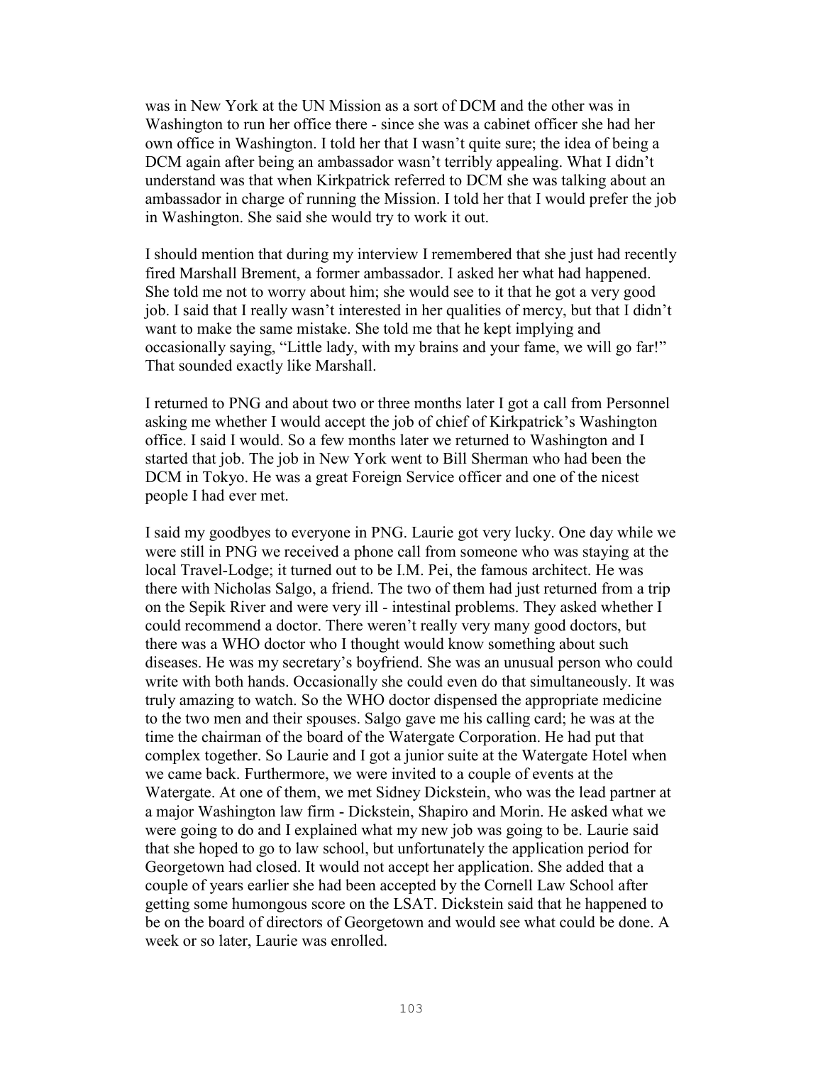was in New York at the UN Mission as a sort of DCM and the other was in Washington to run her office there - since she was a cabinet officer she had her own office in Washington. I told her that I wasn't quite sure; the idea of being a DCM again after being an ambassador wasn't terribly appealing. What I didn't understand was that when Kirkpatrick referred to DCM she was talking about an ambassador in charge of running the Mission. I told her that I would prefer the job in Washington. She said she would try to work it out.

I should mention that during my interview I remembered that she just had recently fired Marshall Brement, a former ambassador. I asked her what had happened. She told me not to worry about him; she would see to it that he got a very good job. I said that I really wasn't interested in her qualities of mercy, but that I didn't want to make the same mistake. She told me that he kept implying and occasionally saying, "Little lady, with my brains and your fame, we will go far!" That sounded exactly like Marshall.

I returned to PNG and about two or three months later I got a call from Personnel asking me whether I would accept the job of chief of Kirkpatrick's Washington office. I said I would. So a few months later we returned to Washington and I started that job. The job in New York went to Bill Sherman who had been the DCM in Tokyo. He was a great Foreign Service officer and one of the nicest people I had ever met.

I said my goodbyes to everyone in PNG. Laurie got very lucky. One day while we were still in PNG we received a phone call from someone who was staying at the local Travel-Lodge; it turned out to be I.M. Pei, the famous architect. He was there with Nicholas Salgo, a friend. The two of them had just returned from a trip on the Sepik River and were very ill - intestinal problems. They asked whether I could recommend a doctor. There weren't really very many good doctors, but there was a WHO doctor who I thought would know something about such diseases. He was my secretary's boyfriend. She was an unusual person who could write with both hands. Occasionally she could even do that simultaneously. It was truly amazing to watch. So the WHO doctor dispensed the appropriate medicine to the two men and their spouses. Salgo gave me his calling card; he was at the time the chairman of the board of the Watergate Corporation. He had put that complex together. So Laurie and I got a junior suite at the Watergate Hotel when we came back. Furthermore, we were invited to a couple of events at the Watergate. At one of them, we met Sidney Dickstein, who was the lead partner at a major Washington law firm - Dickstein, Shapiro and Morin. He asked what we were going to do and I explained what my new job was going to be. Laurie said that she hoped to go to law school, but unfortunately the application period for Georgetown had closed. It would not accept her application. She added that a couple of years earlier she had been accepted by the Cornell Law School after getting some humongous score on the LSAT. Dickstein said that he happened to be on the board of directors of Georgetown and would see what could be done. A week or so later, Laurie was enrolled.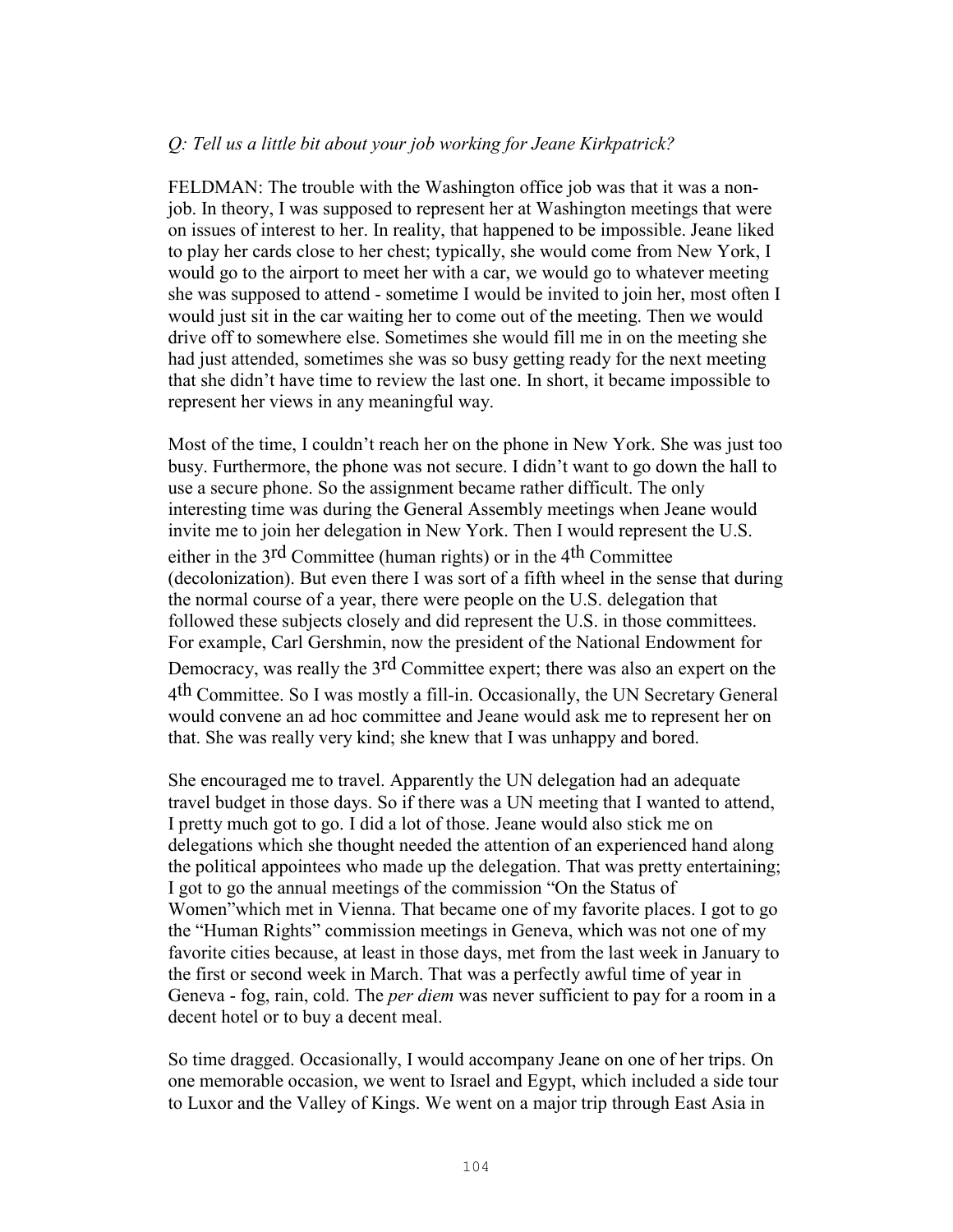*Q: Tell us a little bit about your job working for Jeane Kirkpatrick?*

FELDMAN: The trouble with the Washington office job was that it was a non-job. In theory, I was supposed to represent her at Washington meetings that were on issues of interest to her. In reality, that happened to be impossible. Jeane liked to play her cards close to her chest; typically, she would come from New York, I would go to the airport to meet her with a car, we would go to whatever meeting she was supposed to attend - sometime I would be invited to join her, most often I would just sit in the car waiting her to come out of the meeting. Then we would drive off to somewhere else. Sometimes she would fill me in on the meeting she had just attended, sometimes she was so busy getting ready for the next meeting that she didn't have time to review the last one. In short, it became impossible to represent her views in any meaningful way.

Most of the time, I couldn't reach her on the phone in New York. She was just too busy. Furthermore, the phone was not secure. I didn't want to go down the hall to use a secure phone. So the assignment became rather difficult. The only interesting time was during the General Assembly meetings when Jeane would invite me to join her delegation in New York. Then I would represent the U.S. either in the 3rd Committee (human rights) or in the 4th Committee (decolonization). But even there I was sort of a fifth wheel in the sense that during the normal course of a year, there were people on the U.S. delegation that followed these subjects closely and did represent the U.S. in those committees. For example, Carl Gershmin, now the president of the National Endowment for Democracy, was really the 3rd Committee expert; there was also an expert on the 4th Committee. So I was mostly a fill-in. Occasionally, the UN Secretary General would convene an ad hoc committee and Jeane would ask me to represent her on that. She was really very kind; she knew that I was unhappy and bored.

She encouraged me to travel. Apparently the UN delegation had an adequate travel budget in those days. So if there was a UN meeting that I wanted to attend, I pretty much got to go. I did a lot of those. Jeane would also stick me on delegations which she thought needed the attention of an experienced hand along the political appointees who made up the delegation. That was pretty entertaining; I got to go the annual meetings of the commission "On the Status of Women"which met in Vienna. That became one of my favorite places. I got to go the "Human Rights" commission meetings in Geneva, which was not one of my favorite cities because, at least in those days, met from the last week in January to the first or second week in March. That was a perfectly awful time of year in Geneva - fog, rain, cold. The *per diem* was never sufficient to pay for a room in a decent hotel or to buy a decent meal.

So time dragged. Occasionally, I would accompany Jeane on one of her trips. On one memorable occasion, we went to Israel and Egypt, which included a side tour to Luxor and the Valley of Kings. We went on a major trip through East Asia in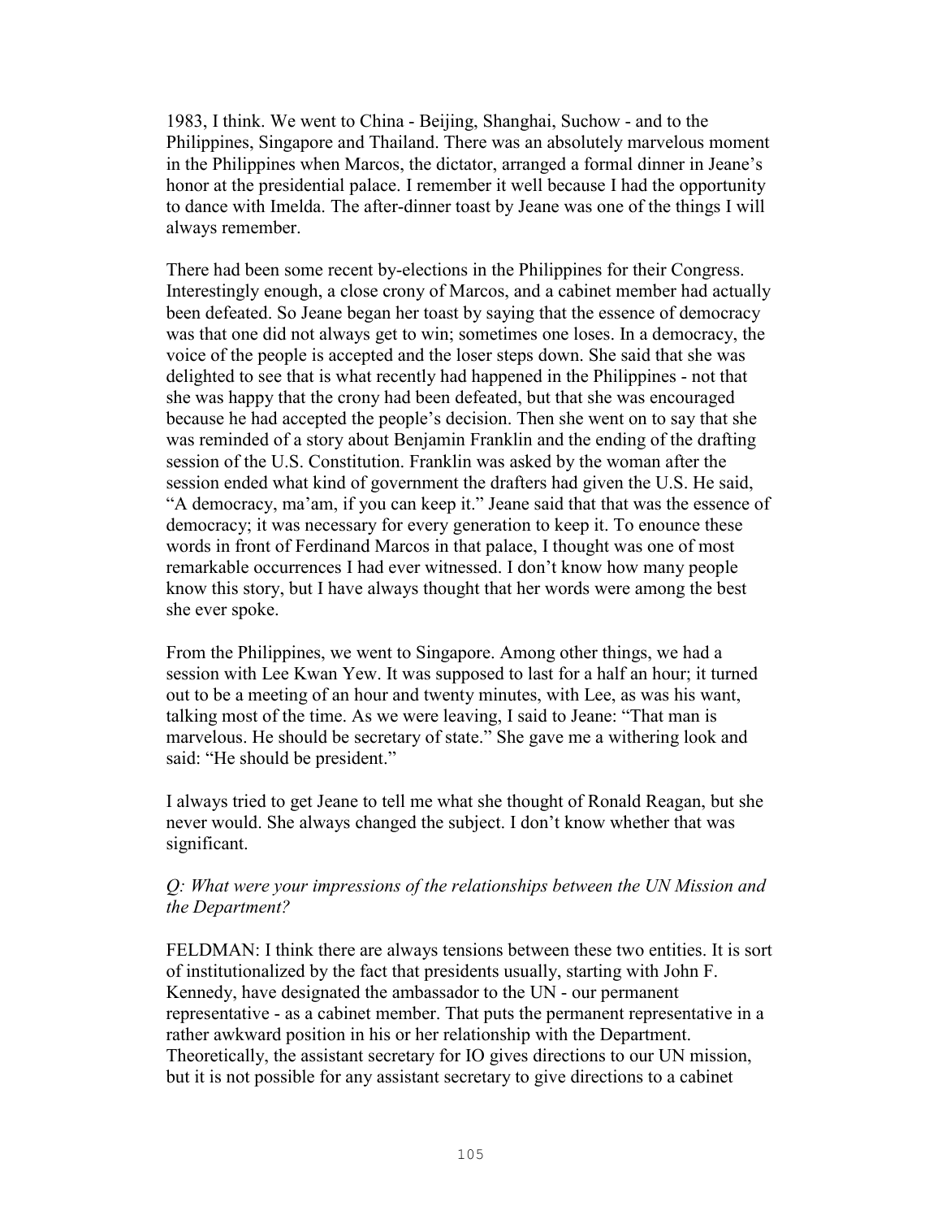1983, I think. We went to China - Beijing, Shanghai, Suchow - and to the Philippines, Singapore and Thailand. There was an absolutely marvelous moment in the Philippines when Marcos, the dictator, arranged a formal dinner in Jeane's honor at the presidential palace. I remember it well because I had the opportunity to dance with Imelda. The after-dinner toast by Jeane was one of the things I will always remember.

There had been some recent by-elections in the Philippines for their Congress. Interestingly enough, a close crony of Marcos, and a cabinet member had actually been defeated. So Jeane began her toast by saying that the essence of democracy was that one did not always get to win; sometimes one loses. In a democracy, the voice of the people is accepted and the loser steps down. She said that she was delighted to see that is what recently had happened in the Philippines - not that she was happy that the crony had been defeated, but that she was encouraged because he had accepted the people's decision. Then she went on to say that she was reminded of a story about Benjamin Franklin and the ending of the drafting session of the U.S. Constitution. Franklin was asked by the woman after the session ended what kind of government the drafters had given the U.S. He said, "A democracy, ma'am, if you can keep it." Jeane said that that was the essence of democracy; it was necessary for every generation to keep it. To enounce these words in front of Ferdinand Marcos in that palace, I thought was one of most remarkable occurrences I had ever witnessed. I don't know how many people know this story, but I have always thought that her words were among the best she ever spoke.

From the Philippines, we went to Singapore. Among other things, we had a session with Lee Kwan Yew. It was supposed to last for a half an hour; it turned out to be a meeting of an hour and twenty minutes, with Lee, as was his want, talking most of the time. As we were leaving, I said to Jeane: "That man is marvelous. He should be secretary of state." She gave me a withering look and said: "He should be president."

I always tried to get Jeane to tell me what she thought of Ronald Reagan, but she never would. She always changed the subject. I don't know whether that was significant.

*Q: What were your impressions of the relationships between the UN Mission and the Department?*

FELDMAN: I think there are always tensions between these two entities. It is sort of institutionalized by the fact that presidents usually, starting with John F. Kennedy, have designated the ambassador to the UN - our permanent representative - as a cabinet member. That puts the permanent representative in a rather awkward position in his or her relationship with the Department. Theoretically, the assistant secretary for IO gives directions to our UN mission, but it is not possible for any assistant secretary to give directions to a cabinet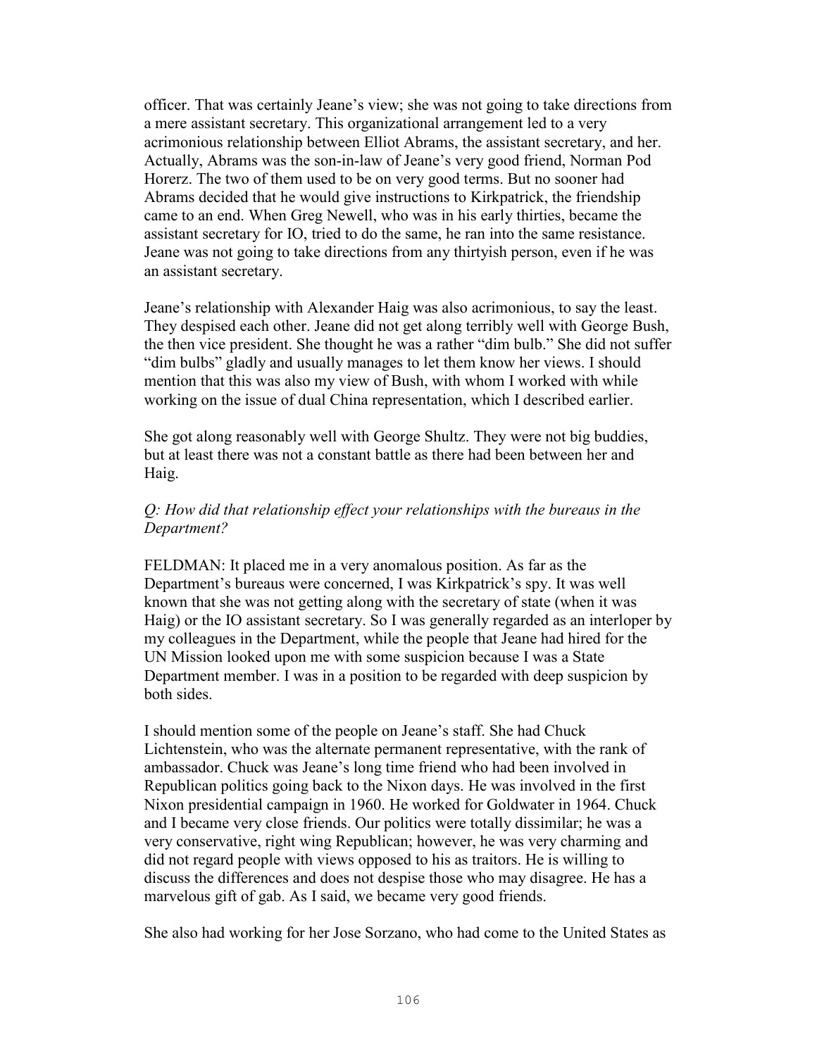officer. That was certainly Jeane's view; she was not going to take directions from a mere assistant secretary. This organizational arrangement led to a very acrimonious relationship between Elliot Abrams, the assistant secretary, and her. Actually, Abrams was the son-in-law of Jeane's very good friend, Norman Pod Horerz. The two of them used to be on very good terms. But no sooner had Abrams decided that he would give instructions to Kirkpatrick, the friendship came to an end. When Greg Newell, who was in his early thirties, became the assistant secretary for IO, tried to do the same, he ran into the same resistance. Jeane was not going to take directions from any thirtyish person, even if he was an assistant secretary.

Jeane's relationship with Alexander Haig was also acrimonious, to say the least. They despised each other. Jeane did not get along terribly well with George Bush, the then vice president. She thought he was a rather "dim bulb." She did not suffer "dim bulbs" gladly and usually manages to let them know her views. I should mention that this was also my view of Bush, with whom I worked with while working on the issue of dual China representation, which I described earlier.

She got along reasonably well with George Shultz. They were not big buddies, but at least there was not a constant battle as there had been between her and Haig.

*Q: How did that relationship effect your relationships with the bureaus in the Department?*

FELDMAN: It placed me in a very anomalous position. As far as the Department's bureaus were concerned, I was Kirkpatrick's spy. It was well known that she was not getting along with the secretary of state (when it was Haig) or the IO assistant secretary. So I was generally regarded as an interloper by my colleagues in the Department, while the people that Jeane had hired for the UN Mission looked upon me with some suspicion because I was a State Department member. I was in a position to be regarded with deep suspicion by both sides.

I should mention some of the people on Jeane's staff. She had Chuck Lichtenstein, who was the alternate permanent representative, with the rank of ambassador. Chuck was Jeane's long time friend who had been involved in Republican politics going back to the Nixon days. He was involved in the first Nixon presidential campaign in 1960. He worked for Goldwater in 1964. Chuck and I became very close friends. Our politics were totally dissimilar; he was a very conservative, right wing Republican; however, he was very charming and did not regard people with views opposed to his as traitors. He is willing to discuss the differences and does not despise those who may disagree. He has a marvelous gift of gab. As I said, we became very good friends.

She also had working for her Jose Sorzano, who had come to the United States as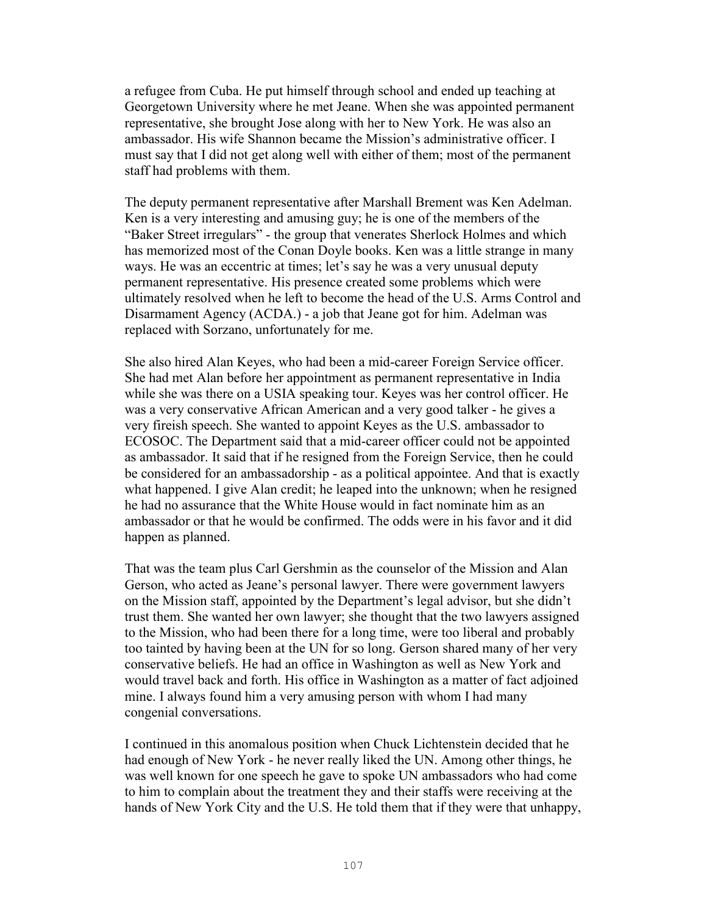a refugee from Cuba. He put himself through school and ended up teaching at Georgetown University where he met Jeane. When she was appointed permanent representative, she brought Jose along with her to New York. He was also an ambassador. His wife Shannon became the Mission's administrative officer. I must say that I did not get along well with either of them; most of the permanent staff had problems with them.

The deputy permanent representative after Marshall Brement was Ken Adelman. Ken is a very interesting and amusing guy; he is one of the members of the "Baker Street irregulars" - the group that venerates Sherlock Holmes and which has memorized most of the Conan Doyle books. Ken was a little strange in many ways. He was an eccentric at times; let's say he was a very unusual deputy permanent representative. His presence created some problems which were ultimately resolved when he left to become the head of the U.S. Arms Control and Disarmament Agency (ACDA.) - a job that Jeane got for him. Adelman was replaced with Sorzano, unfortunately for me.

She also hired Alan Keyes, who had been a mid-career Foreign Service officer. She had met Alan before her appointment as permanent representative in India while she was there on a USIA speaking tour. Keyes was her control officer. He was a very conservative African American and a very good talker - he gives a very fireish speech. She wanted to appoint Keyes as the U.S. ambassador to ECOSOC. The Department said that a mid-career officer could not be appointed as ambassador. It said that if he resigned from the Foreign Service, then he could be considered for an ambassadorship - as a political appointee. And that is exactly what happened. I give Alan credit; he leaped into the unknown; when he resigned he had no assurance that the White House would in fact nominate him as an ambassador or that he would be confirmed. The odds were in his favor and it did happen as planned.

That was the team plus Carl Gershmin as the counselor of the Mission and Alan Gerson, who acted as Jeane's personal lawyer. There were government lawyers on the Mission staff, appointed by the Department's legal advisor, but she didn't trust them. She wanted her own lawyer; she thought that the two lawyers assigned to the Mission, who had been there for a long time, were too liberal and probably too tainted by having been at the UN for so long. Gerson shared many of her very conservative beliefs. He had an office in Washington as well as New York and would travel back and forth. His office in Washington as a matter of fact adjoined mine. I always found him a very amusing person with whom I had many congenial conversations.

I continued in this anomalous position when Chuck Lichtenstein decided that he had enough of New York - he never really liked the UN. Among other things, he was well known for one speech he gave to spoke UN ambassadors who had come to him to complain about the treatment they and their staffs were receiving at the hands of New York City and the U.S. He told them that if they were that unhappy,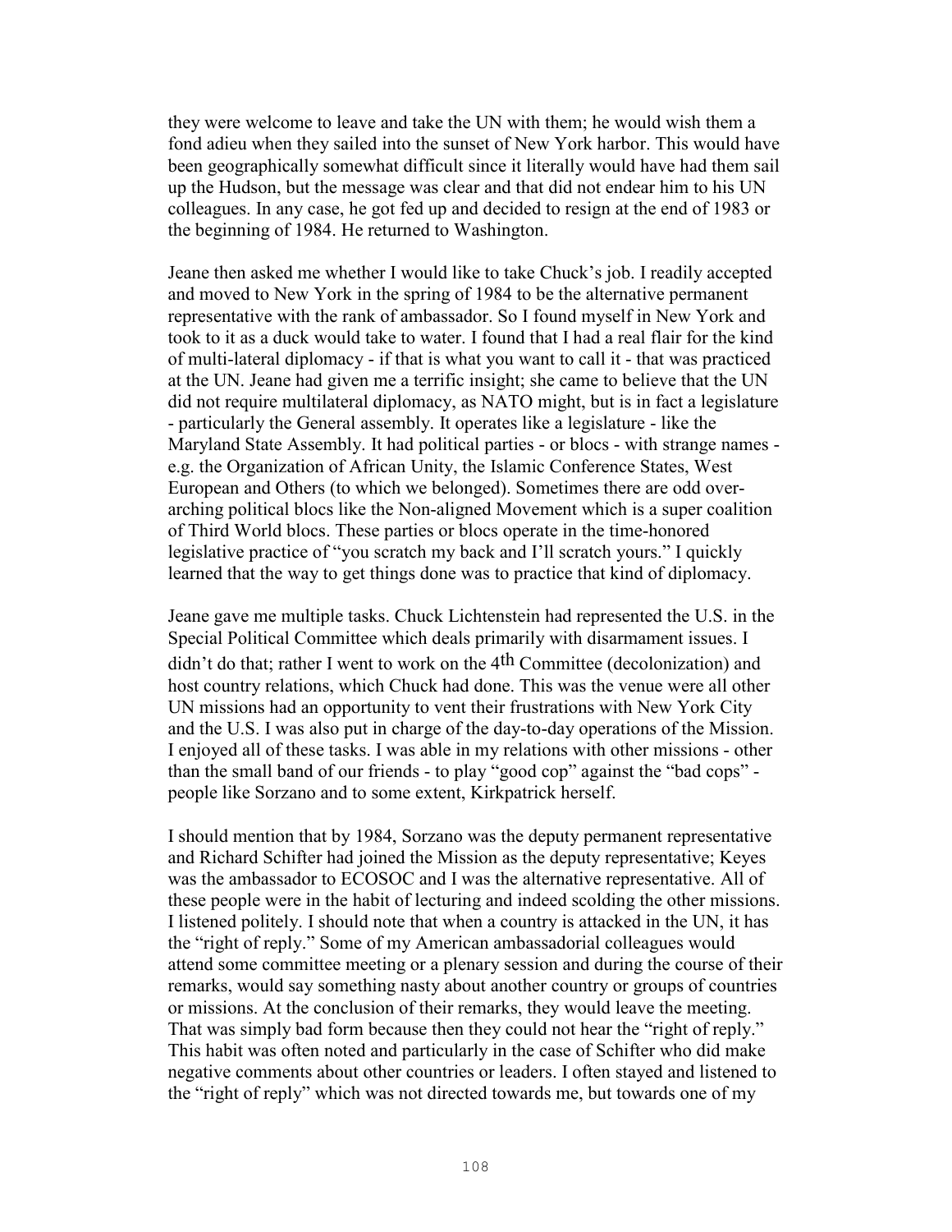they were welcome to leave and take the UN with them; he would wish them a fond adieu when they sailed into the sunset of New York harbor. This would have been geographically somewhat difficult since it literally would have had them sail up the Hudson, but the message was clear and that did not endear him to his UN colleagues. In any case, he got fed up and decided to resign at the end of 1983 or the beginning of 1984. He returned to Washington.

Jeane then asked me whether I would like to take Chuck's job. I readily accepted and moved to New York in the spring of 1984 to be the alternative permanent representative with the rank of ambassador. So I found myself in New York and took to it as a duck would take to water. I found that I had a real flair for the kind of multi-lateral diplomacy - if that is what you want to call it - that was practiced at the UN. Jeane had given me a terrific insight; she came to believe that the UN did not require multilateral diplomacy, as NATO might, but is in fact a legislature - particularly the General assembly. It operates like a legislature - like the Maryland State Assembly. It had political parties - or blocs - with strange names - e.g. the Organization of African Unity, the Islamic Conference States, West European and Others (to which we belonged). Sometimes there are odd over-arching political blocs like the Non-aligned Movement which is a super coalition of Third World blocs. These parties or blocs operate in the time-honored legislative practice of "you scratch my back and I'll scratch yours." I quickly learned that the way to get things done was to practice that kind of diplomacy.

Jeane gave me multiple tasks. Chuck Lichtenstein had represented the U.S. in the Special Political Committee which deals primarily with disarmament issues. I didn't do that; rather I went to work on the 4th Committee (decolonization) and host country relations, which Chuck had done. This was the venue were all other UN missions had an opportunity to vent their frustrations with New York City and the U.S. I was also put in charge of the day-to-day operations of the Mission. I enjoyed all of these tasks. I was able in my relations with other missions - other than the small band of our friends - to play "good cop" against the "bad cops" - people like Sorzano and to some extent, Kirkpatrick herself.

I should mention that by 1984, Sorzano was the deputy permanent representative and Richard Schifter had joined the Mission as the deputy representative; Keyes was the ambassador to ECOSOC and I was the alternative representative. All of these people were in the habit of lecturing and indeed scolding the other missions. I listened politely. I should note that when a country is attacked in the UN, it has the "right of reply." Some of my American ambassadorial colleagues would attend some committee meeting or a plenary session and during the course of their remarks, would say something nasty about another country or groups of countries or missions. At the conclusion of their remarks, they would leave the meeting. That was simply bad form because then they could not hear the "right of reply." This habit was often noted and particularly in the case of Schifter who did make negative comments about other countries or leaders. I often stayed and listened to the "right of reply" which was not directed towards me, but towards one of my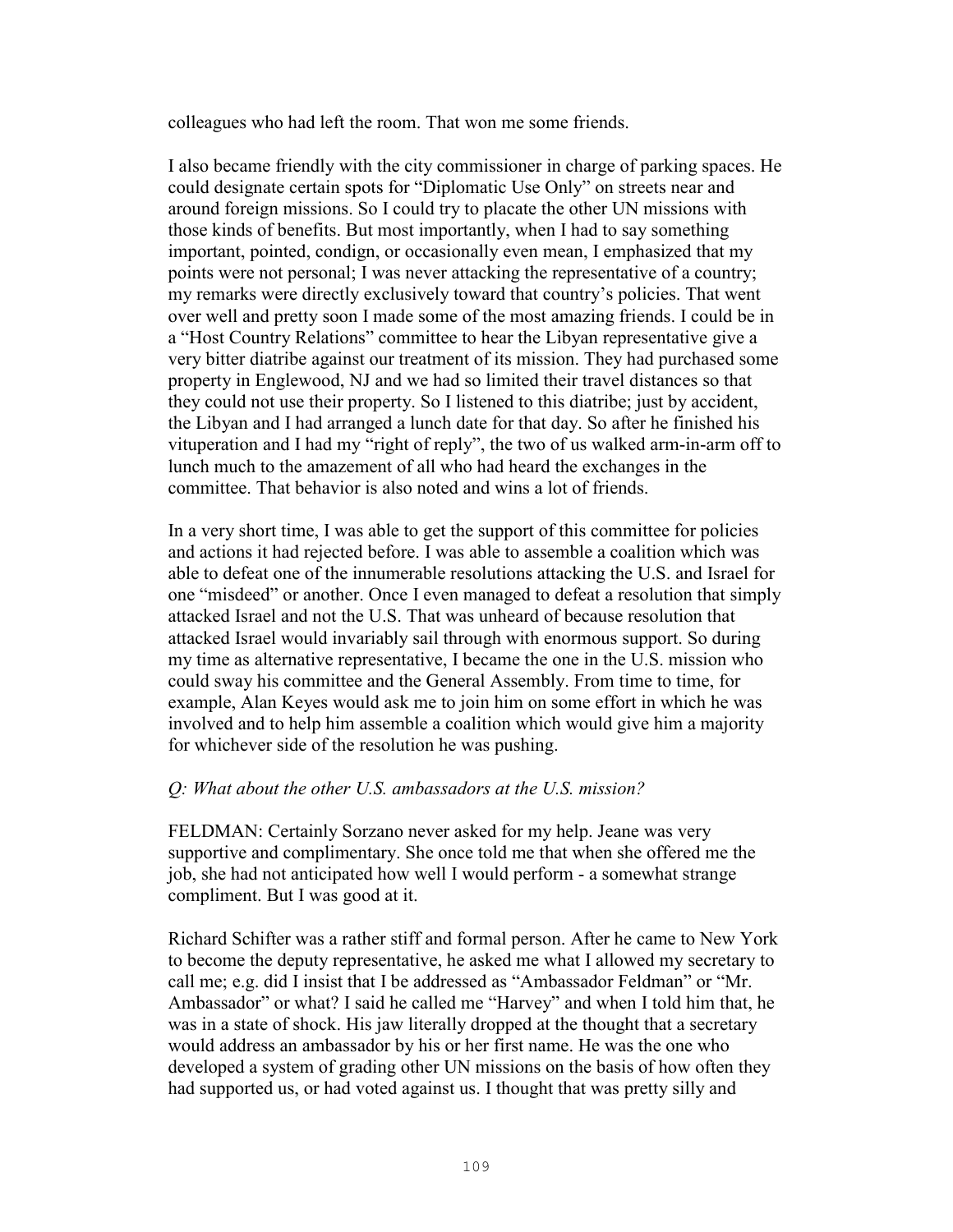colleagues who had left the room. That won me some friends.

I also became friendly with the city commissioner in charge of parking spaces. He could designate certain spots for "Diplomatic Use Only" on streets near and around foreign missions. So I could try to placate the other UN missions with those kinds of benefits. But most importantly, when I had to say something important, pointed, condign, or occasionally even mean, I emphasized that my points were not personal; I was never attacking the representative of a country; my remarks were directly exclusively toward that country's policies. That went over well and pretty soon I made some of the most amazing friends. I could be in a "Host Country Relations" committee to hear the Libyan representative give a very bitter diatribe against our treatment of its mission. They had purchased some property in Englewood, NJ and we had so limited their travel distances so that they could not use their property. So I listened to this diatribe; just by accident, the Libyan and I had arranged a lunch date for that day. So after he finished his vituperation and I had my "right of reply", the two of us walked arm-in-arm off to lunch much to the amazement of all who had heard the exchanges in the committee. That behavior is also noted and wins a lot of friends.

In a very short time, I was able to get the support of this committee for policies and actions it had rejected before. I was able to assemble a coalition which was able to defeat one of the innumerable resolutions attacking the U.S. and Israel for one "misdeed" or another. Once I even managed to defeat a resolution that simply attacked Israel and not the U.S. That was unheard of because resolution that attacked Israel would invariably sail through with enormous support. So during my time as alternative representative, I became the one in the U.S. mission who could sway his committee and the General Assembly. From time to time, for example, Alan Keyes would ask me to join him on some effort in which he was involved and to help him assemble a coalition which would give him a majority for whichever side of the resolution he was pushing.

*Q: What about the other U.S. ambassadors at the U.S. mission?*

FELDMAN: Certainly Sorzano never asked for my help. Jeane was very supportive and complimentary. She once told me that when she offered me the job, she had not anticipated how well I would perform - a somewhat strange compliment. But I was good at it.

Richard Schifter was a rather stiff and formal person. After he came to New York to become the deputy representative, he asked me what I allowed my secretary to call me; e.g. did I insist that I be addressed as "Ambassador Feldman" or "Mr. Ambassador" or what? I said he called me "Harvey" and when I told him that, he was in a state of shock. His jaw literally dropped at the thought that a secretary would address an ambassador by his or her first name. He was the one who developed a system of grading other UN missions on the basis of how often they had supported us, or had voted against us. I thought that was pretty silly and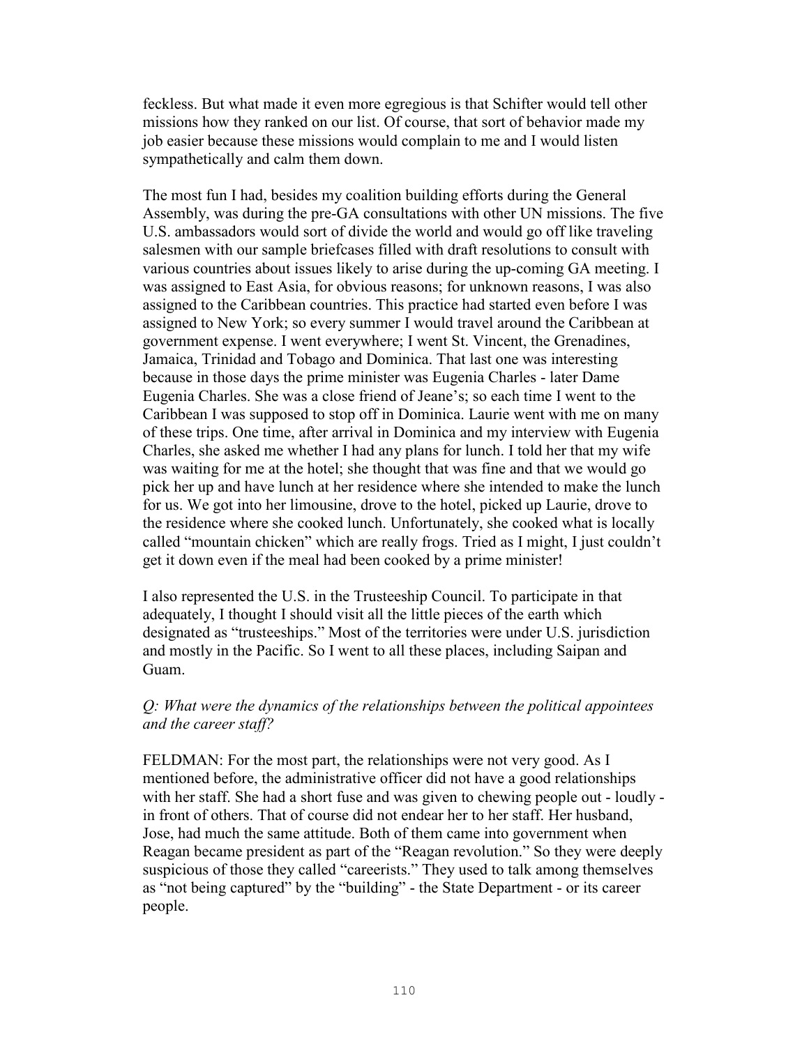feckless. But what made it even more egregious is that Schifter would tell other missions how they ranked on our list. Of course, that sort of behavior made my job easier because these missions would complain to me and I would listen sympathetically and calm them down.

The most fun I had, besides my coalition building efforts during the General Assembly, was during the pre-GA consultations with other UN missions. The five U.S. ambassadors would sort of divide the world and would go off like traveling salesmen with our sample briefcases filled with draft resolutions to consult with various countries about issues likely to arise during the up-coming GA meeting. I was assigned to East Asia, for obvious reasons; for unknown reasons, I was also assigned to the Caribbean countries. This practice had started even before I was assigned to New York; so every summer I would travel around the Caribbean at government expense. I went everywhere; I went St. Vincent, the Grenadines, Jamaica, Trinidad and Tobago and Dominica. That last one was interesting because in those days the prime minister was Eugenia Charles - later Dame Eugenia Charles. She was a close friend of Jeane's; so each time I went to the Caribbean I was supposed to stop off in Dominica. Laurie went with me on many of these trips. One time, after arrival in Dominica and my interview with Eugenia Charles, she asked me whether I had any plans for lunch. I told her that my wife was waiting for me at the hotel; she thought that was fine and that we would go pick her up and have lunch at her residence where she intended to make the lunch for us. We got into her limousine, drove to the hotel, picked up Laurie, drove to the residence where she cooked lunch. Unfortunately, she cooked what is locally called "mountain chicken" which are really frogs. Tried as I might, I just couldn't get it down even if the meal had been cooked by a prime minister!

I also represented the U.S. in the Trusteeship Council. To participate in that adequately, I thought I should visit all the little pieces of the earth which designated as "trusteeships." Most of the territories were under U.S. jurisdiction and mostly in the Pacific. So I went to all these places, including Saipan and Guam.

*Q: What were the dynamics of the relationships between the political appointees and the career staff?*

FELDMAN: For the most part, the relationships were not very good. As I mentioned before, the administrative officer did not have a good relationships with her staff. She had a short fuse and was given to chewing people out - loudly - in front of others. That of course did not endear her to her staff. Her husband, Jose, had much the same attitude. Both of them came into government when Reagan became president as part of the "Reagan revolution." So they were deeply suspicious of those they called "careerists." They used to talk among themselves as "not being captured" by the "building" - the State Department - or its career people.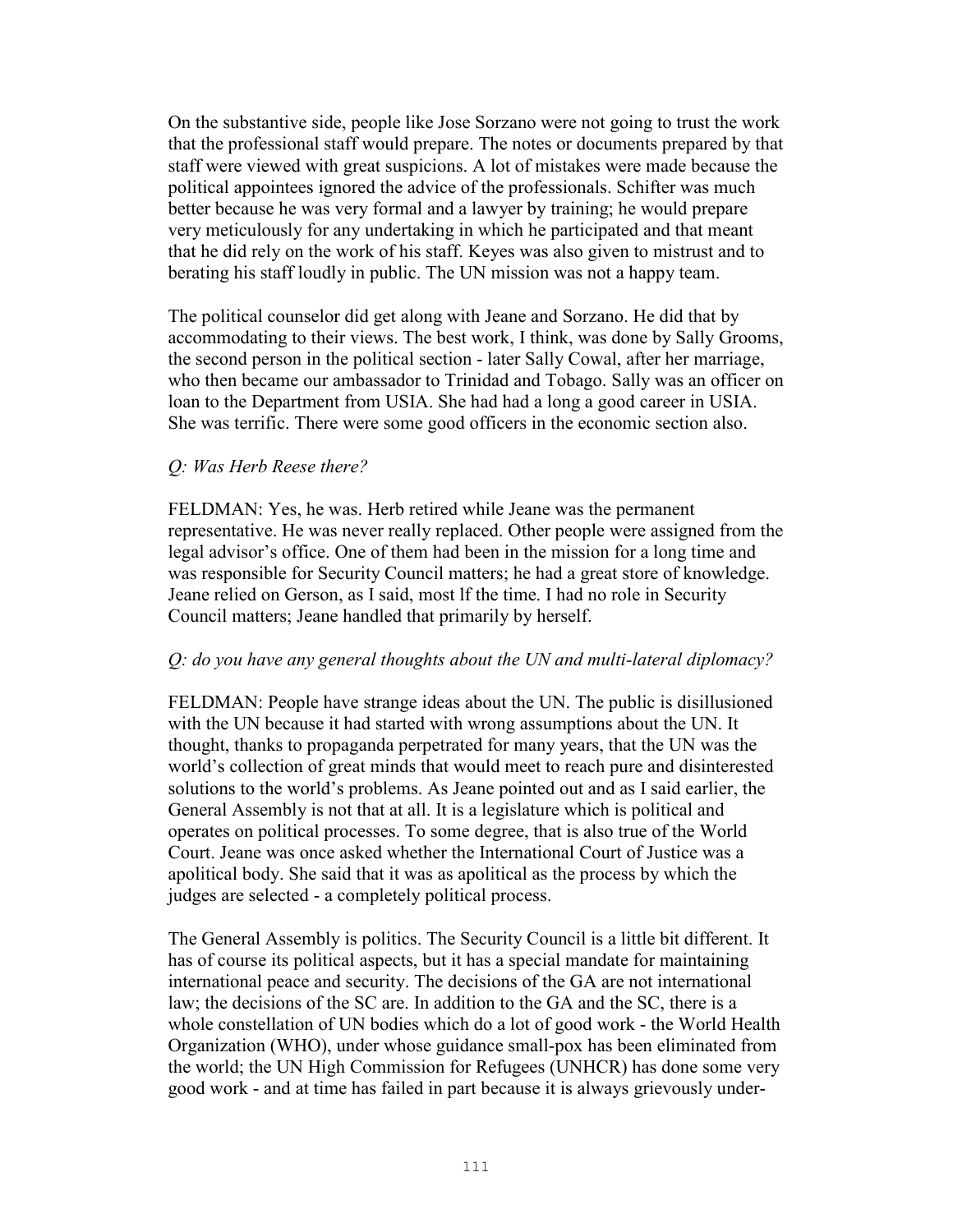On the substantive side, people like Jose Sorzano were not going to trust the work that the professional staff would prepare. The notes or documents prepared by that staff were viewed with great suspicions. A lot of mistakes were made because the political appointees ignored the advice of the professionals. Schifter was much better because he was very formal and a lawyer by training; he would prepare very meticulously for any undertaking in which he participated and that meant that he did rely on the work of his staff. Keyes was also given to mistrust and to berating his staff loudly in public. The UN mission was not a happy team.

The political counselor did get along with Jeane and Sorzano. He did that by accommodating to their views. The best work, I think, was done by Sally Grooms, the second person in the political section - later Sally Cowal, after her marriage, who then became our ambassador to Trinidad and Tobago. Sally was an officer on loan to the Department from USIA. She had had a long a good career in USIA. She was terrific. There were some good officers in the economic section also.

*Q: Was Herb Reese there?*

FELDMAN: Yes, he was. Herb retired while Jeane was the permanent representative. He was never really replaced. Other people were assigned from the legal advisor's office. One of them had been in the mission for a long time and was responsible for Security Council matters; he had a great store of knowledge. Jeane relied on Gerson, as I said, most lf the time. I had no role in Security Council matters; Jeane handled that primarily by herself.

*Q: do you have any general thoughts about the UN and multi-lateral diplomacy?*

FELDMAN: People have strange ideas about the UN. The public is disillusioned with the UN because it had started with wrong assumptions about the UN. It thought, thanks to propaganda perpetrated for many years, that the UN was the world's collection of great minds that would meet to reach pure and disinterested solutions to the world's problems. As Jeane pointed out and as I said earlier, the General Assembly is not that at all. It is a legislature which is political and operates on political processes. To some degree, that is also true of the World Court. Jeane was once asked whether the International Court of Justice was a apolitical body. She said that it was as apolitical as the process by which the judges are selected - a completely political process.

The General Assembly is politics. The Security Council is a little bit different. It has of course its political aspects, but it has a special mandate for maintaining international peace and security. The decisions of the GA are not international law; the decisions of the SC are. In addition to the GA and the SC, there is a whole constellation of UN bodies which do a lot of good work - the World Health Organization (WHO), under whose guidance small-pox has been eliminated from the world; the UN High Commission for Refugees (UNHCR) has done some very good work - and at time has failed in part because it is always grievously under-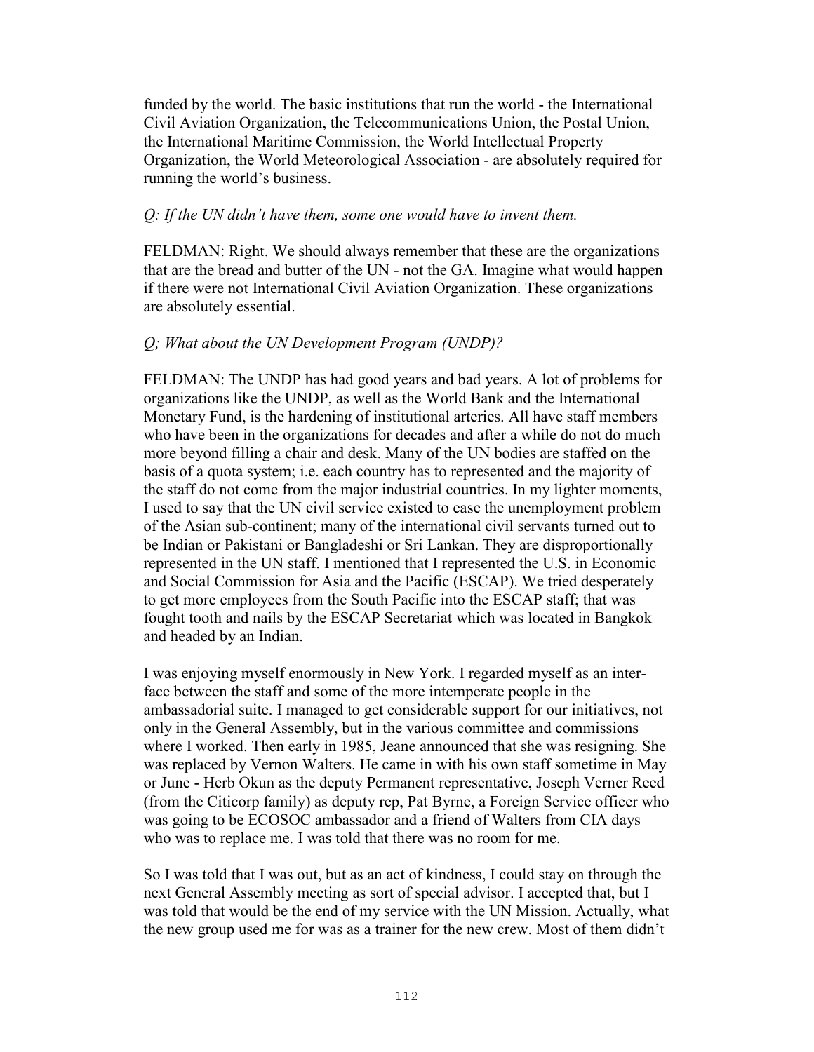funded by the world. The basic institutions that run the world - the International Civil Aviation Organization, the Telecommunications Union, the Postal Union, the International Maritime Commission, the World Intellectual Property Organization, the World Meteorological Association - are absolutely required for running the world's business.

*Q: If the UN didn't have them, some one would have to invent them.*

FELDMAN: Right. We should always remember that these are the organizations that are the bread and butter of the UN - not the GA. Imagine what would happen if there were not International Civil Aviation Organization. These organizations are absolutely essential.

*Q; What about the UN Development Program (UNDP)?*

FELDMAN: The UNDP has had good years and bad years. A lot of problems for organizations like the UNDP, as well as the World Bank and the International Monetary Fund, is the hardening of institutional arteries. All have staff members who have been in the organizations for decades and after a while do not do much more beyond filling a chair and desk. Many of the UN bodies are staffed on the basis of a quota system; i.e. each country has to represented and the majority of the staff do not come from the major industrial countries. In my lighter moments, I used to say that the UN civil service existed to ease the unemployment problem of the Asian sub-continent; many of the international civil servants turned out to be Indian or Pakistani or Bangladeshi or Sri Lankan. They are disproportionally represented in the UN staff. I mentioned that I represented the U.S. in Economic and Social Commission for Asia and the Pacific (ESCAP). We tried desperately to get more employees from the South Pacific into the ESCAP staff; that was fought tooth and nails by the ESCAP Secretariat which was located in Bangkok and headed by an Indian.

I was enjoying myself enormously in New York. I regarded myself as an inter-face between the staff and some of the more intemperate people in the ambassadorial suite. I managed to get considerable support for our initiatives, not only in the General Assembly, but in the various committee and commissions where I worked. Then early in 1985, Jeane announced that she was resigning. She was replaced by Vernon Walters. He came in with his own staff sometime in May or June - Herb Okun as the deputy Permanent representative, Joseph Verner Reed (from the Citicorp family) as deputy rep, Pat Byrne, a Foreign Service officer who was going to be ECOSOC ambassador and a friend of Walters from CIA days who was to replace me. I was told that there was no room for me.

So I was told that I was out, but as an act of kindness, I could stay on through the next General Assembly meeting as sort of special advisor. I accepted that, but I was told that would be the end of my service with the UN Mission. Actually, what the new group used me for was as a trainer for the new crew. Most of them didn't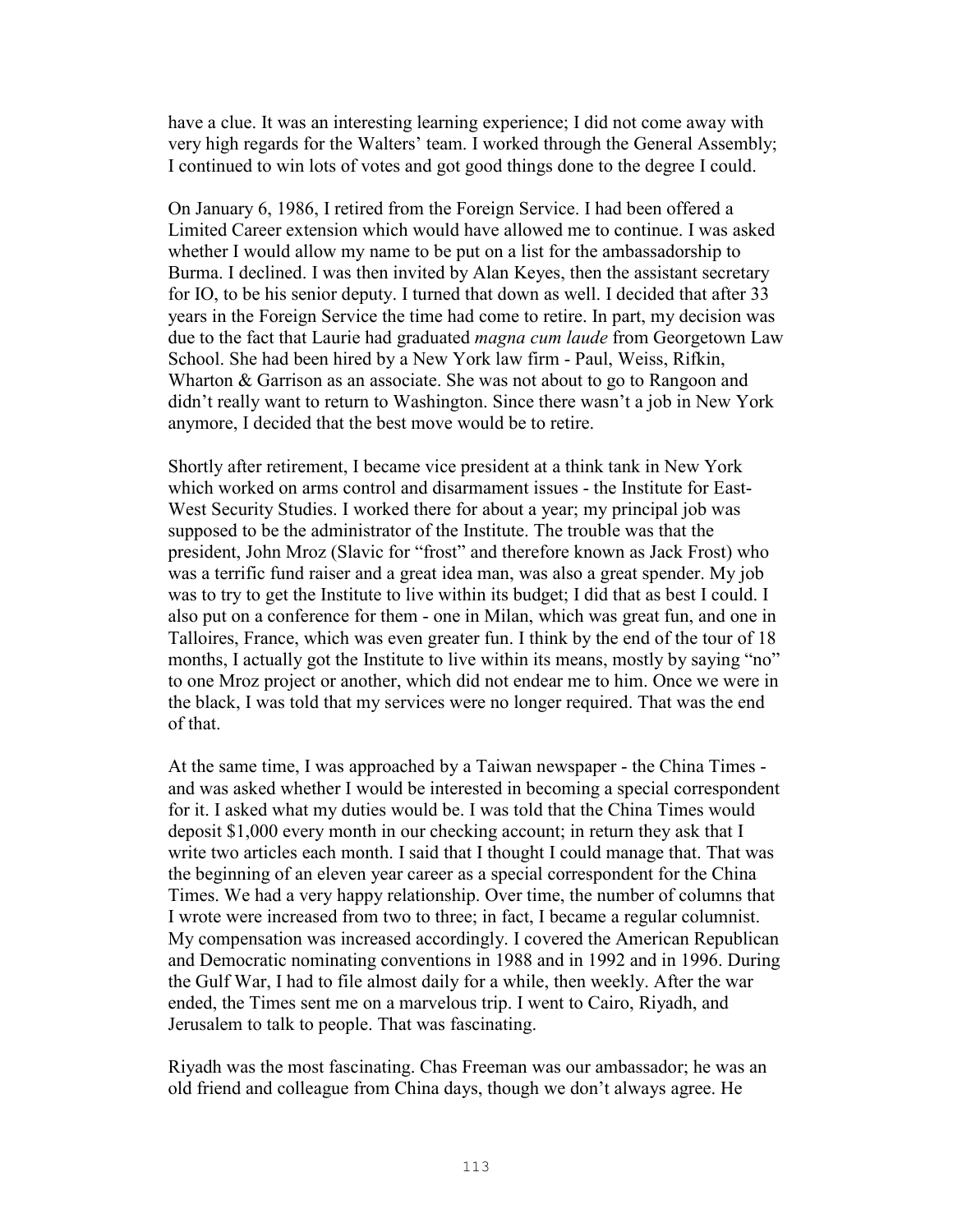have a clue. It was an interesting learning experience; I did not come away with very high regards for the Walters' team. I worked through the General Assembly; I continued to win lots of votes and got good things done to the degree I could.

On January 6, 1986, I retired from the Foreign Service. I had been offered a Limited Career extension which would have allowed me to continue. I was asked whether I would allow my name to be put on a list for the ambassadorship to Burma. I declined. I was then invited by Alan Keyes, then the assistant secretary for IO, to be his senior deputy. I turned that down as well. I decided that after 33 years in the Foreign Service the time had come to retire. In part, my decision was due to the fact that Laurie had graduated *magna cum laude* from Georgetown Law School. She had been hired by a New York law firm - Paul, Weiss, Rifkin, Wharton & Garrison as an associate. She was not about to go to Rangoon and didn't really want to return to Washington. Since there wasn't a job in New York anymore, I decided that the best move would be to retire.

Shortly after retirement, I became vice president at a think tank in New York which worked on arms control and disarmament issues - the Institute for East-West Security Studies. I worked there for about a year; my principal job was supposed to be the administrator of the Institute. The trouble was that the president, John Mroz (Slavic for "frost" and therefore known as Jack Frost) who was a terrific fund raiser and a great idea man, was also a great spender. My job was to try to get the Institute to live within its budget; I did that as best I could. I also put on a conference for them - one in Milan, which was great fun, and one in Talloires, France, which was even greater fun. I think by the end of the tour of 18 months, I actually got the Institute to live within its means, mostly by saying "no" to one Mroz project or another, which did not endear me to him. Once we were in the black, I was told that my services were no longer required. That was the end of that.

At the same time, I was approached by a Taiwan newspaper - the China Times - and was asked whether I would be interested in becoming a special correspondent for it. I asked what my duties would be. I was told that the China Times would deposit $1,000 every month in our checking account; in return they ask that I write two articles each month. I said that I thought I could manage that. That was the beginning of an eleven year career as a special correspondent for the China Times. We had a very happy relationship. Over time, the number of columns that I wrote were increased from two to three; in fact, I became a regular columnist. My compensation was increased accordingly. I covered the American Republican and Democratic nominating conventions in 1988 and in 1992 and in 1996. During the Gulf War, I had to file almost daily for a while, then weekly. After the war ended, the Times sent me on a marvelous trip. I went to Cairo, Riyadh, and Jerusalem to talk to people. That was fascinating.

Riyadh was the most fascinating. Chas Freeman was our ambassador; he was an old friend and colleague from China days, though we don't always agree. He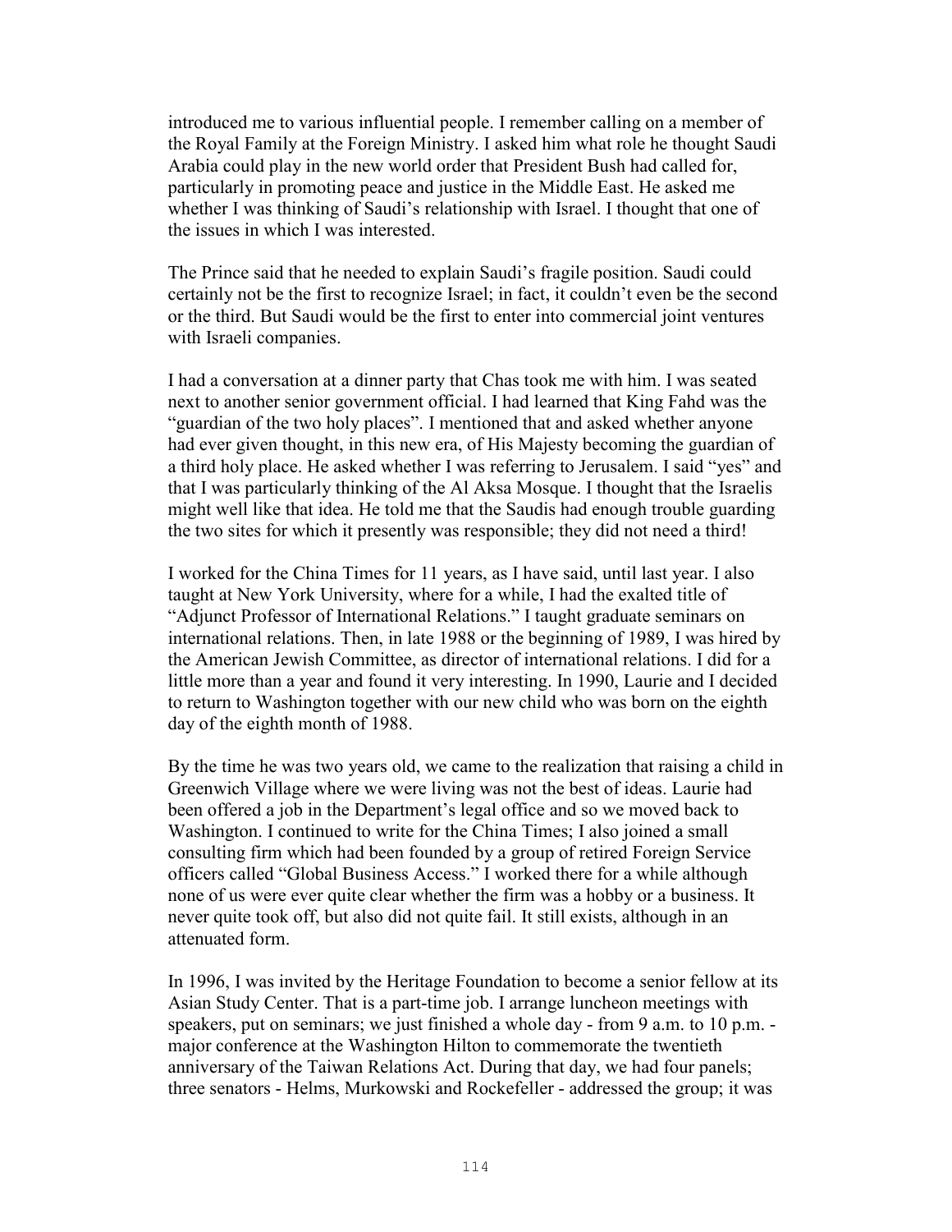introduced me to various influential people. I remember calling on a member of the Royal Family at the Foreign Ministry. I asked him what role he thought Saudi Arabia could play in the new world order that President Bush had called for, particularly in promoting peace and justice in the Middle East. He asked me whether I was thinking of Saudi's relationship with Israel. I thought that one of the issues in which I was interested.

The Prince said that he needed to explain Saudi's fragile position. Saudi could certainly not be the first to recognize Israel; in fact, it couldn't even be the second or the third. But Saudi would be the first to enter into commercial joint ventures with Israeli companies.

I had a conversation at a dinner party that Chas took me with him. I was seated next to another senior government official. I had learned that King Fahd was the "guardian of the two holy places". I mentioned that and asked whether anyone had ever given thought, in this new era, of His Majesty becoming the guardian of a third holy place. He asked whether I was referring to Jerusalem. I said "yes" and that I was particularly thinking of the Al Aksa Mosque. I thought that the Israelis might well like that idea. He told me that the Saudis had enough trouble guarding the two sites for which it presently was responsible; they did not need a third!

I worked for the China Times for 11 years, as I have said, until last year. I also taught at New York University, where for a while, I had the exalted title of "Adjunct Professor of International Relations." I taught graduate seminars on international relations. Then, in late 1988 or the beginning of 1989, I was hired by the American Jewish Committee, as director of international relations. I did for a little more than a year and found it very interesting. In 1990, Laurie and I decided to return to Washington together with our new child who was born on the eighth day of the eighth month of 1988.

By the time he was two years old, we came to the realization that raising a child in Greenwich Village where we were living was not the best of ideas. Laurie had been offered a job in the Department's legal office and so we moved back to Washington. I continued to write for the China Times; I also joined a small consulting firm which had been founded by a group of retired Foreign Service officers called "Global Business Access." I worked there for a while although none of us were ever quite clear whether the firm was a hobby or a business. It never quite took off, but also did not quite fail. It still exists, although in an attenuated form.

In 1996, I was invited by the Heritage Foundation to become a senior fellow at its Asian Study Center. That is a part-time job. I arrange luncheon meetings with speakers, put on seminars; we just finished a whole day - from 9 a.m. to 10 p.m. - major conference at the Washington Hilton to commemorate the twentieth anniversary of the Taiwan Relations Act. During that day, we had four panels; three senators - Helms, Murkowski and Rockefeller - addressed the group; it was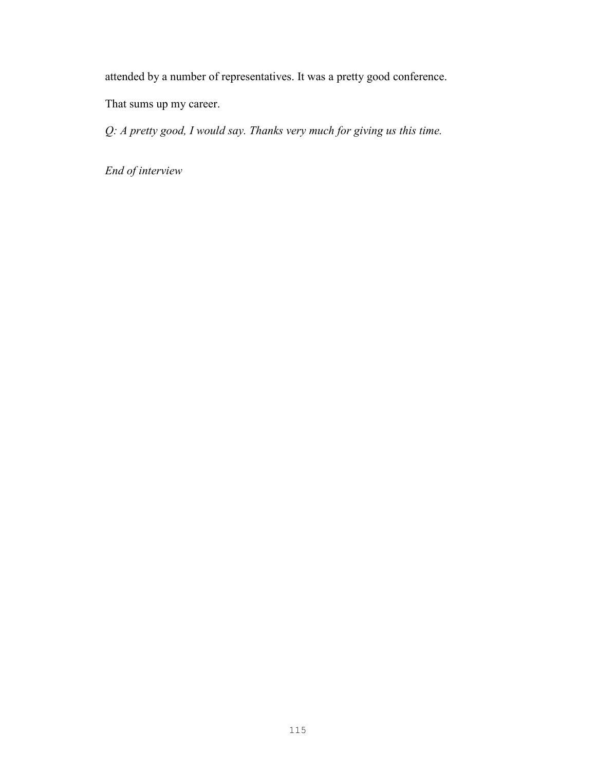attended by a number of representatives. It was a pretty good conference.

That sums up my career.

*Q: A pretty good, I would say. Thanks very much for giving us this time.*

*End of interview*